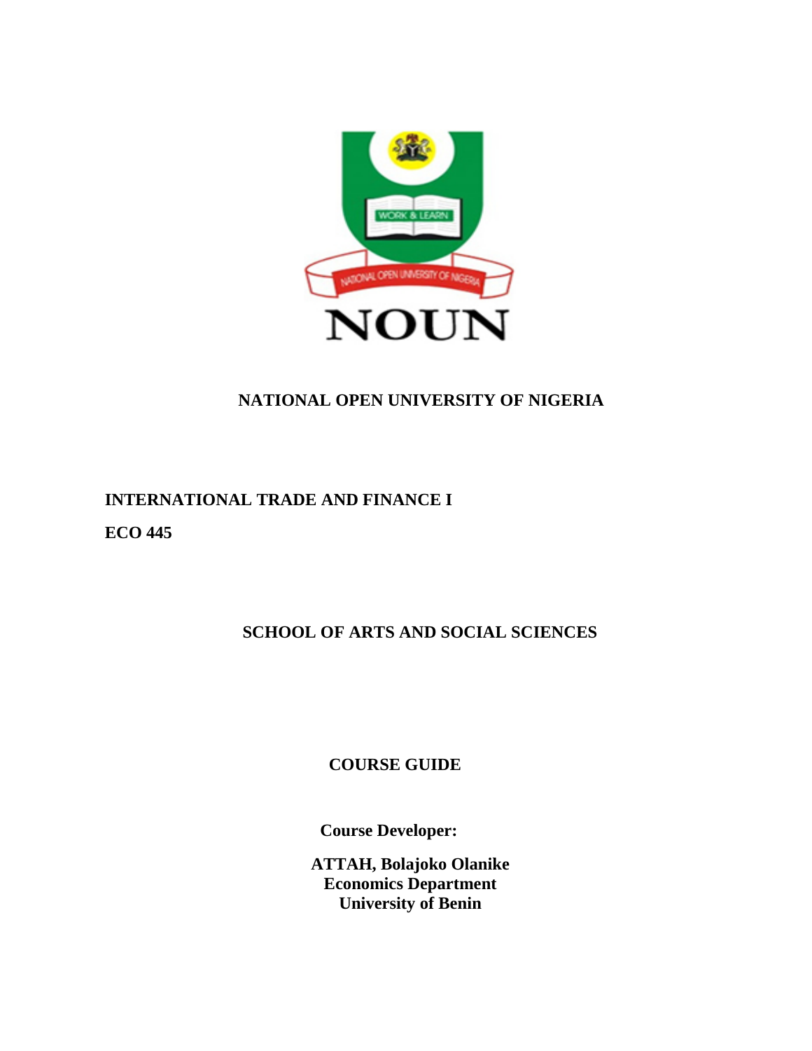NOUN

# NATIONAL OPEN UNIVERSITY OF NIGERIA

**INTERNATIONAL TRADE AND FINANCE I**

**ECO 445**

**SCHOOL OF ARTS AND SOCIAL SCIENCES**

**COURSE GUIDE**

**Course Developer:**

**ATTAH, Bolajoko Olanike**
**Economics Department**
**University of Benin**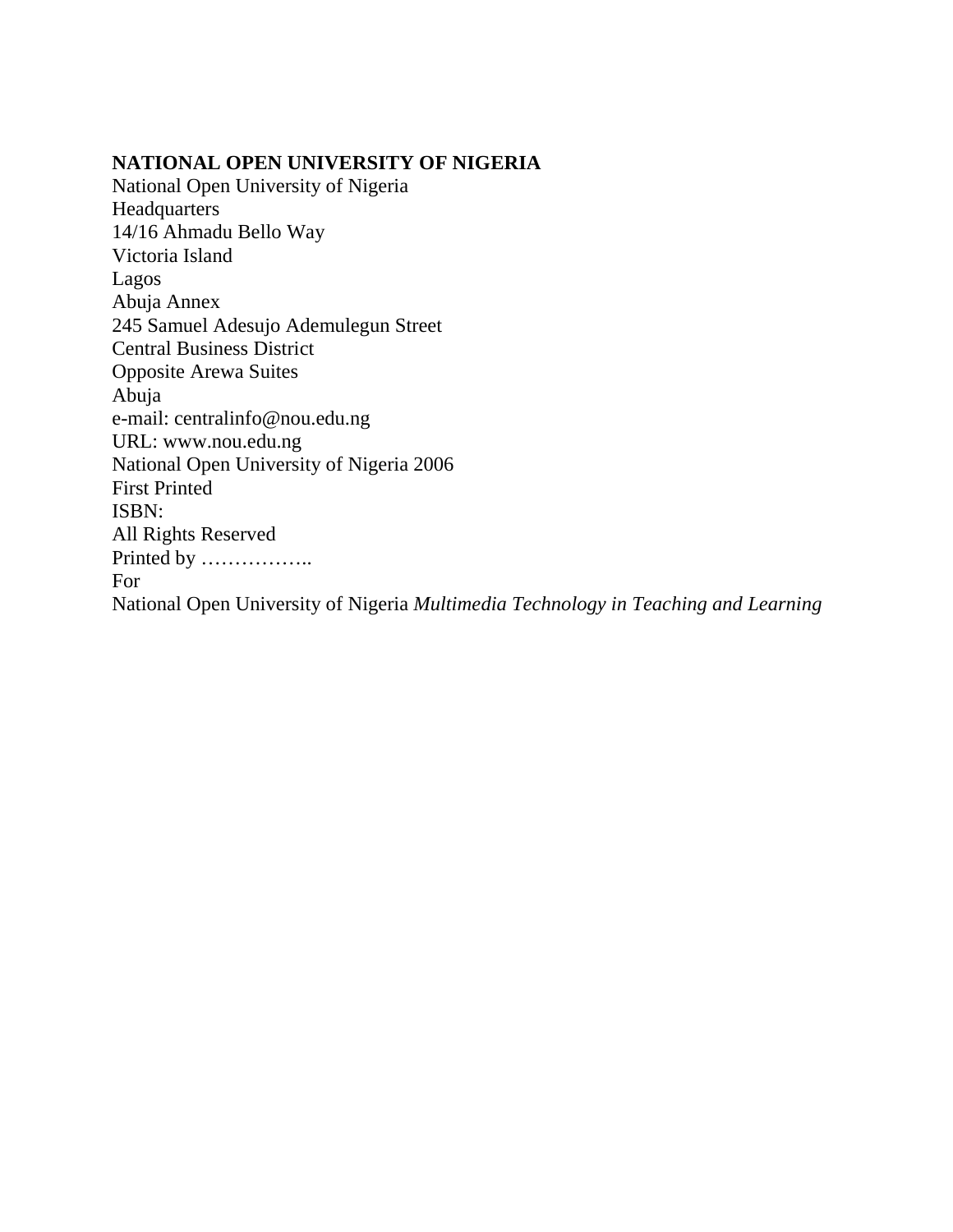**NATIONAL OPEN UNIVERSITY OF NIGERIA**

National Open University of Nigeria  
Headquarters  
14/16 Ahmadu Bello Way  
Victoria Island  
Lagos  
Abuja Annex  
245 Samuel Adesujo Ademulegun Street  
Central Business District  
Opposite Arewa Suites  
Abuja  
e-mail: centralinfo@nou.edu.ng  
URL: www.nou.edu.ng  
National Open University of Nigeria 2006  
First Printed  
ISBN:  
All Rights Reserved  
Printed by ……………..  
For  
National Open University of Nigeria *Multimedia Technology in Teaching and Learning*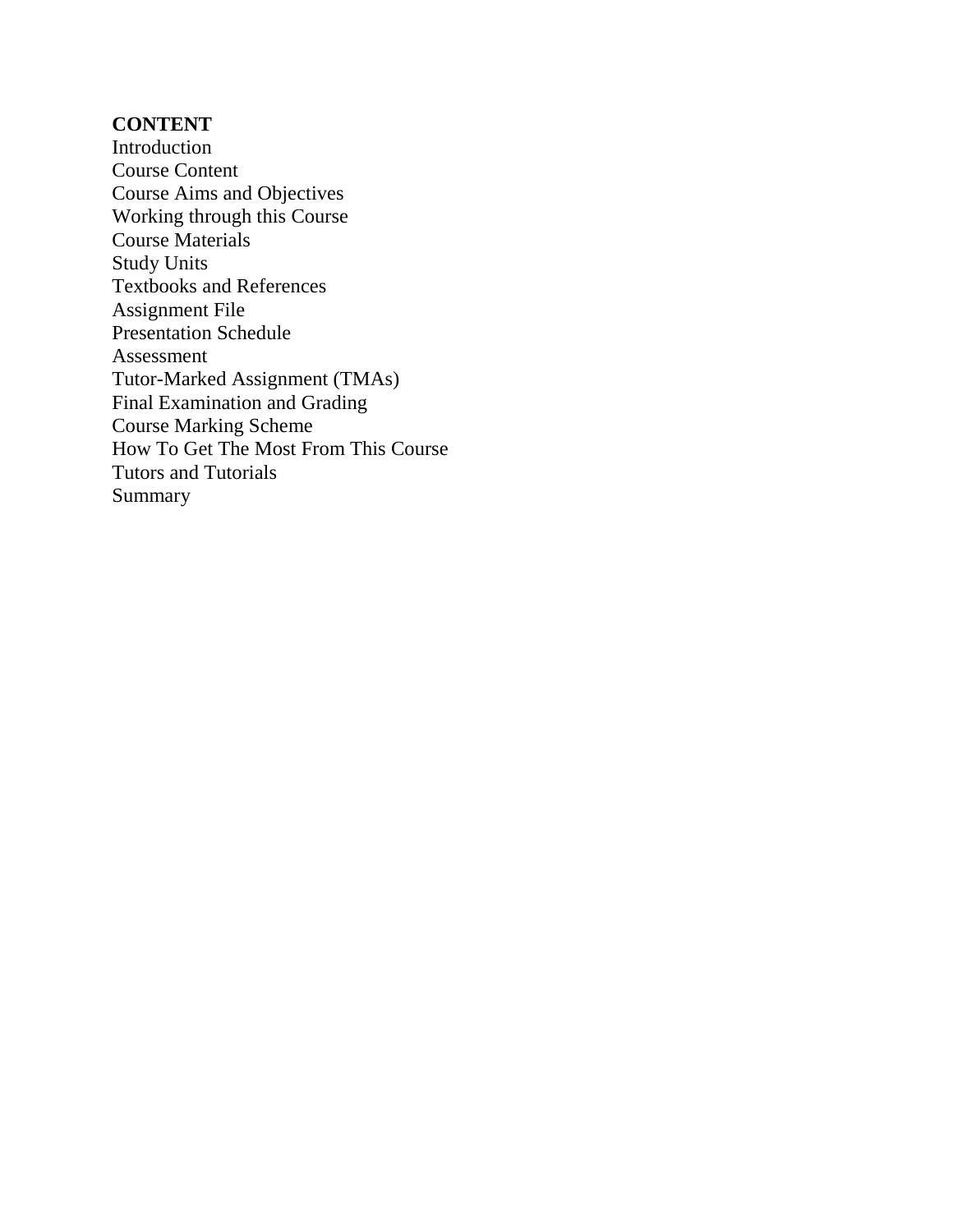**CONTENT**

Introduction
Course Content
Course Aims and Objectives
Working through this Course
Course Materials
Study Units
Textbooks and References
Assignment File
Presentation Schedule
Assessment
Tutor-Marked Assignment (TMAs)
Final Examination and Grading
Course Marking Scheme
How To Get The Most From This Course
Tutors and Tutorials
Summary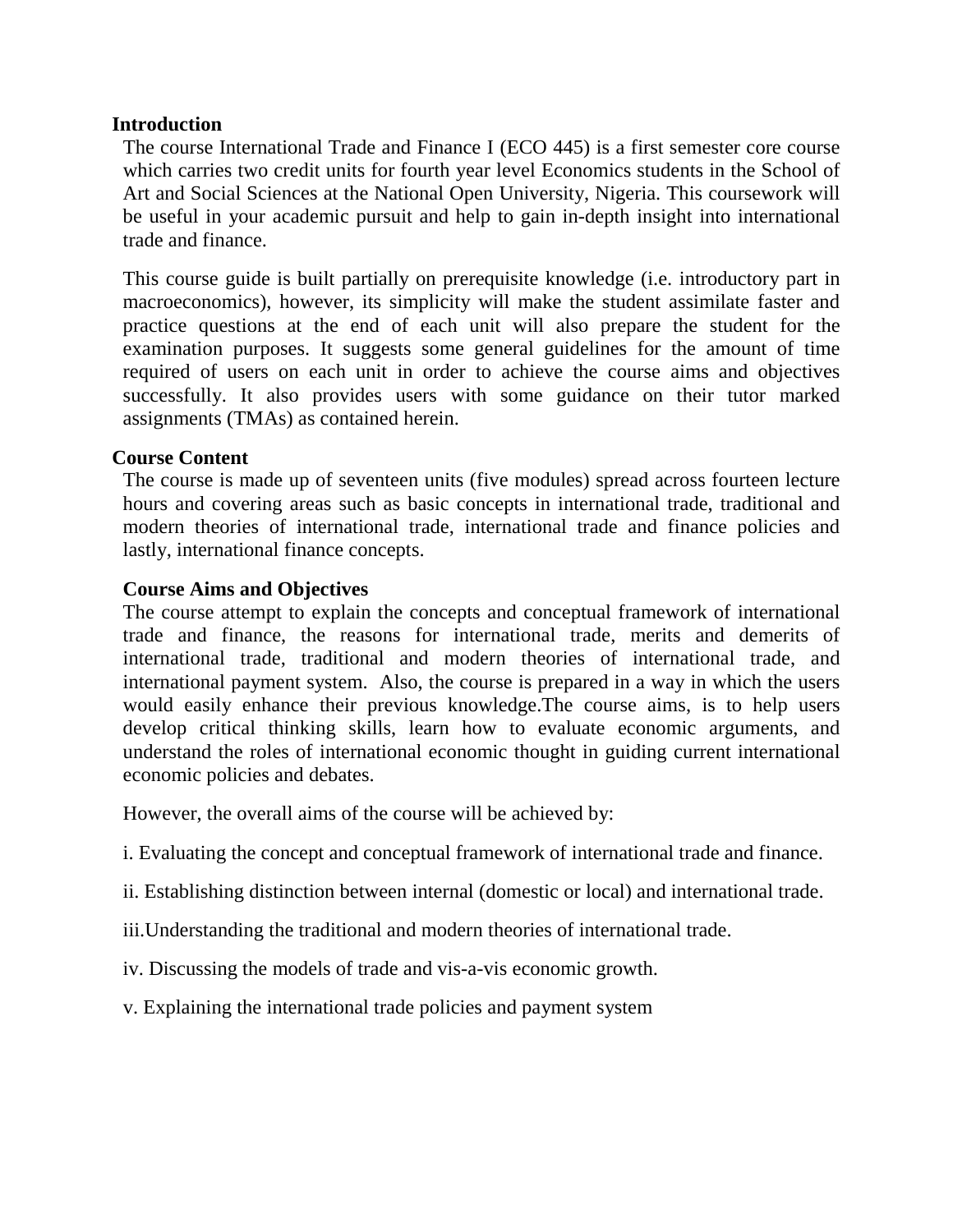## Introduction

The course International Trade and Finance I (ECO 445) is a first semester core course which carries two credit units for fourth year level Economics students in the School of Art and Social Sciences at the National Open University, Nigeria. This coursework will be useful in your academic pursuit and help to gain in-depth insight into international trade and finance.

This course guide is built partially on prerequisite knowledge (i.e. introductory part in macroeconomics), however, its simplicity will make the student assimilate faster and practice questions at the end of each unit will also prepare the student for the examination purposes. It suggests some general guidelines for the amount of time required of users on each unit in order to achieve the course aims and objectives successfully. It also provides users with some guidance on their tutor marked assignments (TMAs) as contained herein.

## Course Content

The course is made up of seventeen units (five modules) spread across fourteen lecture hours and covering areas such as basic concepts in international trade, traditional and modern theories of international trade, international trade and finance policies and lastly, international finance concepts.

## Course Aims and Objectives

The course attempt to explain the concepts and conceptual framework of international trade and finance, the reasons for international trade, merits and demerits of international trade, traditional and modern theories of international trade, and international payment system. Also, the course is prepared in a way in which the users would easily enhance their previous knowledge.The course aims, is to help users develop critical thinking skills, learn how to evaluate economic arguments, and understand the roles of international economic thought in guiding current international economic policies and debates.

However, the overall aims of the course will be achieved by:

i. Evaluating the concept and conceptual framework of international trade and finance.

ii. Establishing distinction between internal (domestic or local) and international trade.

iii.Understanding the traditional and modern theories of international trade.

iv. Discussing the models of trade and vis-a-vis economic growth.

v. Explaining the international trade policies and payment system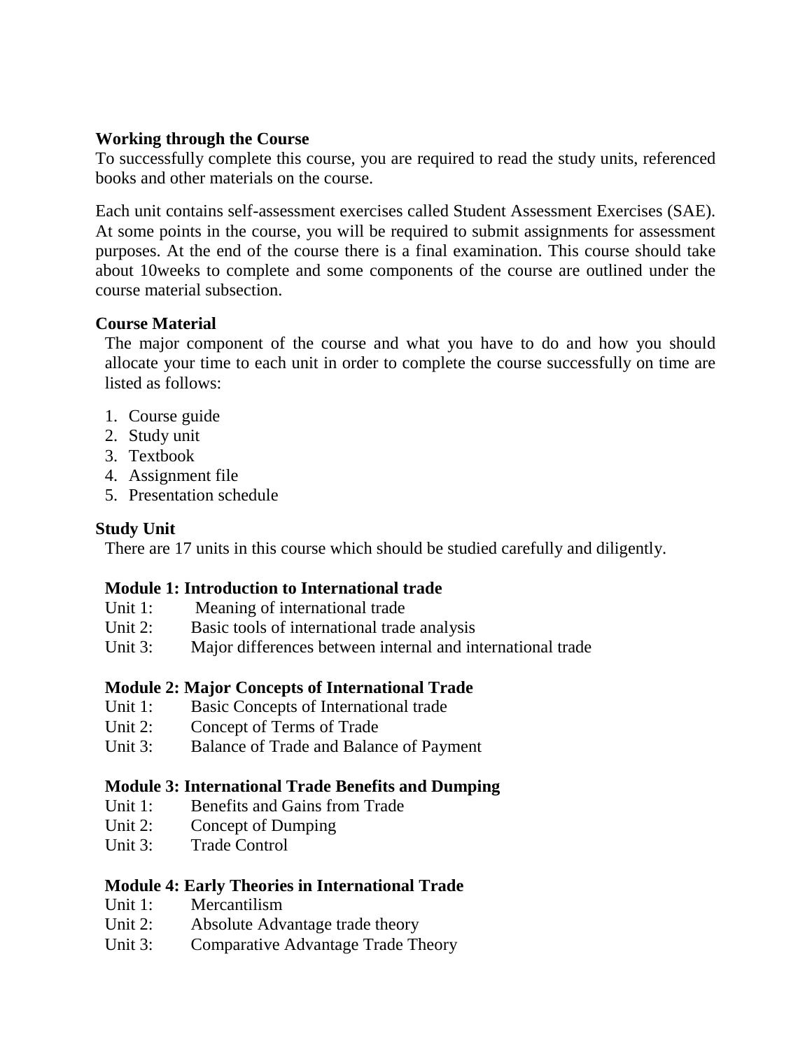**Working through the Course**

To successfully complete this course, you are required to read the study units, referenced books and other materials on the course.

Each unit contains self-assessment exercises called Student Assessment Exercises (SAE). At some points in the course, you will be required to submit assignments for assessment purposes. At the end of the course there is a final examination. This course should take about 10weeks to complete and some components of the course are outlined under the course material subsection.

**Course Material**

The major component of the course and what you have to do and how you should allocate your time to each unit in order to complete the course successfully on time are listed as follows:

1. Course guide
2. Study unit
3. Textbook
4. Assignment file
5. Presentation schedule

**Study Unit**

There are 17 units in this course which should be studied carefully and diligently.

**Module 1: Introduction to International trade**

Unit 1: Meaning of international trade
Unit 2: Basic tools of international trade analysis
Unit 3: Major differences between internal and international trade

**Module 2: Major Concepts of International Trade**

Unit 1: Basic Concepts of International trade
Unit 2: Concept of Terms of Trade
Unit 3: Balance of Trade and Balance of Payment

**Module 3: International Trade Benefits and Dumping**

Unit 1: Benefits and Gains from Trade
Unit 2: Concept of Dumping
Unit 3: Trade Control

**Module 4: Early Theories in International Trade**

Unit 1: Mercantilism
Unit 2: Absolute Advantage trade theory
Unit 3: Comparative Advantage Trade Theory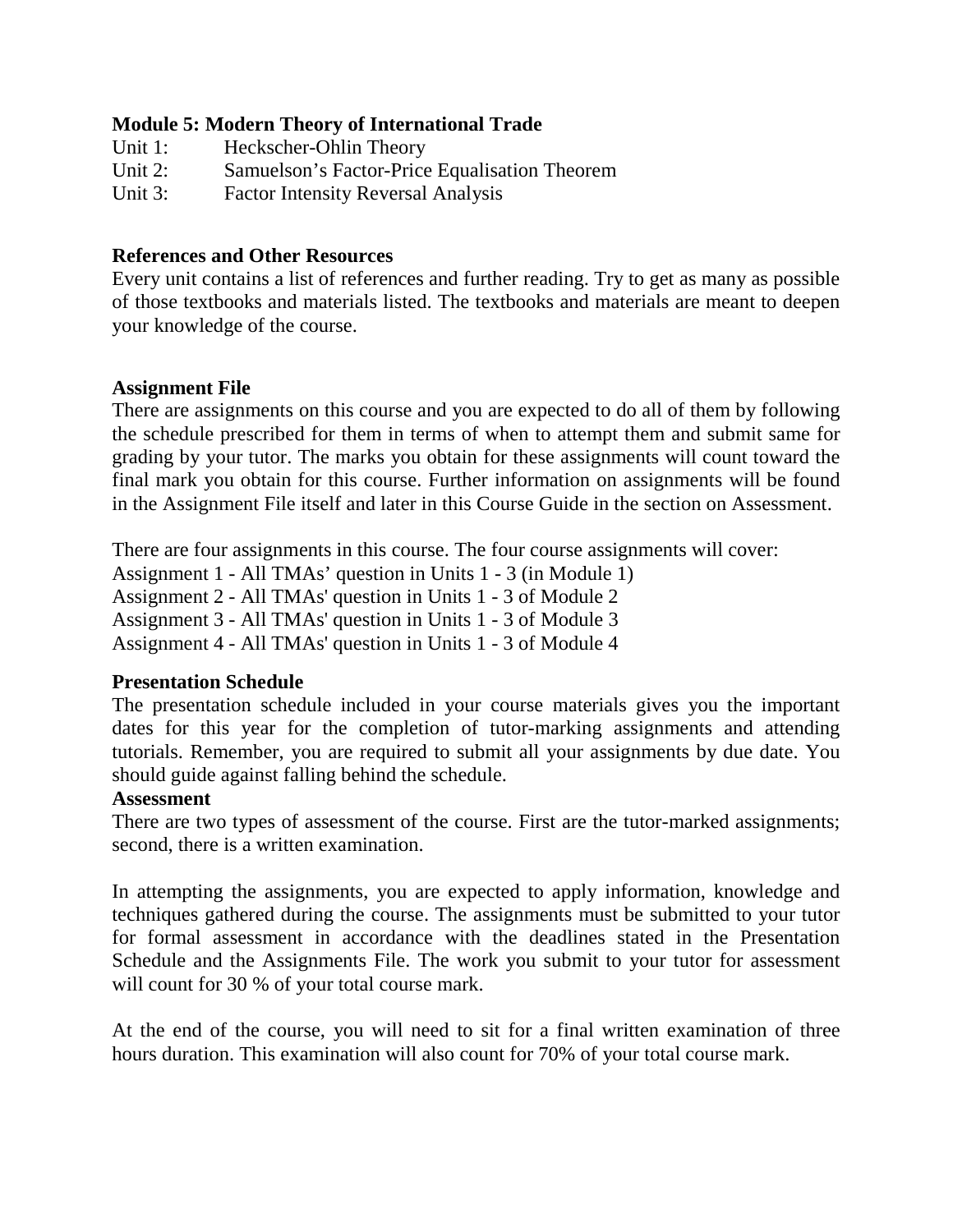**Module 5: Modern Theory of International Trade**

Unit 1: Heckscher-Ohlin Theory
Unit 2: Samuelson's Factor-Price Equalisation Theorem
Unit 3: Factor Intensity Reversal Analysis

**References and Other Resources**

Every unit contains a list of references and further reading. Try to get as many as possible of those textbooks and materials listed. The textbooks and materials are meant to deepen your knowledge of the course.

**Assignment File**

There are assignments on this course and you are expected to do all of them by following the schedule prescribed for them in terms of when to attempt them and submit same for grading by your tutor. The marks you obtain for these assignments will count toward the final mark you obtain for this course. Further information on assignments will be found in the Assignment File itself and later in this Course Guide in the section on Assessment.

There are four assignments in this course. The four course assignments will cover:
Assignment 1 - All TMAs' question in Units 1 - 3 (in Module 1)
Assignment 2 - All TMAs' question in Units 1 - 3 of Module 2
Assignment 3 - All TMAs' question in Units 1 - 3 of Module 3
Assignment 4 - All TMAs' question in Units 1 - 3 of Module 4

**Presentation Schedule**

The presentation schedule included in your course materials gives you the important dates for this year for the completion of tutor-marking assignments and attending tutorials. Remember, you are required to submit all your assignments by due date. You should guide against falling behind the schedule.

**Assessment**

There are two types of assessment of the course. First are the tutor-marked assignments; second, there is a written examination.

In attempting the assignments, you are expected to apply information, knowledge and techniques gathered during the course. The assignments must be submitted to your tutor for formal assessment in accordance with the deadlines stated in the Presentation Schedule and the Assignments File. The work you submit to your tutor for assessment will count for 30 % of your total course mark.

At the end of the course, you will need to sit for a final written examination of three hours duration. This examination will also count for 70% of your total course mark.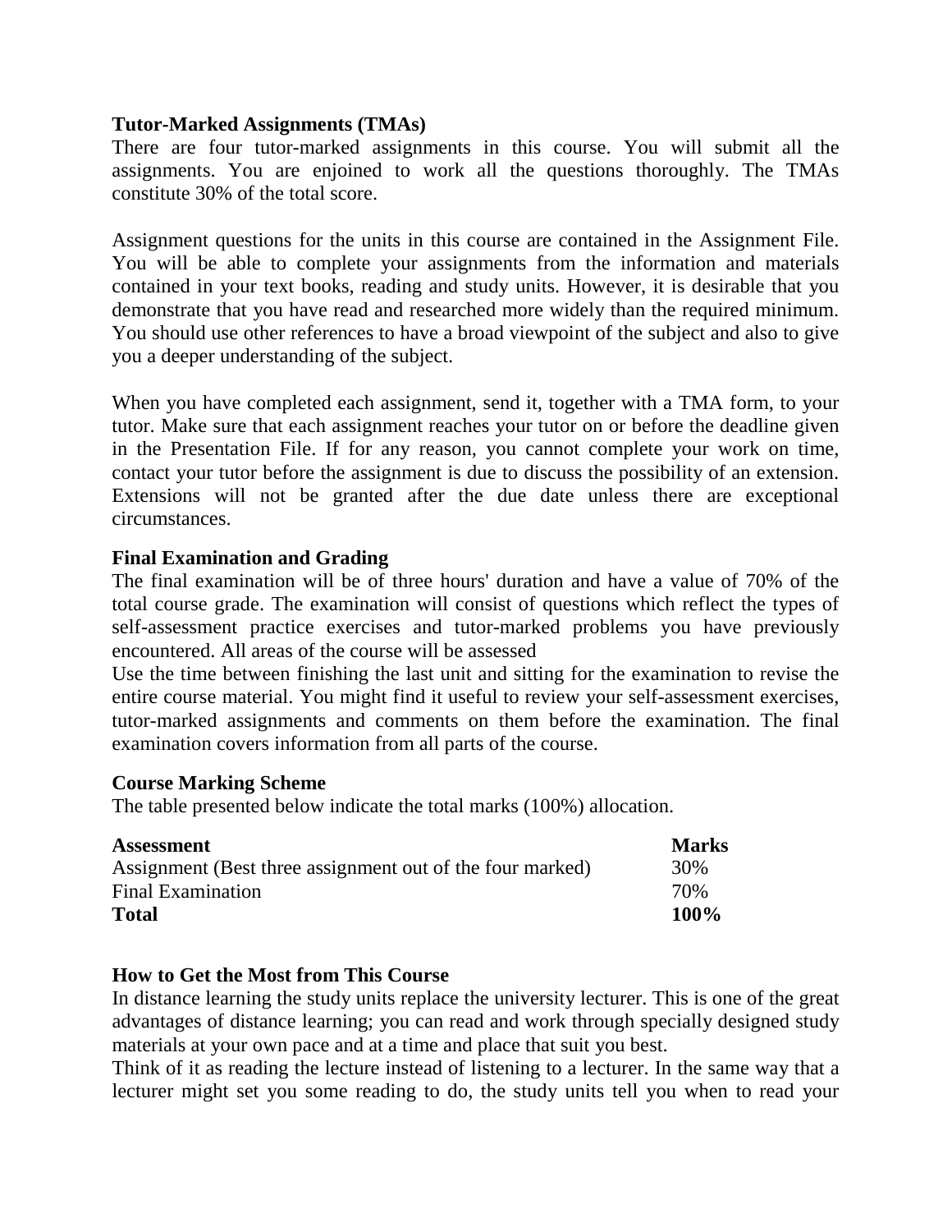**Tutor-Marked Assignments (TMAs)**

There are four tutor-marked assignments in this course. You will submit all the assignments. You are enjoined to work all the questions thoroughly. The TMAs constitute 30% of the total score.

Assignment questions for the units in this course are contained in the Assignment File. You will be able to complete your assignments from the information and materials contained in your text books, reading and study units. However, it is desirable that you demonstrate that you have read and researched more widely than the required minimum. You should use other references to have a broad viewpoint of the subject and also to give you a deeper understanding of the subject.

When you have completed each assignment, send it, together with a TMA form, to your tutor. Make sure that each assignment reaches your tutor on or before the deadline given in the Presentation File. If for any reason, you cannot complete your work on time, contact your tutor before the assignment is due to discuss the possibility of an extension. Extensions will not be granted after the due date unless there are exceptional circumstances.

**Final Examination and Grading**

The final examination will be of three hours' duration and have a value of 70% of the total course grade. The examination will consist of questions which reflect the types of self-assessment practice exercises and tutor-marked problems you have previously encountered. All areas of the course will be assessed

Use the time between finishing the last unit and sitting for the examination to revise the entire course material. You might find it useful to review your self-assessment exercises, tutor-marked assignments and comments on them before the examination. The final examination covers information from all parts of the course.

**Course Marking Scheme**

The table presented below indicate the total marks (100%) allocation.

| **Assessment** | **Marks** |
|---|---|
| Assignment (Best three assignment out of the four marked) | 30% |
| Final Examination | 70% |
| **Total** | **100%** |

**How to Get the Most from This Course**

In distance learning the study units replace the university lecturer. This is one of the great advantages of distance learning; you can read and work through specially designed study materials at your own pace and at a time and place that suit you best.

Think of it as reading the lecture instead of listening to a lecturer. In the same way that a lecturer might set you some reading to do, the study units tell you when to read your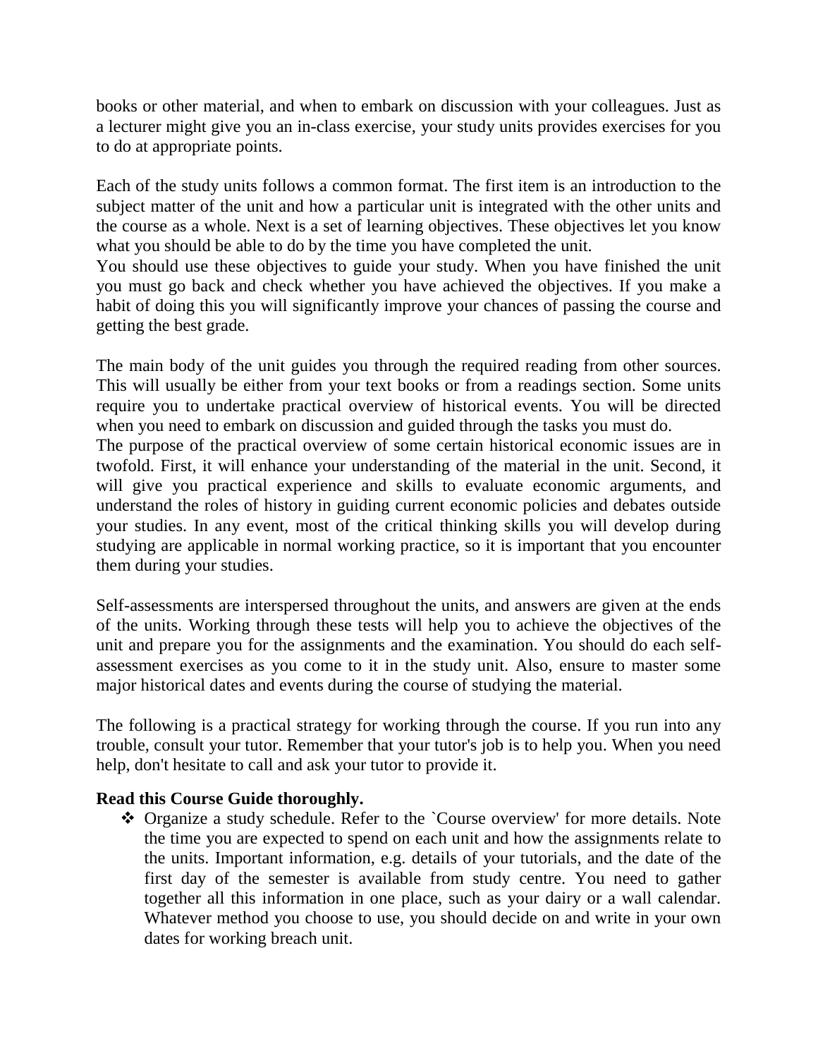books or other material, and when to embark on discussion with your colleagues. Just as a lecturer might give you an in-class exercise, your study units provides exercises for you to do at appropriate points.

Each of the study units follows a common format. The first item is an introduction to the subject matter of the unit and how a particular unit is integrated with the other units and the course as a whole. Next is a set of learning objectives. These objectives let you know what you should be able to do by the time you have completed the unit.
You should use these objectives to guide your study. When you have finished the unit you must go back and check whether you have achieved the objectives. If you make a habit of doing this you will significantly improve your chances of passing the course and getting the best grade.

The main body of the unit guides you through the required reading from other sources. This will usually be either from your text books or from a readings section. Some units require you to undertake practical overview of historical events. You will be directed when you need to embark on discussion and guided through the tasks you must do.
The purpose of the practical overview of some certain historical economic issues are in twofold. First, it will enhance your understanding of the material in the unit. Second, it will give you practical experience and skills to evaluate economic arguments, and understand the roles of history in guiding current economic policies and debates outside your studies. In any event, most of the critical thinking skills you will develop during studying are applicable in normal working practice, so it is important that you encounter them during your studies.

Self-assessments are interspersed throughout the units, and answers are given at the ends of the units. Working through these tests will help you to achieve the objectives of the unit and prepare you for the assignments and the examination. You should do each self-assessment exercises as you come to it in the study unit. Also, ensure to master some major historical dates and events during the course of studying the material.

The following is a practical strategy for working through the course. If you run into any trouble, consult your tutor. Remember that your tutor's job is to help you. When you need help, don't hesitate to call and ask your tutor to provide it.

**Read this Course Guide thoroughly.**

- Organize a study schedule. Refer to the `Course overview' for more details. Note the time you are expected to spend on each unit and how the assignments relate to the units. Important information, e.g. details of your tutorials, and the date of the first day of the semester is available from study centre. You need to gather together all this information in one place, such as your dairy or a wall calendar. Whatever method you choose to use, you should decide on and write in your own dates for working breach unit.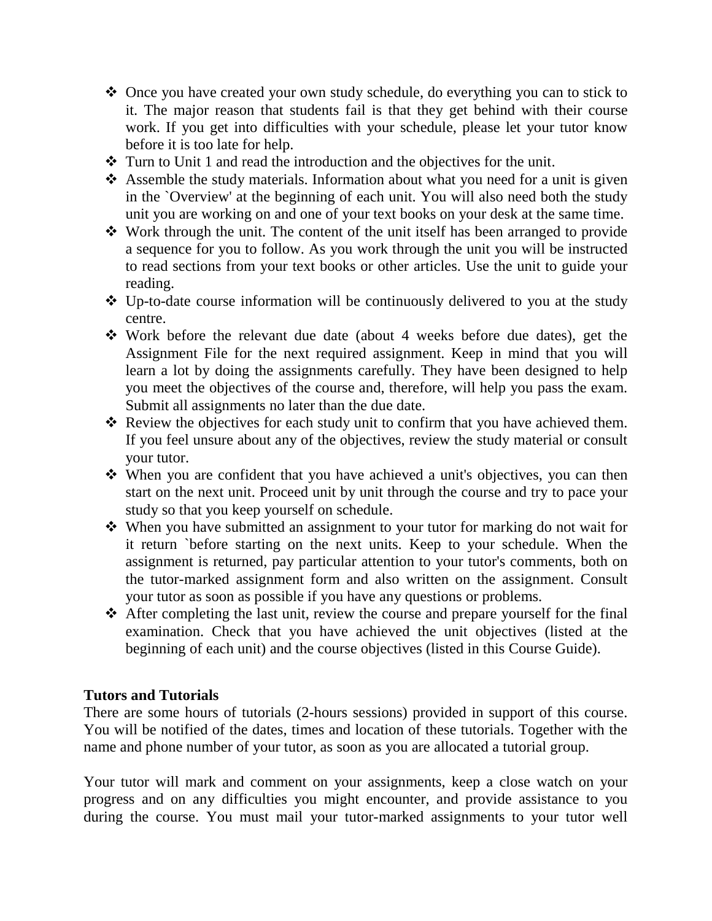- Once you have created your own study schedule, do everything you can to stick to it. The major reason that students fail is that they get behind with their course work. If you get into difficulties with your schedule, please let your tutor know before it is too late for help.
- Turn to Unit 1 and read the introduction and the objectives for the unit.
- Assemble the study materials. Information about what you need for a unit is given in the `Overview' at the beginning of each unit. You will also need both the study unit you are working on and one of your text books on your desk at the same time.
- Work through the unit. The content of the unit itself has been arranged to provide a sequence for you to follow. As you work through the unit you will be instructed to read sections from your text books or other articles. Use the unit to guide your reading.
- Up-to-date course information will be continuously delivered to you at the study centre.
- Work before the relevant due date (about 4 weeks before due dates), get the Assignment File for the next required assignment. Keep in mind that you will learn a lot by doing the assignments carefully. They have been designed to help you meet the objectives of the course and, therefore, will help you pass the exam. Submit all assignments no later than the due date.
- Review the objectives for each study unit to confirm that you have achieved them. If you feel unsure about any of the objectives, review the study material or consult your tutor.
- When you are confident that you have achieved a unit's objectives, you can then start on the next unit. Proceed unit by unit through the course and try to pace your study so that you keep yourself on schedule.
- When you have submitted an assignment to your tutor for marking do not wait for it return `before starting on the next units. Keep to your schedule. When the assignment is returned, pay particular attention to your tutor's comments, both on the tutor-marked assignment form and also written on the assignment. Consult your tutor as soon as possible if you have any questions or problems.
- After completing the last unit, review the course and prepare yourself for the final examination. Check that you have achieved the unit objectives (listed at the beginning of each unit) and the course objectives (listed in this Course Guide).

**Tutors and Tutorials**

There are some hours of tutorials (2-hours sessions) provided in support of this course. You will be notified of the dates, times and location of these tutorials. Together with the name and phone number of your tutor, as soon as you are allocated a tutorial group.

Your tutor will mark and comment on your assignments, keep a close watch on your progress and on any difficulties you might encounter, and provide assistance to you during the course. You must mail your tutor-marked assignments to your tutor well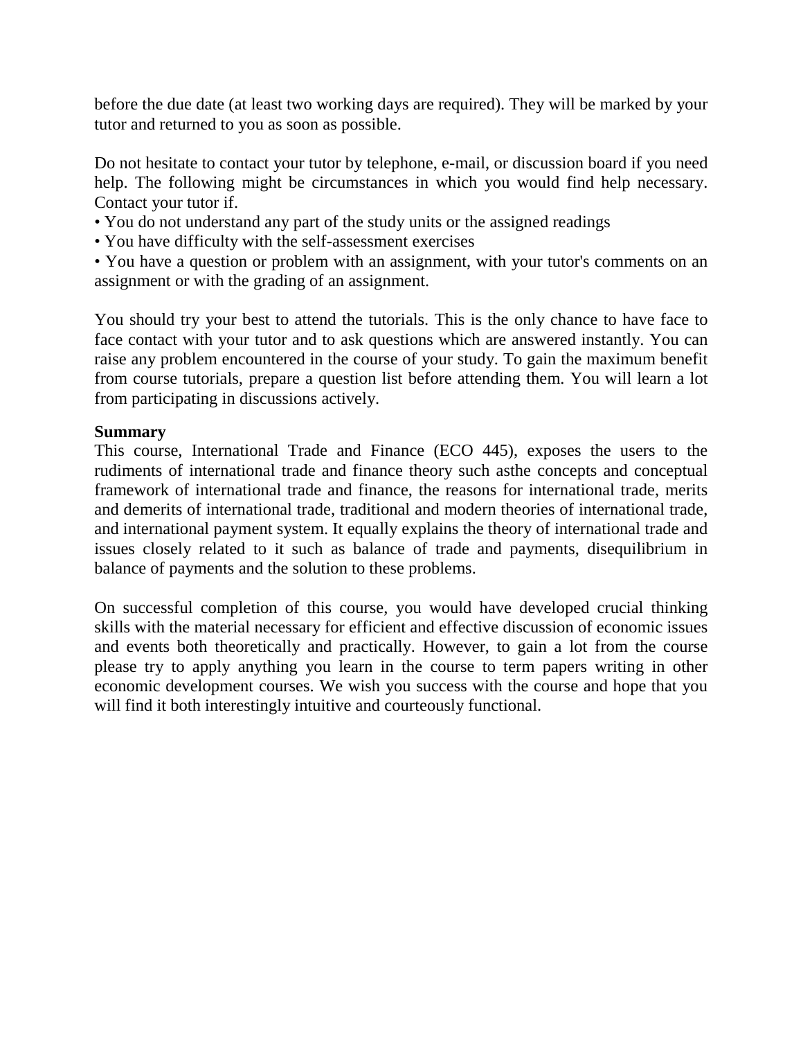before the due date (at least two working days are required). They will be marked by your tutor and returned to you as soon as possible.

Do not hesitate to contact your tutor by telephone, e-mail, or discussion board if you need help. The following might be circumstances in which you would find help necessary. Contact your tutor if.

• You do not understand any part of the study units or the assigned readings
• You have difficulty with the self-assessment exercises
• You have a question or problem with an assignment, with your tutor's comments on an assignment or with the grading of an assignment.

You should try your best to attend the tutorials. This is the only chance to have face to face contact with your tutor and to ask questions which are answered instantly. You can raise any problem encountered in the course of your study. To gain the maximum benefit from course tutorials, prepare a question list before attending them. You will learn a lot from participating in discussions actively.

**Summary**

This course, International Trade and Finance (ECO 445), exposes the users to the rudiments of international trade and finance theory such asthe concepts and conceptual framework of international trade and finance, the reasons for international trade, merits and demerits of international trade, traditional and modern theories of international trade, and international payment system. It equally explains the theory of international trade and issues closely related to it such as balance of trade and payments, disequilibrium in balance of payments and the solution to these problems.

On successful completion of this course, you would have developed crucial thinking skills with the material necessary for efficient and effective discussion of economic issues and events both theoretically and practically. However, to gain a lot from the course please try to apply anything you learn in the course to term papers writing in other economic development courses. We wish you success with the course and hope that you will find it both interestingly intuitive and courteously functional.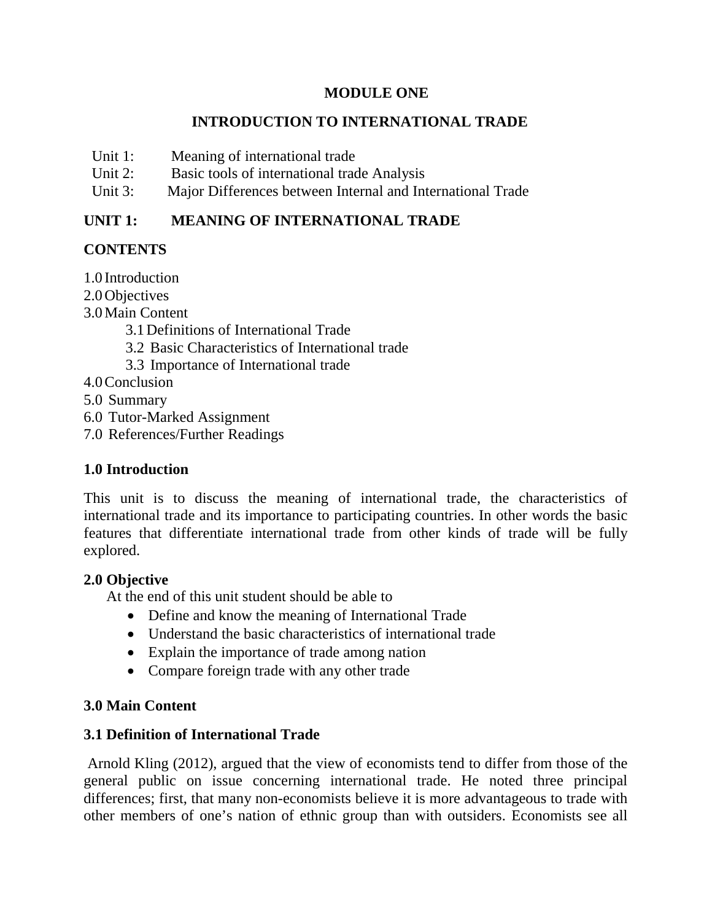# MODULE ONE

## INTRODUCTION TO INTERNATIONAL TRADE

Unit 1: Meaning of international trade
Unit 2: Basic tools of international trade Analysis
Unit 3: Major Differences between Internal and International Trade

## UNIT 1: MEANING OF INTERNATIONAL TRADE

### CONTENTS

1.0 Introduction
2.0 Objectives
3.0 Main Content
- 3.1 Definitions of International Trade
- 3.2 Basic Characteristics of International trade
- 3.3 Importance of International trade

4.0 Conclusion
5.0 Summary
6.0 Tutor-Marked Assignment
7.0 References/Further Readings

### 1.0 Introduction

This unit is to discuss the meaning of international trade, the characteristics of international trade and its importance to participating countries. In other words the basic features that differentiate international trade from other kinds of trade will be fully explored.

### 2.0 Objective

At the end of this unit student should be able to

- Define and know the meaning of International Trade
- Understand the basic characteristics of international trade
- Explain the importance of trade among nation
- Compare foreign trade with any other trade

### 3.0 Main Content

### 3.1 Definition of International Trade

Arnold Kling (2012), argued that the view of economists tend to differ from those of the general public on issue concerning international trade. He noted three principal differences; first, that many non-economists believe it is more advantageous to trade with other members of one's nation of ethnic group than with outsiders. Economists see all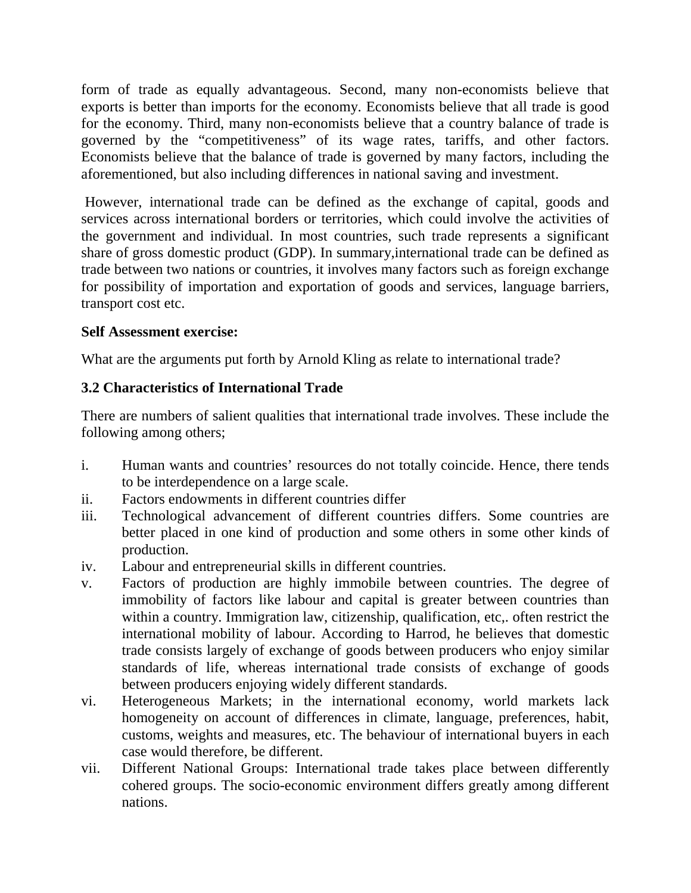form of trade as equally advantageous. Second, many non-economists believe that exports is better than imports for the economy. Economists believe that all trade is good for the economy. Third, many non-economists believe that a country balance of trade is governed by the "competitiveness" of its wage rates, tariffs, and other factors. Economists believe that the balance of trade is governed by many factors, including the aforementioned, but also including differences in national saving and investment.

However, international trade can be defined as the exchange of capital, goods and services across international borders or territories, which could involve the activities of the government and individual. In most countries, such trade represents a significant share of gross domestic product (GDP). In summary,international trade can be defined as trade between two nations or countries, it involves many factors such as foreign exchange for possibility of importation and exportation of goods and services, language barriers, transport cost etc.

**Self Assessment exercise:**

What are the arguments put forth by Arnold Kling as relate to international trade?

### 3.2 Characteristics of International Trade

There are numbers of salient qualities that international trade involves. These include the following among others;

i. Human wants and countries' resources do not totally coincide. Hence, there tends to be interdependence on a large scale.
ii. Factors endowments in different countries differ
iii. Technological advancement of different countries differs. Some countries are better placed in one kind of production and some others in some other kinds of production.
iv. Labour and entrepreneurial skills in different countries.
v. Factors of production are highly immobile between countries. The degree of immobility of factors like labour and capital is greater between countries than within a country. Immigration law, citizenship, qualification, etc,. often restrict the international mobility of labour. According to Harrod, he believes that domestic trade consists largely of exchange of goods between producers who enjoy similar standards of life, whereas international trade consists of exchange of goods between producers enjoying widely different standards.
vi. Heterogeneous Markets; in the international economy, world markets lack homogeneity on account of differences in climate, language, preferences, habit, customs, weights and measures, etc. The behaviour of international buyers in each case would therefore, be different.
vii. Different National Groups: International trade takes place between differently cohered groups. The socio-economic environment differs greatly among different nations.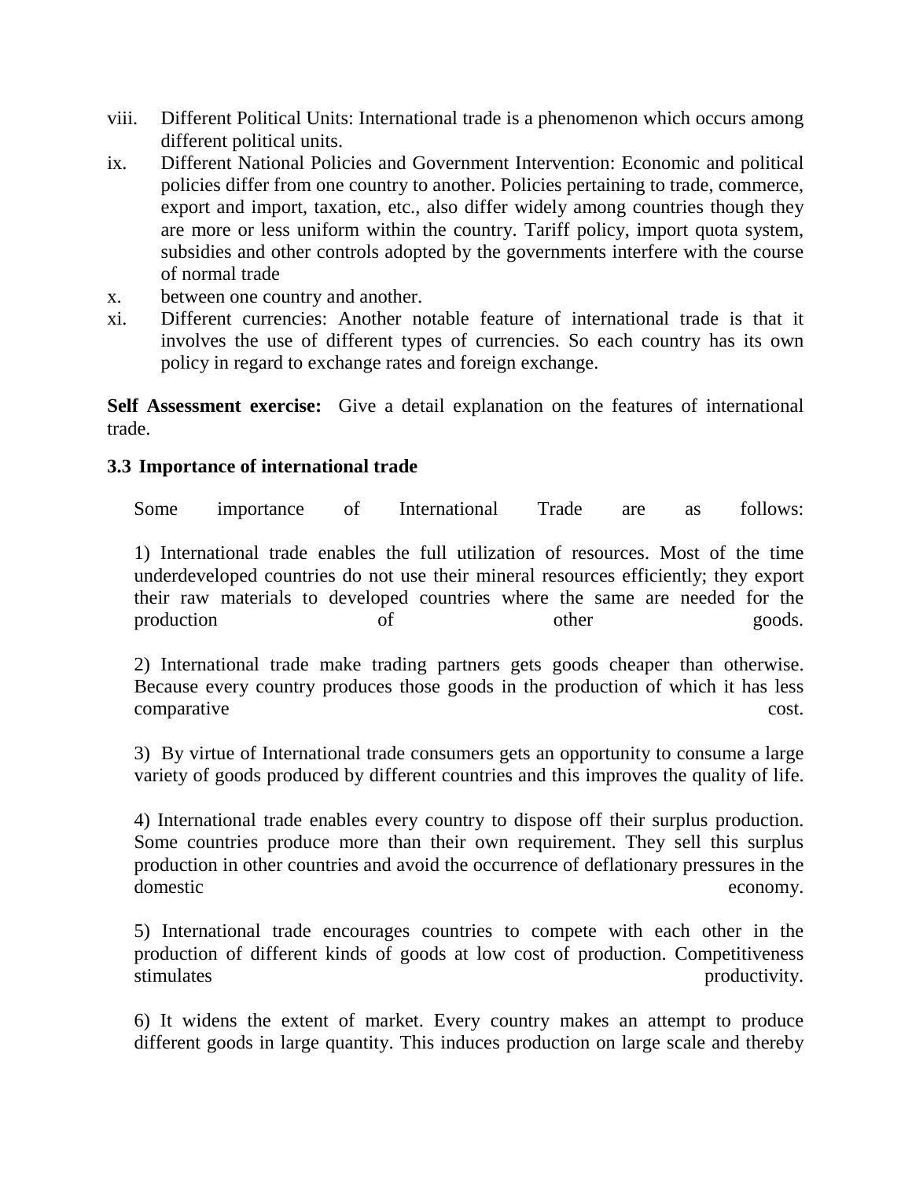viii. Different Political Units: International trade is a phenomenon which occurs among different political units.

ix. Different National Policies and Government Intervention: Economic and political policies differ from one country to another. Policies pertaining to trade, commerce, export and import, taxation, etc., also differ widely among countries though they are more or less uniform within the country. Tariff policy, import quota system, subsidies and other controls adopted by the governments interfere with the course of normal trade

x. between one country and another.

xi. Different currencies: Another notable feature of international trade is that it involves the use of different types of currencies. So each country has its own policy in regard to exchange rates and foreign exchange.

**Self Assessment exercise:** Give a detail explanation on the features of international trade.

### 3.3 Importance of international trade

Some importance of International Trade are as follows:

1) International trade enables the full utilization of resources. Most of the time underdeveloped countries do not use their mineral resources efficiently; they export their raw materials to developed countries where the same are needed for the production of other goods.

2) International trade make trading partners gets goods cheaper than otherwise. Because every country produces those goods in the production of which it has less comparative cost.

3) By virtue of International trade consumers gets an opportunity to consume a large variety of goods produced by different countries and this improves the quality of life.

4) International trade enables every country to dispose off their surplus production. Some countries produce more than their own requirement. They sell this surplus production in other countries and avoid the occurrence of deflationary pressures in the domestic economy.

5) International trade encourages countries to compete with each other in the production of different kinds of goods at low cost of production. Competitiveness stimulates productivity.

6) It widens the extent of market. Every country makes an attempt to produce different goods in large quantity. This induces production on large scale and thereby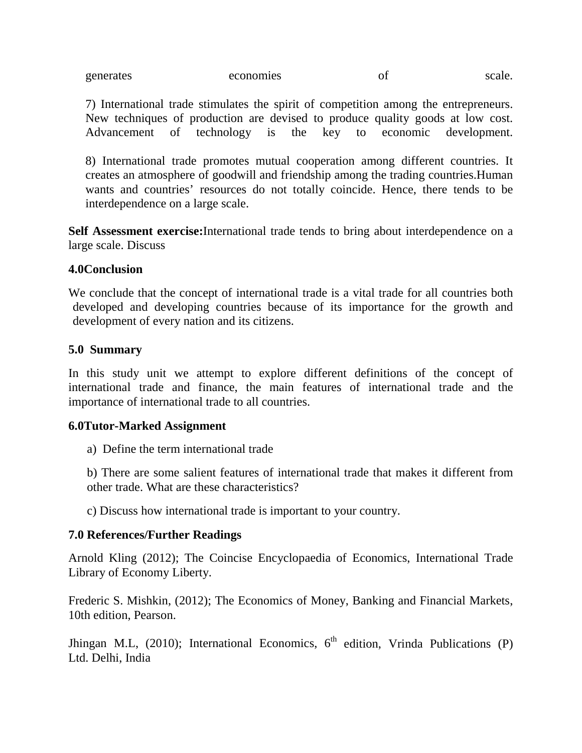generates economies of scale.

7) International trade stimulates the spirit of competition among the entrepreneurs. New techniques of production are devised to produce quality goods at low cost. Advancement of technology is the key to economic development.

8) International trade promotes mutual cooperation among different countries. It creates an atmosphere of goodwill and friendship among the trading countries.Human wants and countries' resources do not totally coincide. Hence, there tends to be interdependence on a large scale.

**Self Assessment exercise:**International trade tends to bring about interdependence on a large scale. Discuss

## 4.0Conclusion

We conclude that the concept of international trade is a vital trade for all countries both developed and developing countries because of its importance for the growth and development of every nation and its citizens.

## 5.0 Summary

In this study unit we attempt to explore different definitions of the concept of international trade and finance, the main features of international trade and the importance of international trade to all countries.

## 6.0Tutor-Marked Assignment

a) Define the term international trade

b) There are some salient features of international trade that makes it different from other trade. What are these characteristics?

c) Discuss how international trade is important to your country.

## 7.0 References/Further Readings

Arnold Kling (2012); The Coincise Encyclopaedia of Economics, International Trade Library of Economy Liberty.

Frederic S. Mishkin, (2012); The Economics of Money, Banking and Financial Markets, 10th edition, Pearson.

Jhingan M.L, (2010); International Economics, 6th edition, Vrinda Publications (P) Ltd. Delhi, India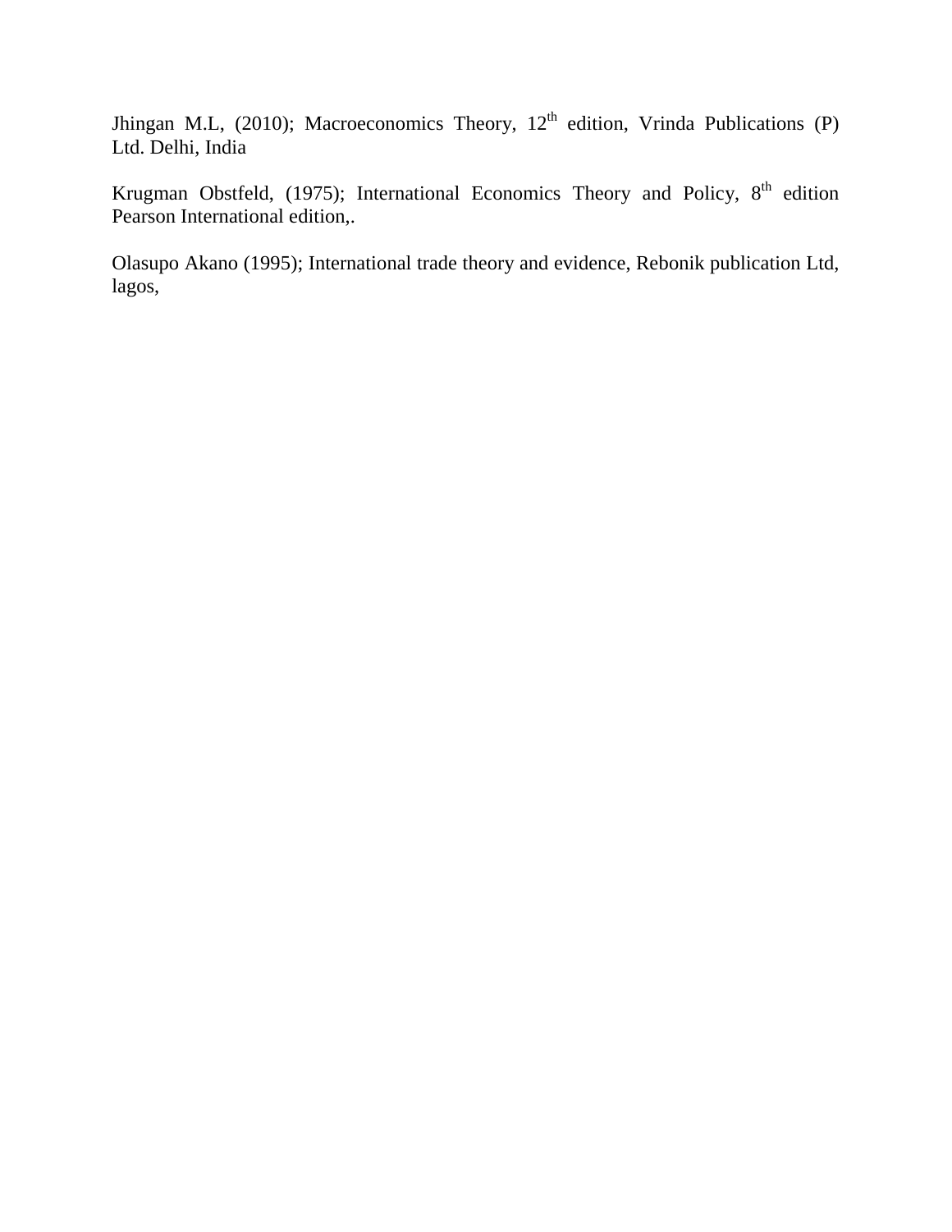Jhingan M.L, (2010); Macroeconomics Theory, 12th edition, Vrinda Publications (P) Ltd. Delhi, India

Krugman Obstfeld, (1975); International Economics Theory and Policy, 8th edition Pearson International edition,.

Olasupo Akano (1995); International trade theory and evidence, Rebonik publication Ltd, lagos,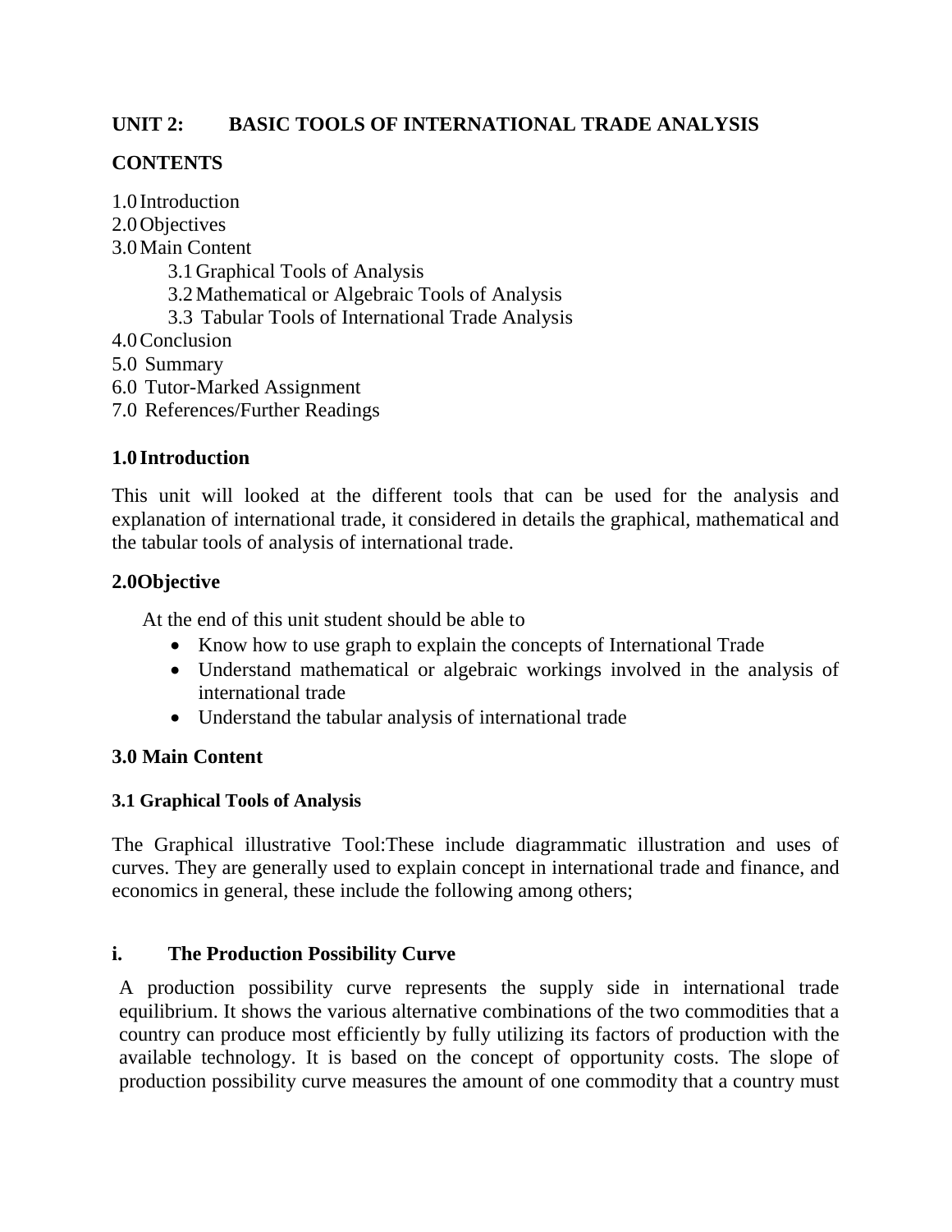## UNIT 2: BASIC TOOLS OF INTERNATIONAL TRADE ANALYSIS

### CONTENTS

1.0 Introduction
2.0 Objectives
3.0 Main Content
    3.1 Graphical Tools of Analysis
    3.2 Mathematical or Algebraic Tools of Analysis
    3.3 Tabular Tools of International Trade Analysis
4.0 Conclusion
5.0 Summary
6.0 Tutor-Marked Assignment
7.0 References/Further Readings

### 1.0 Introduction

This unit will looked at the different tools that can be used for the analysis and explanation of international trade, it considered in details the graphical, mathematical and the tabular tools of analysis of international trade.

### 2.0Objective

At the end of this unit student should be able to

- Know how to use graph to explain the concepts of International Trade
- Understand mathematical or algebraic workings involved in the analysis of international trade
- Understand the tabular analysis of international trade

### 3.0 Main Content

#### 3.1 Graphical Tools of Analysis

The Graphical illustrative Tool:These include diagrammatic illustration and uses of curves. They are generally used to explain concept in international trade and finance, and economics in general, these include the following among others;

#### i. The Production Possibility Curve

A production possibility curve represents the supply side in international trade equilibrium. It shows the various alternative combinations of the two commodities that a country can produce most efficiently by fully utilizing its factors of production with the available technology. It is based on the concept of opportunity costs. The slope of production possibility curve measures the amount of one commodity that a country must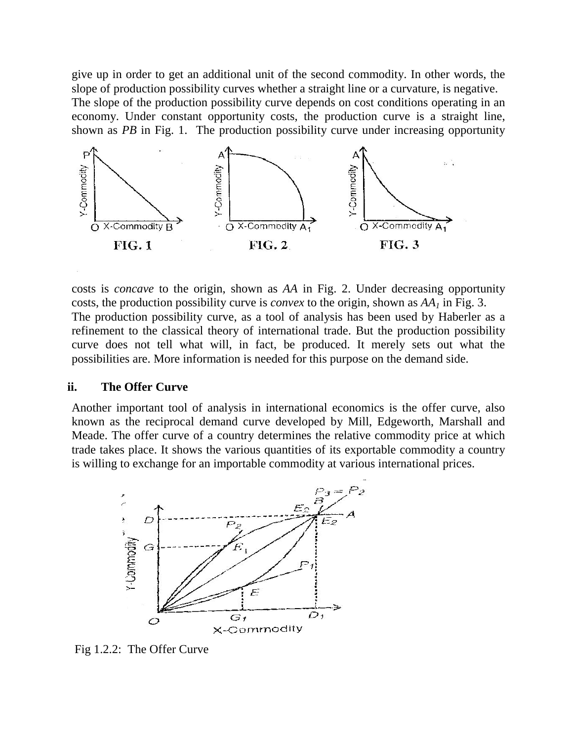give up in order to get an additional unit of the second commodity. In other words, the slope of production possibility curves whether a straight line or a curvature, is negative.
The slope of the production possibility curve depends on cost conditions operating in an economy. Under constant opportunity costs, the production curve is a straight line, shown as *PB* in Fig. 1. The production possibility curve under increasing opportunity costs is *concave* to the origin, shown as *AA* in Fig. 2. Under decreasing opportunity costs, the production possibility curve is *convex* to the origin, shown as $AA_1$ in Fig. 3.
The production possibility curve, as a tool of analysis has been used by Haberler as a refinement to the classical theory of international trade. But the production possibility curve does not tell what will, in fact, be produced. It merely sets out what the possibilities are. More information is needed for this purpose on the demand side.

**ii. The Offer Curve**

Another important tool of analysis in international economics is the offer curve, also known as the reciprocal demand curve developed by Mill, Edgeworth, Marshall and Meade. The offer curve of a country determines the relative commodity price at which trade takes place. It shows the various quantities of its exportable commodity a country is willing to exchange for an importable commodity at various international prices.

Fig 1.2.2: The Offer Curve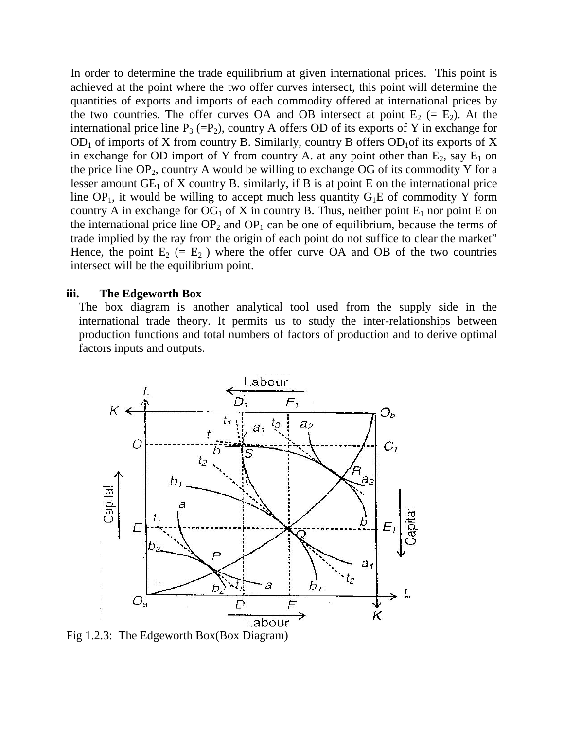In order to determine the trade equilibrium at given international prices. This point is achieved at the point where the two offer curves intersect, this point will determine the quantities of exports and imports of each commodity offered at international prices by the two countries. The offer curves OA and OB intersect at point $E_2$ (= $E_2$). At the international price line $P_3$ (=$P_2$), country A offers OD of its exports of Y in exchange for $OD_1$ of imports of X from country B. Similarly, country B offers $OD_1$of its exports of X in exchange for OD import of Y from country A. at any point other than $E_2$, say $E_1$ on the price line $OP_2$, country A would be willing to exchange OG of its commodity Y for a lesser amount $GE_1$ of X country B. similarly, if B is at point E on the international price line $OP_1$, it would be willing to accept much less quantity $G_1E$ of commodity Y form country A in exchange for $OG_1$ of X in country B. Thus, neither point $E_1$ nor point E on the international price line $OP_2$ and $OP_1$ can be one of equilibrium, because the terms of trade implied by the ray from the origin of each point do not suffice to clear the market" Hence, the point $E_2$ (= $E_2$ ) where the offer curve OA and OB of the two countries intersect will be the equilibrium point.

### iii. The Edgeworth Box

The box diagram is another analytical tool used from the supply side in the international trade theory. It permits us to study the inter-relationships between production functions and total numbers of factors of production and to derive optimal factors inputs and outputs.

Fig 1.2.3: The Edgeworth Box(Box Diagram)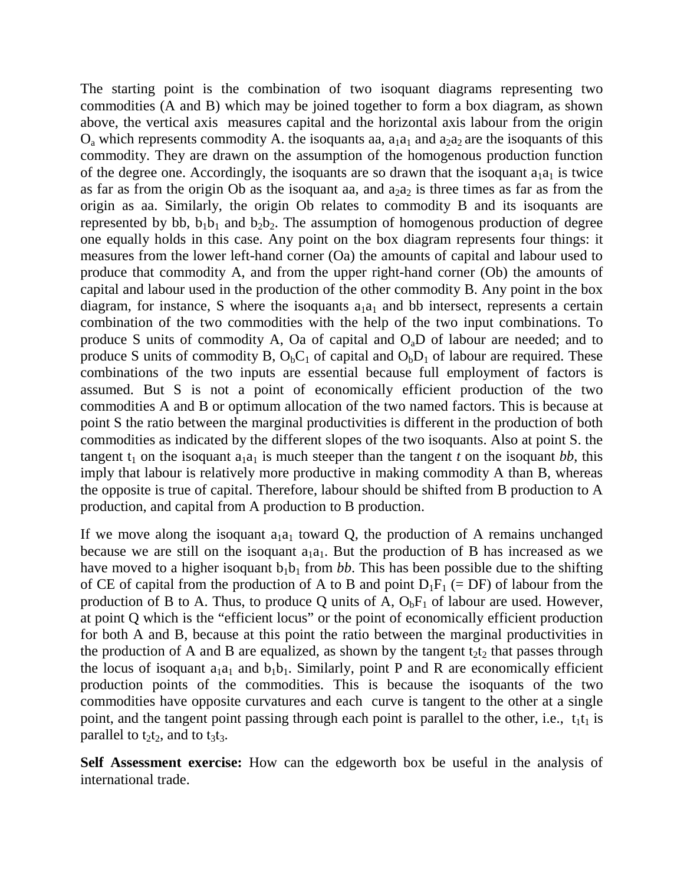The starting point is the combination of two isoquant diagrams representing two commodities (A and B) which may be joined together to form a box diagram, as shown above, the vertical axis measures capital and the horizontal axis labour from the origin $O_a$ which represents commodity A. the isoquants aa, $a_1a_1$ and $a_2a_2$ are the isoquants of this commodity. They are drawn on the assumption of the homogenous production function of the degree one. Accordingly, the isoquants are so drawn that the isoquant $a_1a_1$ is twice as far as from the origin Ob as the isoquant aa, and $a_2a_2$ is three times as far as from the origin as aa. Similarly, the origin Ob relates to commodity B and its isoquants are represented by bb, $b_1b_1$ and $b_2b_2$. The assumption of homogenous production of degree one equally holds in this case. Any point on the box diagram represents four things: it measures from the lower left-hand corner (Oa) the amounts of capital and labour used to produce that commodity A, and from the upper right-hand corner (Ob) the amounts of capital and labour used in the production of the other commodity B. Any point in the box diagram, for instance, S where the isoquants $a_1a_1$ and bb intersect, represents a certain combination of the two commodities with the help of the two input combinations. To produce S units of commodity A, Oa of capital and $O_aD$ of labour are needed; and to produce S units of commodity B, $O_bC_1$ of capital and $O_bD_1$ of labour are required. These combinations of the two inputs are essential because full employment of factors is assumed. But S is not a point of economically efficient production of the two commodities A and B or optimum allocation of the two named factors. This is because at point S the ratio between the marginal productivities is different in the production of both commodities as indicated by the different slopes of the two isoquants. Also at point S. the tangent $t_1$ on the isoquant $a_1a_1$ is much steeper than the tangent *t* on the isoquant *bb*, this imply that labour is relatively more productive in making commodity A than B, whereas the opposite is true of capital. Therefore, labour should be shifted from B production to A production, and capital from A production to B production.

If we move along the isoquant $a_1a_1$ toward Q, the production of A remains unchanged because we are still on the isoquant $a_1a_1$. But the production of B has increased as we have moved to a higher isoquant $b_1b_1$ from *bb*. This has been possible due to the shifting of CE of capital from the production of A to B and point $D_1F_1$ (= DF) of labour from the production of B to A. Thus, to produce Q units of A, $O_bF_1$ of labour are used. However, at point Q which is the "efficient locus" or the point of economically efficient production for both A and B, because at this point the ratio between the marginal productivities in the production of A and B are equalized, as shown by the tangent $t_2t_2$ that passes through the locus of isoquant $a_1a_1$ and $b_1b_1$. Similarly, point P and R are economically efficient production points of the commodities. This is because the isoquants of the two commodities have opposite curvatures and each curve is tangent to the other at a single point, and the tangent point passing through each point is parallel to the other, i.e., $t_1t_1$ is parallel to $t_2t_2$, and to $t_3t_3$.

**Self Assessment exercise:** How can the edgeworth box be useful in the analysis of international trade.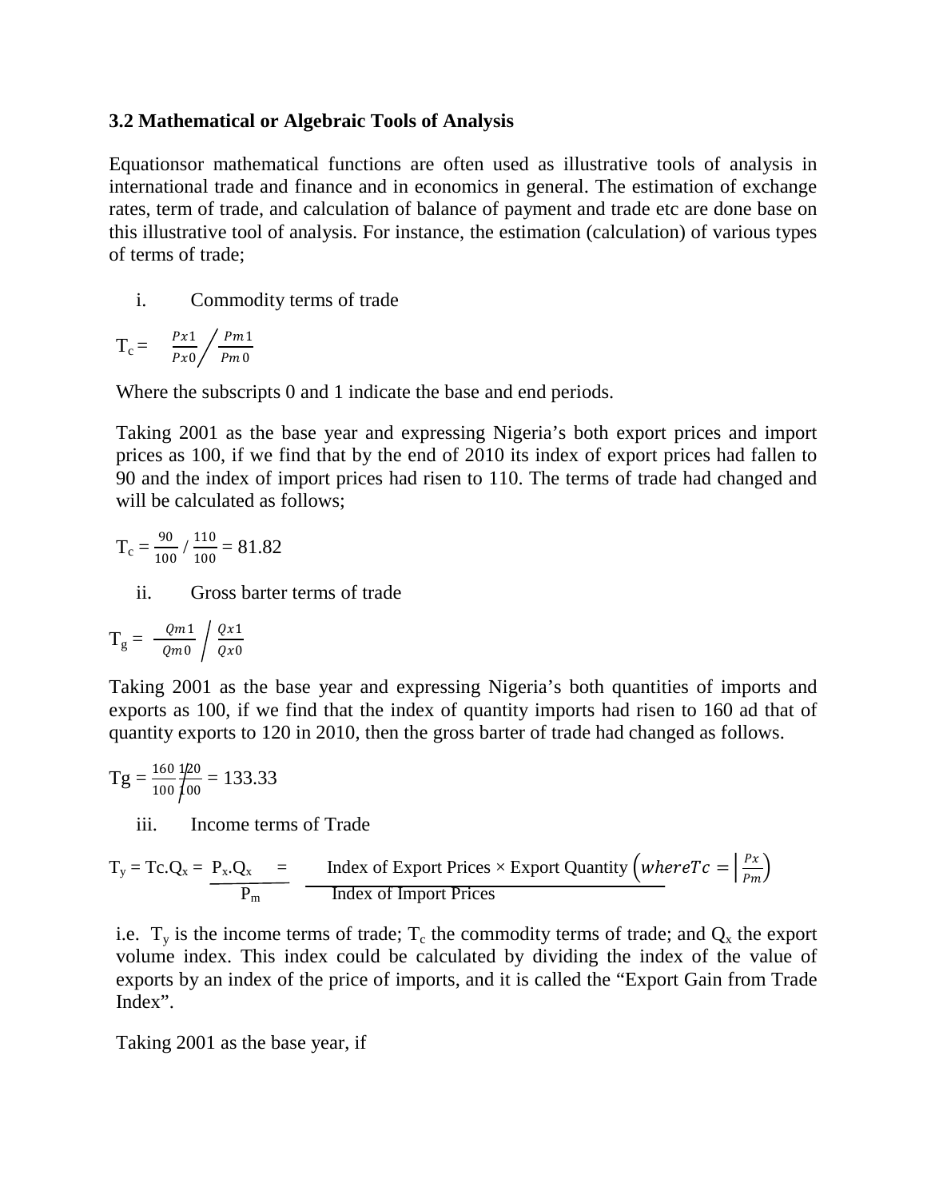### 3.2 Mathematical or Algebraic Tools of Analysis

Equationsor mathematical functions are often used as illustrative tools of analysis in international trade and finance and in economics in general. The estimation of exchange rates, term of trade, and calculation of balance of payment and trade etc are done base on this illustrative tool of analysis. For instance, the estimation (calculation) of various types of terms of trade;

i. Commodity terms of trade

$$T_c = \frac{Px1}{Px0} \bigg/ \frac{Pm1}{Pm0}$$

Where the subscripts 0 and 1 indicate the base and end periods.

Taking 2001 as the base year and expressing Nigeria's both export prices and import prices as 100, if we find that by the end of 2010 its index of export prices had fallen to 90 and the index of import prices had risen to 110. The terms of trade had changed and will be calculated as follows;

$$T_c = \frac{90}{100} / \frac{110}{100} = 81.82$$

ii. Gross barter terms of trade

$$T_g = \frac{Qm1}{Qm0} \bigg/ \frac{Qx1}{Qx0}$$

Taking 2001 as the base year and expressing Nigeria's both quantities of imports and exports as 100, if we find that the index of quantity imports had risen to 160 ad that of quantity exports to 120 in 2010, then the gross barter of trade had changed as follows.

$$Tg = \frac{160}{100} / \frac{120}{100} = 133.33$$

iii. Income terms of Trade

$$T_y = Tc.Q_x = \frac{P_x.Q_x}{P_m} = \frac{\text{Index of Export Prices} \times \text{Export Quantity}}{\text{Index of Import Prices}} \left(where Tc = \Big| \frac{Px}{Pm}\right)$$

i.e. $T_y$ is the income terms of trade; $T_c$ the commodity terms of trade; and $Q_x$ the export volume index. This index could be calculated by dividing the index of the value of exports by an index of the price of imports, and it is called the "Export Gain from Trade Index".

Taking 2001 as the base year, if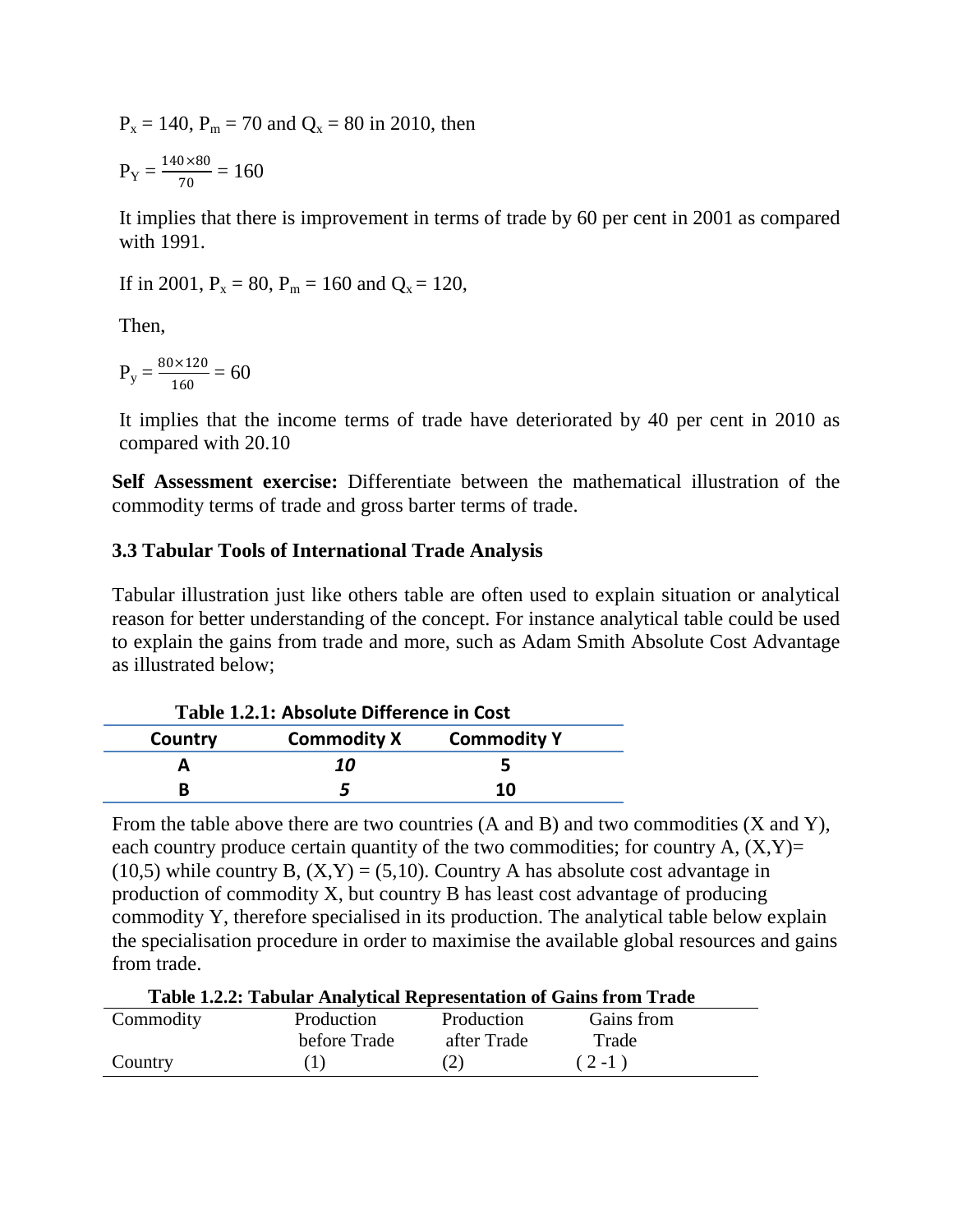$P_x = 140$, $P_m = 70$ and $Q_x = 80$ in 2010, then

$$P_Y = \frac{140 \times 80}{70} = 160$$

It implies that there is improvement in terms of trade by 60 per cent in 2001 as compared with 1991.

If in 2001, $P_x = 80$, $P_m = 160$ and $Q_x = 120$,

Then,

$$P_y = \frac{80 \times 120}{160} = 60$$

It implies that the income terms of trade have deteriorated by 40 per cent in 2010 as compared with 20.10

**Self Assessment exercise:** Differentiate between the mathematical illustration of the commodity terms of trade and gross barter terms of trade.

### 3.3 Tabular Tools of International Trade Analysis

Tabular illustration just like others table are often used to explain situation or analytical reason for better understanding of the concept. For instance analytical table could be used to explain the gains from trade and more, such as Adam Smith Absolute Cost Advantage as illustrated below;

**Table 1.2.1: Absolute Difference in Cost**

| Country | Commodity X | Commodity Y |
|---|---|---|
| A | *10* | 5 |
| B | *5* | 10 |

From the table above there are two countries (A and B) and two commodities (X and Y), each country produce certain quantity of the two commodities; for country A, (X,Y)= (10,5) while country B, (X,Y) = (5,10). Country A has absolute cost advantage in production of commodity X, but country B has least cost advantage of producing commodity Y, therefore specialised in its production. The analytical table below explain the specialisation procedure in order to maximise the available global resources and gains from trade.

**Table 1.2.2: Tabular Analytical Representation of Gains from Trade**

| Commodity<br>Country | Production before Trade<br>(1) | Production after Trade<br>(2) | Gains from Trade<br>( 2 -1 ) |
|---|---|---|---|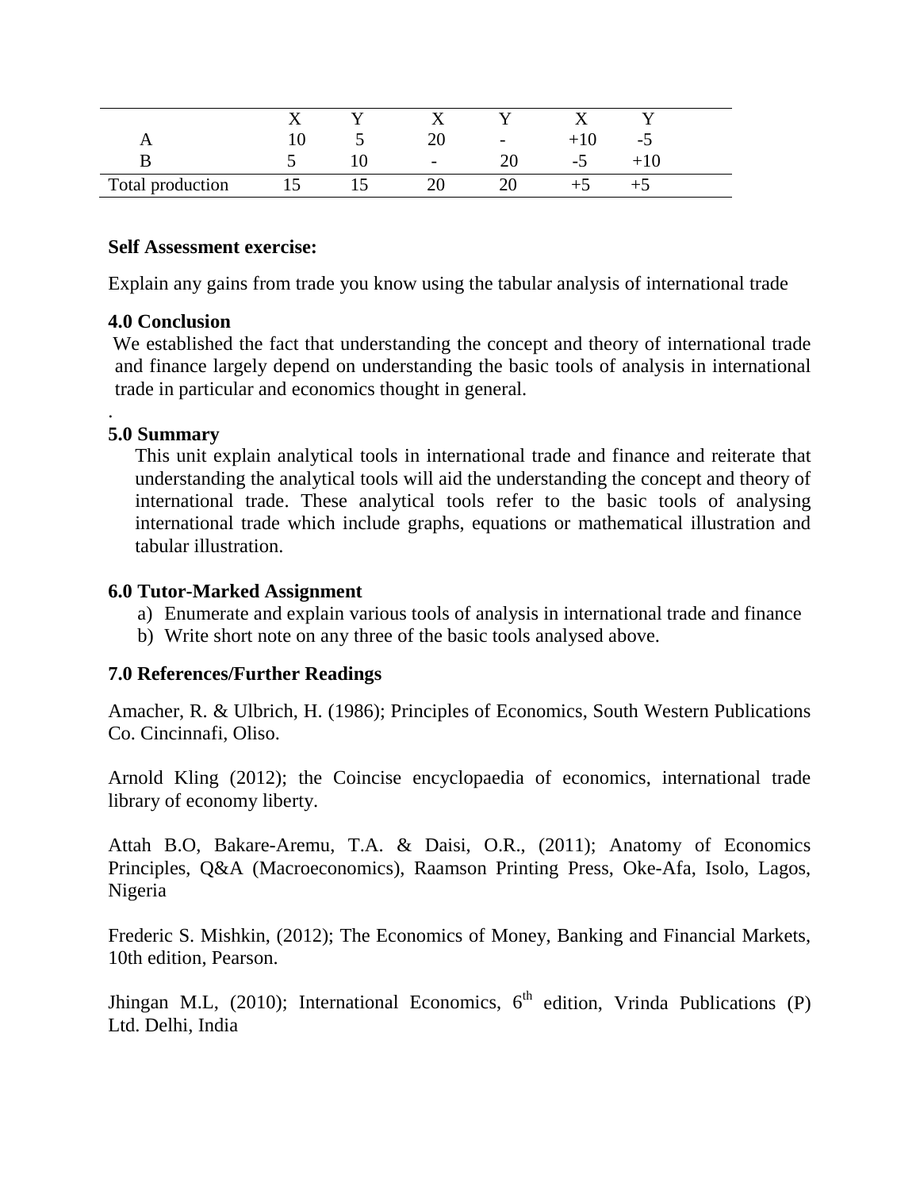| | X | Y | X | Y | X | Y |
|---|---|---|---|---|---|---|
| A | 10 | 5 | 20 | - | +10 | -5 |
| B | 5 | 10 | - | 20 | -5 | +10 |
| Total production | 15 | 15 | 20 | 20 | +5 | +5 |

**Self Assessment exercise:**

Explain any gains from trade you know using the tabular analysis of international trade

**4.0 Conclusion**

We established the fact that understanding the concept and theory of international trade and finance largely depend on understanding the basic tools of analysis in international trade in particular and economics thought in general.

.

**5.0 Summary**

This unit explain analytical tools in international trade and finance and reiterate that understanding the analytical tools will aid the understanding the concept and theory of international trade. These analytical tools refer to the basic tools of analysing international trade which include graphs, equations or mathematical illustration and tabular illustration.

**6.0 Tutor-Marked Assignment**

a) Enumerate and explain various tools of analysis in international trade and finance
b) Write short note on any three of the basic tools analysed above.

**7.0 References/Further Readings**

Amacher, R. & Ulbrich, H. (1986); Principles of Economics, South Western Publications Co. Cincinnafi, Oliso.

Arnold Kling (2012); the Coincise encyclopaedia of economics, international trade library of economy liberty.

Attah B.O, Bakare-Aremu, T.A. & Daisi, O.R., (2011); Anatomy of Economics Principles, Q&A (Macroeconomics), Raamson Printing Press, Oke-Afa, Isolo, Lagos, Nigeria

Frederic S. Mishkin, (2012); The Economics of Money, Banking and Financial Markets, 10th edition, Pearson.

Jhingan M.L, (2010); International Economics, 6th edition, Vrinda Publications (P) Ltd. Delhi, India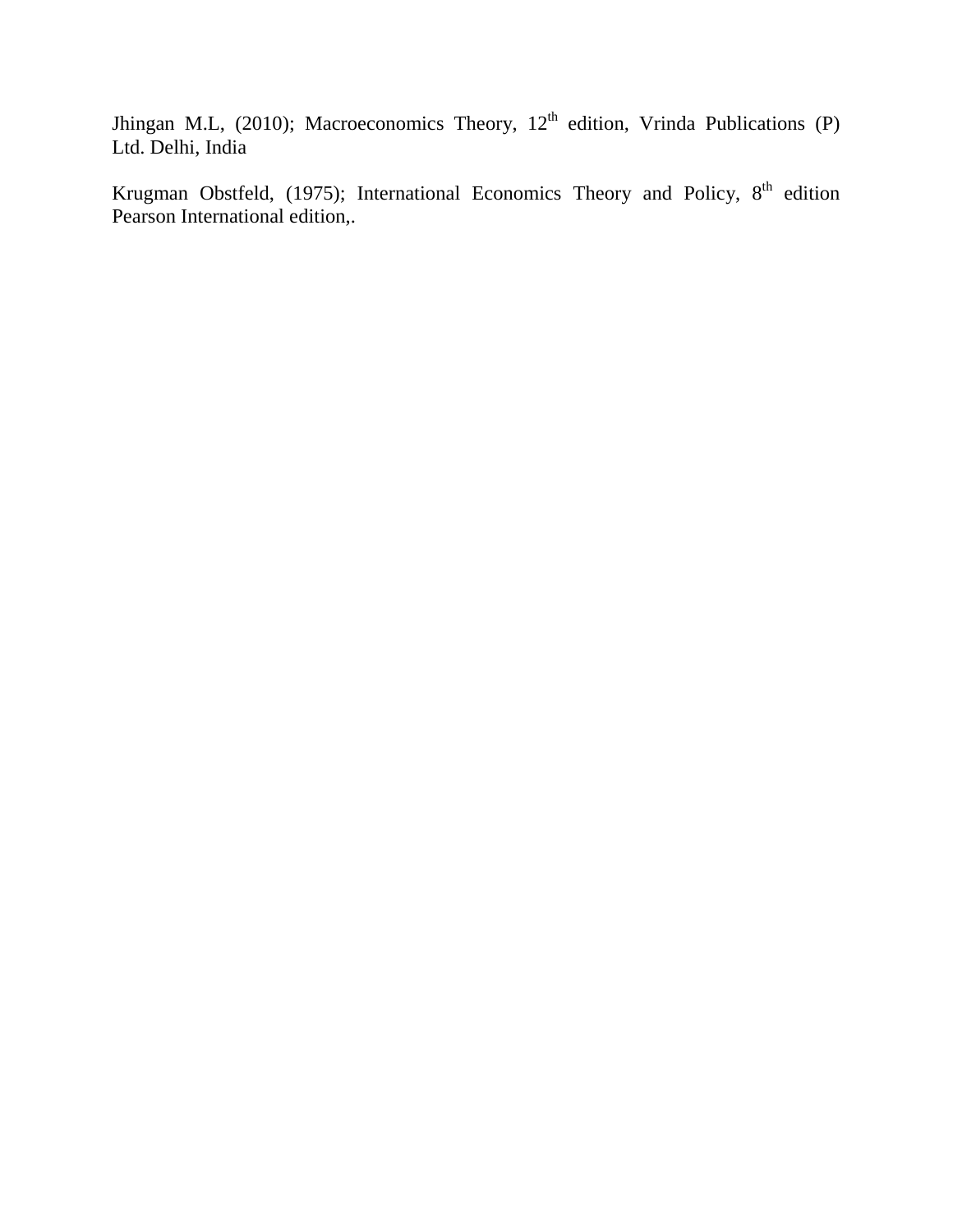Jhingan M.L, (2010); Macroeconomics Theory, 12th edition, Vrinda Publications (P) Ltd. Delhi, India

Krugman Obstfeld, (1975); International Economics Theory and Policy, 8th edition Pearson International edition,.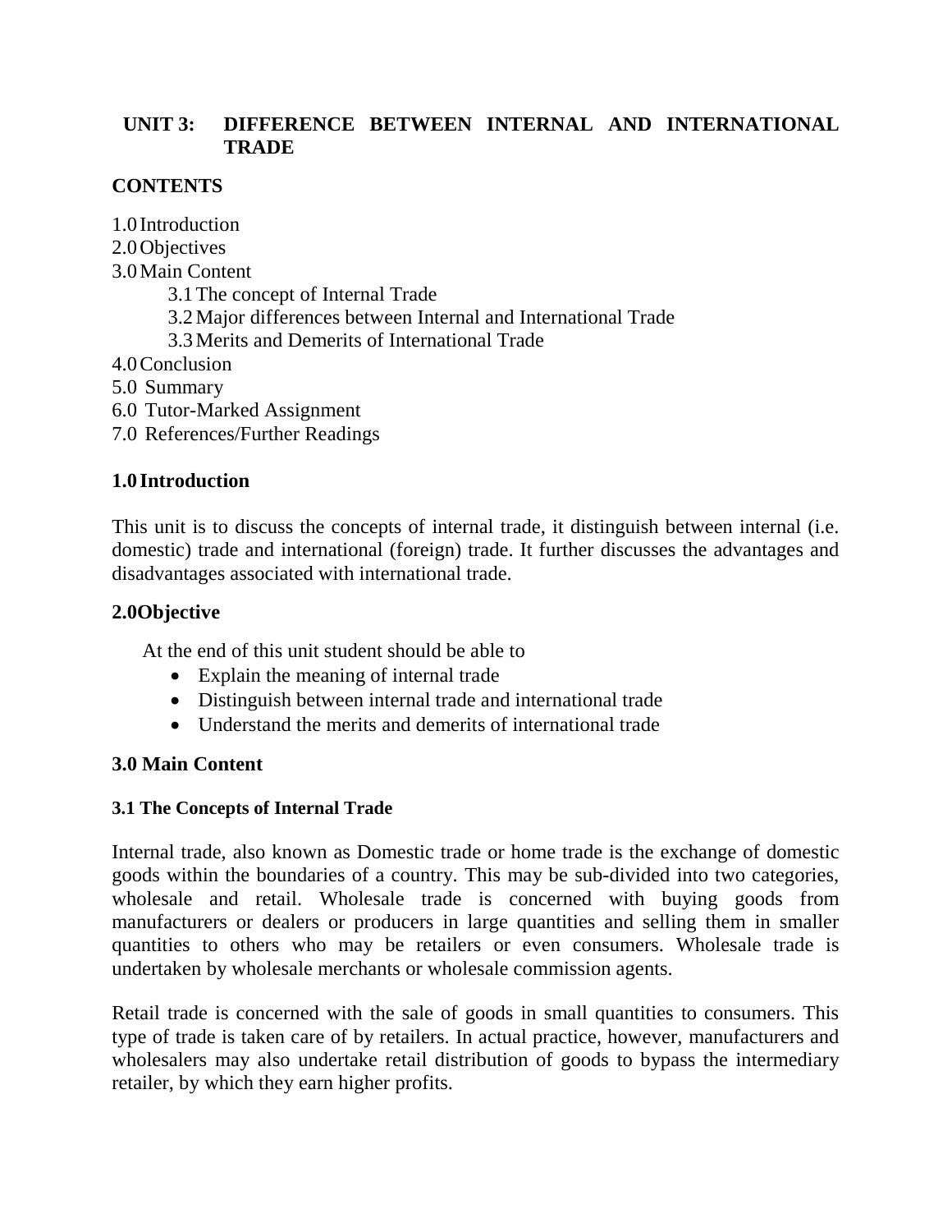# UNIT 3: DIFFERENCE BETWEEN INTERNAL AND INTERNATIONAL TRADE

## CONTENTS

1.0 Introduction
2.0 Objectives
3.0 Main Content
- 3.1 The concept of Internal Trade
- 3.2 Major differences between Internal and International Trade
- 3.3 Merits and Demerits of International Trade

4.0 Conclusion
5.0 Summary
6.0 Tutor-Marked Assignment
7.0 References/Further Readings

## 1.0 Introduction

This unit is to discuss the concepts of internal trade, it distinguish between internal (i.e. domestic) trade and international (foreign) trade. It further discusses the advantages and disadvantages associated with international trade.

## 2.0 Objective

At the end of this unit student should be able to

- Explain the meaning of internal trade
- Distinguish between internal trade and international trade
- Understand the merits and demerits of international trade

## 3.0 Main Content

### 3.1 The Concepts of Internal Trade

Internal trade, also known as Domestic trade or home trade is the exchange of domestic goods within the boundaries of a country. This may be sub-divided into two categories, wholesale and retail. Wholesale trade is concerned with buying goods from manufacturers or dealers or producers in large quantities and selling them in smaller quantities to others who may be retailers or even consumers. Wholesale trade is undertaken by wholesale merchants or wholesale commission agents.

Retail trade is concerned with the sale of goods in small quantities to consumers. This type of trade is taken care of by retailers. In actual practice, however, manufacturers and wholesalers may also undertake retail distribution of goods to bypass the intermediary retailer, by which they earn higher profits.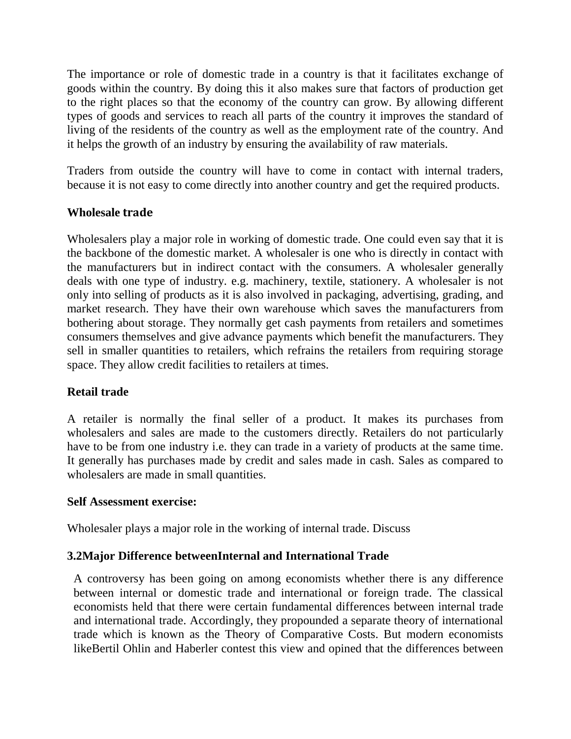The importance or role of domestic trade in a country is that it facilitates exchange of goods within the country. By doing this it also makes sure that factors of production get to the right places so that the economy of the country can grow. By allowing different types of goods and services to reach all parts of the country it improves the standard of living of the residents of the country as well as the employment rate of the country. And it helps the growth of an industry by ensuring the availability of raw materials.

Traders from outside the country will have to come in contact with internal traders, because it is not easy to come directly into another country and get the required products.

**Wholesale trade**

Wholesalers play a major role in working of domestic trade. One could even say that it is the backbone of the domestic market. A wholesaler is one who is directly in contact with the manufacturers but in indirect contact with the consumers. A wholesaler generally deals with one type of industry. e.g. machinery, textile, stationery. A wholesaler is not only into selling of products as it is also involved in packaging, advertising, grading, and market research. They have their own warehouse which saves the manufacturers from bothering about storage. They normally get cash payments from retailers and sometimes consumers themselves and give advance payments which benefit the manufacturers. They sell in smaller quantities to retailers, which refrains the retailers from requiring storage space. They allow credit facilities to retailers at times.

**Retail trade**

A retailer is normally the final seller of a product. It makes its purchases from wholesalers and sales are made to the customers directly. Retailers do not particularly have to be from one industry i.e. they can trade in a variety of products at the same time. It generally has purchases made by credit and sales made in cash. Sales as compared to wholesalers are made in small quantities.

**Self Assessment exercise:**

Wholesaler plays a major role in the working of internal trade. Discuss

### 3.2Major Difference betweenInternal and International Trade

A controversy has been going on among economists whether there is any difference between internal or domestic trade and international or foreign trade. The classical economists held that there were certain fundamental differences between internal trade and international trade. Accordingly, they propounded a separate theory of international trade which is known as the Theory of Comparative Costs. But modern economists likeBertil Ohlin and Haberler contest this view and opined that the differences between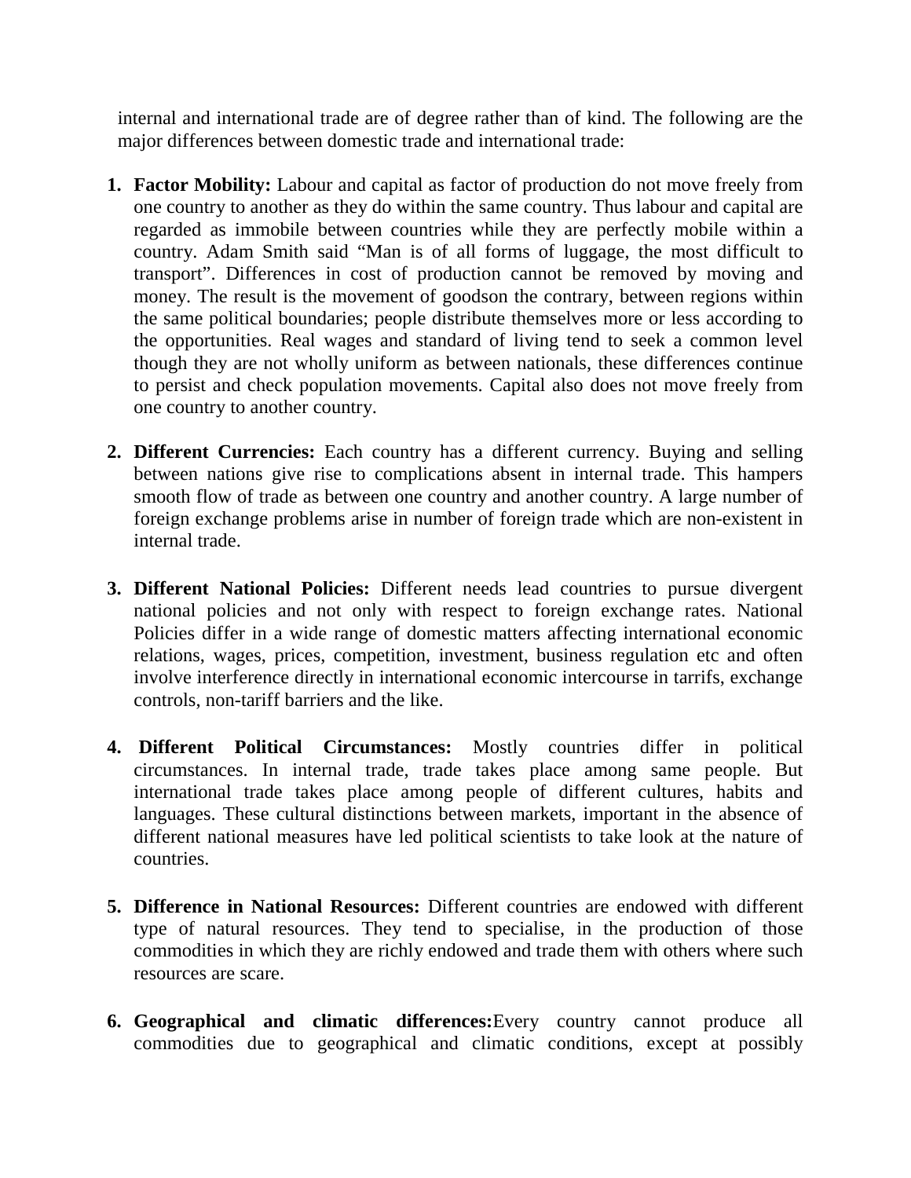internal and international trade are of degree rather than of kind. The following are the major differences between domestic trade and international trade:

1. **Factor Mobility:** Labour and capital as factor of production do not move freely from one country to another as they do within the same country. Thus labour and capital are regarded as immobile between countries while they are perfectly mobile within a country. Adam Smith said "Man is of all forms of luggage, the most difficult to transport". Differences in cost of production cannot be removed by moving and money. The result is the movement of goodson the contrary, between regions within the same political boundaries; people distribute themselves more or less according to the opportunities. Real wages and standard of living tend to seek a common level though they are not wholly uniform as between nationals, these differences continue to persist and check population movements. Capital also does not move freely from one country to another country.

2. **Different Currencies:** Each country has a different currency. Buying and selling between nations give rise to complications absent in internal trade. This hampers smooth flow of trade as between one country and another country. A large number of foreign exchange problems arise in number of foreign trade which are non-existent in internal trade.

3. **Different National Policies:** Different needs lead countries to pursue divergent national policies and not only with respect to foreign exchange rates. National Policies differ in a wide range of domestic matters affecting international economic relations, wages, prices, competition, investment, business regulation etc and often involve interference directly in international economic intercourse in tarrifs, exchange controls, non-tariff barriers and the like.

4. **Different Political Circumstances:** Mostly countries differ in political circumstances. In internal trade, trade takes place among same people. But international trade takes place among people of different cultures, habits and languages. These cultural distinctions between markets, important in the absence of different national measures have led political scientists to take look at the nature of countries.

5. **Difference in National Resources:** Different countries are endowed with different type of natural resources. They tend to specialise, in the production of those commodities in which they are richly endowed and trade them with others where such resources are scare.

6. **Geographical and climatic differences:**Every country cannot produce all commodities due to geographical and climatic conditions, except at possibly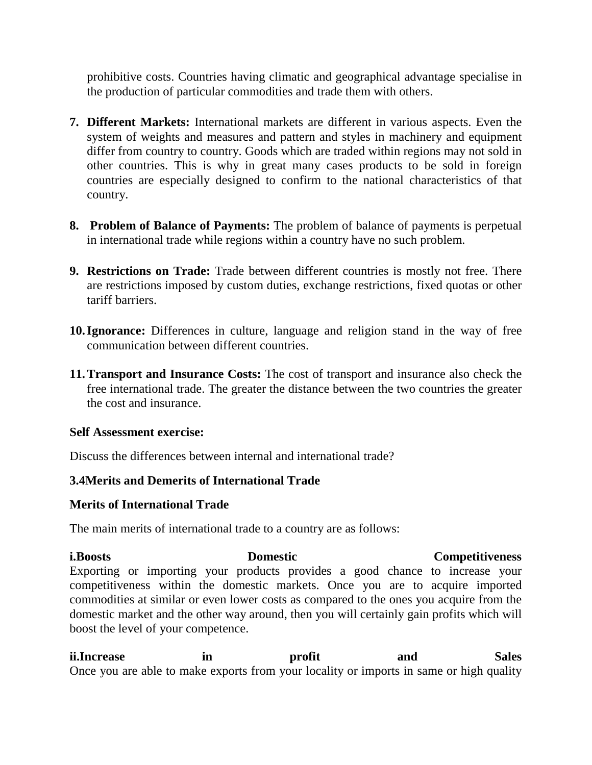prohibitive costs. Countries having climatic and geographical advantage specialise in the production of particular commodities and trade them with others.

7. **Different Markets:** International markets are different in various aspects. Even the system of weights and measures and pattern and styles in machinery and equipment differ from country to country. Goods which are traded within regions may not sold in other countries. This is why in great many cases products to be sold in foreign countries are especially designed to confirm to the national characteristics of that country.

8. **Problem of Balance of Payments:** The problem of balance of payments is perpetual in international trade while regions within a country have no such problem.

9. **Restrictions on Trade:** Trade between different countries is mostly not free. There are restrictions imposed by custom duties, exchange restrictions, fixed quotas or other tariff barriers.

10. **Ignorance:** Differences in culture, language and religion stand in the way of free communication between different countries.

11. **Transport and Insurance Costs:** The cost of transport and insurance also check the free international trade. The greater the distance between the two countries the greater the cost and insurance.

**Self Assessment exercise:**

Discuss the differences between internal and international trade?

### 3.4Merits and Demerits of International Trade

**Merits of International Trade**

The main merits of international trade to a country are as follows:

**i.Boosts Domestic Competitiveness**
Exporting or importing your products provides a good chance to increase your competitiveness within the domestic markets. Once you are to acquire imported commodities at similar or even lower costs as compared to the ones you acquire from the domestic market and the other way around, then you will certainly gain profits which will boost the level of your competence.

**ii.Increase in profit and Sales**
Once you are able to make exports from your locality or imports in same or high quality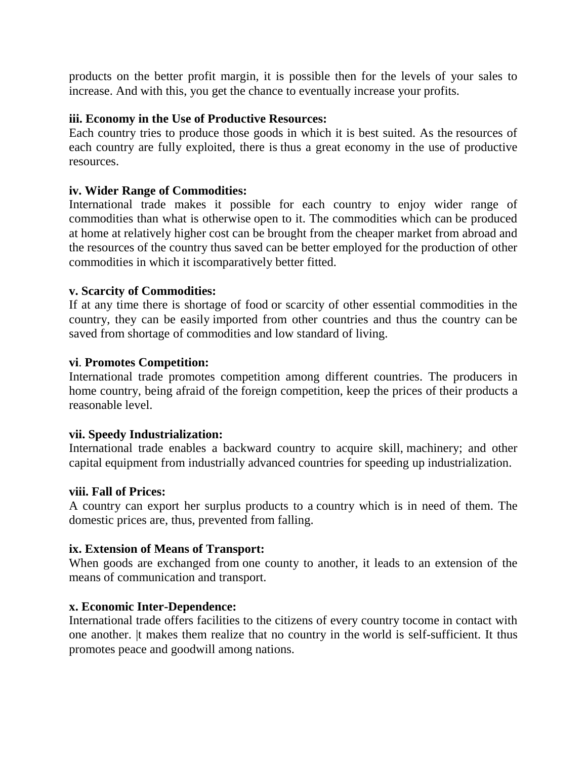products on the better profit margin, it is possible then for the levels of your sales to increase. And with this, you get the chance to eventually increase your profits.

**iii. Economy in the Use of Productive Resources:**
Each country tries to produce those goods in which it is best suited. As the resources of each country are fully exploited, there is thus a great economy in the use of productive resources.

**iv. Wider Range of Commodities:**
International trade makes it possible for each country to enjoy wider range of commodities than what is otherwise open to it. The commodities which can be produced at home at relatively higher cost can be brought from the cheaper market from abroad and the resources of the country thus saved can be better employed for the production of other commodities in which it iscomparatively better fitted.

**v. Scarcity of Commodities:**
If at any time there is shortage of food or scarcity of other essential commodities in the country, they can be easily imported from other countries and thus the country can be saved from shortage of commodities and low standard of living.

**vi. Promotes Competition:**
International trade promotes competition among different countries. The producers in home country, being afraid of the foreign competition, keep the prices of their products a reasonable level.

**vii. Speedy Industrialization:**
International trade enables a backward country to acquire skill, machinery; and other capital equipment from industrially advanced countries for speeding up industrialization.

**viii. Fall of Prices:**
A country can export her surplus products to a country which is in need of them. The domestic prices are, thus, prevented from falling.

**ix. Extension of Means of Transport:**
When goods are exchanged from one county to another, it leads to an extension of the means of communication and transport.

**x. Economic Inter-Dependence:**
International trade offers facilities to the citizens of every country tocome in contact with one another. |t makes them realize that no country in the world is self-sufficient. It thus promotes peace and goodwill among nations.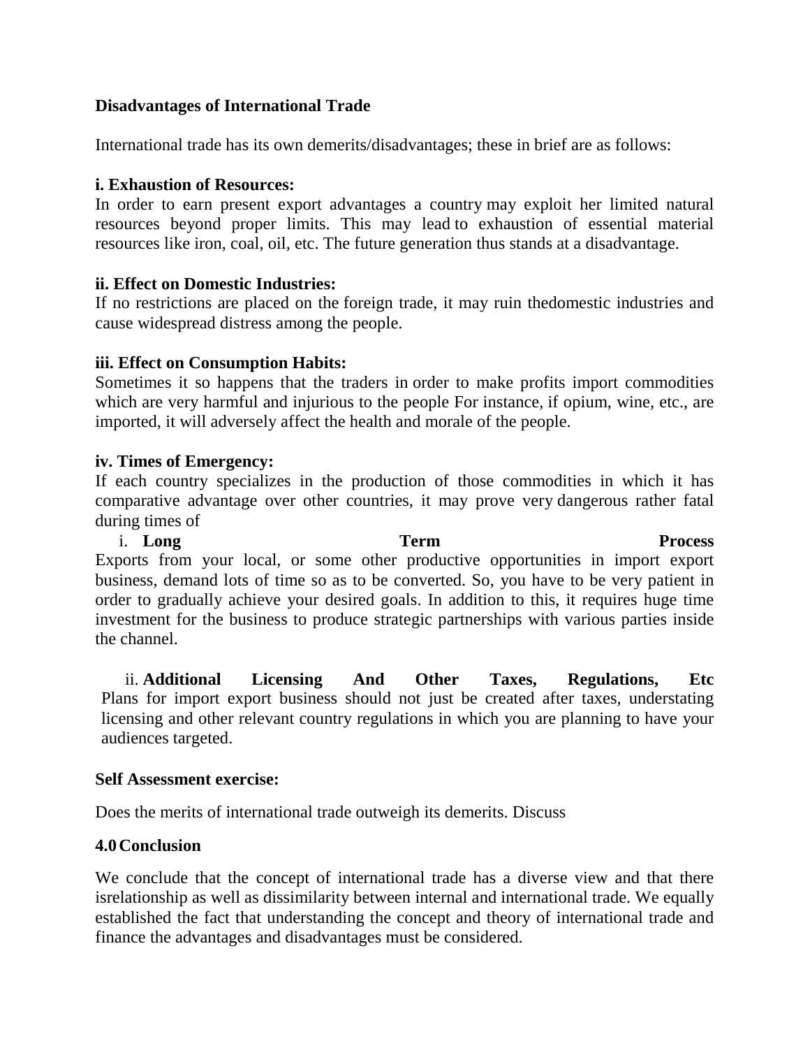**Disadvantages of International Trade**

International trade has its own demerits/disadvantages; these in brief are as follows:

**i. Exhaustion of Resources:**
In order to earn present export advantages a country may exploit her limited natural resources beyond proper limits. This may lead to exhaustion of essential material resources like iron, coal, oil, etc. The future generation thus stands at a disadvantage.

**ii. Effect on Domestic Industries:**
If no restrictions are placed on the foreign trade, it may ruin thedomestic industries and cause widespread distress among the people.

**iii. Effect on Consumption Habits:**
Sometimes it so happens that the traders in order to make profits import commodities which are very harmful and injurious to the people For instance, if opium, wine, etc., are imported, it will adversely affect the health and morale of the people.

**iv. Times of Emergency:**
If each country specializes in the production of those commodities in which it has comparative advantage over other countries, it may prove very dangerous rather fatal during times of

i. **Long Term Process**
Exports from your local, or some other productive opportunities in import export business, demand lots of time so as to be converted. So, you have to be very patient in order to gradually achieve your desired goals. In addition to this, it requires huge time investment for the business to produce strategic partnerships with various parties inside the channel.

ii. **Additional Licensing And Other Taxes, Regulations, Etc**
Plans for import export business should not just be created after taxes, understating licensing and other relevant country regulations in which you are planning to have your audiences targeted.

**Self Assessment exercise:**

Does the merits of international trade outweigh its demerits. Discuss

**4.0 Conclusion**

We conclude that the concept of international trade has a diverse view and that there isrelationship as well as dissimilarity between internal and international trade. We equally established the fact that understanding the concept and theory of international trade and finance the advantages and disadvantages must be considered.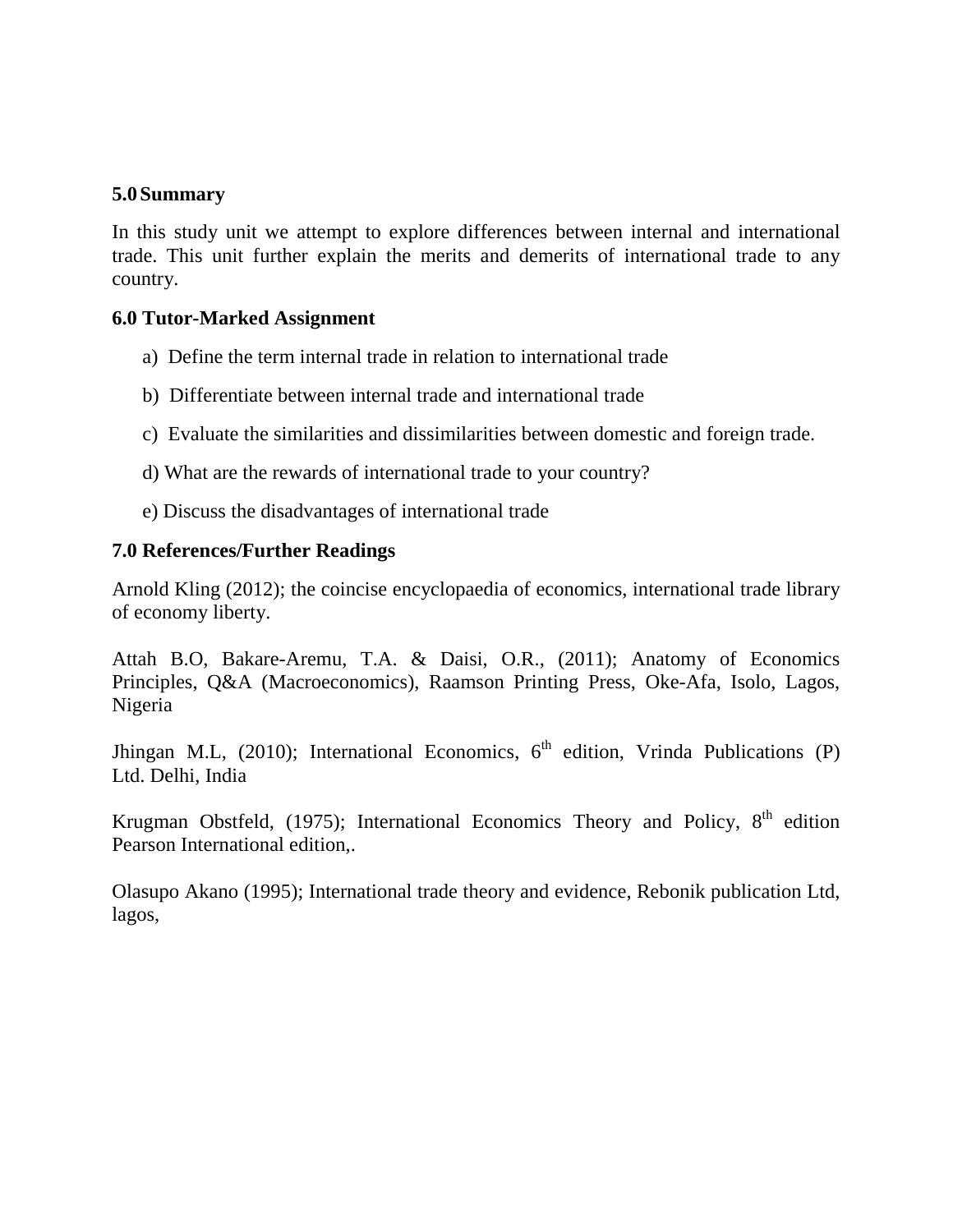## 5.0 Summary

In this study unit we attempt to explore differences between internal and international trade. This unit further explain the merits and demerits of international trade to any country.

## 6.0 Tutor-Marked Assignment

a) Define the term internal trade in relation to international trade

b) Differentiate between internal trade and international trade

c) Evaluate the similarities and dissimilarities between domestic and foreign trade.

d) What are the rewards of international trade to your country?

e) Discuss the disadvantages of international trade

## 7.0 References/Further Readings

Arnold Kling (2012); the coincise encyclopaedia of economics, international trade library of economy liberty.

Attah B.O, Bakare-Aremu, T.A. & Daisi, O.R., (2011); Anatomy of Economics Principles, Q&A (Macroeconomics), Raamson Printing Press, Oke-Afa, Isolo, Lagos, Nigeria

Jhingan M.L, (2010); International Economics, 6th edition, Vrinda Publications (P) Ltd. Delhi, India

Krugman Obstfeld, (1975); International Economics Theory and Policy, 8th edition Pearson International edition,.

Olasupo Akano (1995); International trade theory and evidence, Rebonik publication Ltd, lagos,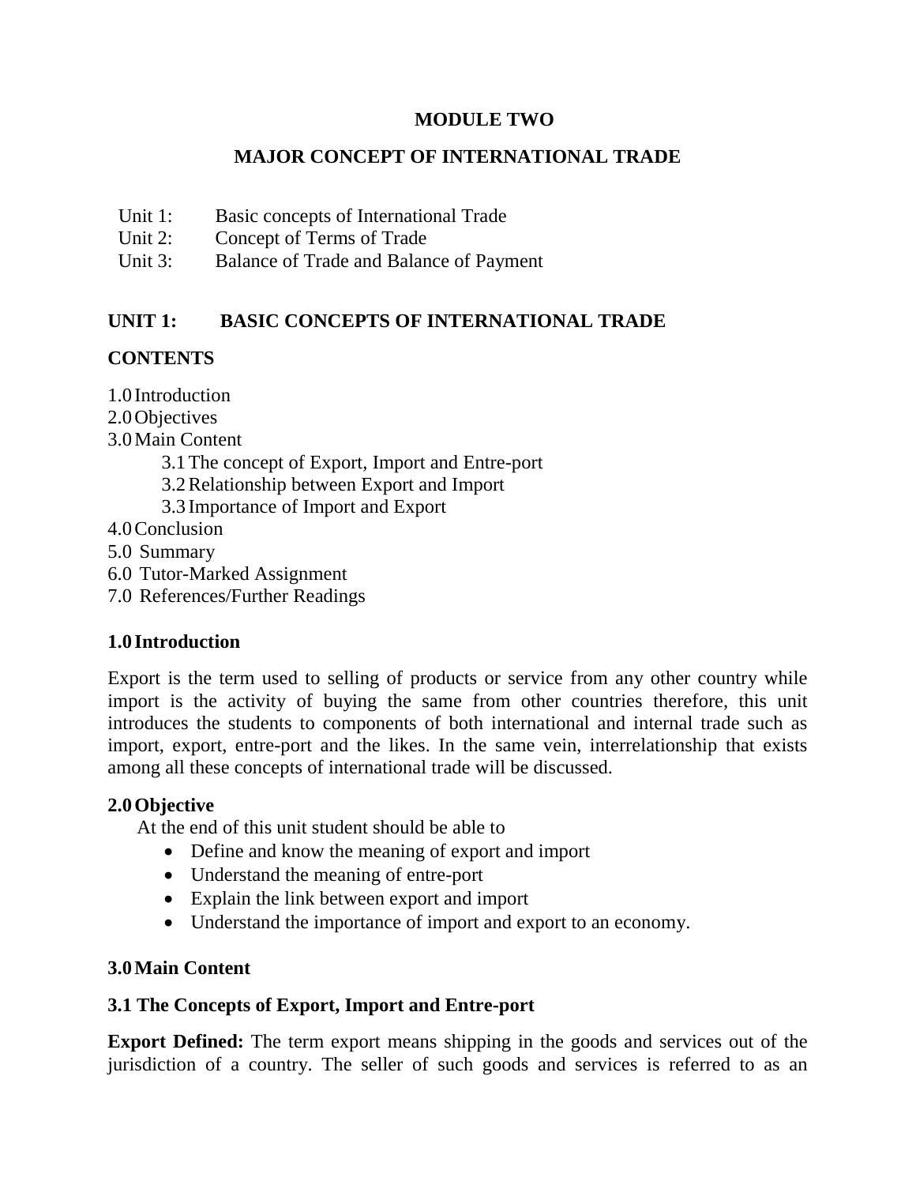# MODULE TWO

# MAJOR CONCEPT OF INTERNATIONAL TRADE

Unit 1: Basic concepts of International Trade
Unit 2: Concept of Terms of Trade
Unit 3: Balance of Trade and Balance of Payment

## UNIT 1: BASIC CONCEPTS OF INTERNATIONAL TRADE

### CONTENTS

1.0 Introduction
2.0 Objectives
3.0 Main Content
    3.1 The concept of Export, Import and Entre-port
    3.2 Relationship between Export and Import
    3.3 Importance of Import and Export
4.0 Conclusion
5.0 Summary
6.0 Tutor-Marked Assignment
7.0 References/Further Readings

### 1.0 Introduction

Export is the term used to selling of products or service from any other country while import is the activity of buying the same from other countries therefore, this unit introduces the students to components of both international and internal trade such as import, export, entre-port and the likes. In the same vein, interrelationship that exists among all these concepts of international trade will be discussed.

### 2.0 Objective

At the end of this unit student should be able to

- Define and know the meaning of export and import
- Understand the meaning of entre-port
- Explain the link between export and import
- Understand the importance of import and export to an economy.

### 3.0 Main Content

### 3.1 The Concepts of Export, Import and Entre-port

**Export Defined:** The term export means shipping in the goods and services out of the jurisdiction of a country. The seller of such goods and services is referred to as an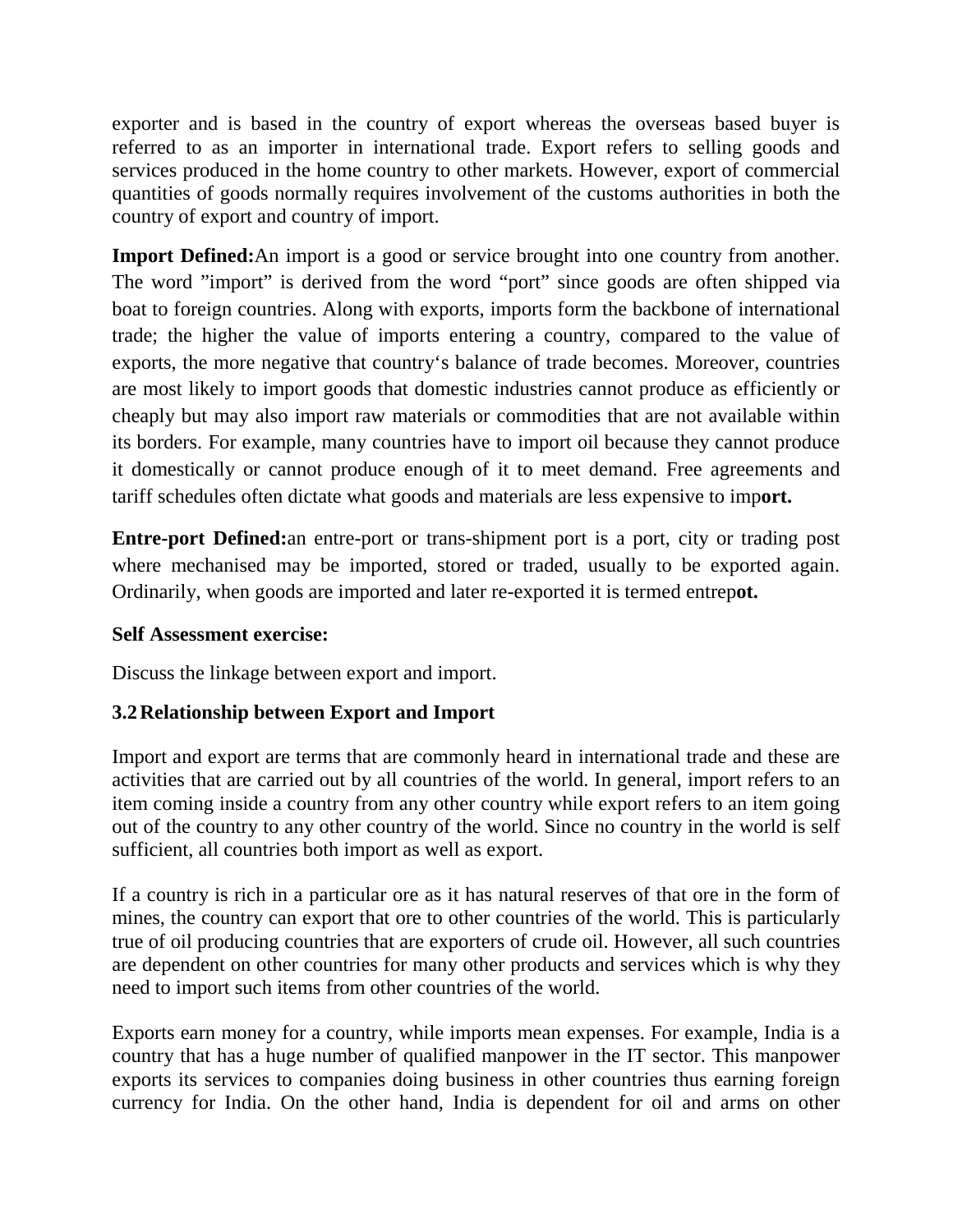exporter and is based in the country of export whereas the overseas based buyer is referred to as an importer in international trade. Export refers to selling goods and services produced in the home country to other markets. However, export of commercial quantities of goods normally requires involvement of the customs authorities in both the country of export and country of import.

**Import Defined:**An import is a good or service brought into one country from another. The word "import" is derived from the word "port" since goods are often shipped via boat to foreign countries. Along with exports, imports form the backbone of international trade; the higher the value of imports entering a country, compared to the value of exports, the more negative that country's balance of trade becomes. Moreover, countries are most likely to import goods that domestic industries cannot produce as efficiently or cheaply but may also import raw materials or commodities that are not available within its borders. For example, many countries have to import oil because they cannot produce it domestically or cannot produce enough of it to meet demand. Free agreements and tariff schedules often dictate what goods and materials are less expensive to imp**ort.**

**Entre-port Defined:**an entre-port or trans-shipment port is a port, city or trading post where mechanised may be imported, stored or traded, usually to be exported again. Ordinarily, when goods are imported and later re-exported it is termed entrep**ot.**

**Self Assessment exercise:**

Discuss the linkage between export and import.

### 3.2 Relationship between Export and Import

Import and export are terms that are commonly heard in international trade and these are activities that are carried out by all countries of the world. In general, import refers to an item coming inside a country from any other country while export refers to an item going out of the country to any other country of the world. Since no country in the world is self sufficient, all countries both import as well as export.

If a country is rich in a particular ore as it has natural reserves of that ore in the form of mines, the country can export that ore to other countries of the world. This is particularly true of oil producing countries that are exporters of crude oil. However, all such countries are dependent on other countries for many other products and services which is why they need to import such items from other countries of the world.

Exports earn money for a country, while imports mean expenses. For example, India is a country that has a huge number of qualified manpower in the IT sector. This manpower exports its services to companies doing business in other countries thus earning foreign currency for India. On the other hand, India is dependent for oil and arms on other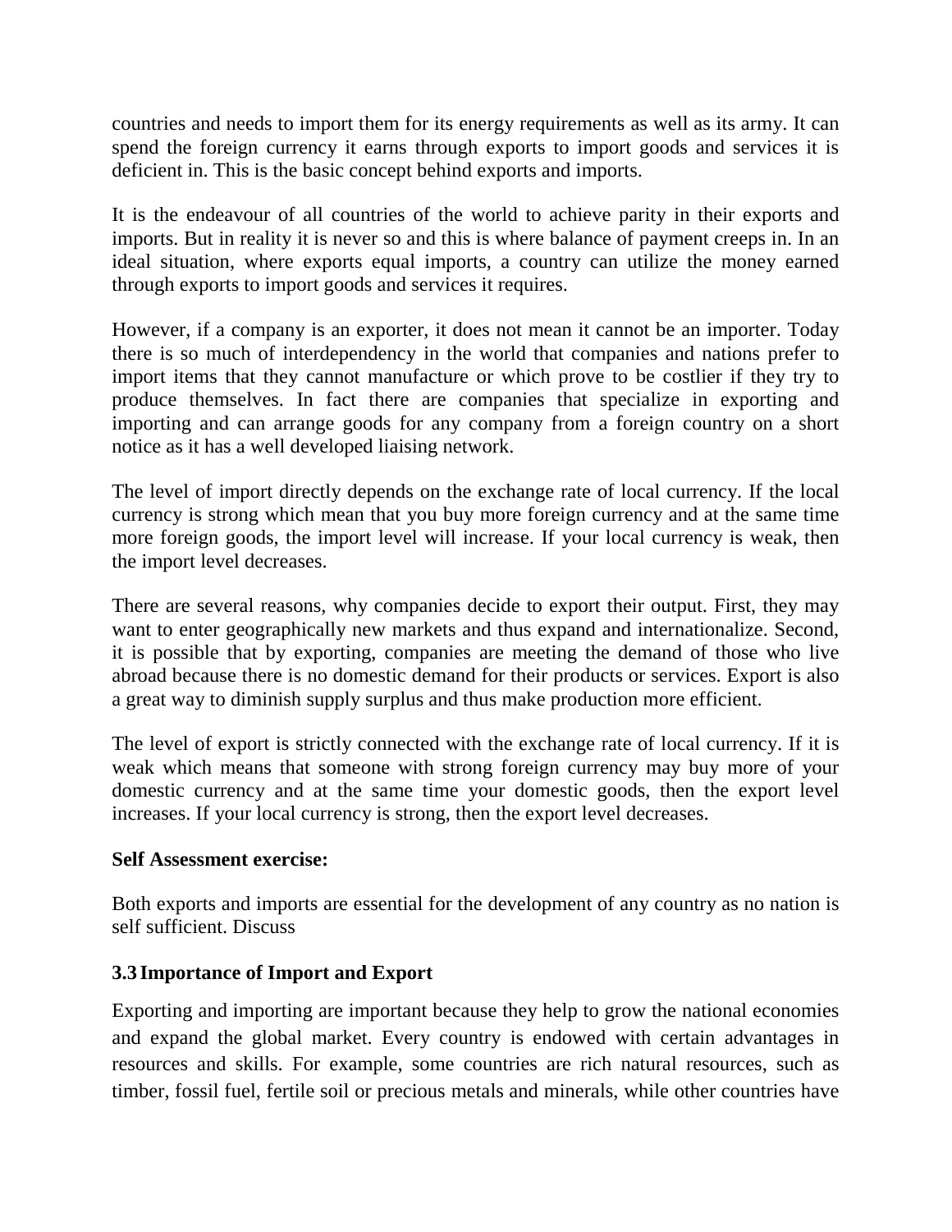countries and needs to import them for its energy requirements as well as its army. It can spend the foreign currency it earns through exports to import goods and services it is deficient in. This is the basic concept behind exports and imports.

It is the endeavour of all countries of the world to achieve parity in their exports and imports. But in reality it is never so and this is where balance of payment creeps in. In an ideal situation, where exports equal imports, a country can utilize the money earned through exports to import goods and services it requires.

However, if a company is an exporter, it does not mean it cannot be an importer. Today there is so much of interdependency in the world that companies and nations prefer to import items that they cannot manufacture or which prove to be costlier if they try to produce themselves. In fact there are companies that specialize in exporting and importing and can arrange goods for any company from a foreign country on a short notice as it has a well developed liaising network.

The level of import directly depends on the exchange rate of local currency. If the local currency is strong which mean that you buy more foreign currency and at the same time more foreign goods, the import level will increase. If your local currency is weak, then the import level decreases.

There are several reasons, why companies decide to export their output. First, they may want to enter geographically new markets and thus expand and internationalize. Second, it is possible that by exporting, companies are meeting the demand of those who live abroad because there is no domestic demand for their products or services. Export is also a great way to diminish supply surplus and thus make production more efficient.

The level of export is strictly connected with the exchange rate of local currency. If it is weak which means that someone with strong foreign currency may buy more of your domestic currency and at the same time your domestic goods, then the export level increases. If your local currency is strong, then the export level decreases.

**Self Assessment exercise:**

Both exports and imports are essential for the development of any country as no nation is self sufficient. Discuss

### 3.3 Importance of Import and Export

Exporting and importing are important because they help to grow the national economies and expand the global market. Every country is endowed with certain advantages in resources and skills. For example, some countries are rich natural resources, such as timber, fossil fuel, fertile soil or precious metals and minerals, while other countries have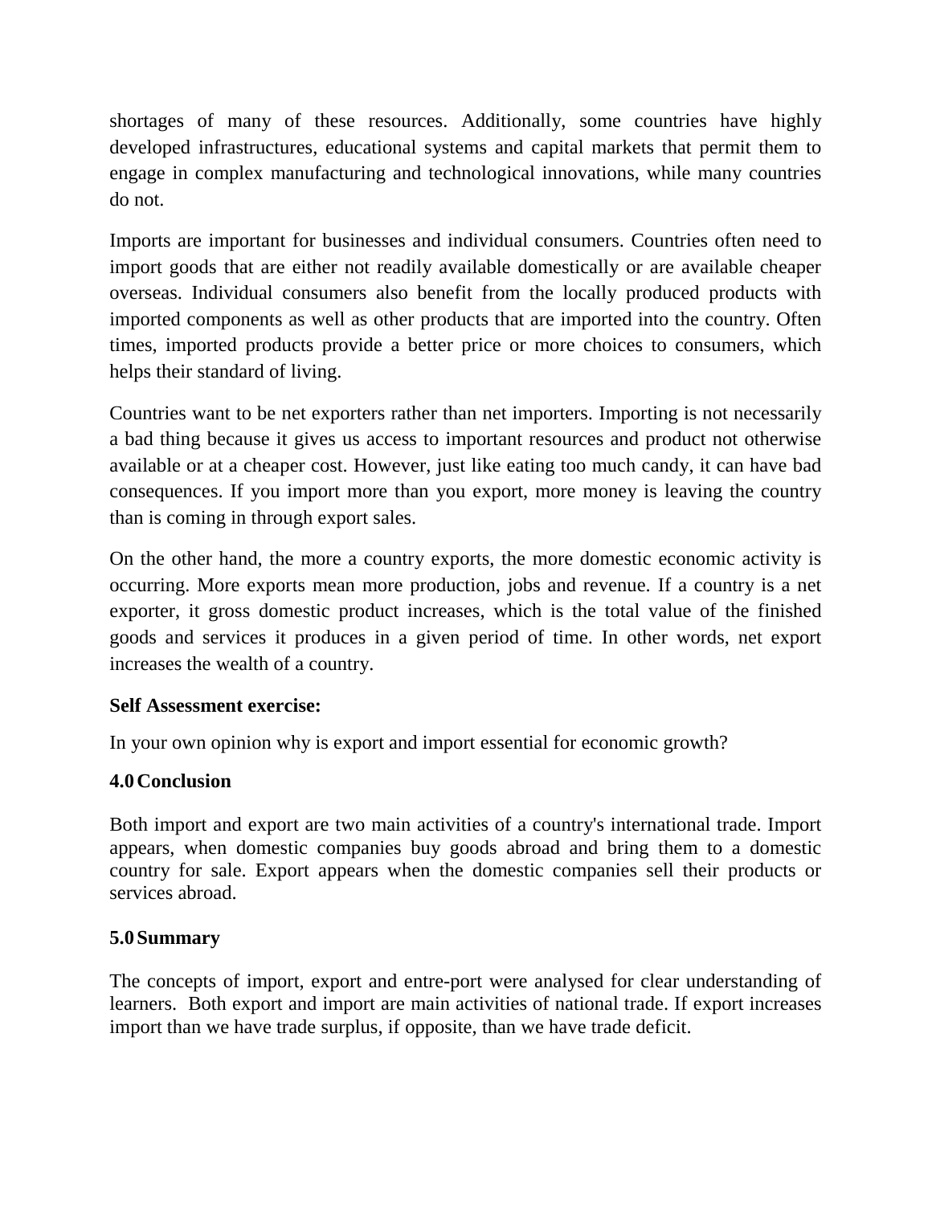shortages of many of these resources. Additionally, some countries have highly developed infrastructures, educational systems and capital markets that permit them to engage in complex manufacturing and technological innovations, while many countries do not.

Imports are important for businesses and individual consumers. Countries often need to import goods that are either not readily available domestically or are available cheaper overseas. Individual consumers also benefit from the locally produced products with imported components as well as other products that are imported into the country. Often times, imported products provide a better price or more choices to consumers, which helps their standard of living.

Countries want to be net exporters rather than net importers. Importing is not necessarily a bad thing because it gives us access to important resources and product not otherwise available or at a cheaper cost. However, just like eating too much candy, it can have bad consequences. If you import more than you export, more money is leaving the country than is coming in through export sales.

On the other hand, the more a country exports, the more domestic economic activity is occurring. More exports mean more production, jobs and revenue. If a country is a net exporter, it gross domestic product increases, which is the total value of the finished goods and services it produces in a given period of time. In other words, net export increases the wealth of a country.

**Self Assessment exercise:**

In your own opinion why is export and import essential for economic growth?

## 4.0 Conclusion

Both import and export are two main activities of a country's international trade. Import appears, when domestic companies buy goods abroad and bring them to a domestic country for sale. Export appears when the domestic companies sell their products or services abroad.

## 5.0 Summary

The concepts of import, export and entre-port were analysed for clear understanding of learners. Both export and import are main activities of national trade. If export increases import than we have trade surplus, if opposite, than we have trade deficit.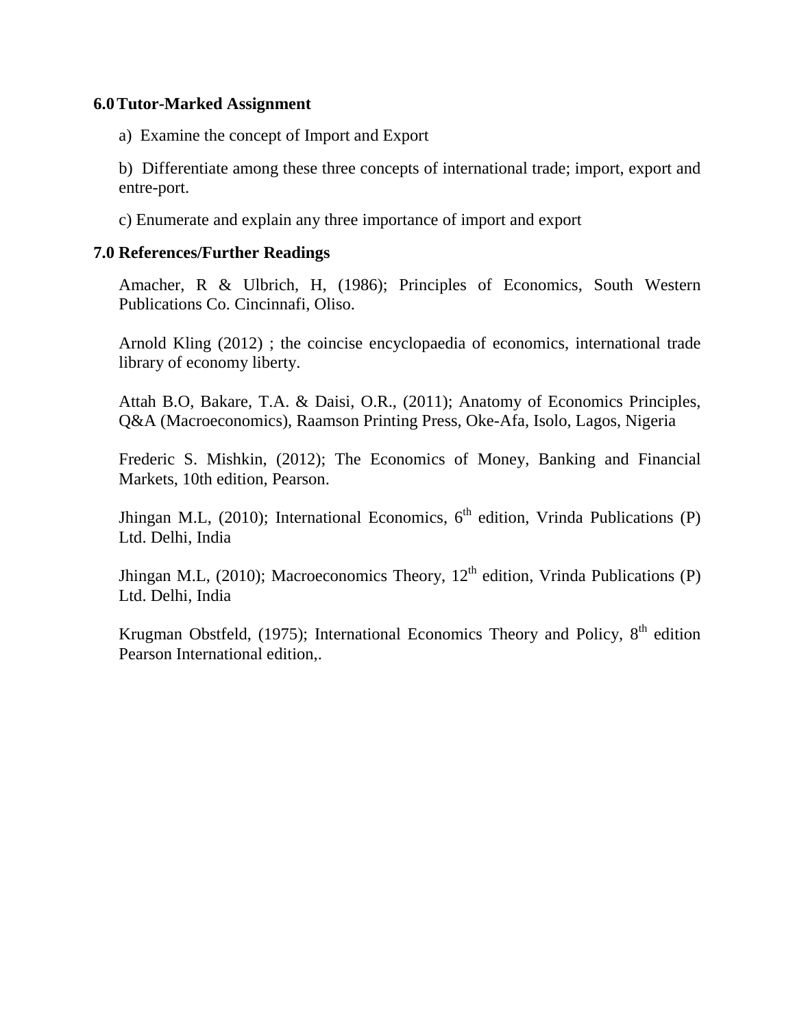## 6.0 Tutor-Marked Assignment

a) Examine the concept of Import and Export

b) Differentiate among these three concepts of international trade; import, export and entre-port.

c) Enumerate and explain any three importance of import and export

## 7.0 References/Further Readings

Amacher, R & Ulbrich, H, (1986); Principles of Economics, South Western Publications Co. Cincinnafi, Oliso.

Arnold Kling (2012) ; the coincise encyclopaedia of economics, international trade library of economy liberty.

Attah B.O, Bakare, T.A. & Daisi, O.R., (2011); Anatomy of Economics Principles, Q&A (Macroeconomics), Raamson Printing Press, Oke-Afa, Isolo, Lagos, Nigeria

Frederic S. Mishkin, (2012); The Economics of Money, Banking and Financial Markets, 10th edition, Pearson.

Jhingan M.L, (2010); International Economics, 6th edition, Vrinda Publications (P) Ltd. Delhi, India

Jhingan M.L, (2010); Macroeconomics Theory, 12th edition, Vrinda Publications (P) Ltd. Delhi, India

Krugman Obstfeld, (1975); International Economics Theory and Policy, 8th edition Pearson International edition,.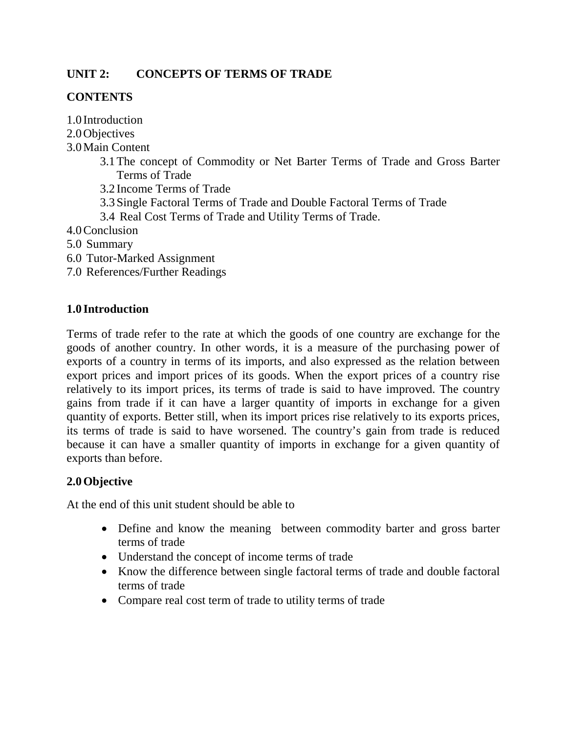## UNIT 2: CONCEPTS OF TERMS OF TRADE

### CONTENTS

1.0 Introduction
2.0 Objectives
3.0 Main Content
   3.1 The concept of Commodity or Net Barter Terms of Trade and Gross Barter Terms of Trade
   3.2 Income Terms of Trade
   3.3 Single Factoral Terms of Trade and Double Factoral Terms of Trade
   3.4 Real Cost Terms of Trade and Utility Terms of Trade.
4.0 Conclusion
5.0 Summary
6.0 Tutor-Marked Assignment
7.0 References/Further Readings

### 1.0 Introduction

Terms of trade refer to the rate at which the goods of one country are exchange for the goods of another country. In other words, it is a measure of the purchasing power of exports of a country in terms of its imports, and also expressed as the relation between export prices and import prices of its goods. When the export prices of a country rise relatively to its import prices, its terms of trade is said to have improved. The country gains from trade if it can have a larger quantity of imports in exchange for a given quantity of exports. Better still, when its import prices rise relatively to its exports prices, its terms of trade is said to have worsened. The country's gain from trade is reduced because it can have a smaller quantity of imports in exchange for a given quantity of exports than before.

### 2.0 Objective

At the end of this unit student should be able to

- Define and know the meaning between commodity barter and gross barter terms of trade
- Understand the concept of income terms of trade
- Know the difference between single factoral terms of trade and double factoral terms of trade
- Compare real cost term of trade to utility terms of trade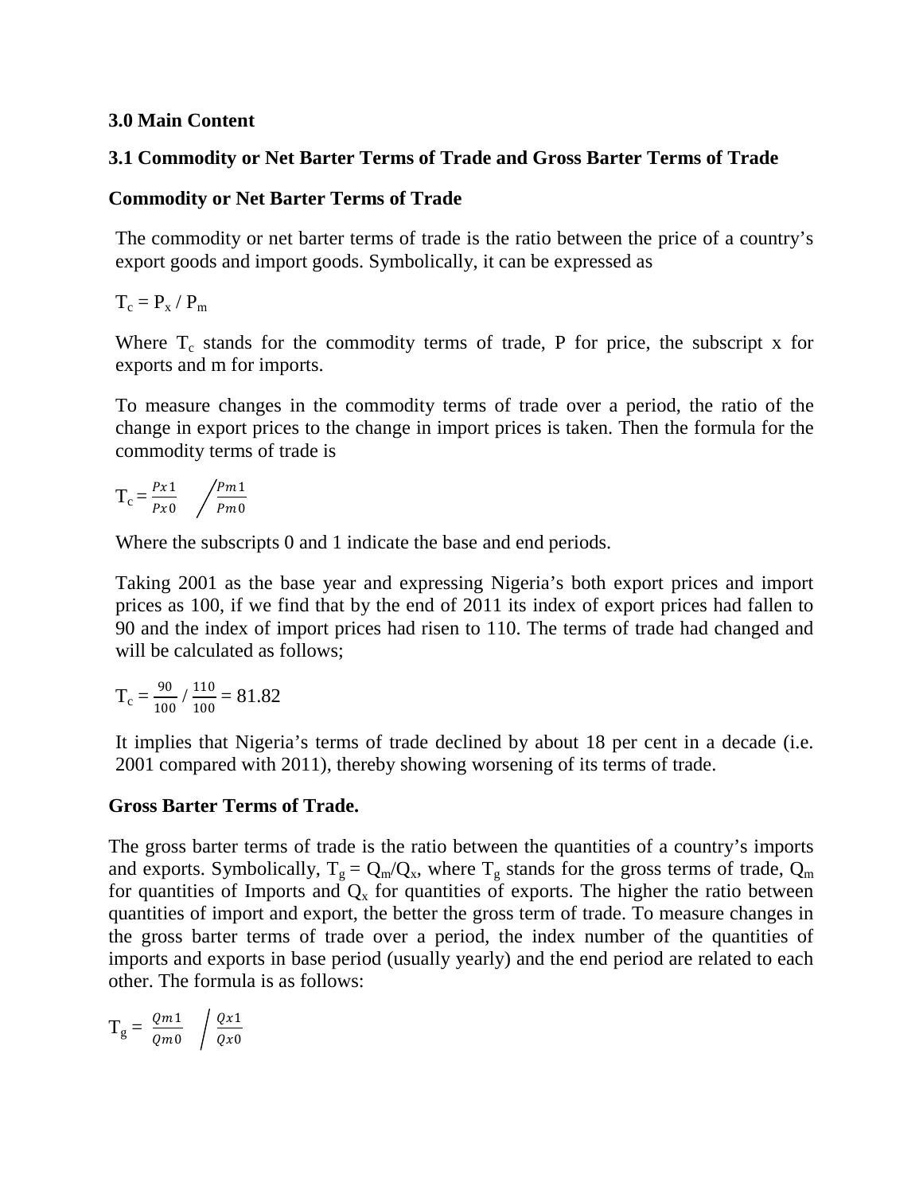### 3.0 Main Content

### 3.1 Commodity or Net Barter Terms of Trade and Gross Barter Terms of Trade

**Commodity or Net Barter Terms of Trade**

The commodity or net barter terms of trade is the ratio between the price of a country's export goods and import goods. Symbolically, it can be expressed as

$T_c = P_x / P_m$

Where $T_c$ stands for the commodity terms of trade, P for price, the subscript x for exports and m for imports.

To measure changes in the commodity terms of trade over a period, the ratio of the change in export prices to the change in import prices is taken. Then the formula for the commodity terms of trade is

$$T_c = \frac{Px1}{Px0} \Big/ \frac{Pm1}{Pm0}$$

Where the subscripts 0 and 1 indicate the base and end periods.

Taking 2001 as the base year and expressing Nigeria's both export prices and import prices as 100, if we find that by the end of 2011 its index of export prices had fallen to 90 and the index of import prices had risen to 110. The terms of trade had changed and will be calculated as follows;

$$T_c = \frac{90}{100} / \frac{110}{100} = 81.82$$

It implies that Nigeria's terms of trade declined by about 18 per cent in a decade (i.e. 2001 compared with 2011), thereby showing worsening of its terms of trade.

**Gross Barter Terms of Trade.**

The gross barter terms of trade is the ratio between the quantities of a country's imports and exports. Symbolically, $T_g = Q_m/Q_x$, where $T_g$ stands for the gross terms of trade, $Q_m$ for quantities of Imports and $Q_x$ for quantities of exports. The higher the ratio between quantities of import and export, the better the gross term of trade. To measure changes in the gross barter terms of trade over a period, the index number of the quantities of imports and exports in base period (usually yearly) and the end period are related to each other. The formula is as follows:

$$T_g = \frac{Qm1}{Qm0} \Big/ \frac{Qx1}{Qx0}$$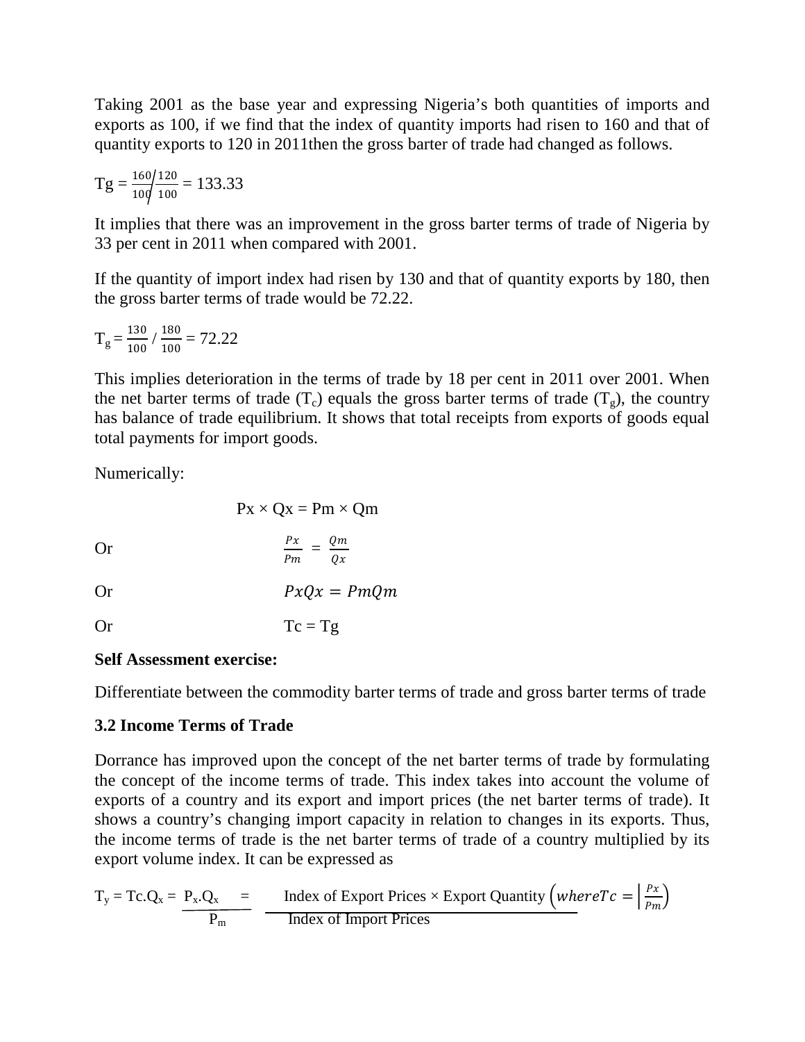Taking 2001 as the base year and expressing Nigeria's both quantities of imports and exports as 100, if we find that the index of quantity imports had risen to 160 and that of quantity exports to 120 in 2011then the gross barter of trade had changed as follows.

$$Tg = \frac{160}{100} / \frac{120}{100} = 133.33$$

It implies that there was an improvement in the gross barter terms of trade of Nigeria by 33 per cent in 2011 when compared with 2001.

If the quantity of import index had risen by 130 and that of quantity exports by 180, then the gross barter terms of trade would be 72.22.

$$T_g = \frac{130}{100} / \frac{180}{100} = 72.22$$

This implies deterioration in the terms of trade by 18 per cent in 2011 over 2001. When the net barter terms of trade ($T_c$) equals the gross barter terms of trade ($T_g$), the country has balance of trade equilibrium. It shows that total receipts from exports of goods equal total payments for import goods.

Numerically:

$$Px \times Qx = Pm \times Qm$$

Or $$\frac{Px}{Pm} = \frac{Qm}{Qx}$$

Or $$PxQx = PmQm$$

Or $$Tc = Tg$$

**Self Assessment exercise:**

Differentiate between the commodity barter terms of trade and gross barter terms of trade

## 3.2 Income Terms of Trade

Dorrance has improved upon the concept of the net barter terms of trade by formulating the concept of the income terms of trade. This index takes into account the volume of exports of a country and its export and import prices (the net barter terms of trade). It shows a country's changing import capacity in relation to changes in its exports. Thus, the income terms of trade is the net barter terms of trade of a country multiplied by its export volume index. It can be expressed as

$$T_y = Tc.Q_x = \frac{P_x.Q_x}{P_m} = \frac{\text{Index of Export Prices} \times \text{Export Quantity}}{\text{Index of Import Prices}} \left( where Tc = \left| \frac{Px}{Pm} \right. \right)$$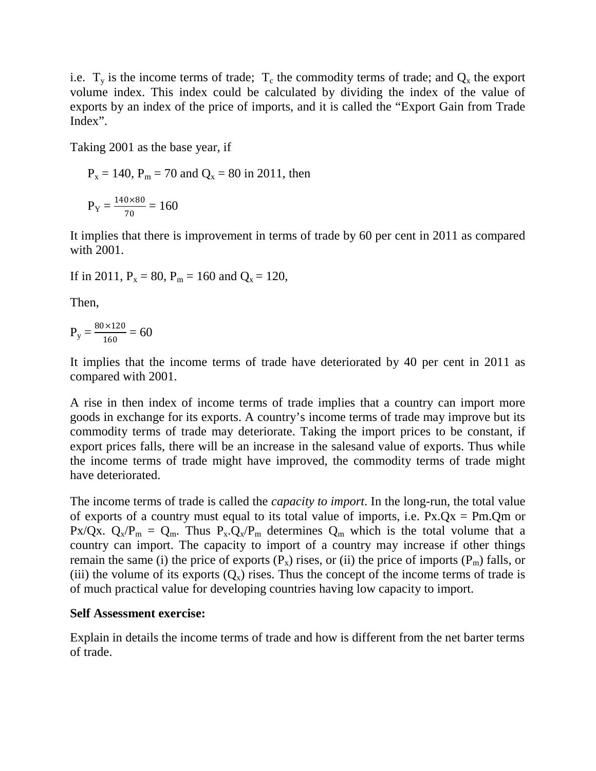i.e. $T_y$ is the income terms of trade; $T_c$ the commodity terms of trade; and $Q_x$ the export volume index. This index could be calculated by dividing the index of the value of exports by an index of the price of imports, and it is called the "Export Gain from Trade Index".

Taking 2001 as the base year, if

$P_x = 140$, $P_m = 70$ and $Q_x = 80$ in 2011, then

$$P_Y = \frac{140 \times 80}{70} = 160$$

It implies that there is improvement in terms of trade by 60 per cent in 2011 as compared with 2001.

If in 2011, $P_x = 80$, $P_m = 160$ and $Q_x = 120$,

Then,

$$P_y = \frac{80 \times 120}{160} = 60$$

It implies that the income terms of trade have deteriorated by 40 per cent in 2011 as compared with 2001.

A rise in then index of income terms of trade implies that a country can import more goods in exchange for its exports. A country's income terms of trade may improve but its commodity terms of trade may deteriorate. Taking the import prices to be constant, if export prices falls, there will be an increase in the salesand value of exports. Thus while the income terms of trade might have improved, the commodity terms of trade might have deteriorated.

The income terms of trade is called the *capacity to import*. In the long-run, the total value of exports of a country must equal to its total value of imports, i.e. $Px.Qx = Pm.Qm$ or $Px/Qx$. $Q_x/P_m = Q_m$. Thus $P_x.Q_x/P_m$ determines $Q_m$ which is the total volume that a country can import. The capacity to import of a country may increase if other things remain the same (i) the price of exports ($P_x$) rises, or (ii) the price of imports ($P_m$) falls, or (iii) the volume of its exports ($Q_x$) rises. Thus the concept of the income terms of trade is of much practical value for developing countries having low capacity to import.

**Self Assessment exercise:**

Explain in details the income terms of trade and how is different from the net barter terms of trade.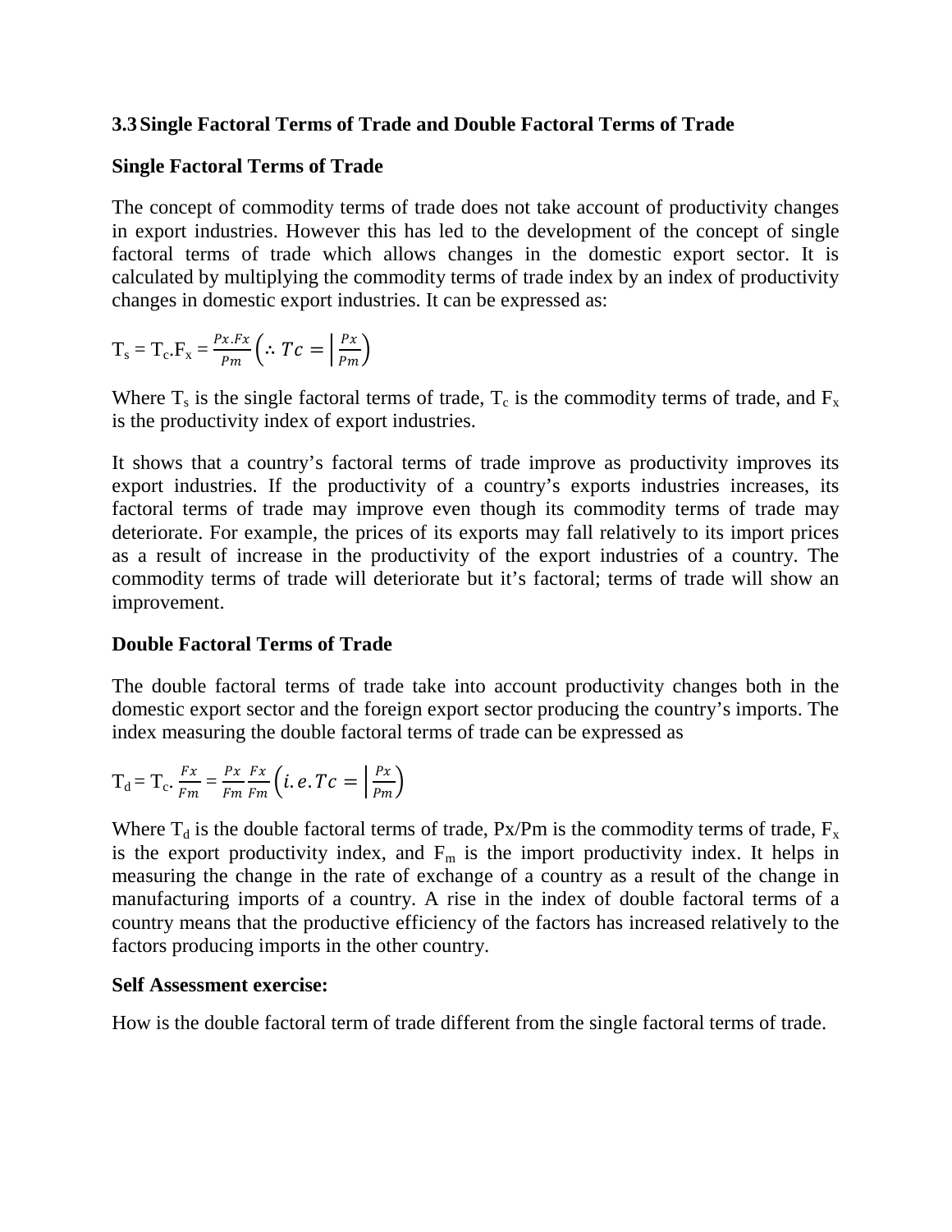## 3.3 Single Factoral Terms of Trade and Double Factoral Terms of Trade

### Single Factoral Terms of Trade

The concept of commodity terms of trade does not take account of productivity changes in export industries. However this has led to the development of the concept of single factoral terms of trade which allows changes in the domestic export sector. It is calculated by multiplying the commodity terms of trade index by an index of productivity changes in domestic export industries. It can be expressed as:

$T_s = T_c.F_x = \frac{Px.Fx}{Pm} \left( \therefore Tc = \left| \frac{Px}{Pm} \right. \right)$

Where $T_s$ is the single factoral terms of trade, $T_c$ is the commodity terms of trade, and $F_x$ is the productivity index of export industries.

It shows that a country's factoral terms of trade improve as productivity improves its export industries. If the productivity of a country's exports industries increases, its factoral terms of trade may improve even though its commodity terms of trade may deteriorate. For example, the prices of its exports may fall relatively to its import prices as a result of increase in the productivity of the export industries of a country. The commodity terms of trade will deteriorate but it's factoral; terms of trade will show an improvement.

### Double Factoral Terms of Trade

The double factoral terms of trade take into account productivity changes both in the domestic export sector and the foreign export sector producing the country's imports. The index measuring the double factoral terms of trade can be expressed as

$T_d = T_c. \frac{Fx}{Fm} = \frac{Px}{Fm} \frac{Fx}{Fm} \left( i.e. Tc = \left| \frac{Px}{Pm} \right. \right)$

Where $T_d$ is the double factoral terms of trade, Px/Pm is the commodity terms of trade, $F_x$ is the export productivity index, and $F_m$ is the import productivity index. It helps in measuring the change in the rate of exchange of a country as a result of the change in manufacturing imports of a country. A rise in the index of double factoral terms of a country means that the productive efficiency of the factors has increased relatively to the factors producing imports in the other country.

**Self Assessment exercise:**

How is the double factoral term of trade different from the single factoral terms of trade.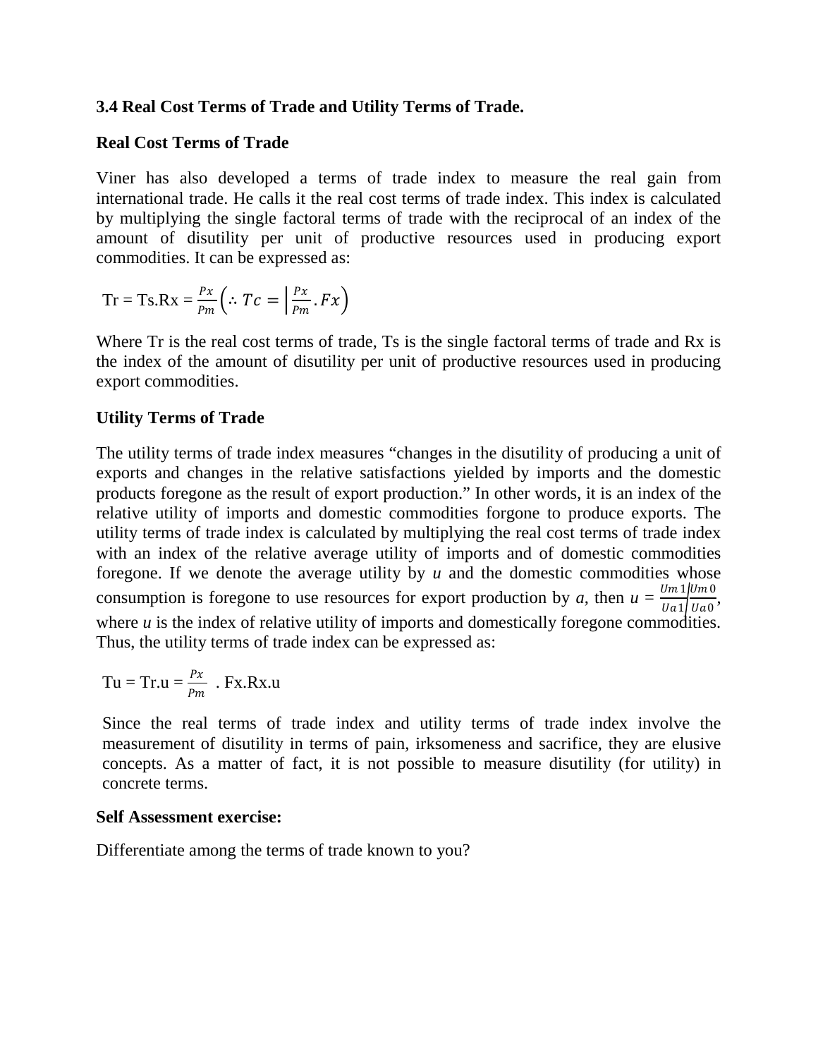**3.4 Real Cost Terms of Trade and Utility Terms of Trade.**

**Real Cost Terms of Trade**

Viner has also developed a terms of trade index to measure the real gain from international trade. He calls it the real cost terms of trade index. This index is calculated by multiplying the single factoral terms of trade with the reciprocal of an index of the amount of disutility per unit of productive resources used in producing export commodities. It can be expressed as:

$$Tr = Ts.Rx = \frac{Px}{Pm}\left(\therefore Tc = \left|\frac{Px}{Pm}.Fx\right)\right.$$

Where Tr is the real cost terms of trade, Ts is the single factoral terms of trade and Rx is the index of the amount of disutility per unit of productive resources used in producing export commodities.

**Utility Terms of Trade**

The utility terms of trade index measures "changes in the disutility of producing a unit of exports and changes in the relative satisfactions yielded by imports and the domestic products foregone as the result of export production." In other words, it is an index of the relative utility of imports and domestic commodities forgone to produce exports. The utility terms of trade index is calculated by multiplying the real cost terms of trade index with an index of the relative average utility of imports and of domestic commodities foregone. If we denote the average utility by *u* and the domestic commodities whose consumption is foregone to use resources for export production by *a*, then $u = \frac{Um1}{Ua1}\Big/\frac{Um0}{Ua0}$, where *u* is the index of relative utility of imports and domestically foregone commodities. Thus, the utility terms of trade index can be expressed as:

$$Tu = Tr.u = \frac{Px}{Pm}\ .\ Fx.Rx.u$$

Since the real terms of trade index and utility terms of trade index involve the measurement of disutility in terms of pain, irksomeness and sacrifice, they are elusive concepts. As a matter of fact, it is not possible to measure disutility (for utility) in concrete terms.

**Self Assessment exercise:**

Differentiate among the terms of trade known to you?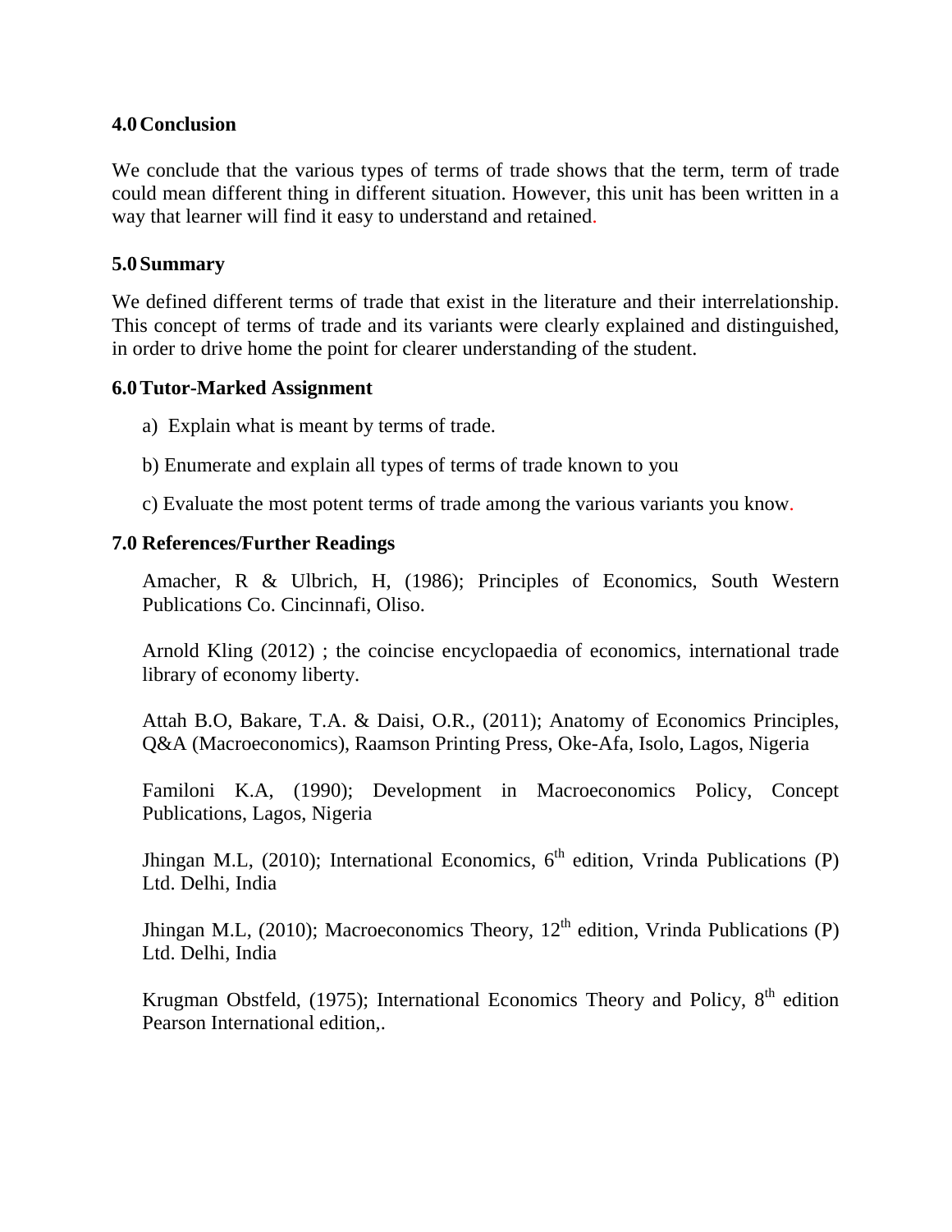## 4.0 Conclusion

We conclude that the various types of terms of trade shows that the term, term of trade could mean different thing in different situation. However, this unit has been written in a way that learner will find it easy to understand and retained.

## 5.0 Summary

We defined different terms of trade that exist in the literature and their interrelationship. This concept of terms of trade and its variants were clearly explained and distinguished, in order to drive home the point for clearer understanding of the student.

## 6.0 Tutor-Marked Assignment

a) Explain what is meant by terms of trade.

b) Enumerate and explain all types of terms of trade known to you

c) Evaluate the most potent terms of trade among the various variants you know.

## 7.0 References/Further Readings

Amacher, R & Ulbrich, H, (1986); Principles of Economics, South Western Publications Co. Cincinnafi, Oliso.

Arnold Kling (2012) ; the coincise encyclopaedia of economics, international trade library of economy liberty.

Attah B.O, Bakare, T.A. & Daisi, O.R., (2011); Anatomy of Economics Principles, Q&A (Macroeconomics), Raamson Printing Press, Oke-Afa, Isolo, Lagos, Nigeria

Familoni K.A, (1990); Development in Macroeconomics Policy, Concept Publications, Lagos, Nigeria

Jhingan M.L, (2010); International Economics, 6th edition, Vrinda Publications (P) Ltd. Delhi, India

Jhingan M.L, (2010); Macroeconomics Theory, 12th edition, Vrinda Publications (P) Ltd. Delhi, India

Krugman Obstfeld, (1975); International Economics Theory and Policy, 8th edition Pearson International edition,.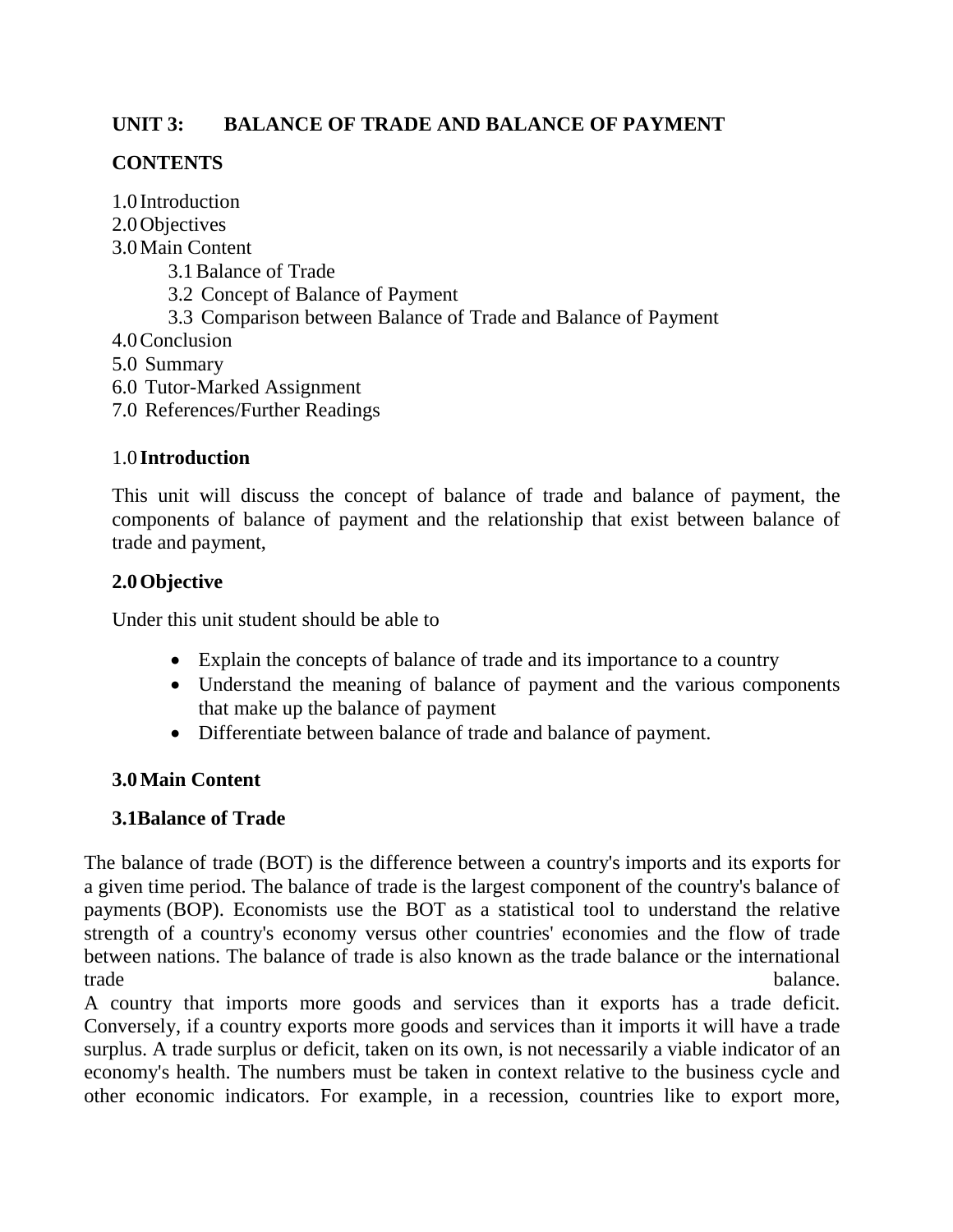**UNIT 3: BALANCE OF TRADE AND BALANCE OF PAYMENT**

**CONTENTS**

1.0 Introduction
2.0 Objectives
3.0 Main Content
  3.1 Balance of Trade
  3.2 Concept of Balance of Payment
  3.3 Comparison between Balance of Trade and Balance of Payment
4.0 Conclusion
5.0 Summary
6.0 Tutor-Marked Assignment
7.0 References/Further Readings

## 1.0 Introduction

This unit will discuss the concept of balance of trade and balance of payment, the components of balance of payment and the relationship that exist between balance of trade and payment,

## 2.0 Objective

Under this unit student should be able to

- Explain the concepts of balance of trade and its importance to a country
- Understand the meaning of balance of payment and the various components that make up the balance of payment
- Differentiate between balance of trade and balance of payment.

## 3.0 Main Content

### 3.1 Balance of Trade

The balance of trade (BOT) is the difference between a country's imports and its exports for a given time period. The balance of trade is the largest component of the country's balance of payments (BOP). Economists use the BOT as a statistical tool to understand the relative strength of a country's economy versus other countries' economies and the flow of trade between nations. The balance of trade is also known as the trade balance or the international trade balance.

A country that imports more goods and services than it exports has a trade deficit. Conversely, if a country exports more goods and services than it imports it will have a trade surplus. A trade surplus or deficit, taken on its own, is not necessarily a viable indicator of an economy's health. The numbers must be taken in context relative to the business cycle and other economic indicators. For example, in a recession, countries like to export more,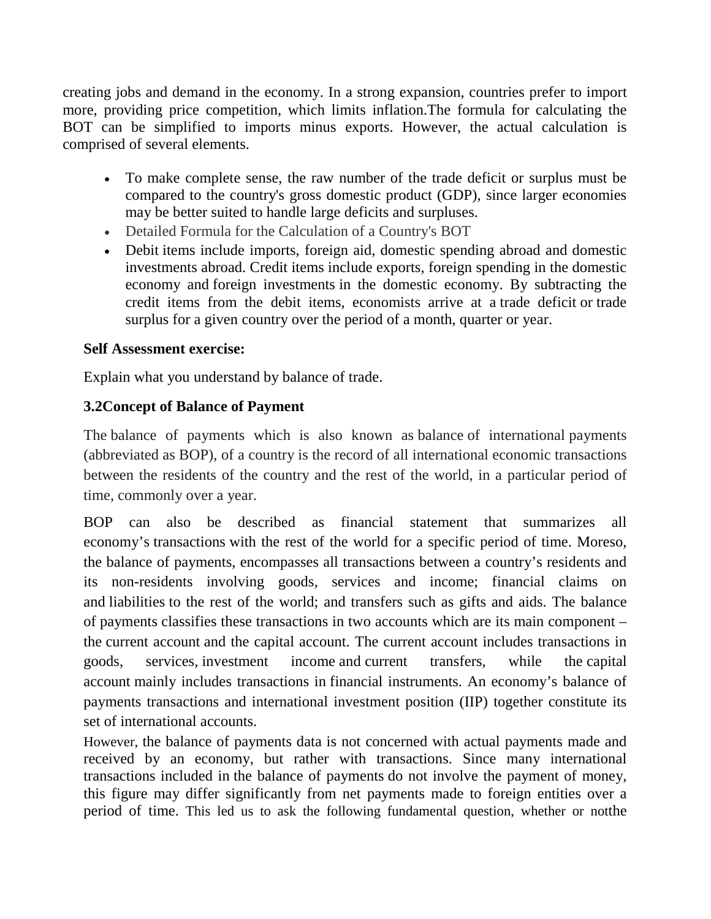creating jobs and demand in the economy. In a strong expansion, countries prefer to import more, providing price competition, which limits inflation.The formula for calculating the BOT can be simplified to imports minus exports. However, the actual calculation is comprised of several elements.

- To make complete sense, the raw number of the trade deficit or surplus must be compared to the country's gross domestic product (GDP), since larger economies may be better suited to handle large deficits and surpluses.
- Detailed Formula for the Calculation of a Country's BOT
- Debit items include imports, foreign aid, domestic spending abroad and domestic investments abroad. Credit items include exports, foreign spending in the domestic economy and foreign investments in the domestic economy. By subtracting the credit items from the debit items, economists arrive at a trade deficit or trade surplus for a given country over the period of a month, quarter or year.

**Self Assessment exercise:**

Explain what you understand by balance of trade.

### 3.2Concept of Balance of Payment

The balance of payments which is also known as balance of international payments (abbreviated as BOP), of a country is the record of all international economic transactions between the residents of the country and the rest of the world, in a particular period of time, commonly over a year.

BOP can also be described as financial statement that summarizes all economy's transactions with the rest of the world for a specific period of time. Moreso, the balance of payments, encompasses all transactions between a country's residents and its non-residents involving goods, services and income; financial claims on and liabilities to the rest of the world; and transfers such as gifts and aids. The balance of payments classifies these transactions in two accounts which are its main component – the current account and the capital account. The current account includes transactions in goods, services, investment income and current transfers, while the capital account mainly includes transactions in financial instruments. An economy's balance of payments transactions and international investment position (IIP) together constitute its set of international accounts.

However, the balance of payments data is not concerned with actual payments made and received by an economy, but rather with transactions. Since many international transactions included in the balance of payments do not involve the payment of money, this figure may differ significantly from net payments made to foreign entities over a period of time. This led us to ask the following fundamental question, whether or notthe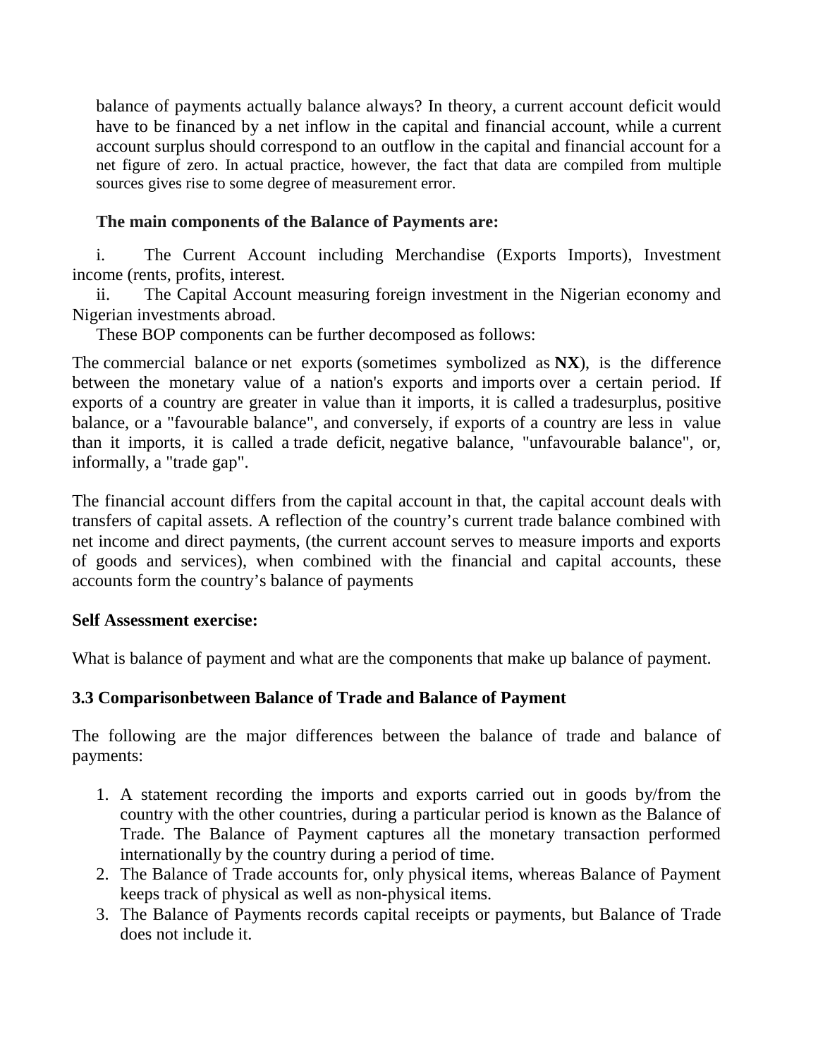balance of payments actually balance always? In theory, a current account deficit would have to be financed by a net inflow in the capital and financial account, while a current account surplus should correspond to an outflow in the capital and financial account for a net figure of zero. In actual practice, however, the fact that data are compiled from multiple sources gives rise to some degree of measurement error.

**The main components of the Balance of Payments are:**

i. The Current Account including Merchandise (Exports Imports), Investment income (rents, profits, interest.

ii. The Capital Account measuring foreign investment in the Nigerian economy and Nigerian investments abroad.

These BOP components can be further decomposed as follows:

The commercial balance or net exports (sometimes symbolized as **NX**), is the difference between the monetary value of a nation's exports and imports over a certain period. If exports of a country are greater in value than it imports, it is called a tradesurplus, positive balance, or a "favourable balance", and conversely, if exports of a country are less in value than it imports, it is called a trade deficit, negative balance, "unfavourable balance", or, informally, a "trade gap".

The financial account differs from the capital account in that, the capital account deals with transfers of capital assets. A reflection of the country's current trade balance combined with net income and direct payments, (the current account serves to measure imports and exports of goods and services), when combined with the financial and capital accounts, these accounts form the country's balance of payments

**Self Assessment exercise:**

What is balance of payment and what are the components that make up balance of payment.

### 3.3 Comparisonbetween Balance of Trade and Balance of Payment

The following are the major differences between the balance of trade and balance of payments:

1. A statement recording the imports and exports carried out in goods by/from the country with the other countries, during a particular period is known as the Balance of Trade. The Balance of Payment captures all the monetary transaction performed internationally by the country during a period of time.
2. The Balance of Trade accounts for, only physical items, whereas Balance of Payment keeps track of physical as well as non-physical items.
3. The Balance of Payments records capital receipts or payments, but Balance of Trade does not include it.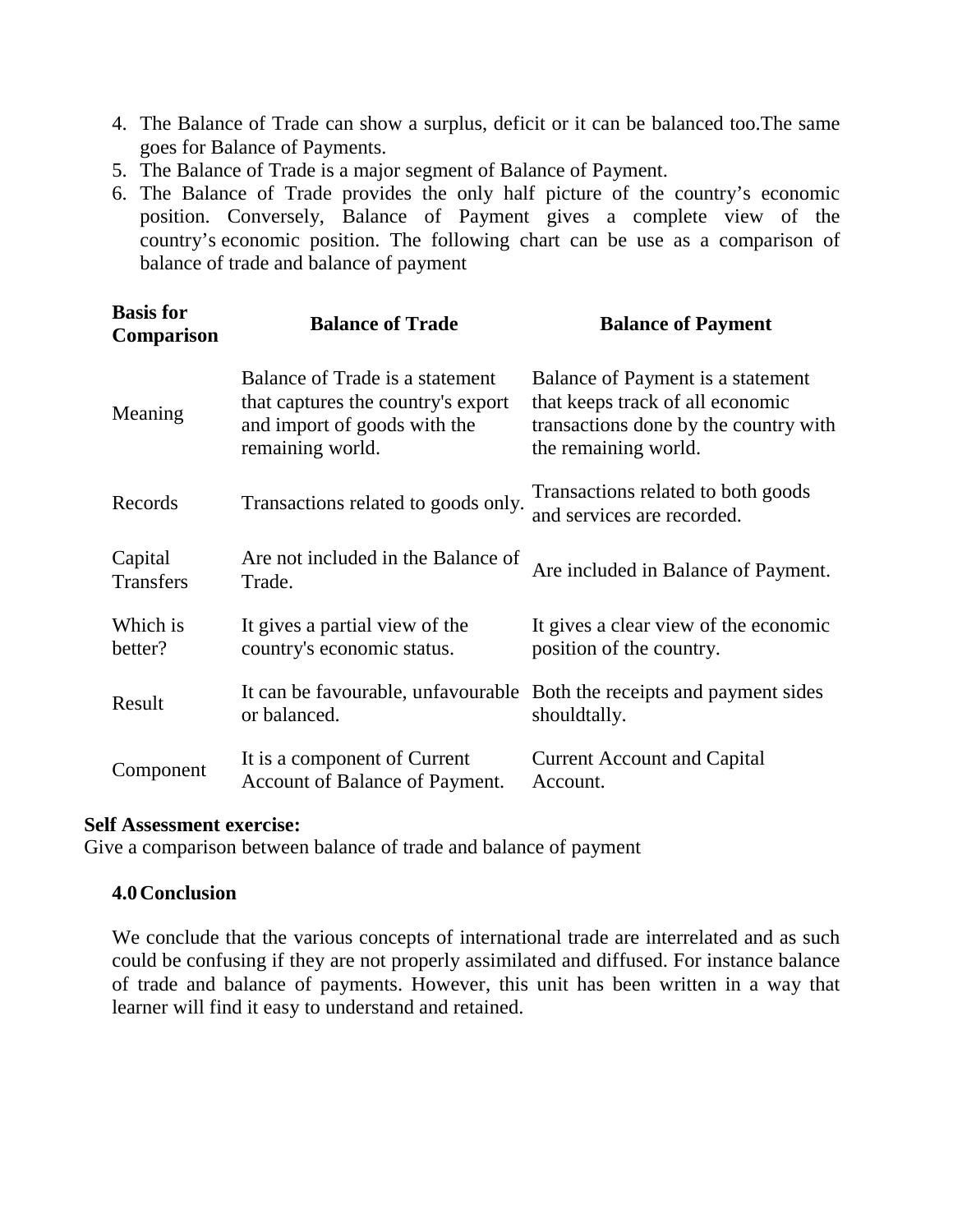4. The Balance of Trade can show a surplus, deficit or it can be balanced too.The same goes for Balance of Payments.
5. The Balance of Trade is a major segment of Balance of Payment.
6. The Balance of Trade provides the only half picture of the country's economic position. Conversely, Balance of Payment gives a complete view of the country's economic position. The following chart can be use as a comparison of balance of trade and balance of payment

| **Basis for Comparison** | **Balance of Trade** | **Balance of Payment** |
| --- | --- | --- |
| Meaning | Balance of Trade is a statement that captures the country's export and import of goods with the remaining world. | Balance of Payment is a statement that keeps track of all economic transactions done by the country with the remaining world. |
| Records | Transactions related to goods only. | Transactions related to both goods and services are recorded. |
| Capital Transfers | Are not included in the Balance of Trade. | Are included in Balance of Payment. |
| Which is better? | It gives a partial view of the country's economic status. | It gives a clear view of the economic position of the country. |
| Result | It can be favourable, unfavourable or balanced. | Both the receipts and payment sides shouldtally. |
| Component | It is a component of Current Account of Balance of Payment. | Current Account and Capital Account. |

**Self Assessment exercise:**
Give a comparison between balance of trade and balance of payment

## 4.0 Conclusion

We conclude that the various concepts of international trade are interrelated and as such could be confusing if they are not properly assimilated and diffused. For instance balance of trade and balance of payments. However, this unit has been written in a way that learner will find it easy to understand and retained.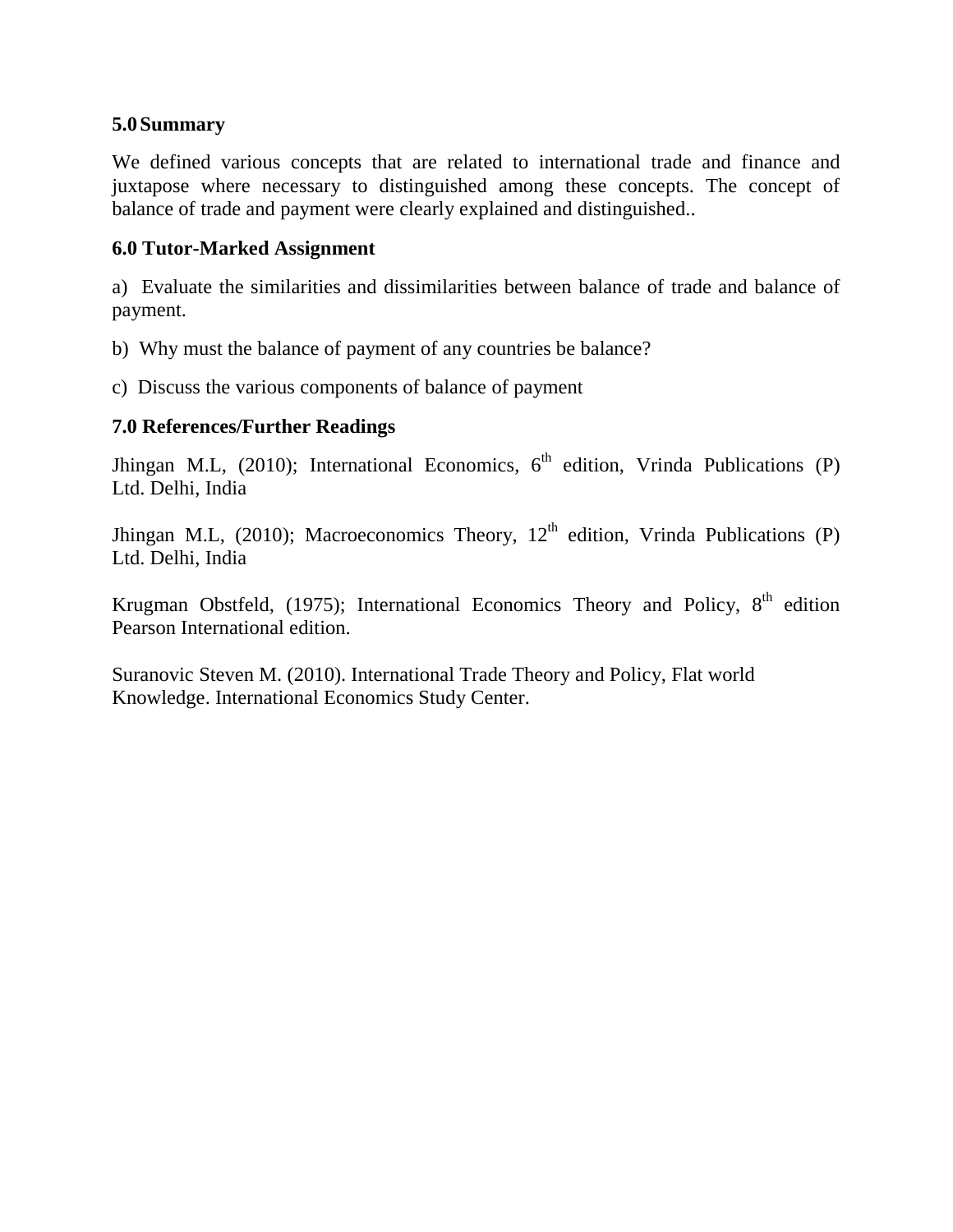## 5.0 Summary

We defined various concepts that are related to international trade and finance and juxtapose where necessary to distinguished among these concepts. The concept of balance of trade and payment were clearly explained and distinguished..

## 6.0 Tutor-Marked Assignment

a) Evaluate the similarities and dissimilarities between balance of trade and balance of payment.

b) Why must the balance of payment of any countries be balance?

c) Discuss the various components of balance of payment

## 7.0 References/Further Readings

Jhingan M.L, (2010); International Economics, 6th edition, Vrinda Publications (P) Ltd. Delhi, India

Jhingan M.L, (2010); Macroeconomics Theory, 12th edition, Vrinda Publications (P) Ltd. Delhi, India

Krugman Obstfeld, (1975); International Economics Theory and Policy, 8th edition Pearson International edition.

Suranovic Steven M. (2010). International Trade Theory and Policy, Flat world Knowledge. International Economics Study Center.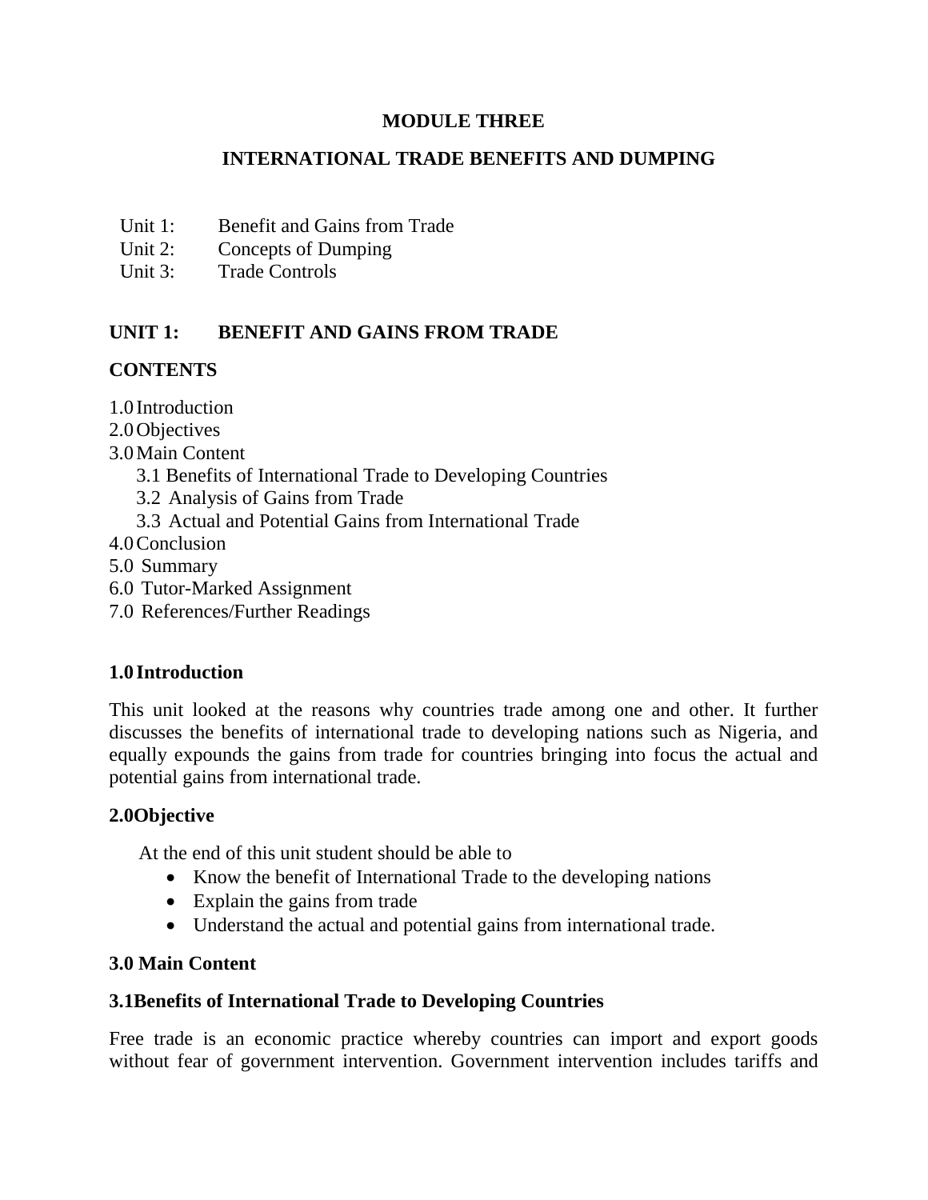# MODULE THREE

# INTERNATIONAL TRADE BENEFITS AND DUMPING

Unit 1: Benefit and Gains from Trade
Unit 2: Concepts of Dumping
Unit 3: Trade Controls

## UNIT 1: BENEFIT AND GAINS FROM TRADE

### CONTENTS

1.0 Introduction
2.0 Objectives
3.0 Main Content
  3.1 Benefits of International Trade to Developing Countries
  3.2 Analysis of Gains from Trade
  3.3 Actual and Potential Gains from International Trade
4.0 Conclusion
5.0 Summary
6.0 Tutor-Marked Assignment
7.0 References/Further Readings

### 1.0 Introduction

This unit looked at the reasons why countries trade among one and other. It further discusses the benefits of international trade to developing nations such as Nigeria, and equally expounds the gains from trade for countries bringing into focus the actual and potential gains from international trade.

### 2.0 Objective

At the end of this unit student should be able to

- Know the benefit of International Trade to the developing nations
- Explain the gains from trade
- Understand the actual and potential gains from international trade.

### 3.0 Main Content

### 3.1 Benefits of International Trade to Developing Countries

Free trade is an economic practice whereby countries can import and export goods without fear of government intervention. Government intervention includes tariffs and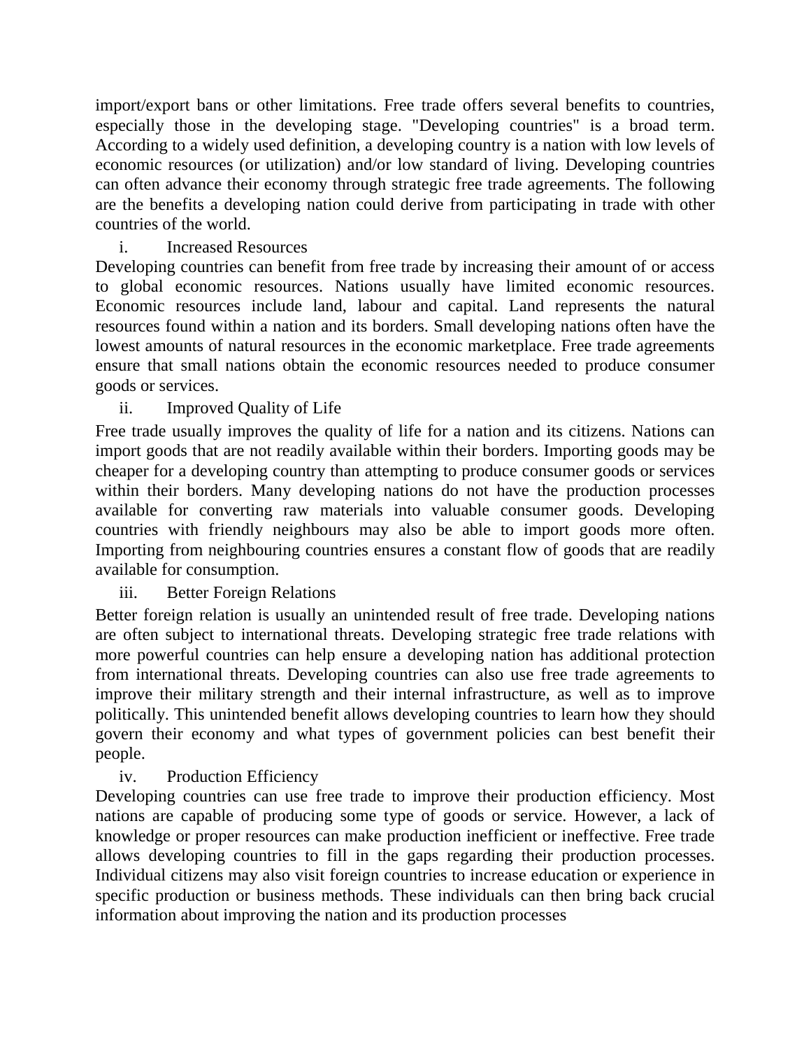import/export bans or other limitations. Free trade offers several benefits to countries, especially those in the developing stage. "Developing countries" is a broad term. According to a widely used definition, a developing country is a nation with low levels of economic resources (or utilization) and/or low standard of living. Developing countries can often advance their economy through strategic free trade agreements. The following are the benefits a developing nation could derive from participating in trade with other countries of the world.

i. Increased Resources

Developing countries can benefit from free trade by increasing their amount of or access to global economic resources. Nations usually have limited economic resources. Economic resources include land, labour and capital. Land represents the natural resources found within a nation and its borders. Small developing nations often have the lowest amounts of natural resources in the economic marketplace. Free trade agreements ensure that small nations obtain the economic resources needed to produce consumer goods or services.

ii. Improved Quality of Life

Free trade usually improves the quality of life for a nation and its citizens. Nations can import goods that are not readily available within their borders. Importing goods may be cheaper for a developing country than attempting to produce consumer goods or services within their borders. Many developing nations do not have the production processes available for converting raw materials into valuable consumer goods. Developing countries with friendly neighbours may also be able to import goods more often. Importing from neighbouring countries ensures a constant flow of goods that are readily available for consumption.

iii. Better Foreign Relations

Better foreign relation is usually an unintended result of free trade. Developing nations are often subject to international threats. Developing strategic free trade relations with more powerful countries can help ensure a developing nation has additional protection from international threats. Developing countries can also use free trade agreements to improve their military strength and their internal infrastructure, as well as to improve politically. This unintended benefit allows developing countries to learn how they should govern their economy and what types of government policies can best benefit their people.

iv. Production Efficiency

Developing countries can use free trade to improve their production efficiency. Most nations are capable of producing some type of goods or service. However, a lack of knowledge or proper resources can make production inefficient or ineffective. Free trade allows developing countries to fill in the gaps regarding their production processes. Individual citizens may also visit foreign countries to increase education or experience in specific production or business methods. These individuals can then bring back crucial information about improving the nation and its production processes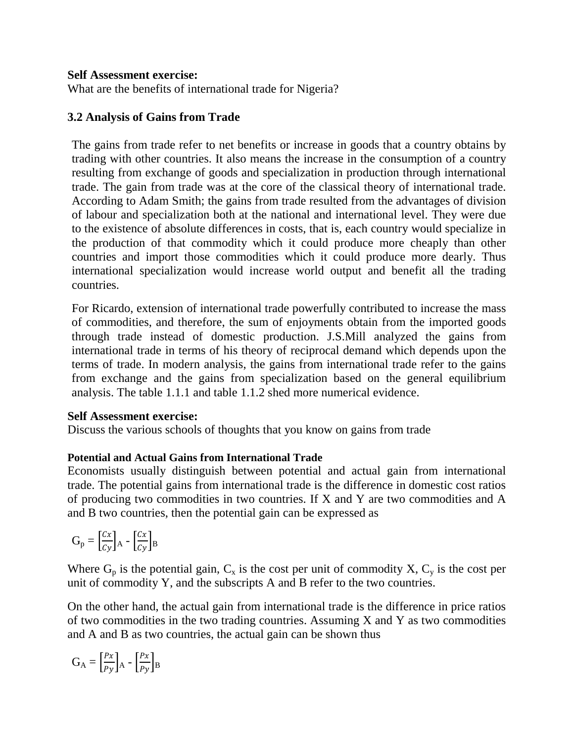**Self Assessment exercise:**
What are the benefits of international trade for Nigeria?

## 3.2 Analysis of Gains from Trade

The gains from trade refer to net benefits or increase in goods that a country obtains by trading with other countries. It also means the increase in the consumption of a country resulting from exchange of goods and specialization in production through international trade. The gain from trade was at the core of the classical theory of international trade. According to Adam Smith; the gains from trade resulted from the advantages of division of labour and specialization both at the national and international level. They were due to the existence of absolute differences in costs, that is, each country would specialize in the production of that commodity which it could produce more cheaply than other countries and import those commodities which it could produce more dearly. Thus international specialization would increase world output and benefit all the trading countries.

For Ricardo, extension of international trade powerfully contributed to increase the mass of commodities, and therefore, the sum of enjoyments obtain from the imported goods through trade instead of domestic production. J.S.Mill analyzed the gains from international trade in terms of his theory of reciprocal demand which depends upon the terms of trade. In modern analysis, the gains from international trade refer to the gains from exchange and the gains from specialization based on the general equilibrium analysis. The table 1.1.1 and table 1.1.2 shed more numerical evidence.

**Self Assessment exercise:**
Discuss the various schools of thoughts that you know on gains from trade

**Potential and Actual Gains from International Trade**
Economists usually distinguish between potential and actual gain from international trade. The potential gains from international trade is the difference in domestic cost ratios of producing two commodities in two countries. If X and Y are two commodities and A and B two countries, then the potential gain can be expressed as

$$G_p = \left[\frac{Cx}{Cy}\right]_A - \left[\frac{Cx}{Cy}\right]_B$$

Where $G_p$ is the potential gain, $C_x$ is the cost per unit of commodity X, $C_y$ is the cost per unit of commodity Y, and the subscripts A and B refer to the two countries.

On the other hand, the actual gain from international trade is the difference in price ratios of two commodities in the two trading countries. Assuming X and Y as two commodities and A and B as two countries, the actual gain can be shown thus

$$G_A = \left[\frac{Px}{Py}\right]_A - \left[\frac{Px}{Py}\right]_B$$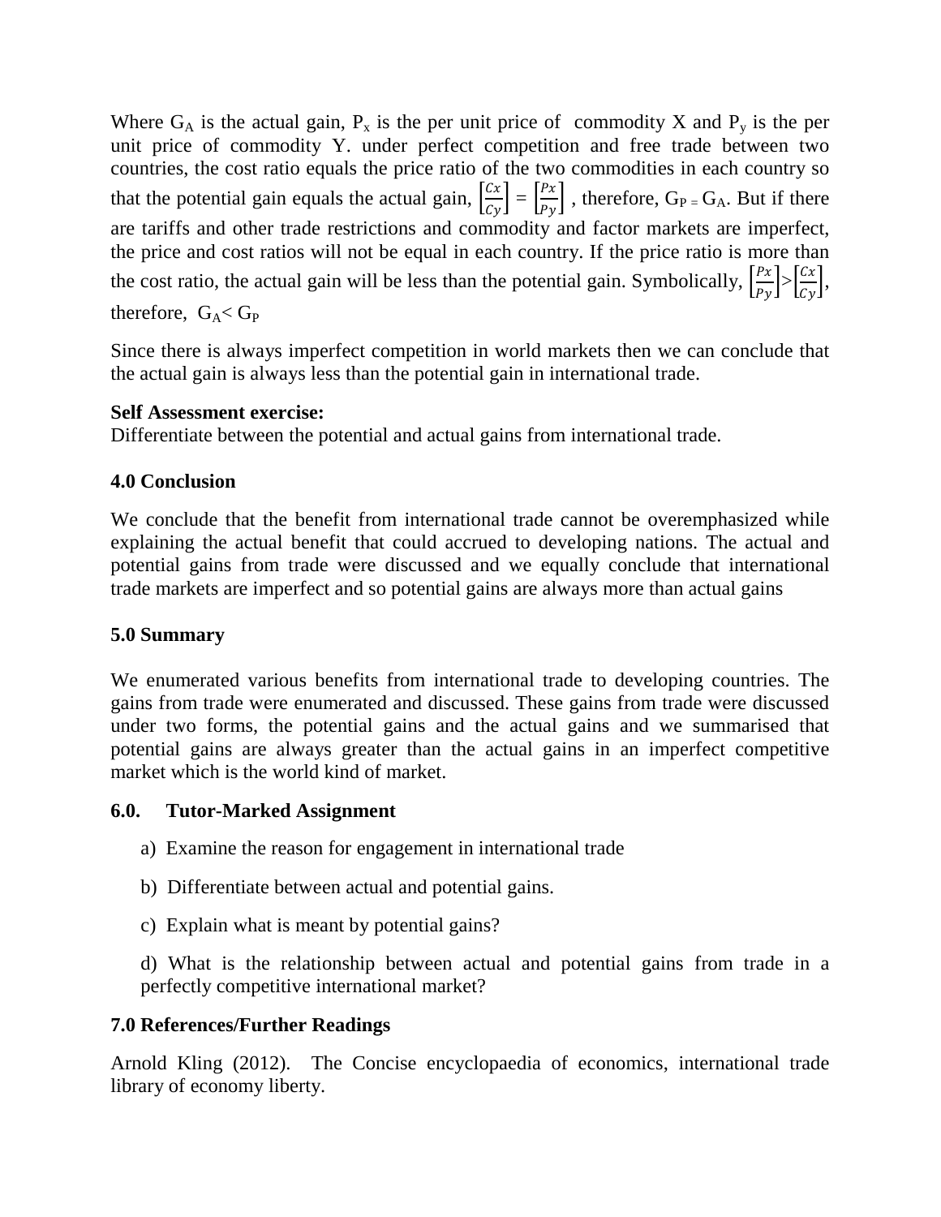Where $G_A$ is the actual gain, $P_x$ is the per unit price of commodity X and $P_y$ is the per unit price of commodity Y. under perfect competition and free trade between two countries, the cost ratio equals the price ratio of the two commodities in each country so that the potential gain equals the actual gain, $\left[\frac{Cx}{Cy}\right] = \left[\frac{Px}{Py}\right]$ , therefore, $G_P = G_A$. But if there are tariffs and other trade restrictions and commodity and factor markets are imperfect, the price and cost ratios will not be equal in each country. If the price ratio is more than the cost ratio, the actual gain will be less than the potential gain. Symbolically, $\left[\frac{Px}{Py}\right] > \left[\frac{Cx}{Cy}\right]$, therefore, $G_A < G_P$

Since there is always imperfect competition in world markets then we can conclude that the actual gain is always less than the potential gain in international trade.

**Self Assessment exercise:**
Differentiate between the potential and actual gains from international trade.

## 4.0 Conclusion

We conclude that the benefit from international trade cannot be overemphasized while explaining the actual benefit that could accrued to developing nations. The actual and potential gains from trade were discussed and we equally conclude that international trade markets are imperfect and so potential gains are always more than actual gains

## 5.0 Summary

We enumerated various benefits from international trade to developing countries. The gains from trade were enumerated and discussed. These gains from trade were discussed under two forms, the potential gains and the actual gains and we summarised that potential gains are always greater than the actual gains in an imperfect competitive market which is the world kind of market.

## 6.0. Tutor-Marked Assignment

a) Examine the reason for engagement in international trade

b) Differentiate between actual and potential gains.

c) Explain what is meant by potential gains?

d) What is the relationship between actual and potential gains from trade in a perfectly competitive international market?

## 7.0 References/Further Readings

Arnold Kling (2012). The Concise encyclopaedia of economics, international trade library of economy liberty.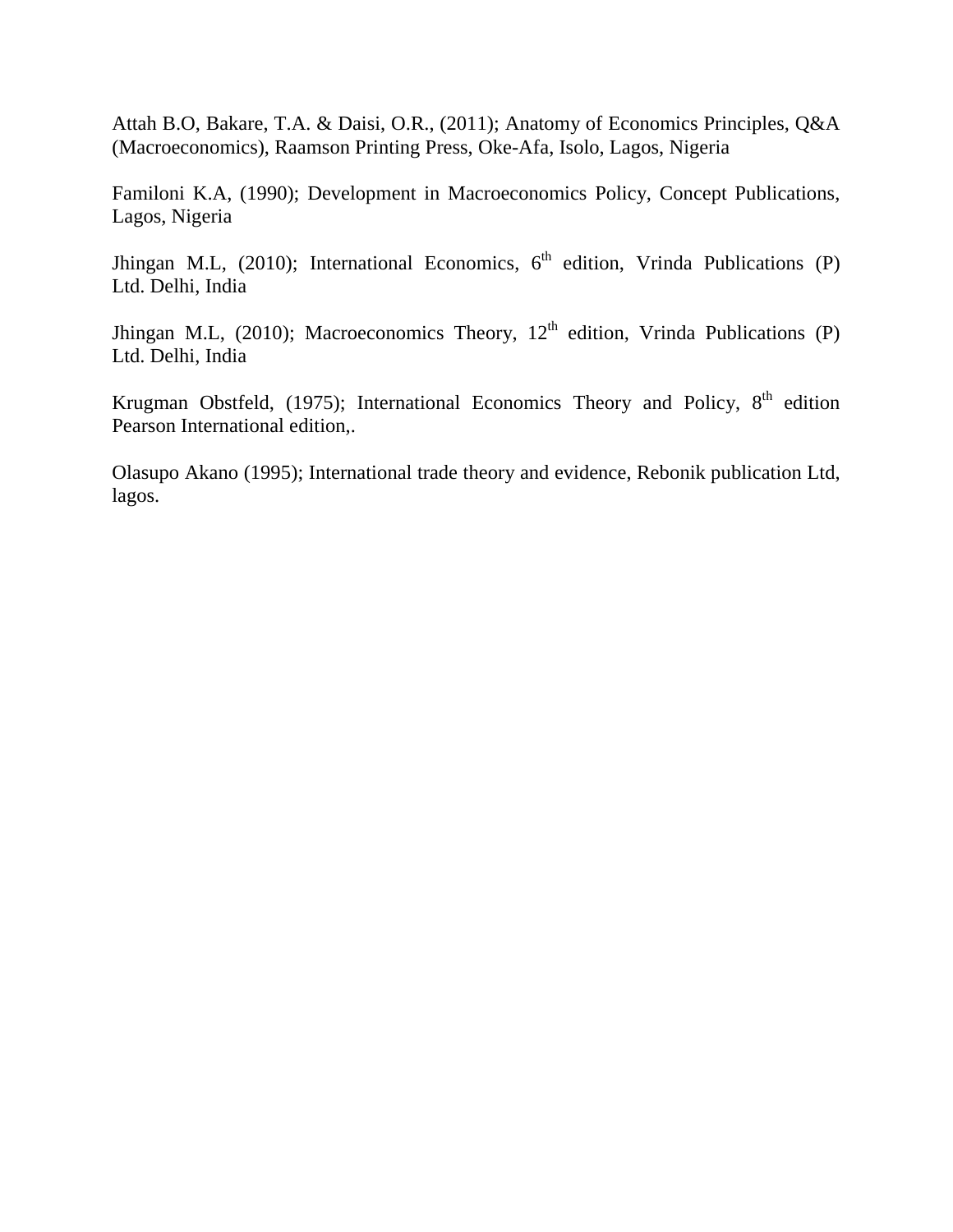Attah B.O, Bakare, T.A. & Daisi, O.R., (2011); Anatomy of Economics Principles, Q&A (Macroeconomics), Raamson Printing Press, Oke-Afa, Isolo, Lagos, Nigeria

Familoni K.A, (1990); Development in Macroeconomics Policy, Concept Publications, Lagos, Nigeria

Jhingan M.L, (2010); International Economics, 6th edition, Vrinda Publications (P) Ltd. Delhi, India

Jhingan M.L, (2010); Macroeconomics Theory, 12th edition, Vrinda Publications (P) Ltd. Delhi, India

Krugman Obstfeld, (1975); International Economics Theory and Policy, 8th edition Pearson International edition,.

Olasupo Akano (1995); International trade theory and evidence, Rebonik publication Ltd, lagos.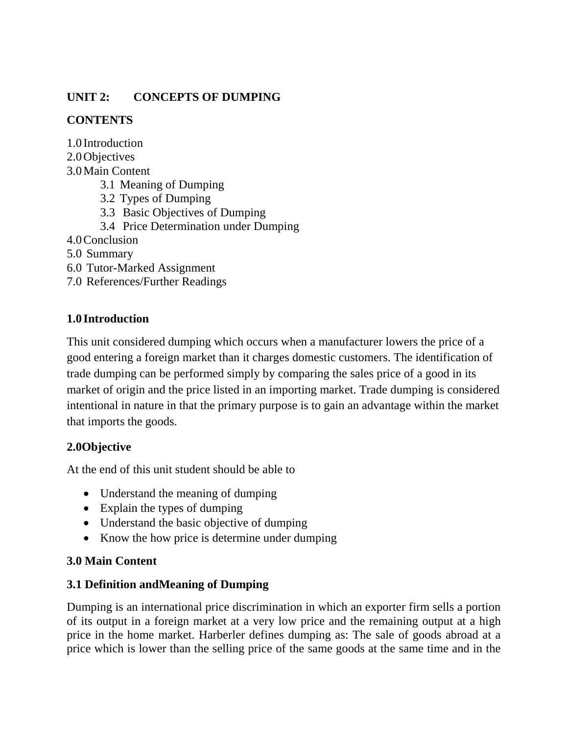## UNIT 2: CONCEPTS OF DUMPING

**CONTENTS**

1.0 Introduction
2.0 Objectives
3.0 Main Content
    3.1 Meaning of Dumping
    3.2 Types of Dumping
    3.3 Basic Objectives of Dumping
    3.4 Price Determination under Dumping
4.0 Conclusion
5.0 Summary
6.0 Tutor-Marked Assignment
7.0 References/Further Readings

### 1.0 Introduction

This unit considered dumping which occurs when a manufacturer lowers the price of a good entering a foreign market than it charges domestic customers. The identification of trade dumping can be performed simply by comparing the sales price of a good in its market of origin and the price listed in an importing market. Trade dumping is considered intentional in nature in that the primary purpose is to gain an advantage within the market that imports the goods.

### 2.0Objective

At the end of this unit student should be able to

- Understand the meaning of dumping
- Explain the types of dumping
- Understand the basic objective of dumping
- Know the how price is determine under dumping

### 3.0 Main Content

### 3.1 Definition andMeaning of Dumping

Dumping is an international price discrimination in which an exporter firm sells a portion of its output in a foreign market at a very low price and the remaining output at a high price in the home market. Harberler defines dumping as: The sale of goods abroad at a price which is lower than the selling price of the same goods at the same time and in the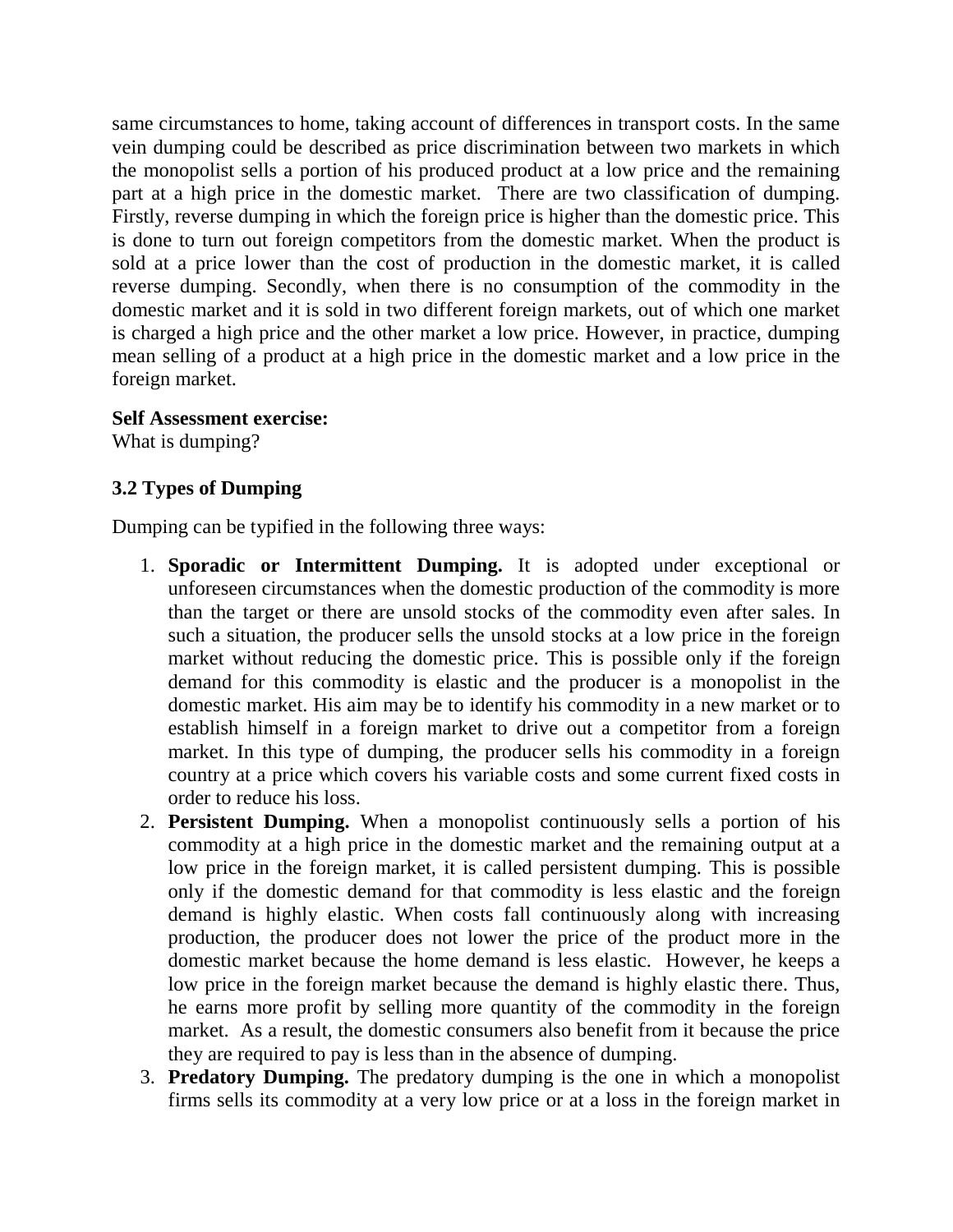same circumstances to home, taking account of differences in transport costs. In the same vein dumping could be described as price discrimination between two markets in which the monopolist sells a portion of his produced product at a low price and the remaining part at a high price in the domestic market. There are two classification of dumping. Firstly, reverse dumping in which the foreign price is higher than the domestic price. This is done to turn out foreign competitors from the domestic market. When the product is sold at a price lower than the cost of production in the domestic market, it is called reverse dumping. Secondly, when there is no consumption of the commodity in the domestic market and it is sold in two different foreign markets, out of which one market is charged a high price and the other market a low price. However, in practice, dumping mean selling of a product at a high price in the domestic market and a low price in the foreign market.

**Self Assessment exercise:**
What is dumping?

### 3.2 Types of Dumping

Dumping can be typified in the following three ways:

1. **Sporadic or Intermittent Dumping.** It is adopted under exceptional or unforeseen circumstances when the domestic production of the commodity is more than the target or there are unsold stocks of the commodity even after sales. In such a situation, the producer sells the unsold stocks at a low price in the foreign market without reducing the domestic price. This is possible only if the foreign demand for this commodity is elastic and the producer is a monopolist in the domestic market. His aim may be to identify his commodity in a new market or to establish himself in a foreign market to drive out a competitor from a foreign market. In this type of dumping, the producer sells his commodity in a foreign country at a price which covers his variable costs and some current fixed costs in order to reduce his loss.
2. **Persistent Dumping.** When a monopolist continuously sells a portion of his commodity at a high price in the domestic market and the remaining output at a low price in the foreign market, it is called persistent dumping. This is possible only if the domestic demand for that commodity is less elastic and the foreign demand is highly elastic. When costs fall continuously along with increasing production, the producer does not lower the price of the product more in the domestic market because the home demand is less elastic. However, he keeps a low price in the foreign market because the demand is highly elastic there. Thus, he earns more profit by selling more quantity of the commodity in the foreign market. As a result, the domestic consumers also benefit from it because the price they are required to pay is less than in the absence of dumping.
3. **Predatory Dumping.** The predatory dumping is the one in which a monopolist firms sells its commodity at a very low price or at a loss in the foreign market in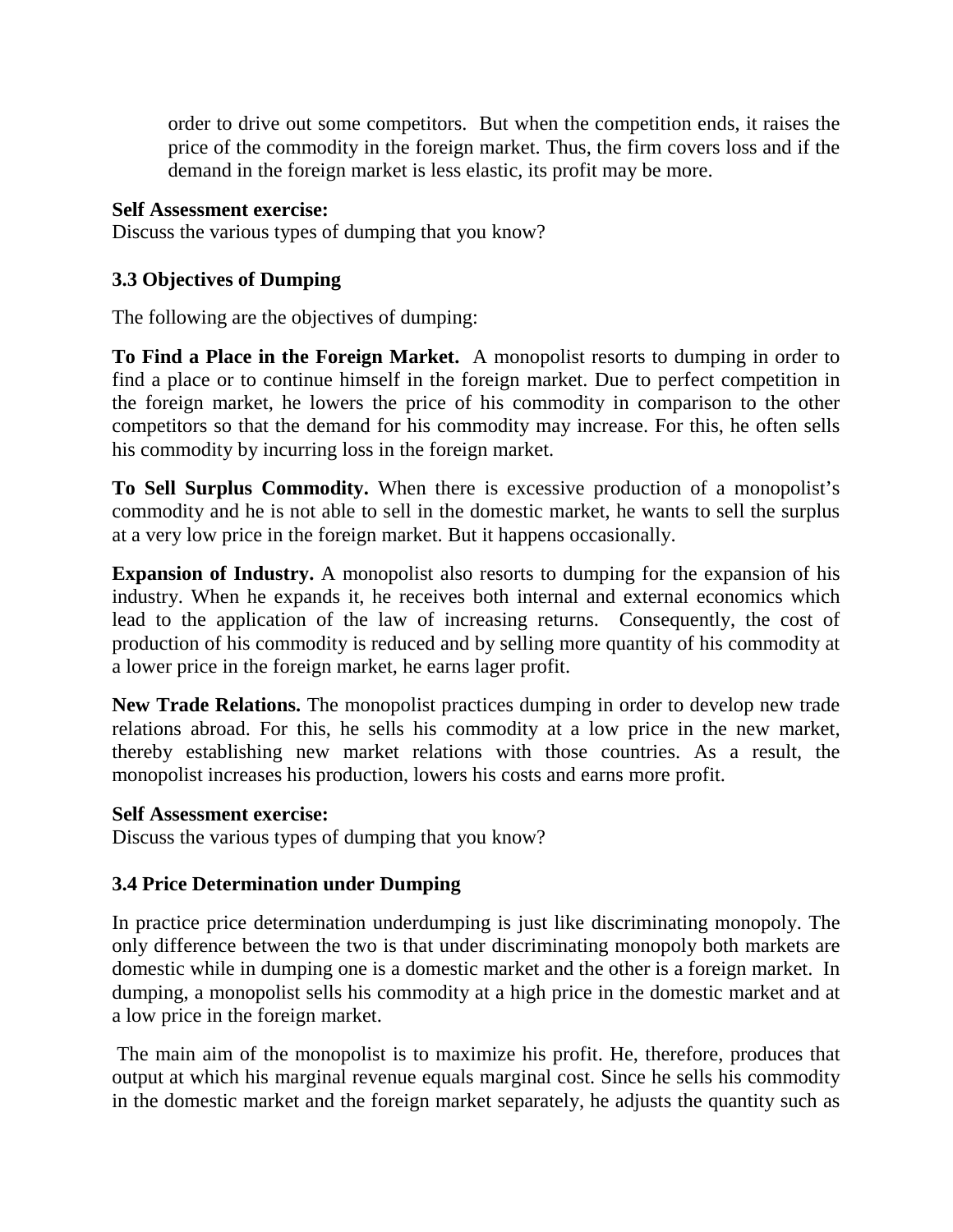order to drive out some competitors. But when the competition ends, it raises the price of the commodity in the foreign market. Thus, the firm covers loss and if the demand in the foreign market is less elastic, its profit may be more.

**Self Assessment exercise:**
Discuss the various types of dumping that you know?

### 3.3 Objectives of Dumping

The following are the objectives of dumping:

**To Find a Place in the Foreign Market.** A monopolist resorts to dumping in order to find a place or to continue himself in the foreign market. Due to perfect competition in the foreign market, he lowers the price of his commodity in comparison to the other competitors so that the demand for his commodity may increase. For this, he often sells his commodity by incurring loss in the foreign market.

**To Sell Surplus Commodity.** When there is excessive production of a monopolist's commodity and he is not able to sell in the domestic market, he wants to sell the surplus at a very low price in the foreign market. But it happens occasionally.

**Expansion of Industry.** A monopolist also resorts to dumping for the expansion of his industry. When he expands it, he receives both internal and external economics which lead to the application of the law of increasing returns. Consequently, the cost of production of his commodity is reduced and by selling more quantity of his commodity at a lower price in the foreign market, he earns lager profit.

**New Trade Relations.** The monopolist practices dumping in order to develop new trade relations abroad. For this, he sells his commodity at a low price in the new market, thereby establishing new market relations with those countries. As a result, the monopolist increases his production, lowers his costs and earns more profit.

**Self Assessment exercise:**
Discuss the various types of dumping that you know?

### 3.4 Price Determination under Dumping

In practice price determination underdumping is just like discriminating monopoly. The only difference between the two is that under discriminating monopoly both markets are domestic while in dumping one is a domestic market and the other is a foreign market. In dumping, a monopolist sells his commodity at a high price in the domestic market and at a low price in the foreign market.

The main aim of the monopolist is to maximize his profit. He, therefore, produces that output at which his marginal revenue equals marginal cost. Since he sells his commodity in the domestic market and the foreign market separately, he adjusts the quantity such as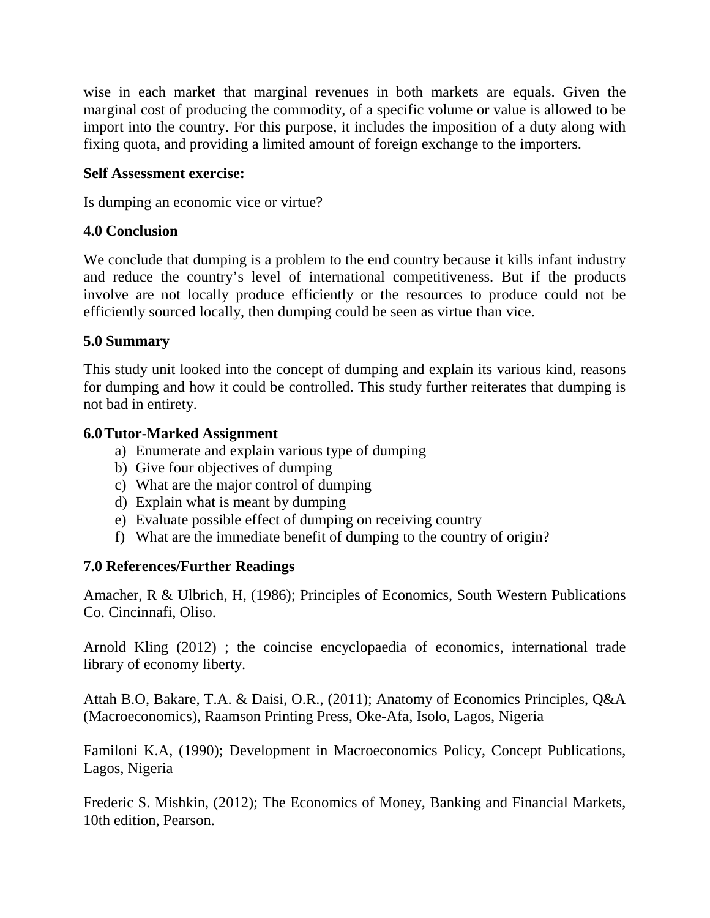wise in each market that marginal revenues in both markets are equals. Given the marginal cost of producing the commodity, of a specific volume or value is allowed to be import into the country. For this purpose, it includes the imposition of a duty along with fixing quota, and providing a limited amount of foreign exchange to the importers.

**Self Assessment exercise:**

Is dumping an economic vice or virtue?

## 4.0 Conclusion

We conclude that dumping is a problem to the end country because it kills infant industry and reduce the country's level of international competitiveness. But if the products involve are not locally produce efficiently or the resources to produce could not be efficiently sourced locally, then dumping could be seen as virtue than vice.

## 5.0 Summary

This study unit looked into the concept of dumping and explain its various kind, reasons for dumping and how it could be controlled. This study further reiterates that dumping is not bad in entirety.

## 6.0 Tutor-Marked Assignment

a) Enumerate and explain various type of dumping
b) Give four objectives of dumping
c) What are the major control of dumping
d) Explain what is meant by dumping
e) Evaluate possible effect of dumping on receiving country
f) What are the immediate benefit of dumping to the country of origin?

## 7.0 References/Further Readings

Amacher, R & Ulbrich, H, (1986); Principles of Economics, South Western Publications Co. Cincinnafi, Oliso.

Arnold Kling (2012) ; the coincise encyclopaedia of economics, international trade library of economy liberty.

Attah B.O, Bakare, T.A. & Daisi, O.R., (2011); Anatomy of Economics Principles, Q&A (Macroeconomics), Raamson Printing Press, Oke-Afa, Isolo, Lagos, Nigeria

Familoni K.A, (1990); Development in Macroeconomics Policy, Concept Publications, Lagos, Nigeria

Frederic S. Mishkin, (2012); The Economics of Money, Banking and Financial Markets, 10th edition, Pearson.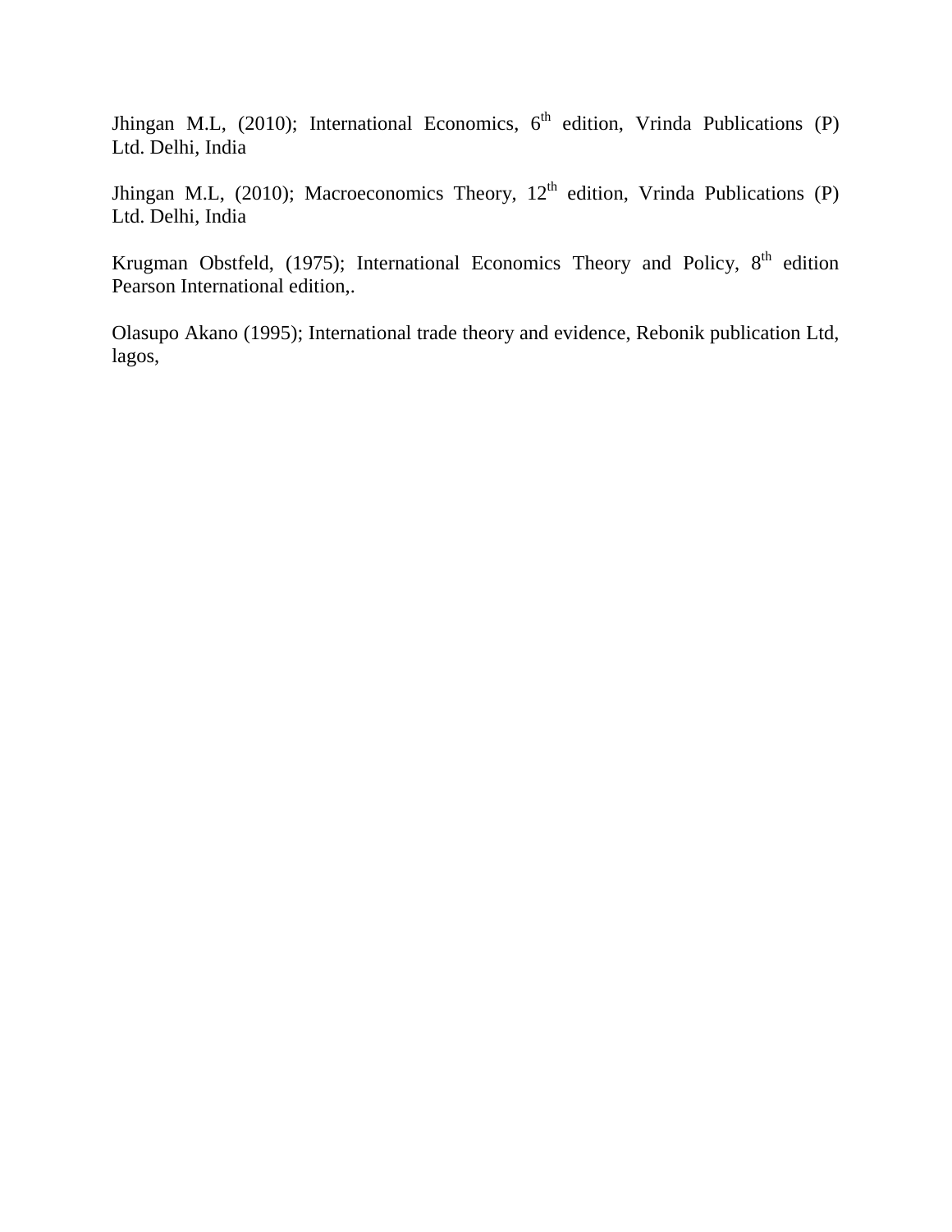Jhingan M.L, (2010); International Economics, 6th edition, Vrinda Publications (P) Ltd. Delhi, India

Jhingan M.L, (2010); Macroeconomics Theory, 12th edition, Vrinda Publications (P) Ltd. Delhi, India

Krugman Obstfeld, (1975); International Economics Theory and Policy, 8th edition Pearson International edition,.

Olasupo Akano (1995); International trade theory and evidence, Rebonik publication Ltd, lagos,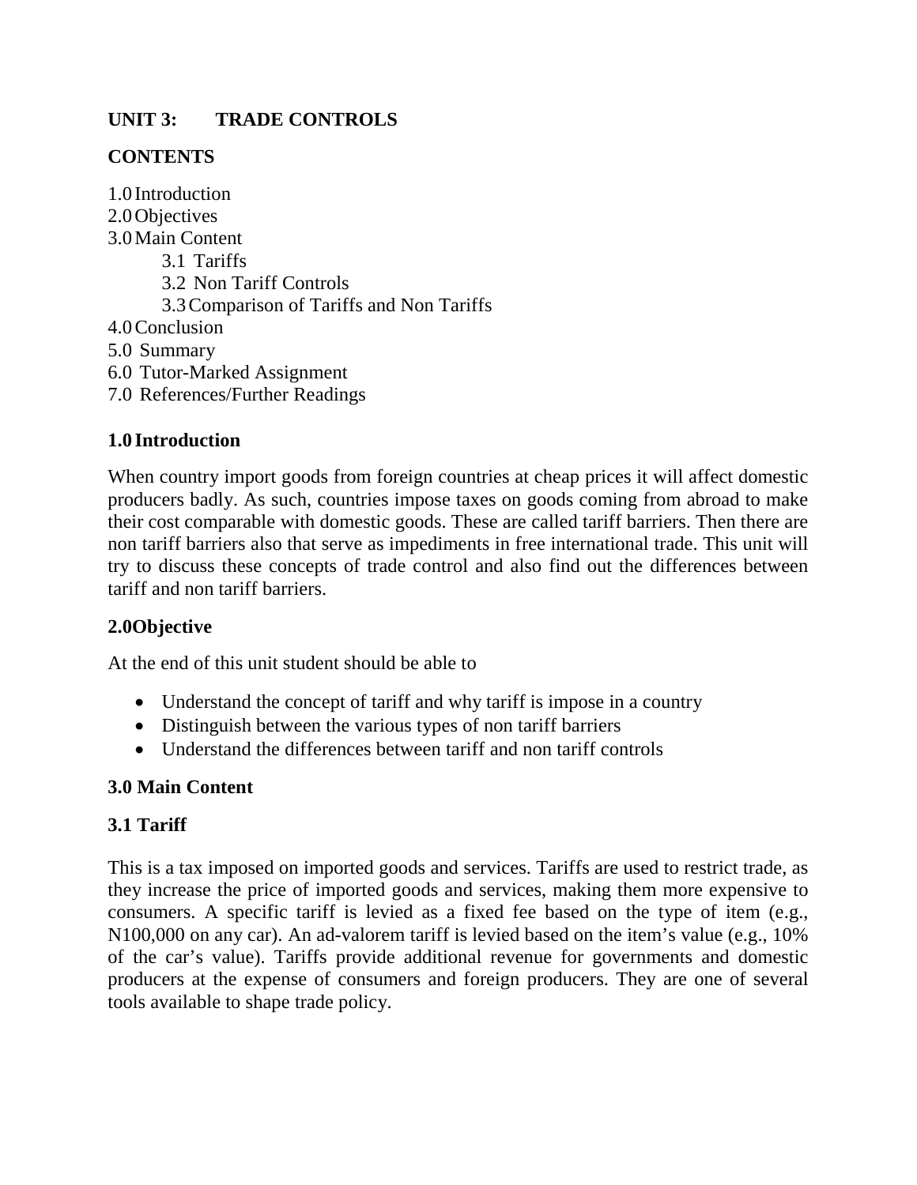## UNIT 3: TRADE CONTROLS

## CONTENTS

1.0 Introduction
2.0 Objectives
3.0 Main Content
    3.1 Tariffs
    3.2 Non Tariff Controls
    3.3 Comparison of Tariffs and Non Tariffs
4.0 Conclusion
5.0 Summary
6.0 Tutor-Marked Assignment
7.0 References/Further Readings

### 1.0 Introduction

When country import goods from foreign countries at cheap prices it will affect domestic producers badly. As such, countries impose taxes on goods coming from abroad to make their cost comparable with domestic goods. These are called tariff barriers. Then there are non tariff barriers also that serve as impediments in free international trade. This unit will try to discuss these concepts of trade control and also find out the differences between tariff and non tariff barriers.

### 2.0 Objective

At the end of this unit student should be able to

- Understand the concept of tariff and why tariff is impose in a country
- Distinguish between the various types of non tariff barriers
- Understand the differences between tariff and non tariff controls

### 3.0 Main Content

### 3.1 Tariff

This is a tax imposed on imported goods and services. Tariffs are used to restrict trade, as they increase the price of imported goods and services, making them more expensive to consumers. A specific tariff is levied as a fixed fee based on the type of item (e.g., N100,000 on any car). An ad-valorem tariff is levied based on the item's value (e.g., 10% of the car's value). Tariffs provide additional revenue for governments and domestic producers at the expense of consumers and foreign producers. They are one of several tools available to shape trade policy.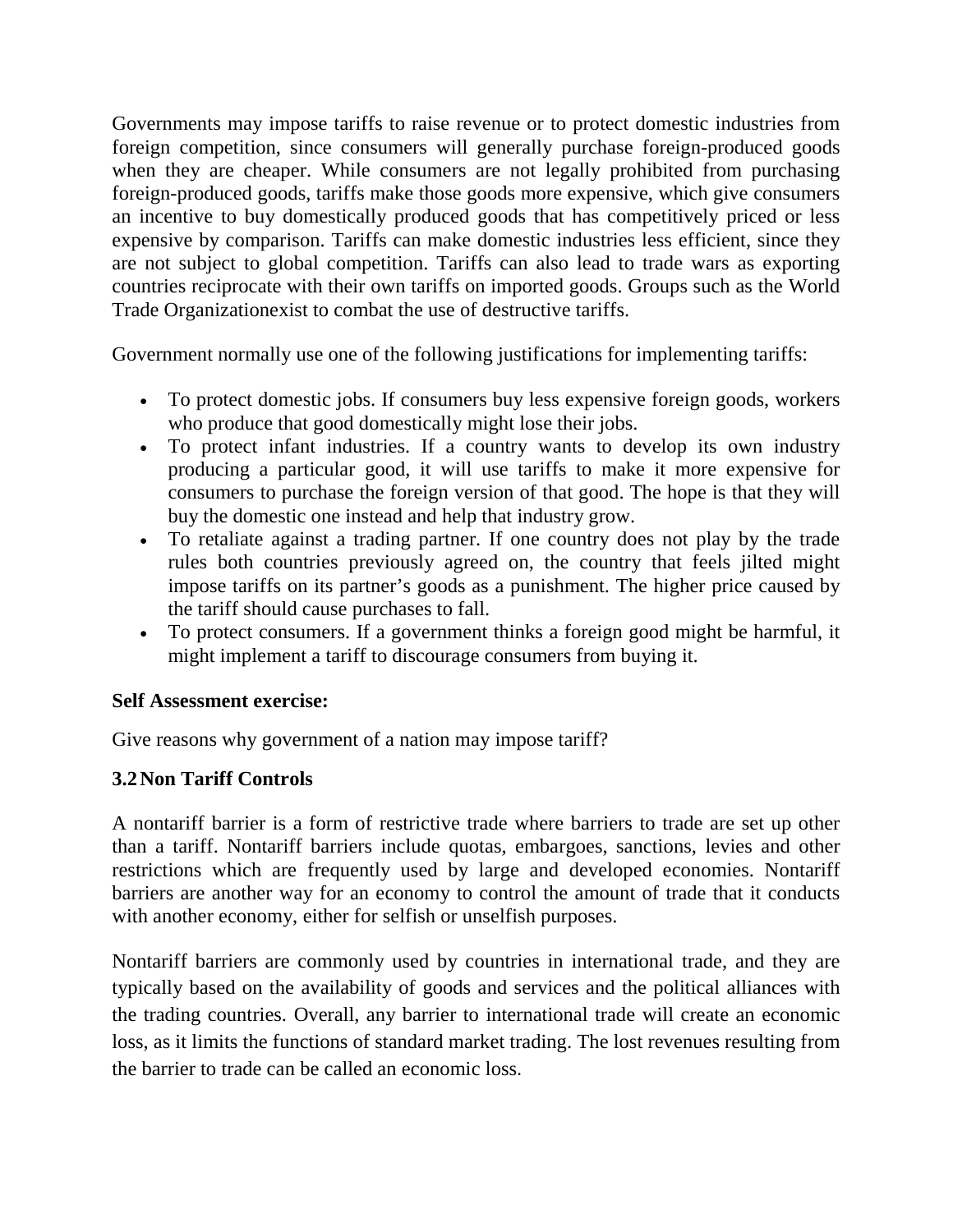Governments may impose tariffs to raise revenue or to protect domestic industries from foreign competition, since consumers will generally purchase foreign-produced goods when they are cheaper. While consumers are not legally prohibited from purchasing foreign-produced goods, tariffs make those goods more expensive, which give consumers an incentive to buy domestically produced goods that has competitively priced or less expensive by comparison. Tariffs can make domestic industries less efficient, since they are not subject to global competition. Tariffs can also lead to trade wars as exporting countries reciprocate with their own tariffs on imported goods. Groups such as the World Trade Organizationexist to combat the use of destructive tariffs.

Government normally use one of the following justifications for implementing tariffs:

- To protect domestic jobs. If consumers buy less expensive foreign goods, workers who produce that good domestically might lose their jobs.
- To protect infant industries. If a country wants to develop its own industry producing a particular good, it will use tariffs to make it more expensive for consumers to purchase the foreign version of that good. The hope is that they will buy the domestic one instead and help that industry grow.
- To retaliate against a trading partner. If one country does not play by the trade rules both countries previously agreed on, the country that feels jilted might impose tariffs on its partner's goods as a punishment. The higher price caused by the tariff should cause purchases to fall.
- To protect consumers. If a government thinks a foreign good might be harmful, it might implement a tariff to discourage consumers from buying it.

**Self Assessment exercise:**

Give reasons why government of a nation may impose tariff?

### 3.2 Non Tariff Controls

A nontariff barrier is a form of restrictive trade where barriers to trade are set up other than a tariff. Nontariff barriers include quotas, embargoes, sanctions, levies and other restrictions which are frequently used by large and developed economies. Nontariff barriers are another way for an economy to control the amount of trade that it conducts with another economy, either for selfish or unselfish purposes.

Nontariff barriers are commonly used by countries in international trade, and they are typically based on the availability of goods and services and the political alliances with the trading countries. Overall, any barrier to international trade will create an economic loss, as it limits the functions of standard market trading. The lost revenues resulting from the barrier to trade can be called an economic loss.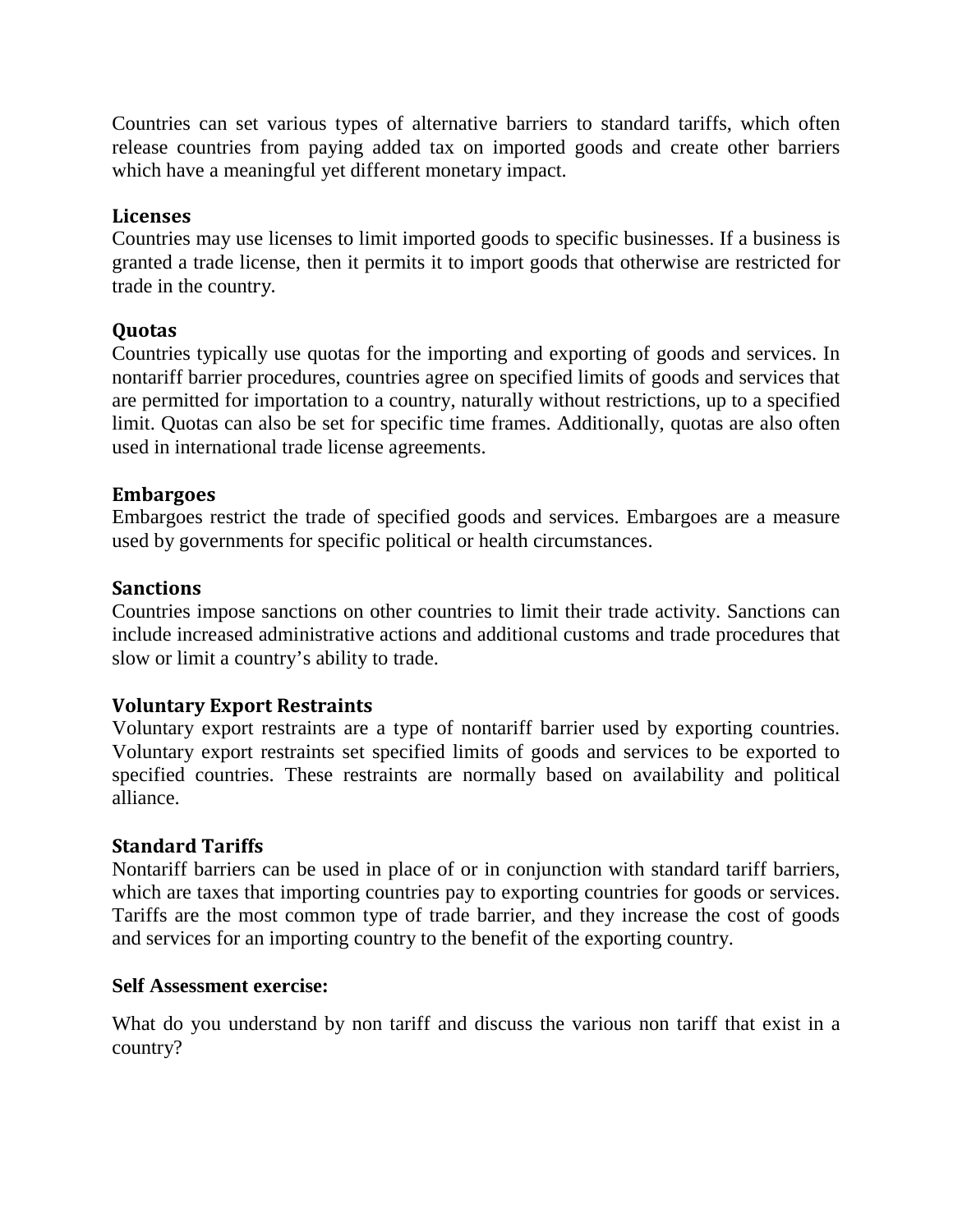Countries can set various types of alternative barriers to standard tariffs, which often release countries from paying added tax on imported goods and create other barriers which have a meaningful yet different monetary impact.

### Licenses

Countries may use licenses to limit imported goods to specific businesses. If a business is granted a trade license, then it permits it to import goods that otherwise are restricted for trade in the country.

### Quotas

Countries typically use quotas for the importing and exporting of goods and services. In nontariff barrier procedures, countries agree on specified limits of goods and services that are permitted for importation to a country, naturally without restrictions, up to a specified limit. Quotas can also be set for specific time frames. Additionally, quotas are also often used in international trade license agreements.

### Embargoes

Embargoes restrict the trade of specified goods and services. Embargoes are a measure used by governments for specific political or health circumstances.

### Sanctions

Countries impose sanctions on other countries to limit their trade activity. Sanctions can include increased administrative actions and additional customs and trade procedures that slow or limit a country's ability to trade.

### Voluntary Export Restraints

Voluntary export restraints are a type of nontariff barrier used by exporting countries. Voluntary export restraints set specified limits of goods and services to be exported to specified countries. These restraints are normally based on availability and political alliance.

### Standard Tariffs

Nontariff barriers can be used in place of or in conjunction with standard tariff barriers, which are taxes that importing countries pay to exporting countries for goods or services. Tariffs are the most common type of trade barrier, and they increase the cost of goods and services for an importing country to the benefit of the exporting country.

**Self Assessment exercise:**

What do you understand by non tariff and discuss the various non tariff that exist in a country?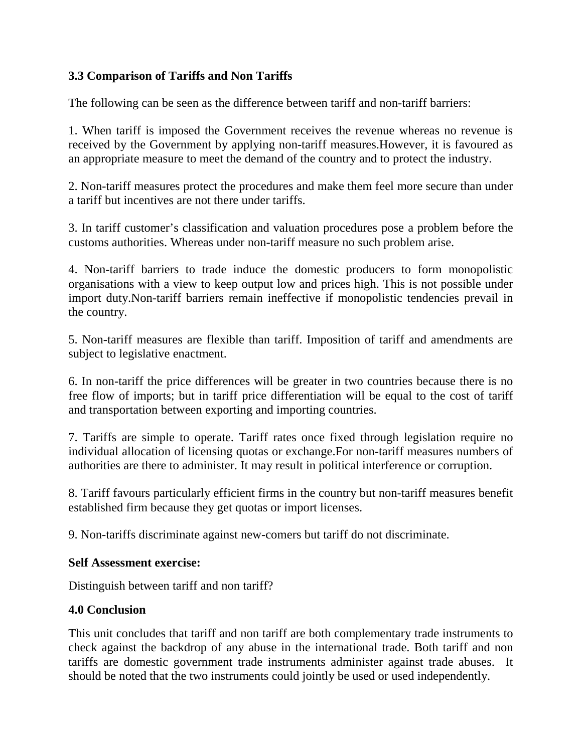### 3.3 Comparison of Tariffs and Non Tariffs

The following can be seen as the difference between tariff and non-tariff barriers:

1. When tariff is imposed the Government receives the revenue whereas no revenue is received by the Government by applying non-tariff measures.However, it is favoured as an appropriate measure to meet the demand of the country and to protect the industry.

2. Non-tariff measures protect the procedures and make them feel more secure than under a tariff but incentives are not there under tariffs.

3. In tariff customer's classification and valuation procedures pose a problem before the customs authorities. Whereas under non-tariff measure no such problem arise.

4. Non-tariff barriers to trade induce the domestic producers to form monopolistic organisations with a view to keep output low and prices high. This is not possible under import duty.Non-tariff barriers remain ineffective if monopolistic tendencies prevail in the country.

5. Non-tariff measures are flexible than tariff. Imposition of tariff and amendments are subject to legislative enactment.

6. In non-tariff the price differences will be greater in two countries because there is no free flow of imports; but in tariff price differentiation will be equal to the cost of tariff and transportation between exporting and importing countries.

7. Tariffs are simple to operate. Tariff rates once fixed through legislation require no individual allocation of licensing quotas or exchange.For non-tariff measures numbers of authorities are there to administer. It may result in political interference or corruption.

8. Tariff favours particularly efficient firms in the country but non-tariff measures benefit established firm because they get quotas or import licenses.

9. Non-tariffs discriminate against new-comers but tariff do not discriminate.

**Self Assessment exercise:**

Distinguish between tariff and non tariff?

## 4.0 Conclusion

This unit concludes that tariff and non tariff are both complementary trade instruments to check against the backdrop of any abuse in the international trade. Both tariff and non tariffs are domestic government trade instruments administer against trade abuses. It should be noted that the two instruments could jointly be used or used independently.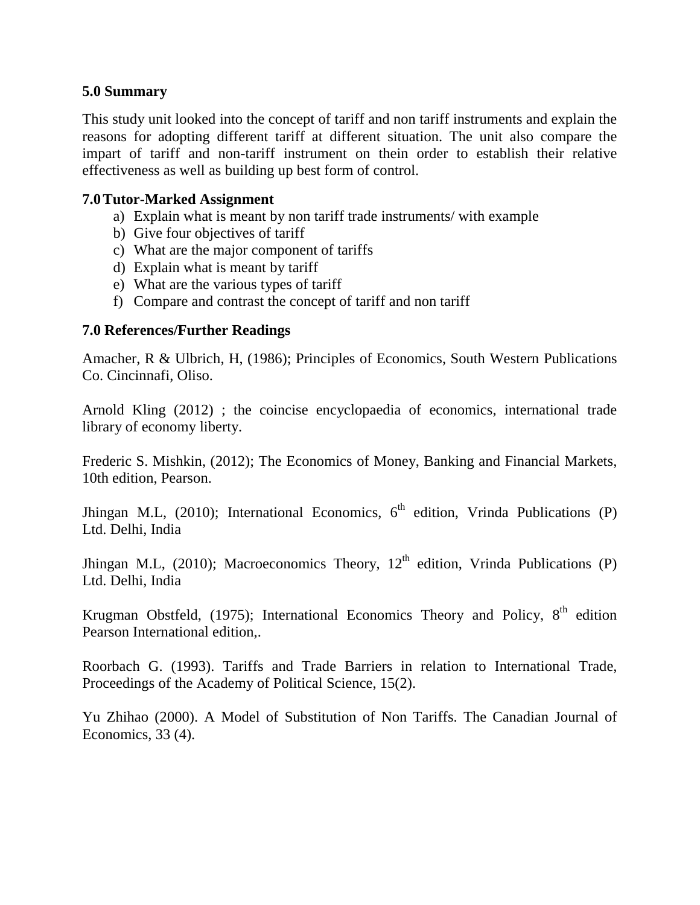## 5.0 Summary

This study unit looked into the concept of tariff and non tariff instruments and explain the reasons for adopting different tariff at different situation. The unit also compare the impart of tariff and non-tariff instrument on thein order to establish their relative effectiveness as well as building up best form of control.

## 7.0 Tutor-Marked Assignment

a) Explain what is meant by non tariff trade instruments/ with example
b) Give four objectives of tariff
c) What are the major component of tariffs
d) Explain what is meant by tariff
e) What are the various types of tariff
f) Compare and contrast the concept of tariff and non tariff

## 7.0 References/Further Readings

Amacher, R & Ulbrich, H, (1986); Principles of Economics, South Western Publications Co. Cincinnafi, Oliso.

Arnold Kling (2012) ; the coincise encyclopaedia of economics, international trade library of economy liberty.

Frederic S. Mishkin, (2012); The Economics of Money, Banking and Financial Markets, 10th edition, Pearson.

Jhingan M.L, (2010); International Economics, 6th edition, Vrinda Publications (P) Ltd. Delhi, India

Jhingan M.L, (2010); Macroeconomics Theory, 12th edition, Vrinda Publications (P) Ltd. Delhi, India

Krugman Obstfeld, (1975); International Economics Theory and Policy, 8th edition Pearson International edition,.

Roorbach G. (1993). Tariffs and Trade Barriers in relation to International Trade, Proceedings of the Academy of Political Science, 15(2).

Yu Zhihao (2000). A Model of Substitution of Non Tariffs. The Canadian Journal of Economics, 33 (4).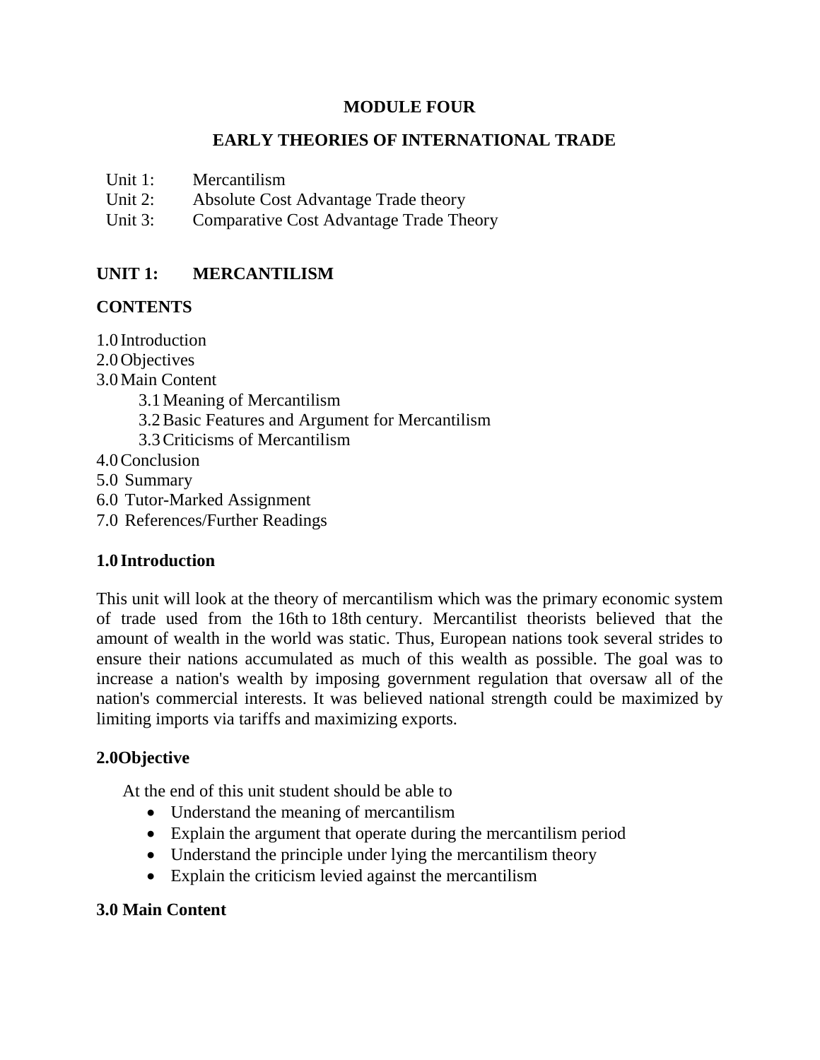# MODULE FOUR

# EARLY THEORIES OF INTERNATIONAL TRADE

Unit 1: Mercantilism
Unit 2: Absolute Cost Advantage Trade theory
Unit 3: Comparative Cost Advantage Trade Theory

## UNIT 1: MERCANTILISM

### CONTENTS

1.0 Introduction
2.0 Objectives
3.0 Main Content
    3.1 Meaning of Mercantilism
    3.2 Basic Features and Argument for Mercantilism
    3.3 Criticisms of Mercantilism
4.0 Conclusion
5.0 Summary
6.0 Tutor-Marked Assignment
7.0 References/Further Readings

### 1.0 Introduction

This unit will look at the theory of mercantilism which was the primary economic system of trade used from the 16th to 18th century. Mercantilist theorists believed that the amount of wealth in the world was static. Thus, European nations took several strides to ensure their nations accumulated as much of this wealth as possible. The goal was to increase a nation's wealth by imposing government regulation that oversaw all of the nation's commercial interests. It was believed national strength could be maximized by limiting imports via tariffs and maximizing exports.

### 2.0Objective

At the end of this unit student should be able to

- Understand the meaning of mercantilism
- Explain the argument that operate during the mercantilism period
- Understand the principle under lying the mercantilism theory
- Explain the criticism levied against the mercantilism

### 3.0 Main Content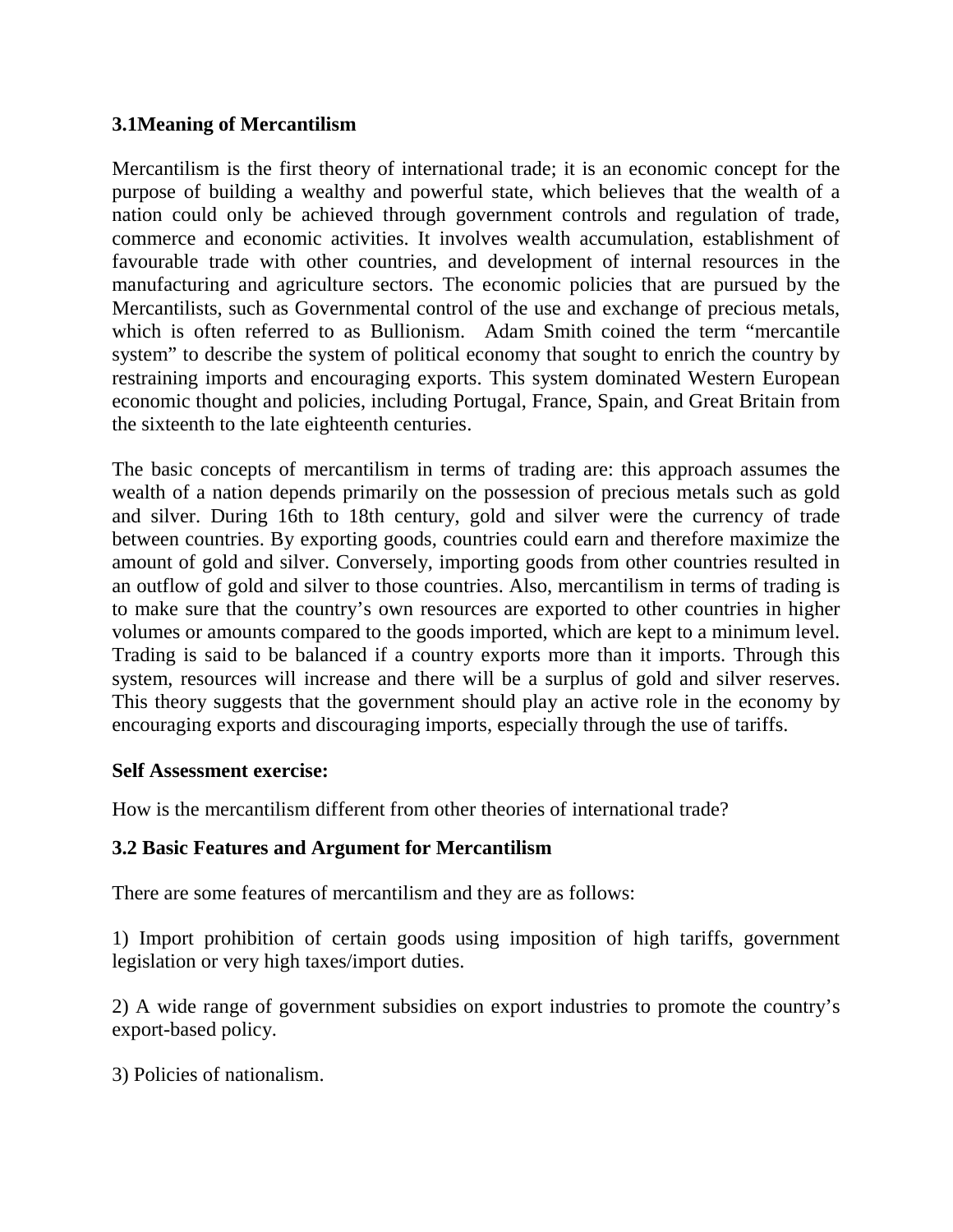### 3.1Meaning of Mercantilism

Mercantilism is the first theory of international trade; it is an economic concept for the purpose of building a wealthy and powerful state, which believes that the wealth of a nation could only be achieved through government controls and regulation of trade, commerce and economic activities. It involves wealth accumulation, establishment of favourable trade with other countries, and development of internal resources in the manufacturing and agriculture sectors. The economic policies that are pursued by the Mercantilists, such as Governmental control of the use and exchange of precious metals, which is often referred to as Bullionism. Adam Smith coined the term "mercantile system" to describe the system of political economy that sought to enrich the country by restraining imports and encouraging exports. This system dominated Western European economic thought and policies, including Portugal, France, Spain, and Great Britain from the sixteenth to the late eighteenth centuries.

The basic concepts of mercantilism in terms of trading are: this approach assumes the wealth of a nation depends primarily on the possession of precious metals such as gold and silver. During 16th to 18th century, gold and silver were the currency of trade between countries. By exporting goods, countries could earn and therefore maximize the amount of gold and silver. Conversely, importing goods from other countries resulted in an outflow of gold and silver to those countries. Also, mercantilism in terms of trading is to make sure that the country's own resources are exported to other countries in higher volumes or amounts compared to the goods imported, which are kept to a minimum level. Trading is said to be balanced if a country exports more than it imports. Through this system, resources will increase and there will be a surplus of gold and silver reserves. This theory suggests that the government should play an active role in the economy by encouraging exports and discouraging imports, especially through the use of tariffs.

**Self Assessment exercise:**

How is the mercantilism different from other theories of international trade?

### 3.2 Basic Features and Argument for Mercantilism

There are some features of mercantilism and they are as follows:

1) Import prohibition of certain goods using imposition of high tariffs, government legislation or very high taxes/import duties.

2) A wide range of government subsidies on export industries to promote the country's export-based policy.

3) Policies of nationalism.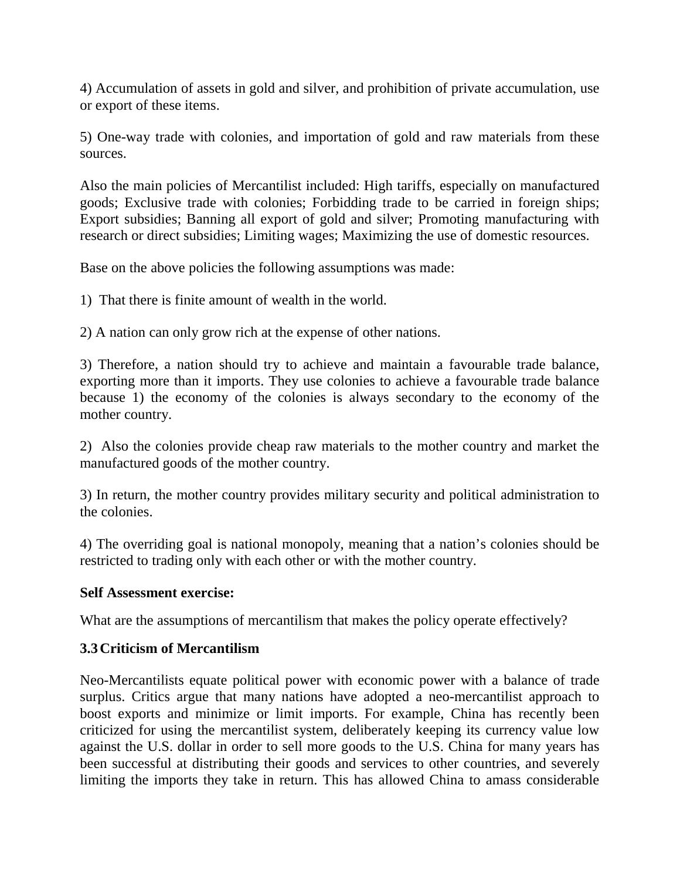4) Accumulation of assets in gold and silver, and prohibition of private accumulation, use or export of these items.

5) One-way trade with colonies, and importation of gold and raw materials from these sources.

Also the main policies of Mercantilist included: High tariffs, especially on manufactured goods; Exclusive trade with colonies; Forbidding trade to be carried in foreign ships; Export subsidies; Banning all export of gold and silver; Promoting manufacturing with research or direct subsidies; Limiting wages; Maximizing the use of domestic resources.

Base on the above policies the following assumptions was made:

1) That there is finite amount of wealth in the world.

2) A nation can only grow rich at the expense of other nations.

3) Therefore, a nation should try to achieve and maintain a favourable trade balance, exporting more than it imports. They use colonies to achieve a favourable trade balance because 1) the economy of the colonies is always secondary to the economy of the mother country.

2) Also the colonies provide cheap raw materials to the mother country and market the manufactured goods of the mother country.

3) In return, the mother country provides military security and political administration to the colonies.

4) The overriding goal is national monopoly, meaning that a nation's colonies should be restricted to trading only with each other or with the mother country.

**Self Assessment exercise:**

What are the assumptions of mercantilism that makes the policy operate effectively?

### 3.3 Criticism of Mercantilism

Neo-Mercantilists equate political power with economic power with a balance of trade surplus. Critics argue that many nations have adopted a neo-mercantilist approach to boost exports and minimize or limit imports. For example, China has recently been criticized for using the mercantilist system, deliberately keeping its currency value low against the U.S. dollar in order to sell more goods to the U.S. China for many years has been successful at distributing their goods and services to other countries, and severely limiting the imports they take in return. This has allowed China to amass considerable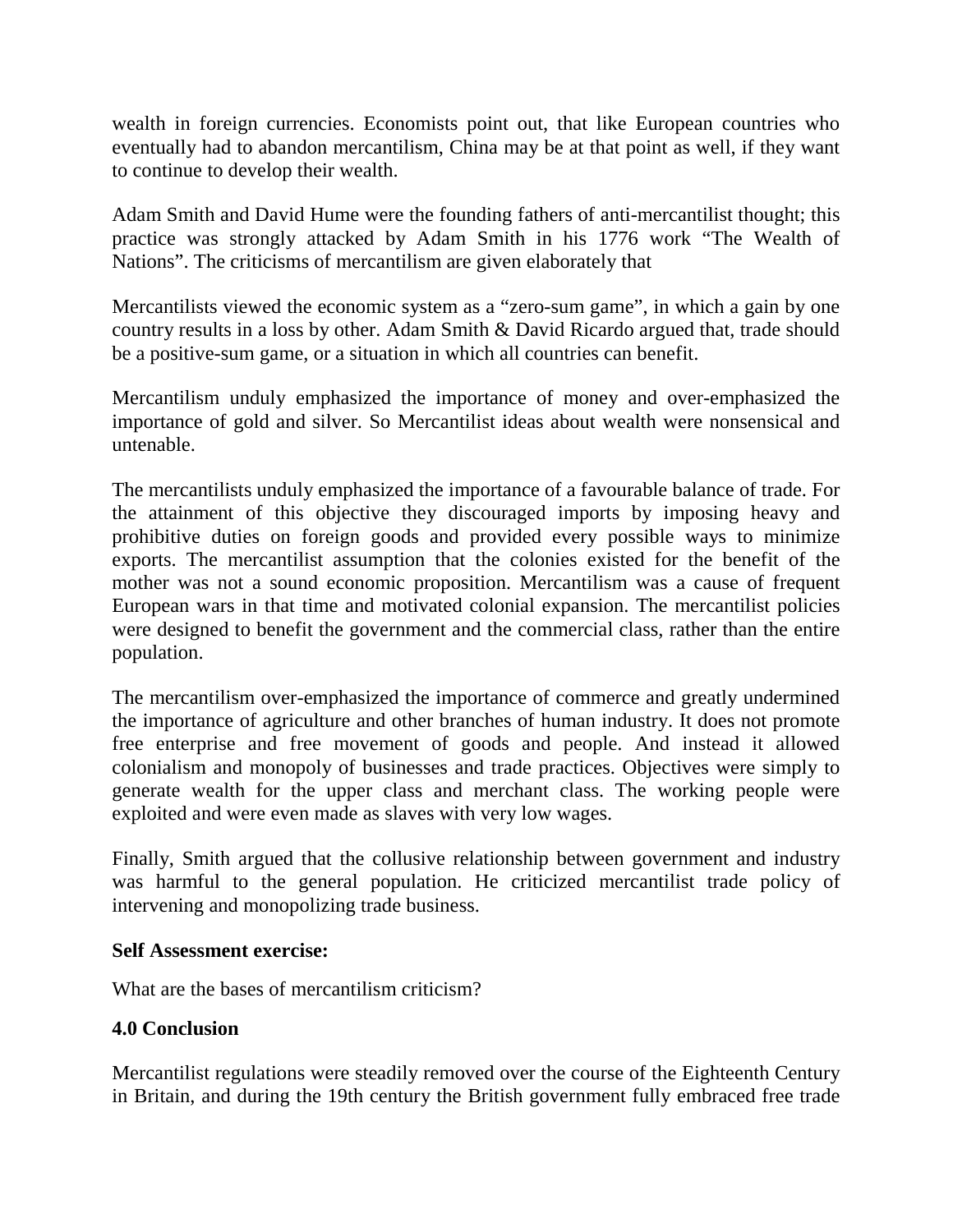wealth in foreign currencies. Economists point out, that like European countries who eventually had to abandon mercantilism, China may be at that point as well, if they want to continue to develop their wealth.

Adam Smith and David Hume were the founding fathers of anti-mercantilist thought; this practice was strongly attacked by Adam Smith in his 1776 work "The Wealth of Nations". The criticisms of mercantilism are given elaborately that

Mercantilists viewed the economic system as a "zero-sum game", in which a gain by one country results in a loss by other. Adam Smith & David Ricardo argued that, trade should be a positive-sum game, or a situation in which all countries can benefit.

Mercantilism unduly emphasized the importance of money and over-emphasized the importance of gold and silver. So Mercantilist ideas about wealth were nonsensical and untenable.

The mercantilists unduly emphasized the importance of a favourable balance of trade. For the attainment of this objective they discouraged imports by imposing heavy and prohibitive duties on foreign goods and provided every possible ways to minimize exports. The mercantilist assumption that the colonies existed for the benefit of the mother was not a sound economic proposition. Mercantilism was a cause of frequent European wars in that time and motivated colonial expansion. The mercantilist policies were designed to benefit the government and the commercial class, rather than the entire population.

The mercantilism over-emphasized the importance of commerce and greatly undermined the importance of agriculture and other branches of human industry. It does not promote free enterprise and free movement of goods and people. And instead it allowed colonialism and monopoly of businesses and trade practices. Objectives were simply to generate wealth for the upper class and merchant class. The working people were exploited and were even made as slaves with very low wages.

Finally, Smith argued that the collusive relationship between government and industry was harmful to the general population. He criticized mercantilist trade policy of intervening and monopolizing trade business.

**Self Assessment exercise:**

What are the bases of mercantilism criticism?

## 4.0 Conclusion

Mercantilist regulations were steadily removed over the course of the Eighteenth Century in Britain, and during the 19th century the British government fully embraced free trade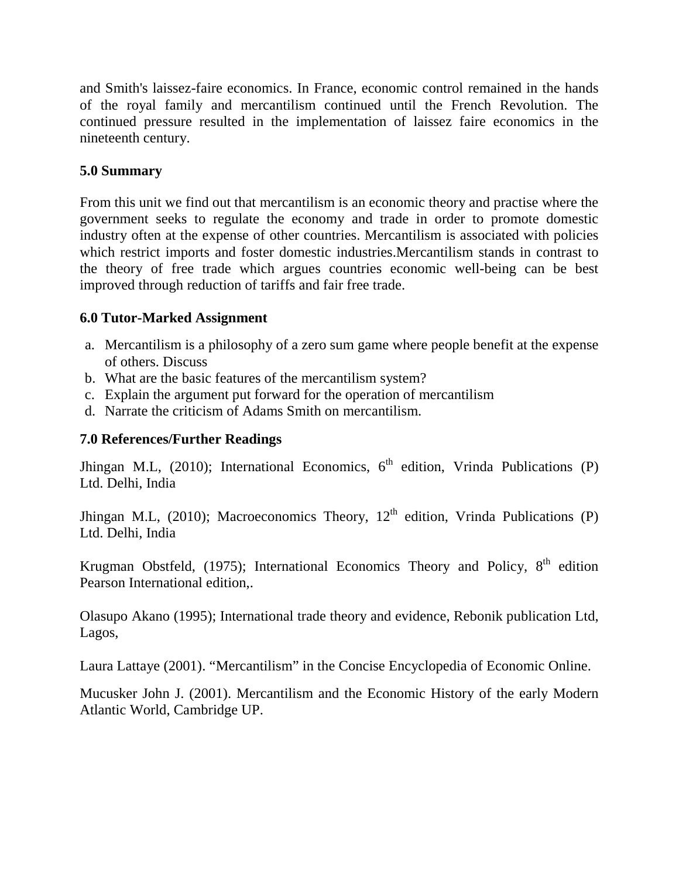and Smith's laissez-faire economics. In France, economic control remained in the hands of the royal family and mercantilism continued until the French Revolution. The continued pressure resulted in the implementation of laissez faire economics in the nineteenth century.

## 5.0 Summary

From this unit we find out that mercantilism is an economic theory and practise where the government seeks to regulate the economy and trade in order to promote domestic industry often at the expense of other countries. Mercantilism is associated with policies which restrict imports and foster domestic industries.Mercantilism stands in contrast to the theory of free trade which argues countries economic well-being can be best improved through reduction of tariffs and fair free trade.

## 6.0 Tutor-Marked Assignment

a. Mercantilism is a philosophy of a zero sum game where people benefit at the expense of others. Discuss
b. What are the basic features of the mercantilism system?
c. Explain the argument put forward for the operation of mercantilism
d. Narrate the criticism of Adams Smith on mercantilism.

## 7.0 References/Further Readings

Jhingan M.L, (2010); International Economics, 6th edition, Vrinda Publications (P) Ltd. Delhi, India

Jhingan M.L, (2010); Macroeconomics Theory, 12th edition, Vrinda Publications (P) Ltd. Delhi, India

Krugman Obstfeld, (1975); International Economics Theory and Policy, 8th edition Pearson International edition,.

Olasupo Akano (1995); International trade theory and evidence, Rebonik publication Ltd, Lagos,

Laura Lattaye (2001). "Mercantilism" in the Concise Encyclopedia of Economic Online.

Mucusker John J. (2001). Mercantilism and the Economic History of the early Modern Atlantic World, Cambridge UP.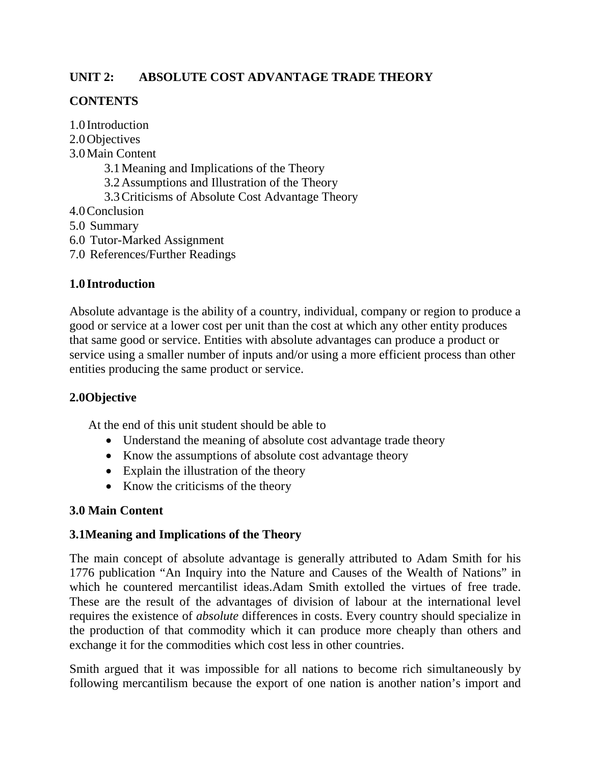## UNIT 2: ABSOLUTE COST ADVANTAGE TRADE THEORY

### CONTENTS

1.0 Introduction
2.0 Objectives
3.0 Main Content
    3.1 Meaning and Implications of the Theory
    3.2 Assumptions and Illustration of the Theory
    3.3 Criticisms of Absolute Cost Advantage Theory
4.0 Conclusion
5.0 Summary
6.0 Tutor-Marked Assignment
7.0 References/Further Readings

### 1.0 Introduction

Absolute advantage is the ability of a country, individual, company or region to produce a good or service at a lower cost per unit than the cost at which any other entity produces that same good or service. Entities with absolute advantages can produce a product or service using a smaller number of inputs and/or using a more efficient process than other entities producing the same product or service.

### 2.0 Objective

At the end of this unit student should be able to

- Understand the meaning of absolute cost advantage trade theory
- Know the assumptions of absolute cost advantage theory
- Explain the illustration of the theory
- Know the criticisms of the theory

### 3.0 Main Content

### 3.1 Meaning and Implications of the Theory

The main concept of absolute advantage is generally attributed to Adam Smith for his 1776 publication "An Inquiry into the Nature and Causes of the Wealth of Nations" in which he countered mercantilist ideas.Adam Smith extolled the virtues of free trade. These are the result of the advantages of division of labour at the international level requires the existence of *absolute* differences in costs. Every country should specialize in the production of that commodity which it can produce more cheaply than others and exchange it for the commodities which cost less in other countries.

Smith argued that it was impossible for all nations to become rich simultaneously by following mercantilism because the export of one nation is another nation's import and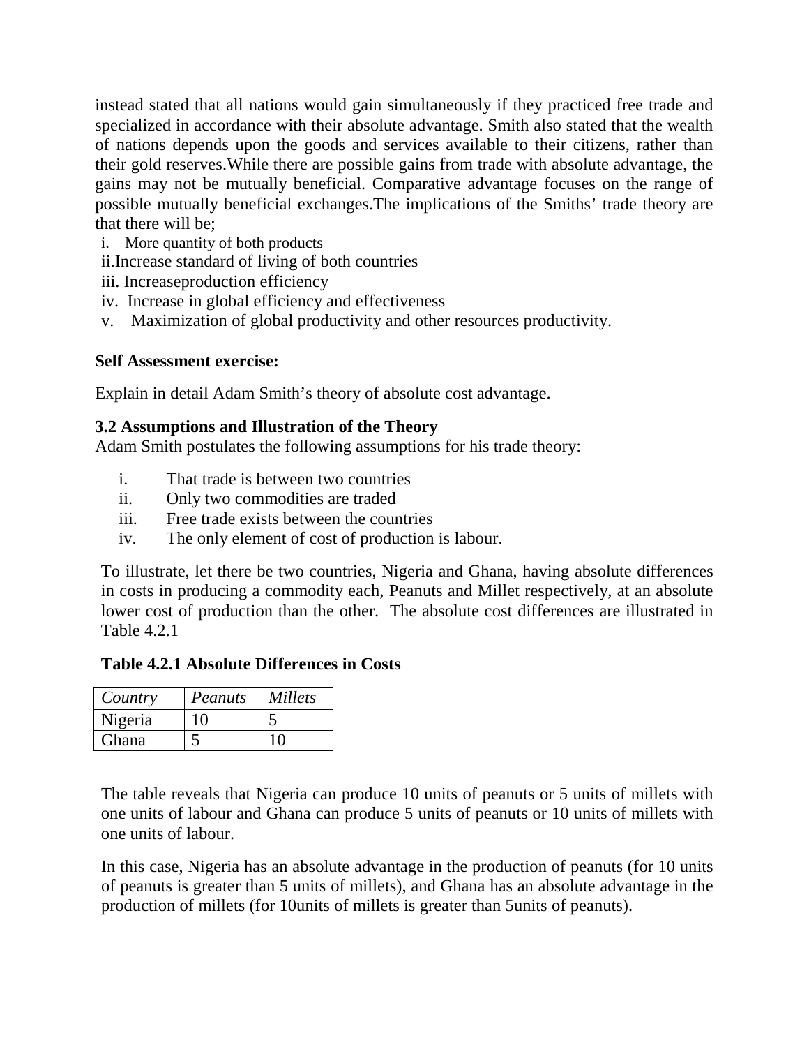instead stated that all nations would gain simultaneously if they practiced free trade and specialized in accordance with their absolute advantage. Smith also stated that the wealth of nations depends upon the goods and services available to their citizens, rather than their gold reserves.While there are possible gains from trade with absolute advantage, the gains may not be mutually beneficial. Comparative advantage focuses on the range of possible mutually beneficial exchanges.The implications of the Smiths' trade theory are that there will be;

i. More quantity of both products
ii. Increase standard of living of both countries
iii. Increaseproduction efficiency
iv. Increase in global efficiency and effectiveness
v. Maximization of global productivity and other resources productivity.

**Self Assessment exercise:**

Explain in detail Adam Smith's theory of absolute cost advantage.

### 3.2 Assumptions and Illustration of the Theory

Adam Smith postulates the following assumptions for his trade theory:

i. That trade is between two countries
ii. Only two commodities are traded
iii. Free trade exists between the countries
iv. The only element of cost of production is labour.

To illustrate, let there be two countries, Nigeria and Ghana, having absolute differences in costs in producing a commodity each, Peanuts and Millet respectively, at an absolute lower cost of production than the other. The absolute cost differences are illustrated in Table 4.2.1

**Table 4.2.1 Absolute Differences in Costs**

| *Country* | *Peanuts* | *Millets* |
|---|---|---|
| Nigeria | 10 | 5 |
| Ghana | 5 | 10 |

The table reveals that Nigeria can produce 10 units of peanuts or 5 units of millets with one units of labour and Ghana can produce 5 units of peanuts or 10 units of millets with one units of labour.

In this case, Nigeria has an absolute advantage in the production of peanuts (for 10 units of peanuts is greater than 5 units of millets), and Ghana has an absolute advantage in the production of millets (for 10units of millets is greater than 5units of peanuts).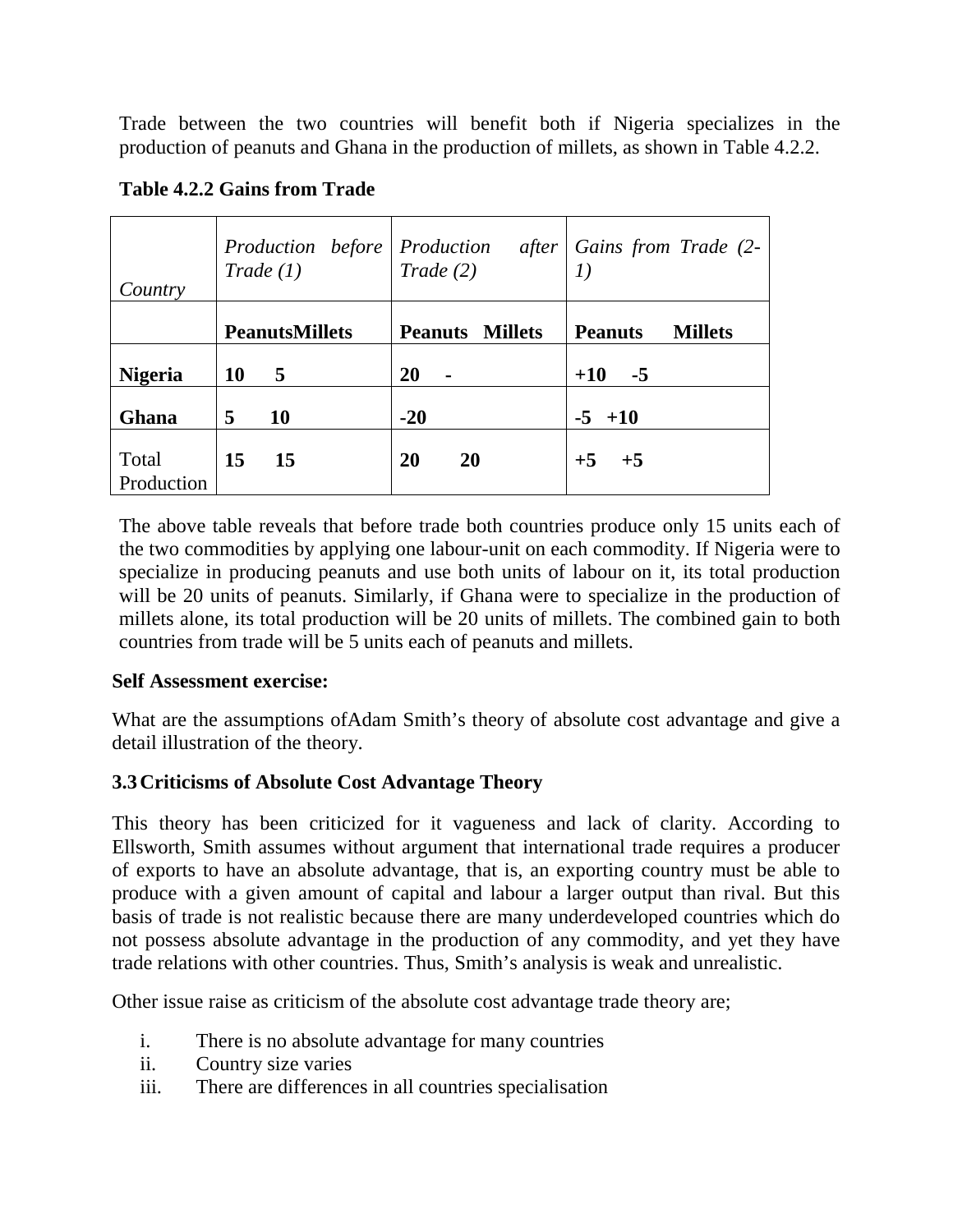Trade between the two countries will benefit both if Nigeria specializes in the production of peanuts and Ghana in the production of millets, as shown in Table 4.2.2.

**Table 4.2.2 Gains from Trade**

| *Country* | *Production before Trade (1)* | | *Production after Trade (2)* | | *Gains from Trade (2-1)* | |
|---|---|---|---|---|---|---|
| | **Peanuts** | **Millets** | **Peanuts** | **Millets** | **Peanuts** | **Millets** |
| **Nigeria** | **10** | **5** | **20** | **-** | **+10** | **-5** |
| **Ghana** | **5** | **10** | **-** | **20** | **-5** | **+10** |
| Total Production | **15** | **15** | **20** | **20** | **+5** | **+5** |

The above table reveals that before trade both countries produce only 15 units each of the two commodities by applying one labour-unit on each commodity. If Nigeria were to specialize in producing peanuts and use both units of labour on it, its total production will be 20 units of peanuts. Similarly, if Ghana were to specialize in the production of millets alone, its total production will be 20 units of millets. The combined gain to both countries from trade will be 5 units each of peanuts and millets.

**Self Assessment exercise:**

What are the assumptions ofAdam Smith's theory of absolute cost advantage and give a detail illustration of the theory.

### 3.3 Criticisms of Absolute Cost Advantage Theory

This theory has been criticized for it vagueness and lack of clarity. According to Ellsworth, Smith assumes without argument that international trade requires a producer of exports to have an absolute advantage, that is, an exporting country must be able to produce with a given amount of capital and labour a larger output than rival. But this basis of trade is not realistic because there are many underdeveloped countries which do not possess absolute advantage in the production of any commodity, and yet they have trade relations with other countries. Thus, Smith's analysis is weak and unrealistic.

Other issue raise as criticism of the absolute cost advantage trade theory are;

i. There is no absolute advantage for many countries
ii. Country size varies
iii. There are differences in all countries specialisation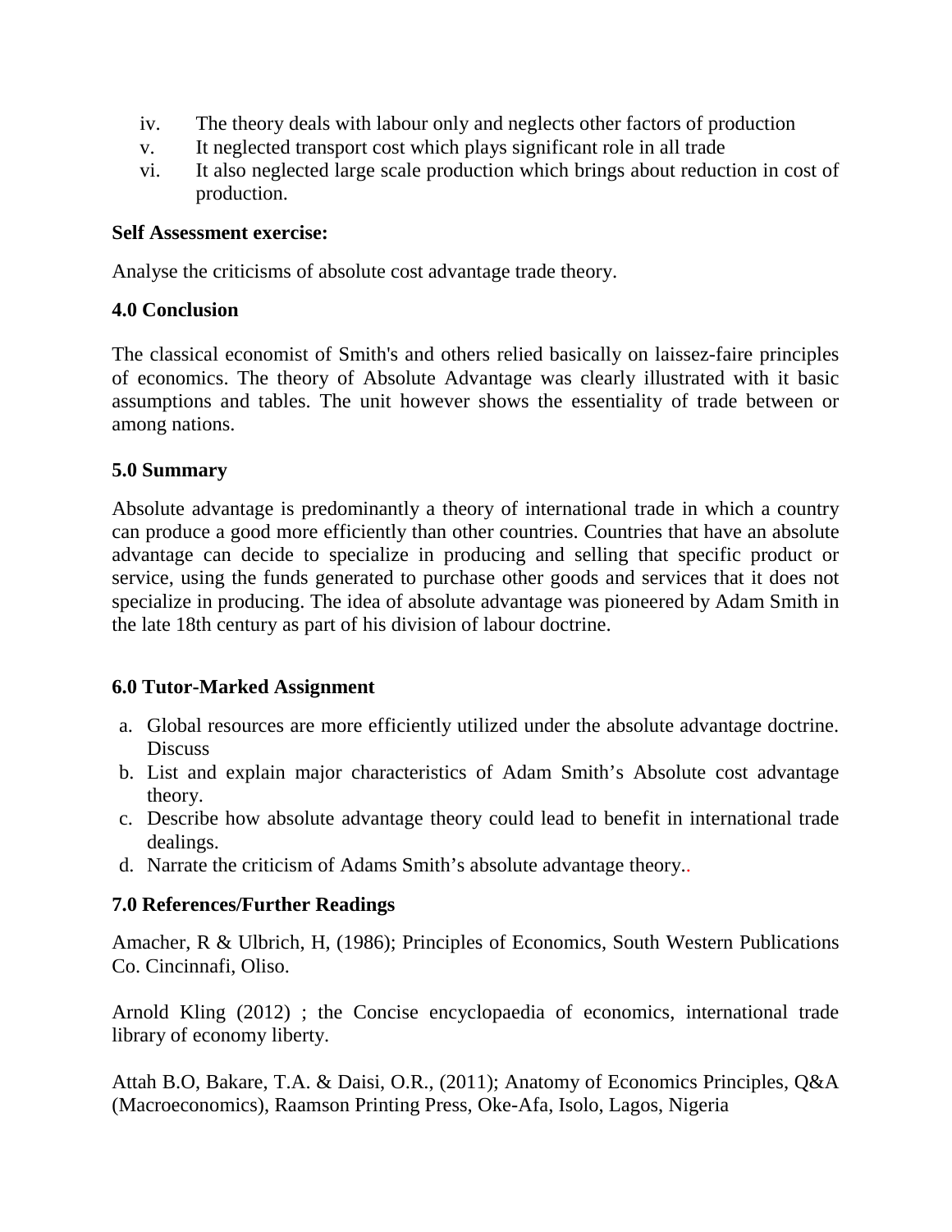iv. The theory deals with labour only and neglects other factors of production
v. It neglected transport cost which plays significant role in all trade
vi. It also neglected large scale production which brings about reduction in cost of production.

**Self Assessment exercise:**

Analyse the criticisms of absolute cost advantage trade theory.

### 4.0 Conclusion

The classical economist of Smith's and others relied basically on laissez-faire principles of economics. The theory of Absolute Advantage was clearly illustrated with it basic assumptions and tables. The unit however shows the essentiality of trade between or among nations.

### 5.0 Summary

Absolute advantage is predominantly a theory of international trade in which a country can produce a good more efficiently than other countries. Countries that have an absolute advantage can decide to specialize in producing and selling that specific product or service, using the funds generated to purchase other goods and services that it does not specialize in producing. The idea of absolute advantage was pioneered by Adam Smith in the late 18th century as part of his division of labour doctrine.

### 6.0 Tutor-Marked Assignment

a. Global resources are more efficiently utilized under the absolute advantage doctrine. Discuss
b. List and explain major characteristics of Adam Smith's Absolute cost advantage theory.
c. Describe how absolute advantage theory could lead to benefit in international trade dealings.
d. Narrate the criticism of Adams Smith's absolute advantage theory..

### 7.0 References/Further Readings

Amacher, R & Ulbrich, H, (1986); Principles of Economics, South Western Publications Co. Cincinnafi, Oliso.

Arnold Kling (2012) ; the Concise encyclopaedia of economics, international trade library of economy liberty.

Attah B.O, Bakare, T.A. & Daisi, O.R., (2011); Anatomy of Economics Principles, Q&A (Macroeconomics), Raamson Printing Press, Oke-Afa, Isolo, Lagos, Nigeria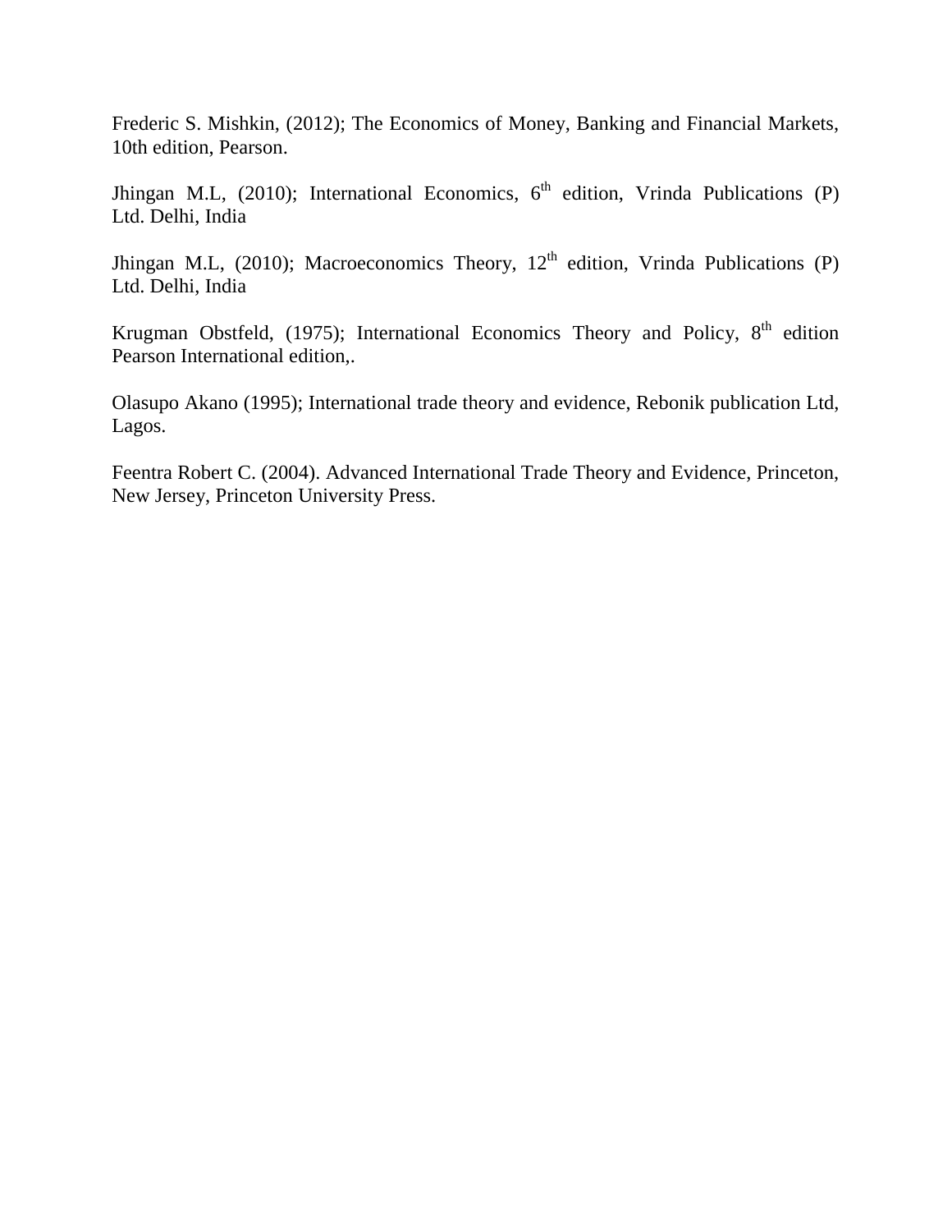Frederic S. Mishkin, (2012); The Economics of Money, Banking and Financial Markets, 10th edition, Pearson.

Jhingan M.L, (2010); International Economics, 6th edition, Vrinda Publications (P) Ltd. Delhi, India

Jhingan M.L, (2010); Macroeconomics Theory, 12th edition, Vrinda Publications (P) Ltd. Delhi, India

Krugman Obstfeld, (1975); International Economics Theory and Policy, 8th edition Pearson International edition,.

Olasupo Akano (1995); International trade theory and evidence, Rebonik publication Ltd, Lagos.

Feentra Robert C. (2004). Advanced International Trade Theory and Evidence, Princeton, New Jersey, Princeton University Press.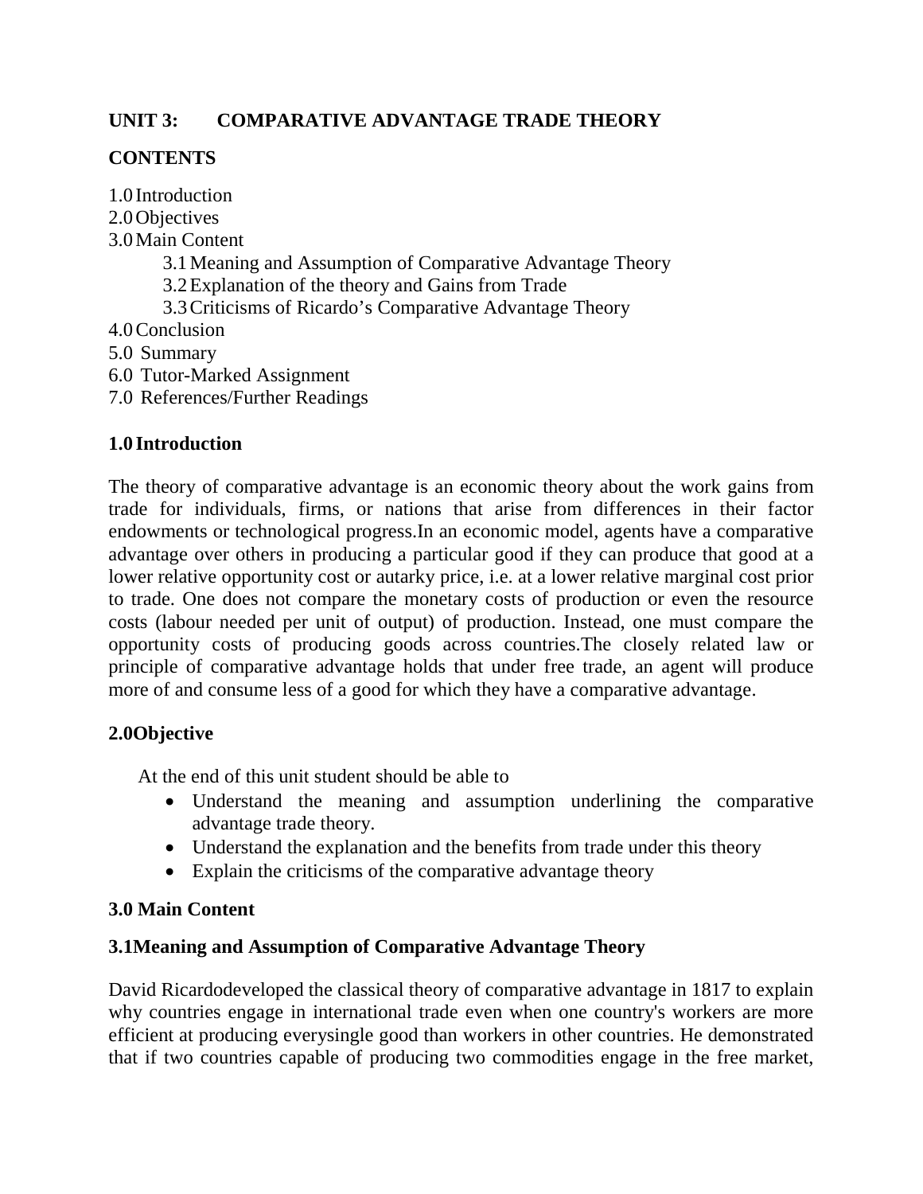## UNIT 3: COMPARATIVE ADVANTAGE TRADE THEORY

### CONTENTS

1.0 Introduction
2.0 Objectives
3.0 Main Content
- 3.1 Meaning and Assumption of Comparative Advantage Theory
- 3.2 Explanation of the theory and Gains from Trade
- 3.3 Criticisms of Ricardo's Comparative Advantage Theory

4.0 Conclusion
5.0 Summary
6.0 Tutor-Marked Assignment
7.0 References/Further Readings

### 1.0 Introduction

The theory of comparative advantage is an economic theory about the work gains from trade for individuals, firms, or nations that arise from differences in their factor endowments or technological progress.In an economic model, agents have a comparative advantage over others in producing a particular good if they can produce that good at a lower relative opportunity cost or autarky price, i.e. at a lower relative marginal cost prior to trade. One does not compare the monetary costs of production or even the resource costs (labour needed per unit of output) of production. Instead, one must compare the opportunity costs of producing goods across countries.The closely related law or principle of comparative advantage holds that under free trade, an agent will produce more of and consume less of a good for which they have a comparative advantage.

### 2.0Objective

At the end of this unit student should be able to

- Understand the meaning and assumption underlining the comparative advantage trade theory.
- Understand the explanation and the benefits from trade under this theory
- Explain the criticisms of the comparative advantage theory

### 3.0 Main Content

### 3.1Meaning and Assumption of Comparative Advantage Theory

David Ricardodeveloped the classical theory of comparative advantage in 1817 to explain why countries engage in international trade even when one country's workers are more efficient at producing everysingle good than workers in other countries. He demonstrated that if two countries capable of producing two commodities engage in the free market,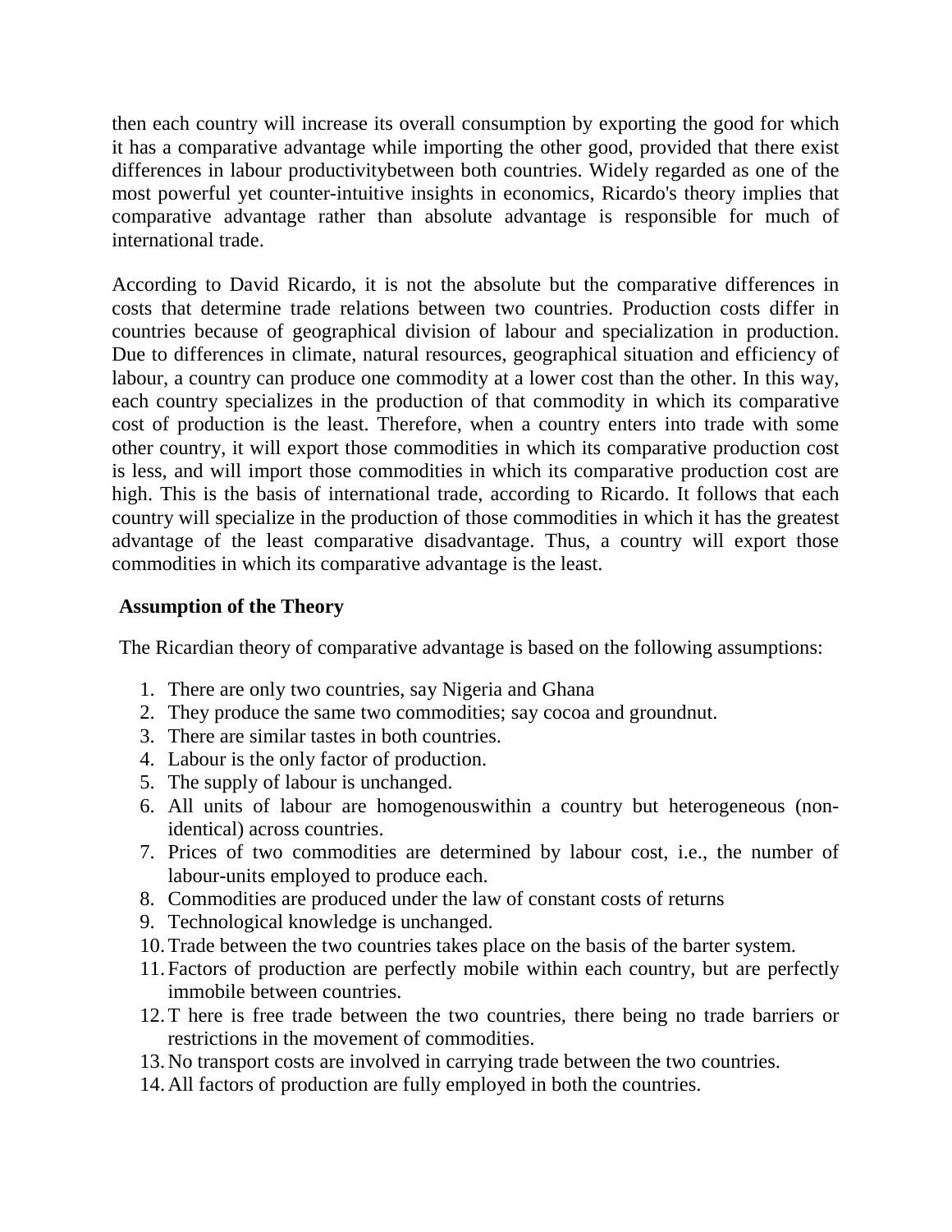then each country will increase its overall consumption by exporting the good for which it has a comparative advantage while importing the other good, provided that there exist differences in labour productivitybetween both countries. Widely regarded as one of the most powerful yet counter-intuitive insights in economics, Ricardo's theory implies that comparative advantage rather than absolute advantage is responsible for much of international trade.

According to David Ricardo, it is not the absolute but the comparative differences in costs that determine trade relations between two countries. Production costs differ in countries because of geographical division of labour and specialization in production. Due to differences in climate, natural resources, geographical situation and efficiency of labour, a country can produce one commodity at a lower cost than the other. In this way, each country specializes in the production of that commodity in which its comparative cost of production is the least. Therefore, when a country enters into trade with some other country, it will export those commodities in which its comparative production cost is less, and will import those commodities in which its comparative production cost are high. This is the basis of international trade, according to Ricardo. It follows that each country will specialize in the production of those commodities in which it has the greatest advantage of the least comparative disadvantage. Thus, a country will export those commodities in which its comparative advantage is the least.

**Assumption of the Theory**

The Ricardian theory of comparative advantage is based on the following assumptions:

1. There are only two countries, say Nigeria and Ghana
2. They produce the same two commodities; say cocoa and groundnut.
3. There are similar tastes in both countries.
4. Labour is the only factor of production.
5. The supply of labour is unchanged.
6. All units of labour are homogenouswithin a country but heterogeneous (non-identical) across countries.
7. Prices of two commodities are determined by labour cost, i.e., the number of labour-units employed to produce each.
8. Commodities are produced under the law of constant costs of returns
9. Technological knowledge is unchanged.
10. Trade between the two countries takes place on the basis of the barter system.
11. Factors of production are perfectly mobile within each country, but are perfectly immobile between countries.
12. T here is free trade between the two countries, there being no trade barriers or restrictions in the movement of commodities.
13. No transport costs are involved in carrying trade between the two countries.
14. All factors of production are fully employed in both the countries.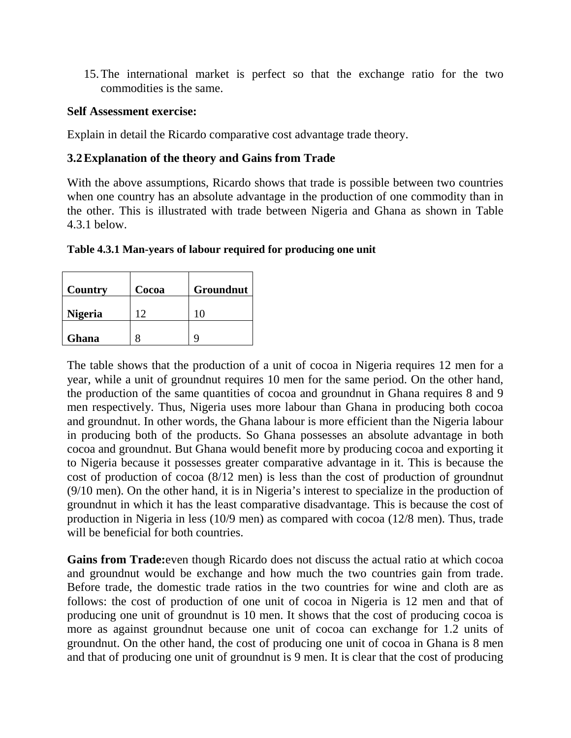15. The international market is perfect so that the exchange ratio for the two commodities is the same.

**Self Assessment exercise:**

Explain in detail the Ricardo comparative cost advantage trade theory.

### 3.2 Explanation of the theory and Gains from Trade

With the above assumptions, Ricardo shows that trade is possible between two countries when one country has an absolute advantage in the production of one commodity than in the other. This is illustrated with trade between Nigeria and Ghana as shown in Table 4.3.1 below.

**Table 4.3.1 Man-years of labour required for producing one unit**

| Country | Cocoa | Groundnut |
|---|---|---|
| **Nigeria** | 12 | 10 |
| **Ghana** | 8 | 9 |

The table shows that the production of a unit of cocoa in Nigeria requires 12 men for a year, while a unit of groundnut requires 10 men for the same period. On the other hand, the production of the same quantities of cocoa and groundnut in Ghana requires 8 and 9 men respectively. Thus, Nigeria uses more labour than Ghana in producing both cocoa and groundnut. In other words, the Ghana labour is more efficient than the Nigeria labour in producing both of the products. So Ghana possesses an absolute advantage in both cocoa and groundnut. But Ghana would benefit more by producing cocoa and exporting it to Nigeria because it possesses greater comparative advantage in it. This is because the cost of production of cocoa (8/12 men) is less than the cost of production of groundnut (9/10 men). On the other hand, it is in Nigeria's interest to specialize in the production of groundnut in which it has the least comparative disadvantage. This is because the cost of production in Nigeria in less (10/9 men) as compared with cocoa (12/8 men). Thus, trade will be beneficial for both countries.

**Gains from Trade:**even though Ricardo does not discuss the actual ratio at which cocoa and groundnut would be exchange and how much the two countries gain from trade. Before trade, the domestic trade ratios in the two countries for wine and cloth are as follows: the cost of production of one unit of cocoa in Nigeria is 12 men and that of producing one unit of groundnut is 10 men. It shows that the cost of producing cocoa is more as against groundnut because one unit of cocoa can exchange for 1.2 units of groundnut. On the other hand, the cost of producing one unit of cocoa in Ghana is 8 men and that of producing one unit of groundnut is 9 men. It is clear that the cost of producing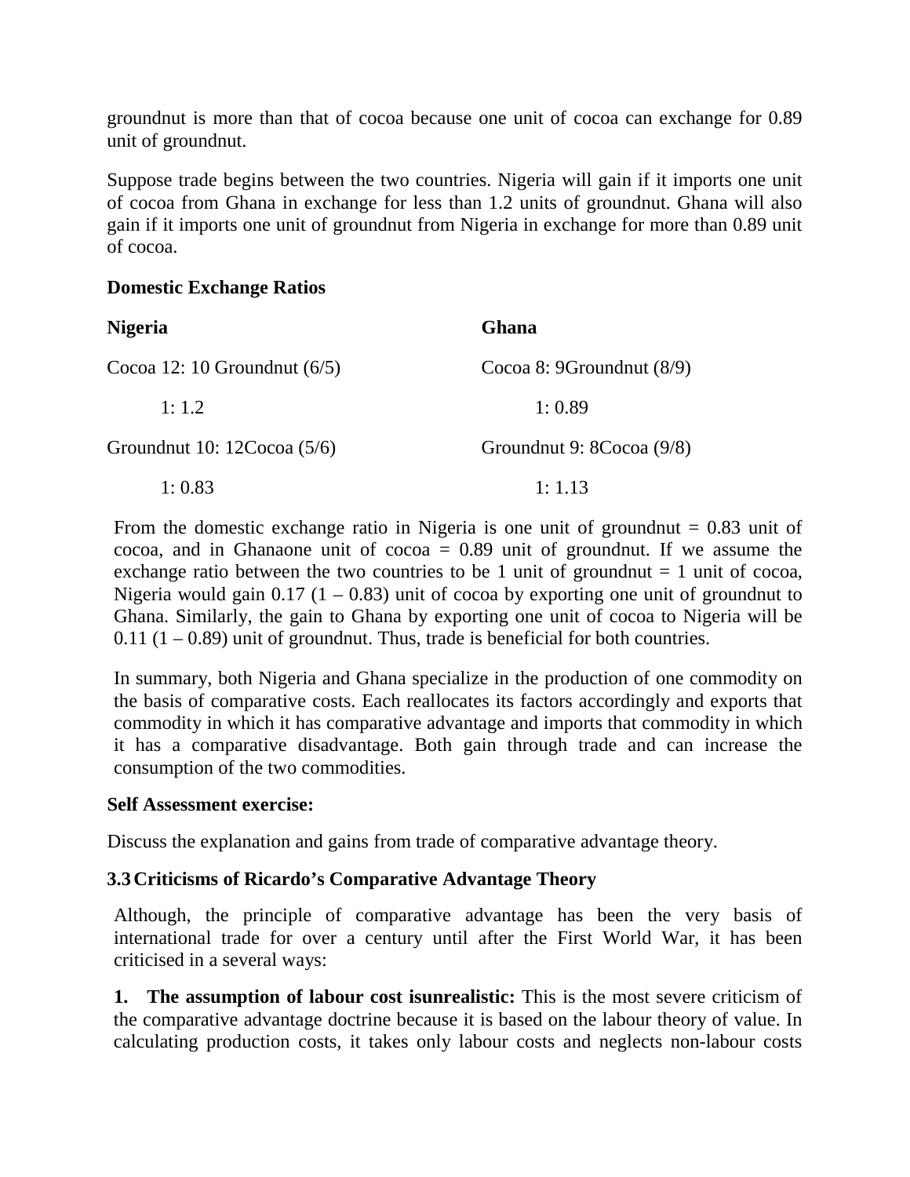groundnut is more than that of cocoa because one unit of cocoa can exchange for 0.89 unit of groundnut.

Suppose trade begins between the two countries. Nigeria will gain if it imports one unit of cocoa from Ghana in exchange for less than 1.2 units of groundnut. Ghana will also gain if it imports one unit of groundnut from Nigeria in exchange for more than 0.89 unit of cocoa.

**Domestic Exchange Ratios**

| **Nigeria** | **Ghana** |
|---|---|
| Cocoa 12: 10 Groundnut (6/5) | Cocoa 8: 9Groundnut (8/9) |
| 1: 1.2 | 1: 0.89 |
| Groundnut 10: 12Cocoa (5/6) | Groundnut 9: 8Cocoa (9/8) |
| 1: 0.83 | 1: 1.13 |

From the domestic exchange ratio in Nigeria is one unit of groundnut = 0.83 unit of cocoa, and in Ghanaone unit of cocoa = 0.89 unit of groundnut. If we assume the exchange ratio between the two countries to be 1 unit of groundnut = 1 unit of cocoa, Nigeria would gain 0.17 (1 – 0.83) unit of cocoa by exporting one unit of groundnut to Ghana. Similarly, the gain to Ghana by exporting one unit of cocoa to Nigeria will be 0.11 (1 – 0.89) unit of groundnut. Thus, trade is beneficial for both countries.

In summary, both Nigeria and Ghana specialize in the production of one commodity on the basis of comparative costs. Each reallocates its factors accordingly and exports that commodity in which it has comparative advantage and imports that commodity in which it has a comparative disadvantage. Both gain through trade and can increase the consumption of the two commodities.

**Self Assessment exercise:**

Discuss the explanation and gains from trade of comparative advantage theory.

### 3.3 Criticisms of Ricardo's Comparative Advantage Theory

Although, the principle of comparative advantage has been the very basis of international trade for over a century until after the First World War, it has been criticised in a several ways:

**1. The assumption of labour cost isunrealistic:** This is the most severe criticism of the comparative advantage doctrine because it is based on the labour theory of value. In calculating production costs, it takes only labour costs and neglects non-labour costs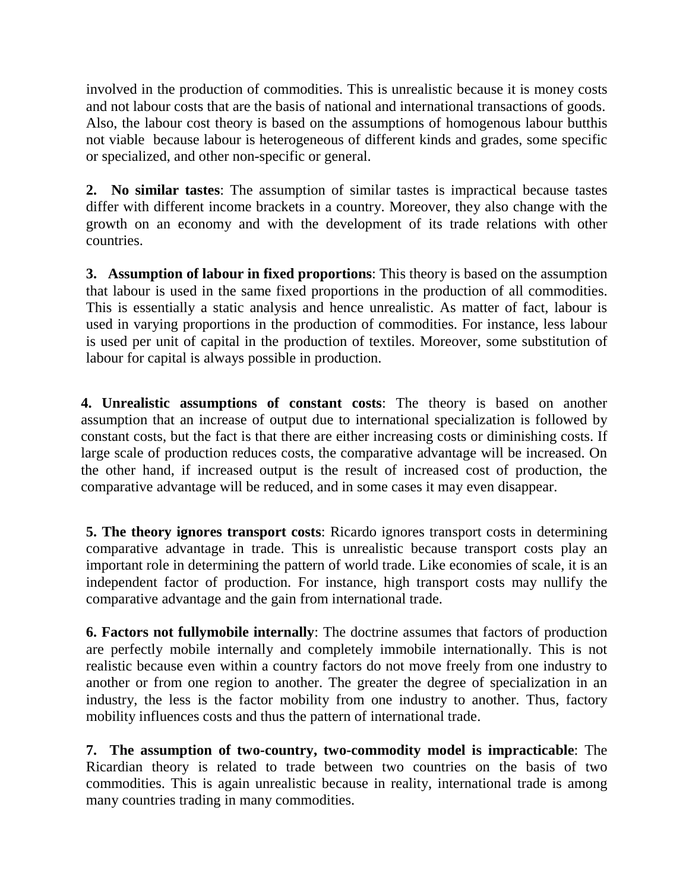involved in the production of commodities. This is unrealistic because it is money costs and not labour costs that are the basis of national and international transactions of goods. Also, the labour cost theory is based on the assumptions of homogenous labour butthis not viable because labour is heterogeneous of different kinds and grades, some specific or specialized, and other non-specific or general.

**2. No similar tastes**: The assumption of similar tastes is impractical because tastes differ with different income brackets in a country. Moreover, they also change with the growth on an economy and with the development of its trade relations with other countries.

**3. Assumption of labour in fixed proportions**: This theory is based on the assumption that labour is used in the same fixed proportions in the production of all commodities. This is essentially a static analysis and hence unrealistic. As matter of fact, labour is used in varying proportions in the production of commodities. For instance, less labour is used per unit of capital in the production of textiles. Moreover, some substitution of labour for capital is always possible in production.

**4. Unrealistic assumptions of constant costs**: The theory is based on another assumption that an increase of output due to international specialization is followed by constant costs, but the fact is that there are either increasing costs or diminishing costs. If large scale of production reduces costs, the comparative advantage will be increased. On the other hand, if increased output is the result of increased cost of production, the comparative advantage will be reduced, and in some cases it may even disappear.

**5. The theory ignores transport costs**: Ricardo ignores transport costs in determining comparative advantage in trade. This is unrealistic because transport costs play an important role in determining the pattern of world trade. Like economies of scale, it is an independent factor of production. For instance, high transport costs may nullify the comparative advantage and the gain from international trade.

**6. Factors not fullymobile internally**: The doctrine assumes that factors of production are perfectly mobile internally and completely immobile internationally. This is not realistic because even within a country factors do not move freely from one industry to another or from one region to another. The greater the degree of specialization in an industry, the less is the factor mobility from one industry to another. Thus, factory mobility influences costs and thus the pattern of international trade.

**7. The assumption of two-country, two-commodity model is impracticable**: The Ricardian theory is related to trade between two countries on the basis of two commodities. This is again unrealistic because in reality, international trade is among many countries trading in many commodities.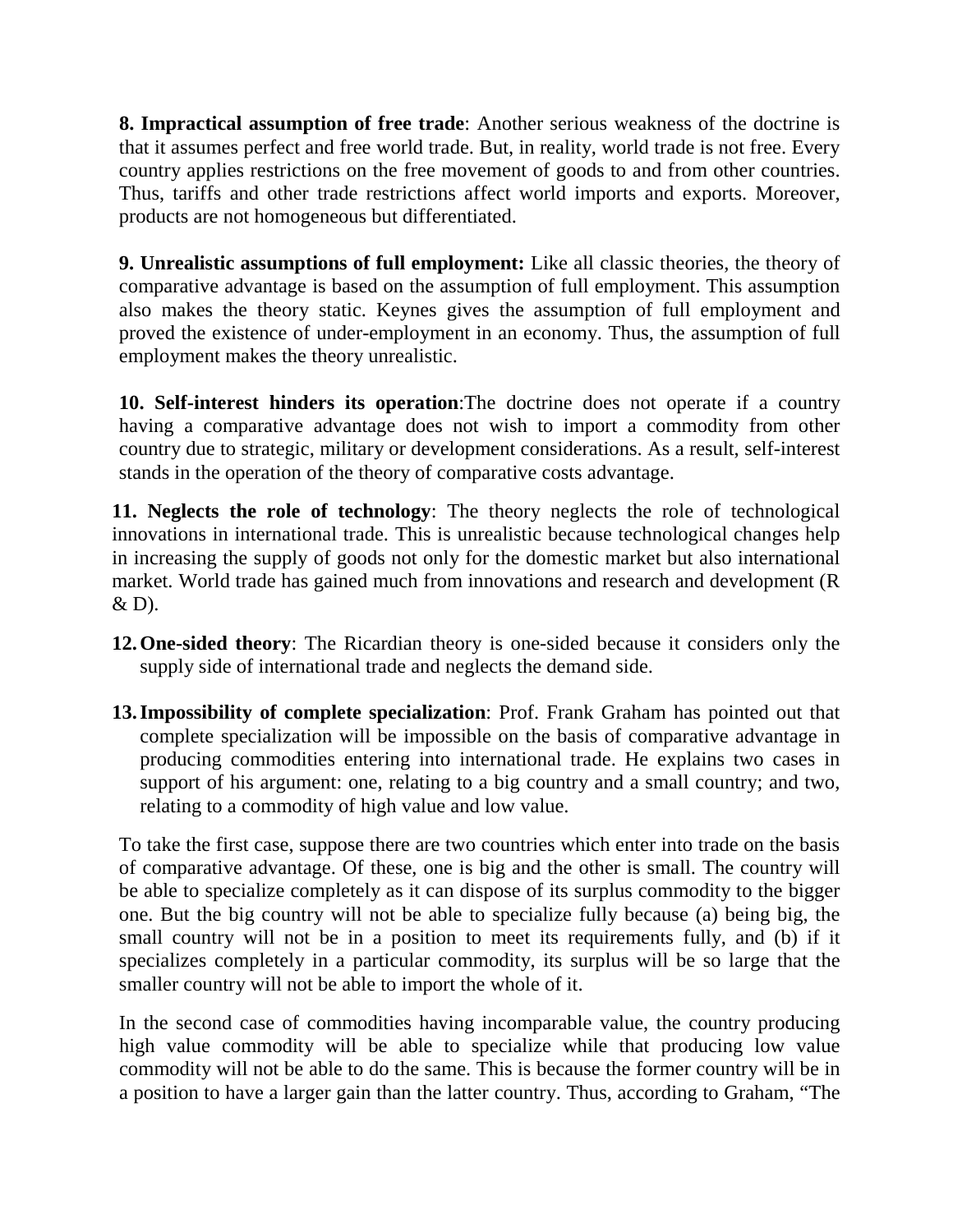**8. Impractical assumption of free trade**: Another serious weakness of the doctrine is that it assumes perfect and free world trade. But, in reality, world trade is not free. Every country applies restrictions on the free movement of goods to and from other countries. Thus, tariffs and other trade restrictions affect world imports and exports. Moreover, products are not homogeneous but differentiated.

**9. Unrealistic assumptions of full employment:** Like all classic theories, the theory of comparative advantage is based on the assumption of full employment. This assumption also makes the theory static. Keynes gives the assumption of full employment and proved the existence of under-employment in an economy. Thus, the assumption of full employment makes the theory unrealistic.

**10. Self-interest hinders its operation**:The doctrine does not operate if a country having a comparative advantage does not wish to import a commodity from other country due to strategic, military or development considerations. As a result, self-interest stands in the operation of the theory of comparative costs advantage.

**11. Neglects the role of technology**: The theory neglects the role of technological innovations in international trade. This is unrealistic because technological changes help in increasing the supply of goods not only for the domestic market but also international market. World trade has gained much from innovations and research and development (R & D).

12. **One-sided theory**: The Ricardian theory is one-sided because it considers only the supply side of international trade and neglects the demand side.

13. **Impossibility of complete specialization**: Prof. Frank Graham has pointed out that complete specialization will be impossible on the basis of comparative advantage in producing commodities entering into international trade. He explains two cases in support of his argument: one, relating to a big country and a small country; and two, relating to a commodity of high value and low value.

To take the first case, suppose there are two countries which enter into trade on the basis of comparative advantage. Of these, one is big and the other is small. The country will be able to specialize completely as it can dispose of its surplus commodity to the bigger one. But the big country will not be able to specialize fully because (a) being big, the small country will not be in a position to meet its requirements fully, and (b) if it specializes completely in a particular commodity, its surplus will be so large that the smaller country will not be able to import the whole of it.

In the second case of commodities having incomparable value, the country producing high value commodity will be able to specialize while that producing low value commodity will not be able to do the same. This is because the former country will be in a position to have a larger gain than the latter country. Thus, according to Graham, "The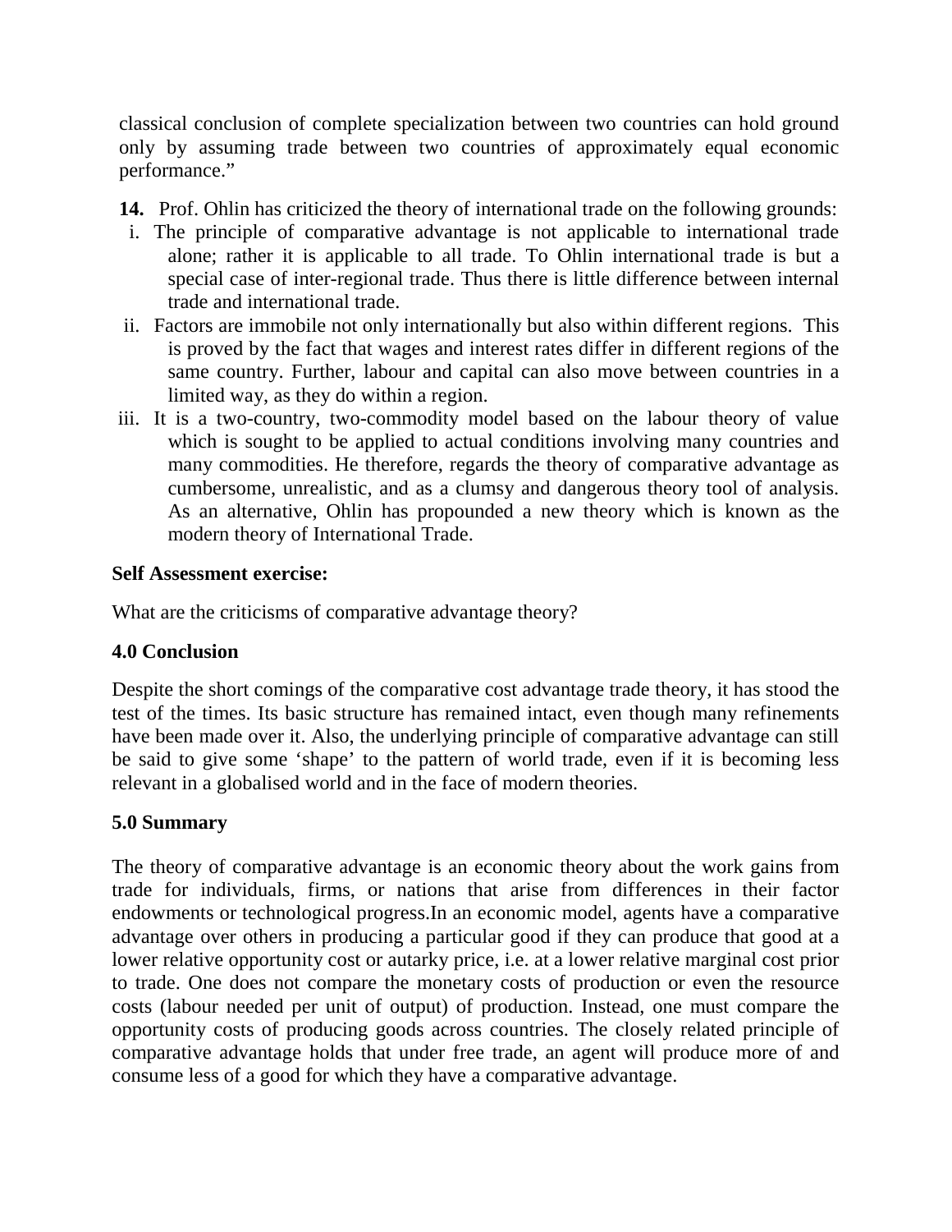classical conclusion of complete specialization between two countries can hold ground only by assuming trade between two countries of approximately equal economic performance."

**14.** Prof. Ohlin has criticized the theory of international trade on the following grounds:

i. The principle of comparative advantage is not applicable to international trade alone; rather it is applicable to all trade. To Ohlin international trade is but a special case of inter-regional trade. Thus there is little difference between internal trade and international trade.

ii. Factors are immobile not only internationally but also within different regions. This is proved by the fact that wages and interest rates differ in different regions of the same country. Further, labour and capital can also move between countries in a limited way, as they do within a region.

iii. It is a two-country, two-commodity model based on the labour theory of value which is sought to be applied to actual conditions involving many countries and many commodities. He therefore, regards the theory of comparative advantage as cumbersome, unrealistic, and as a clumsy and dangerous theory tool of analysis. As an alternative, Ohlin has propounded a new theory which is known as the modern theory of International Trade.

**Self Assessment exercise:**

What are the criticisms of comparative advantage theory?

## 4.0 Conclusion

Despite the short comings of the comparative cost advantage trade theory, it has stood the test of the times. Its basic structure has remained intact, even though many refinements have been made over it. Also, the underlying principle of comparative advantage can still be said to give some 'shape' to the pattern of world trade, even if it is becoming less relevant in a globalised world and in the face of modern theories.

## 5.0 Summary

The theory of comparative advantage is an economic theory about the work gains from trade for individuals, firms, or nations that arise from differences in their factor endowments or technological progress.In an economic model, agents have a comparative advantage over others in producing a particular good if they can produce that good at a lower relative opportunity cost or autarky price, i.e. at a lower relative marginal cost prior to trade. One does not compare the monetary costs of production or even the resource costs (labour needed per unit of output) of production. Instead, one must compare the opportunity costs of producing goods across countries. The closely related principle of comparative advantage holds that under free trade, an agent will produce more of and consume less of a good for which they have a comparative advantage.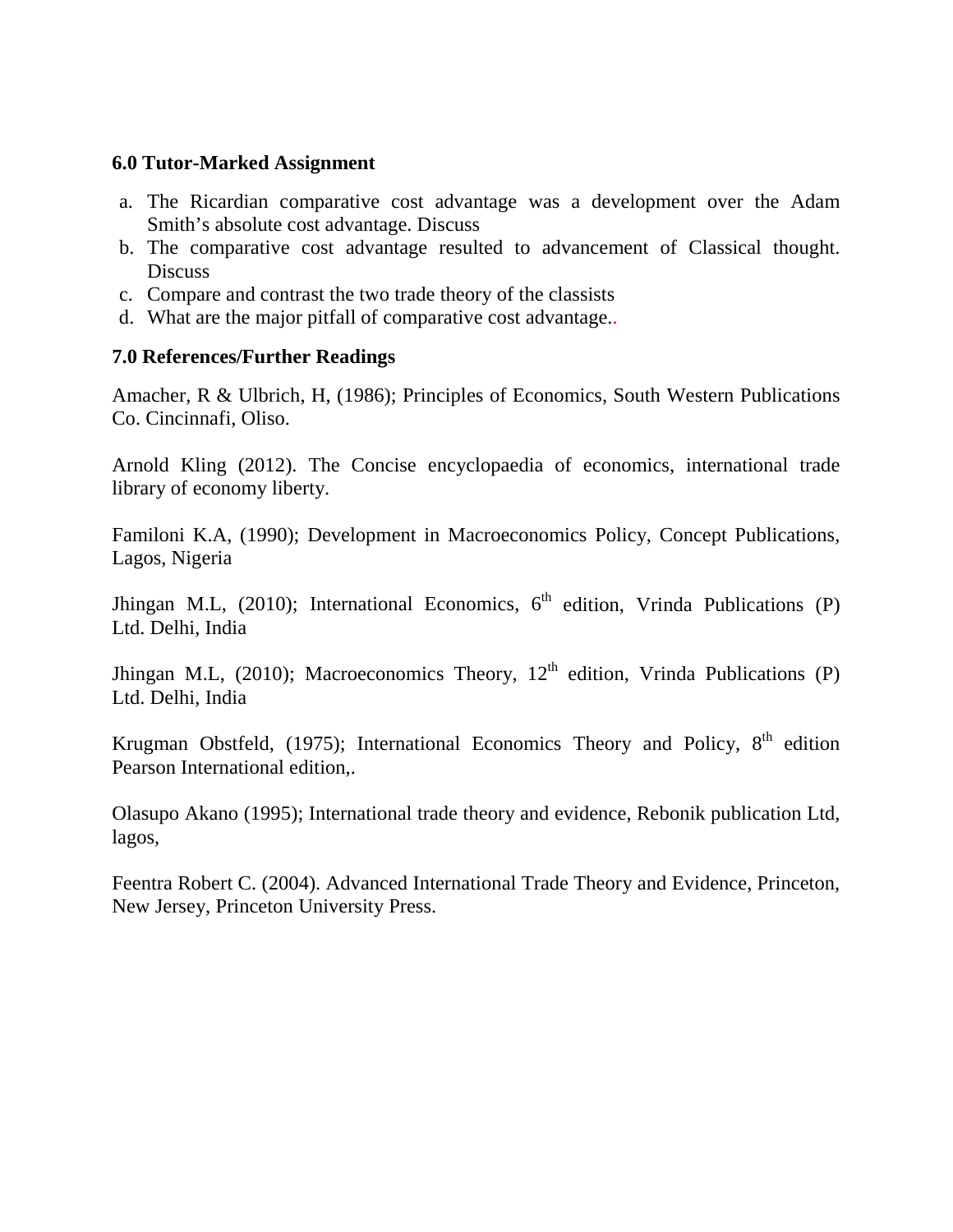## 6.0 Tutor-Marked Assignment

a. The Ricardian comparative cost advantage was a development over the Adam Smith's absolute cost advantage. Discuss
b. The comparative cost advantage resulted to advancement of Classical thought. Discuss
c. Compare and contrast the two trade theory of the classists
d. What are the major pitfall of comparative cost advantage..

## 7.0 References/Further Readings

Amacher, R & Ulbrich, H, (1986); Principles of Economics, South Western Publications Co. Cincinnafi, Oliso.

Arnold Kling (2012). The Concise encyclopaedia of economics, international trade library of economy liberty.

Familoni K.A, (1990); Development in Macroeconomics Policy, Concept Publications, Lagos, Nigeria

Jhingan M.L, (2010); International Economics, 6th edition, Vrinda Publications (P) Ltd. Delhi, India

Jhingan M.L, (2010); Macroeconomics Theory, 12th edition, Vrinda Publications (P) Ltd. Delhi, India

Krugman Obstfeld, (1975); International Economics Theory and Policy, 8th edition Pearson International edition,.

Olasupo Akano (1995); International trade theory and evidence, Rebonik publication Ltd, lagos,

Feentra Robert C. (2004). Advanced International Trade Theory and Evidence, Princeton, New Jersey, Princeton University Press.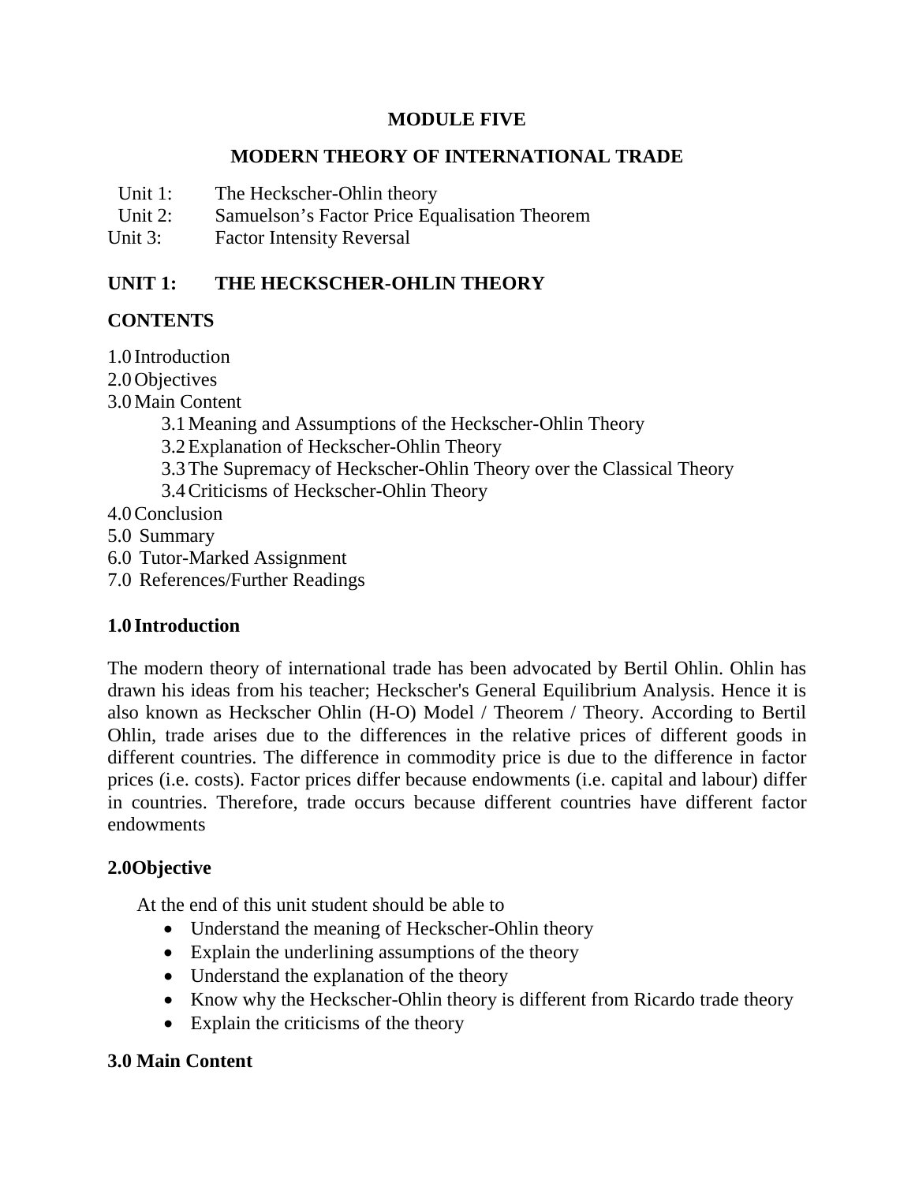# MODULE FIVE

# MODERN THEORY OF INTERNATIONAL TRADE

Unit 1: The Heckscher-Ohlin theory
Unit 2: Samuelson's Factor Price Equalisation Theorem
Unit 3: Factor Intensity Reversal

## UNIT 1: THE HECKSCHER-OHLIN THEORY

### CONTENTS

1.0 Introduction
2.0 Objectives
3.0 Main Content
    3.1 Meaning and Assumptions of the Heckscher-Ohlin Theory
    3.2 Explanation of Heckscher-Ohlin Theory
    3.3 The Supremacy of Heckscher-Ohlin Theory over the Classical Theory
    3.4 Criticisms of Heckscher-Ohlin Theory
4.0 Conclusion
5.0 Summary
6.0 Tutor-Marked Assignment
7.0 References/Further Readings

### 1.0 Introduction

The modern theory of international trade has been advocated by Bertil Ohlin. Ohlin has drawn his ideas from his teacher; Heckscher's General Equilibrium Analysis. Hence it is also known as Heckscher Ohlin (H-O) Model / Theorem / Theory. According to Bertil Ohlin, trade arises due to the differences in the relative prices of different goods in different countries. The difference in commodity price is due to the difference in factor prices (i.e. costs). Factor prices differ because endowments (i.e. capital and labour) differ in countries. Therefore, trade occurs because different countries have different factor endowments

### 2.0 Objective

At the end of this unit student should be able to

- Understand the meaning of Heckscher-Ohlin theory
- Explain the underlining assumptions of the theory
- Understand the explanation of the theory
- Know why the Heckscher-Ohlin theory is different from Ricardo trade theory
- Explain the criticisms of the theory

### 3.0 Main Content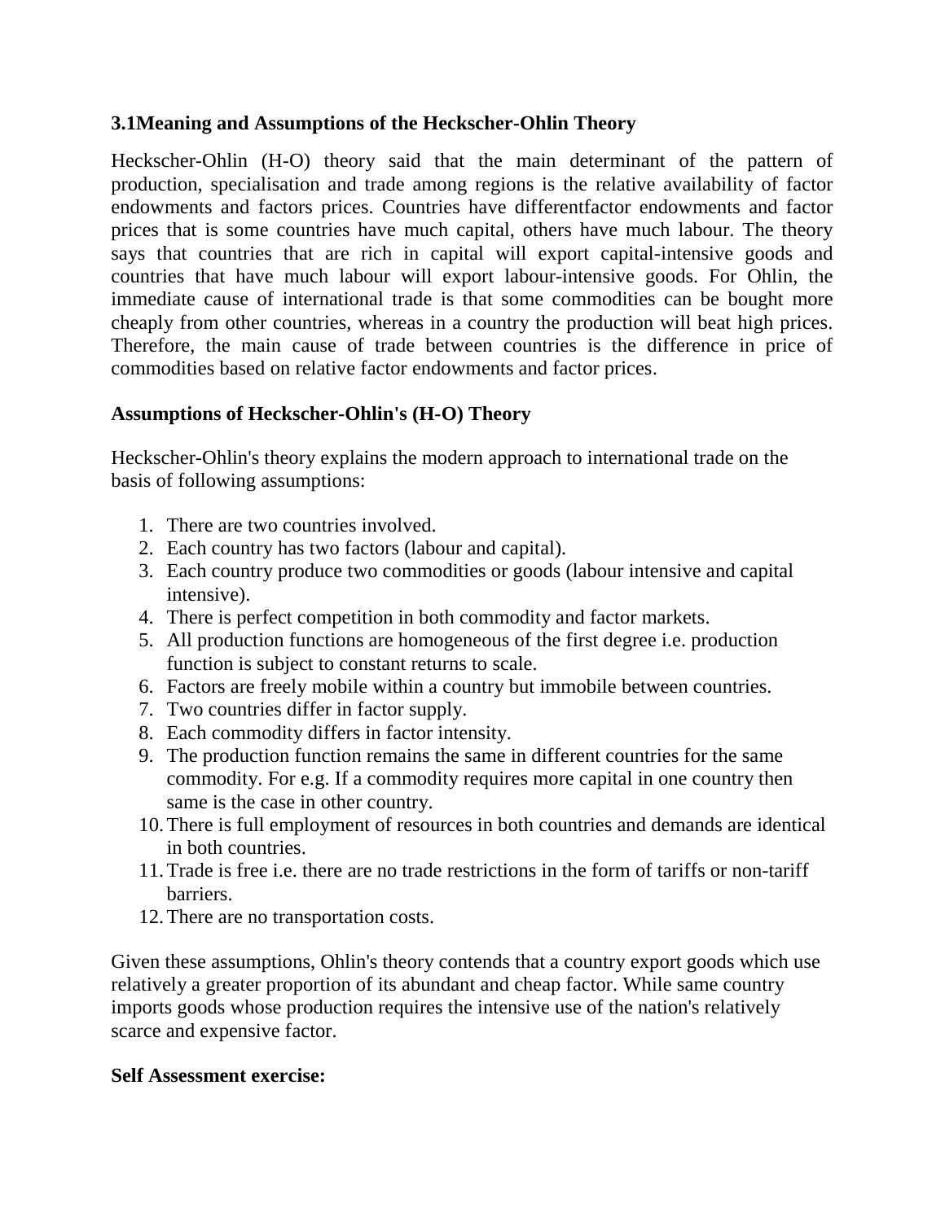### 3.1Meaning and Assumptions of the Heckscher-Ohlin Theory

Heckscher-Ohlin (H-O) theory said that the main determinant of the pattern of production, specialisation and trade among regions is the relative availability of factor endowments and factors prices. Countries have differentfactor endowments and factor prices that is some countries have much capital, others have much labour. The theory says that countries that are rich in capital will export capital-intensive goods and countries that have much labour will export labour-intensive goods. For Ohlin, the immediate cause of international trade is that some commodities can be bought more cheaply from other countries, whereas in a country the production will beat high prices. Therefore, the main cause of trade between countries is the difference in price of commodities based on relative factor endowments and factor prices.

### Assumptions of Heckscher-Ohlin's (H-O) Theory

Heckscher-Ohlin's theory explains the modern approach to international trade on the basis of following assumptions:

1. There are two countries involved.
2. Each country has two factors (labour and capital).
3. Each country produce two commodities or goods (labour intensive and capital intensive).
4. There is perfect competition in both commodity and factor markets.
5. All production functions are homogeneous of the first degree i.e. production function is subject to constant returns to scale.
6. Factors are freely mobile within a country but immobile between countries.
7. Two countries differ in factor supply.
8. Each commodity differs in factor intensity.
9. The production function remains the same in different countries for the same commodity. For e.g. If a commodity requires more capital in one country then same is the case in other country.
10. There is full employment of resources in both countries and demands are identical in both countries.
11. Trade is free i.e. there are no trade restrictions in the form of tariffs or non-tariff barriers.
12. There are no transportation costs.

Given these assumptions, Ohlin's theory contends that a country export goods which use relatively a greater proportion of its abundant and cheap factor. While same country imports goods whose production requires the intensive use of the nation's relatively scarce and expensive factor.

**Self Assessment exercise:**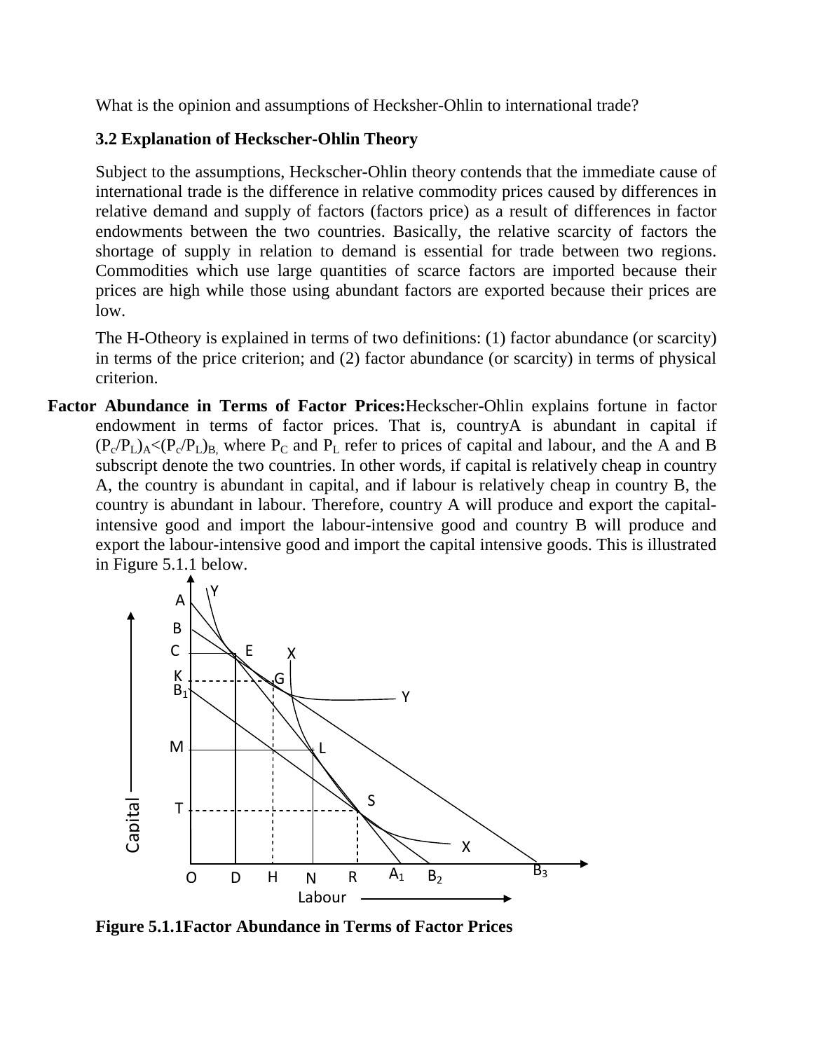What is the opinion and assumptions of Hecksher-Ohlin to international trade?

### 3.2 Explanation of Heckscher-Ohlin Theory

Subject to the assumptions, Heckscher-Ohlin theory contends that the immediate cause of international trade is the difference in relative commodity prices caused by differences in relative demand and supply of factors (factors price) as a result of differences in factor endowments between the two countries. Basically, the relative scarcity of factors the shortage of supply in relation to demand is essential for trade between two regions. Commodities which use large quantities of scarce factors are imported because their prices are high while those using abundant factors are exported because their prices are low.

The H-Otheory is explained in terms of two definitions: (1) factor abundance (or scarcity) in terms of the price criterion; and (2) factor abundance (or scarcity) in terms of physical criterion.

**Factor Abundance in Terms of Factor Prices:** Heckscher-Ohlin explains fortune in factor endowment in terms of factor prices. That is, countryA is abundant in capital if $(P_c/P_L)_A<(P_c/P_L)_B$, where $P_C$ and $P_L$ refer to prices of capital and labour, and the A and B subscript denote the two countries. In other words, if capital is relatively cheap in country A, the country is abundant in capital, and if labour is relatively cheap in country B, the country is abundant in labour. Therefore, country A will produce and export the capital-intensive good and import the labour-intensive good and country B will produce and export the labour-intensive good and import the capital intensive goods. This is illustrated in Figure 5.1.1 below.

**Figure 5.1.1Factor Abundance in Terms of Factor Prices**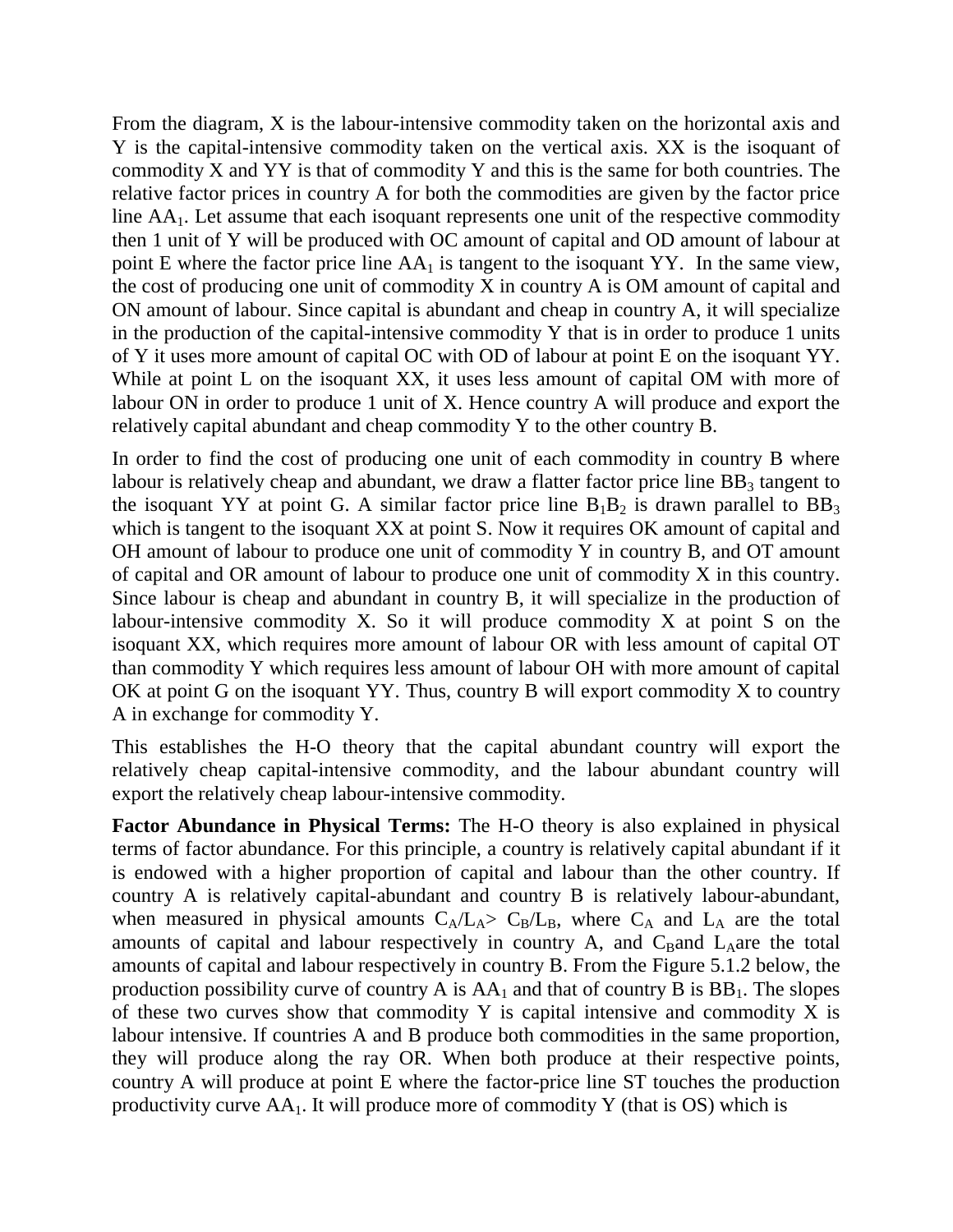From the diagram, X is the labour-intensive commodity taken on the horizontal axis and Y is the capital-intensive commodity taken on the vertical axis. XX is the isoquant of commodity X and YY is that of commodity Y and this is the same for both countries. The relative factor prices in country A for both the commodities are given by the factor price line $AA_1$. Let assume that each isoquant represents one unit of the respective commodity then 1 unit of Y will be produced with OC amount of capital and OD amount of labour at point E where the factor price line $AA_1$ is tangent to the isoquant YY. In the same view, the cost of producing one unit of commodity X in country A is OM amount of capital and ON amount of labour. Since capital is abundant and cheap in country A, it will specialize in the production of the capital-intensive commodity Y that is in order to produce 1 units of Y it uses more amount of capital OC with OD of labour at point E on the isoquant YY. While at point L on the isoquant XX, it uses less amount of capital OM with more of labour ON in order to produce 1 unit of X. Hence country A will produce and export the relatively capital abundant and cheap commodity Y to the other country B.

In order to find the cost of producing one unit of each commodity in country B where labour is relatively cheap and abundant, we draw a flatter factor price line $BB_3$ tangent to the isoquant YY at point G. A similar factor price line $B_1B_2$ is drawn parallel to $BB_3$ which is tangent to the isoquant XX at point S. Now it requires OK amount of capital and OH amount of labour to produce one unit of commodity Y in country B, and OT amount of capital and OR amount of labour to produce one unit of commodity X in this country. Since labour is cheap and abundant in country B, it will specialize in the production of labour-intensive commodity X. So it will produce commodity X at point S on the isoquant XX, which requires more amount of labour OR with less amount of capital OT than commodity Y which requires less amount of labour OH with more amount of capital OK at point G on the isoquant YY. Thus, country B will export commodity X to country A in exchange for commodity Y.

This establishes the H-O theory that the capital abundant country will export the relatively cheap capital-intensive commodity, and the labour abundant country will export the relatively cheap labour-intensive commodity.

**Factor Abundance in Physical Terms:** The H-O theory is also explained in physical terms of factor abundance. For this principle, a country is relatively capital abundant if it is endowed with a higher proportion of capital and labour than the other country. If country A is relatively capital-abundant and country B is relatively labour-abundant, when measured in physical amounts $C_A/L_A > C_B/L_B$, where $C_A$ and $L_A$ are the total amounts of capital and labour respectively in country A, and $C_B$and $L_A$are the total amounts of capital and labour respectively in country B. From the Figure 5.1.2 below, the production possibility curve of country A is $AA_1$ and that of country B is $BB_1$. The slopes of these two curves show that commodity Y is capital intensive and commodity X is labour intensive. If countries A and B produce both commodities in the same proportion, they will produce along the ray OR. When both produce at their respective points, country A will produce at point E where the factor-price line ST touches the production productivity curve $AA_1$. It will produce more of commodity Y (that is OS) which is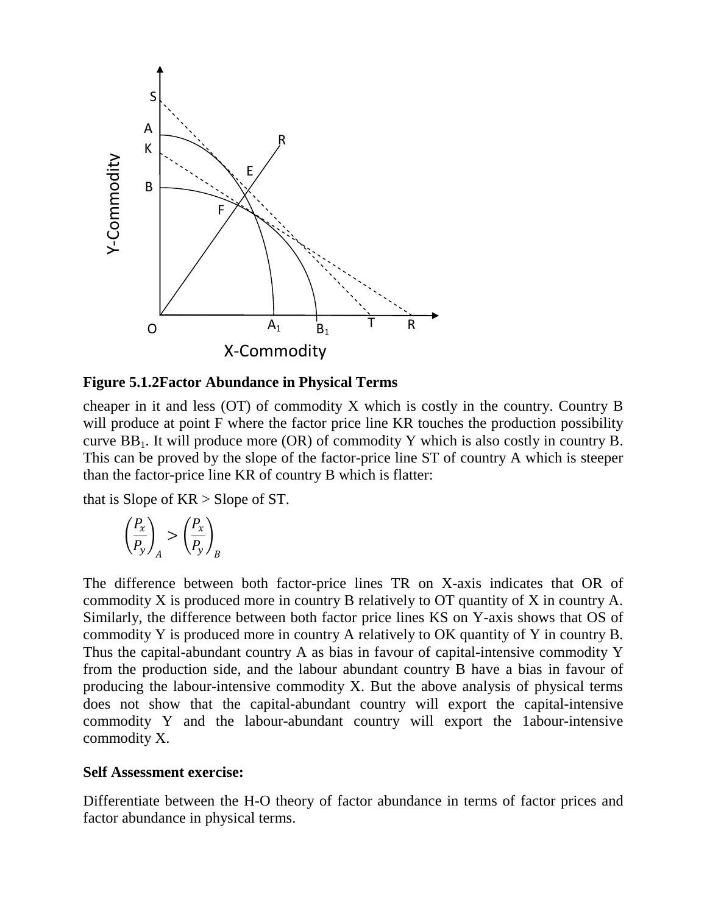**Figure 5.1.2Factor Abundance in Physical Terms**

cheaper in it and less (OT) of commodity X which is costly in the country. Country B will produce at point F where the factor price line KR touches the production possibility curve $BB_1$. It will produce more (OR) of commodity Y which is also costly in country B. This can be proved by the slope of the factor-price line ST of country A which is steeper than the factor-price line KR of country B which is flatter:

that is Slope of KR > Slope of ST.

$$\left(\frac{P_x}{P_y}\right)_A > \left(\frac{P_x}{P_y}\right)_B$$

The difference between both factor-price lines TR on X-axis indicates that OR of commodity X is produced more in country B relatively to OT quantity of X in country A. Similarly, the difference between both factor price lines KS on Y-axis shows that OS of commodity Y is produced more in country A relatively to OK quantity of Y in country B. Thus the capital-abundant country A as bias in favour of capital-intensive commodity Y from the production side, and the labour abundant country B have a bias in favour of producing the labour-intensive commodity X. But the above analysis of physical terms does not show that the capital-abundant country will export the capital-intensive commodity Y and the labour-abundant country will export the 1abour-intensive commodity X.

**Self Assessment exercise:**

Differentiate between the H-O theory of factor abundance in terms of factor prices and factor abundance in physical terms.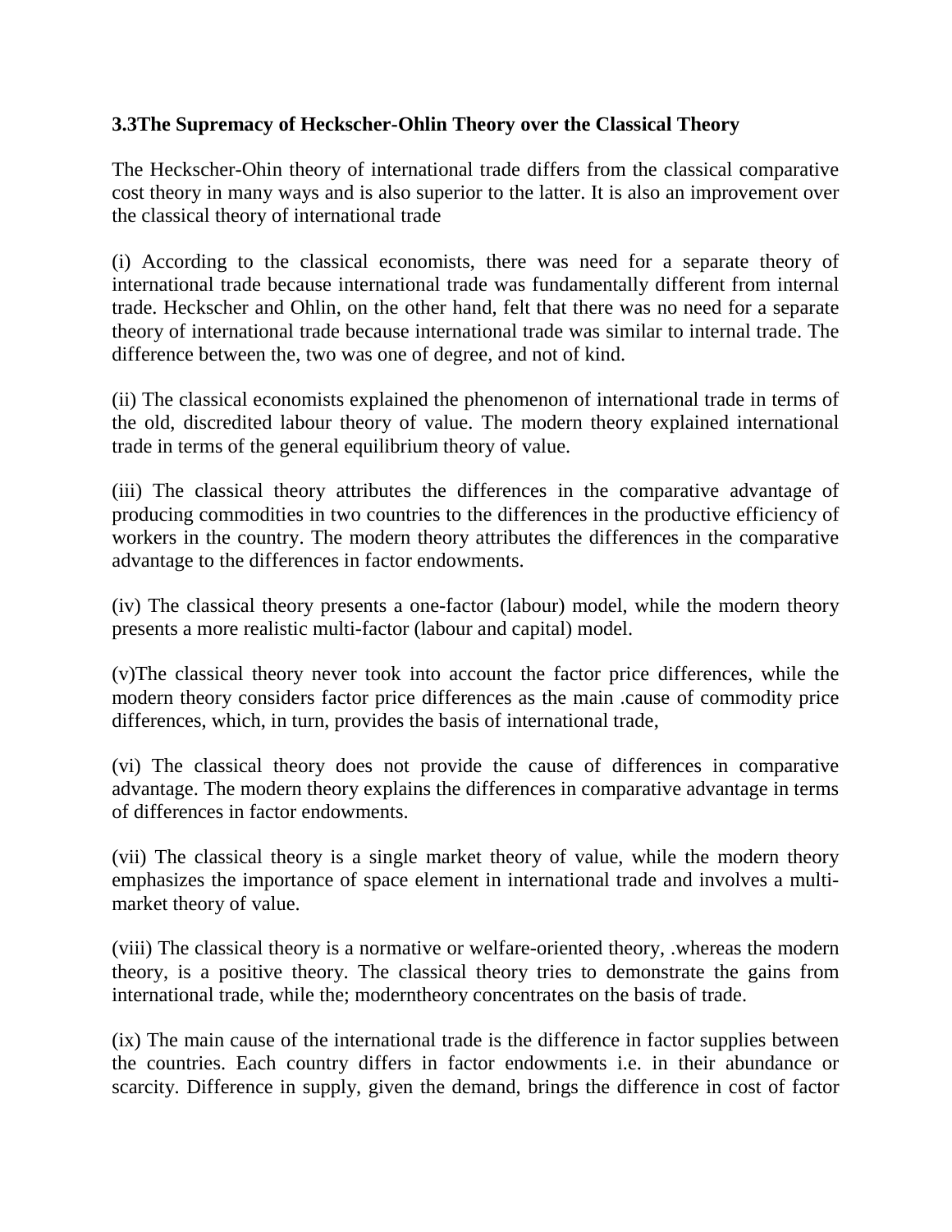### 3.3The Supremacy of Heckscher-Ohlin Theory over the Classical Theory

The Heckscher-Ohin theory of international trade differs from the classical comparative cost theory in many ways and is also superior to the latter. It is also an improvement over the classical theory of international trade

(i) According to the classical economists, there was need for a separate theory of international trade because international trade was fundamentally different from internal trade. Heckscher and Ohlin, on the other hand, felt that there was no need for a separate theory of international trade because international trade was similar to internal trade. The difference between the, two was one of degree, and not of kind.

(ii) The classical economists explained the phenomenon of international trade in terms of the old, discredited labour theory of value. The modern theory explained international trade in terms of the general equilibrium theory of value.

(iii) The classical theory attributes the differences in the comparative advantage of producing commodities in two countries to the differences in the productive efficiency of workers in the country. The modern theory attributes the differences in the comparative advantage to the differences in factor endowments.

(iv) The classical theory presents a one-factor (labour) model, while the modern theory presents a more realistic multi-factor (labour and capital) model.

(v)The classical theory never took into account the factor price differences, while the modern theory considers factor price differences as the main .cause of commodity price differences, which, in turn, provides the basis of international trade,

(vi) The classical theory does not provide the cause of differences in comparative advantage. The modern theory explains the differences in comparative advantage in terms of differences in factor endowments.

(vii) The classical theory is a single market theory of value, while the modern theory emphasizes the importance of space element in international trade and involves a multi-market theory of value.

(viii) The classical theory is a normative or welfare-oriented theory, .whereas the modern theory, is a positive theory. The classical theory tries to demonstrate the gains from international trade, while the; moderntheory concentrates on the basis of trade.

(ix) The main cause of the international trade is the difference in factor supplies between the countries. Each country differs in factor endowments i.e. in their abundance or scarcity. Difference in supply, given the demand, brings the difference in cost of factor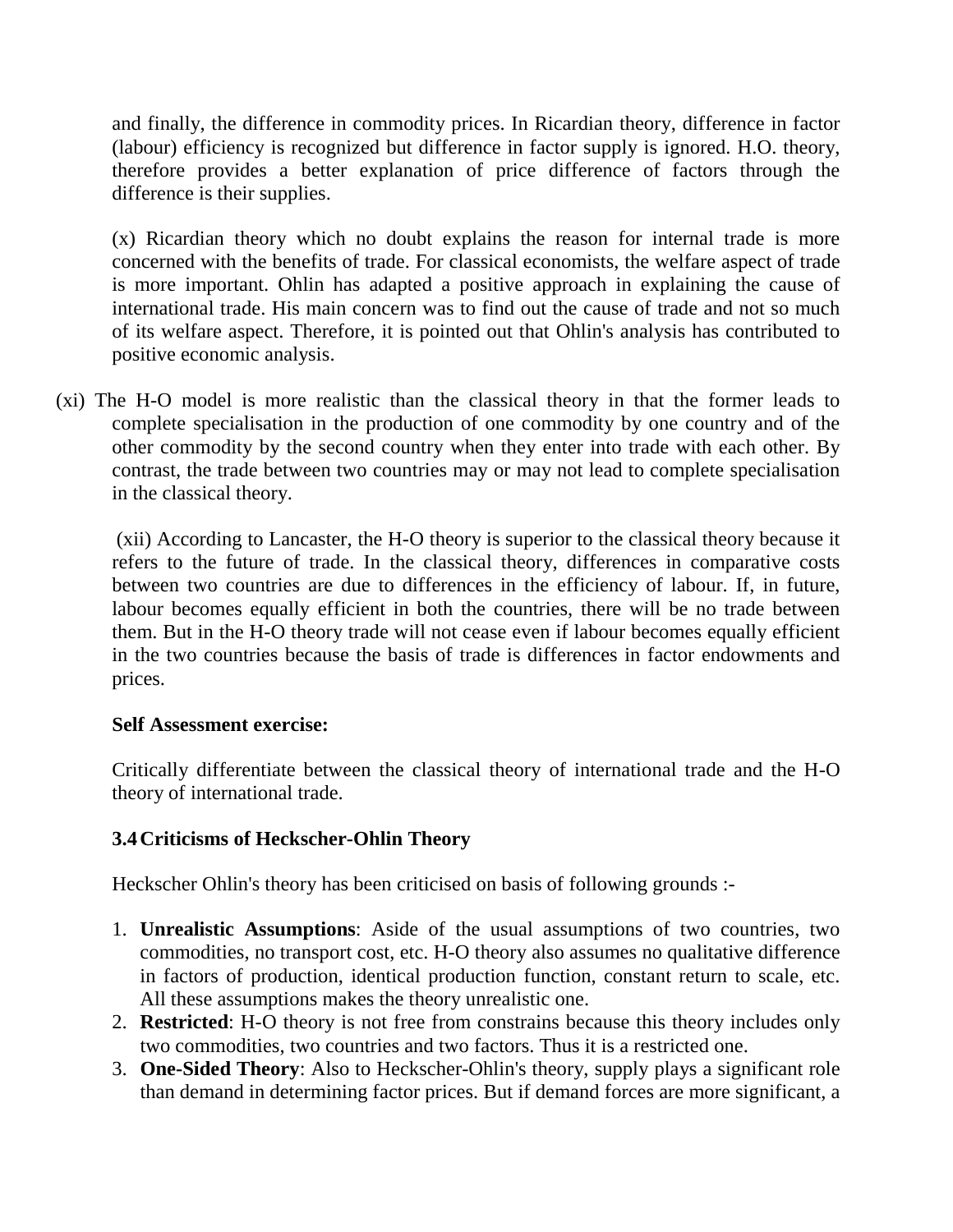and finally, the difference in commodity prices. In Ricardian theory, difference in factor (labour) efficiency is recognized but difference in factor supply is ignored. H.O. theory, therefore provides a better explanation of price difference of factors through the difference is their supplies.

(x) Ricardian theory which no doubt explains the reason for internal trade is more concerned with the benefits of trade. For classical economists, the welfare aspect of trade is more important. Ohlin has adapted a positive approach in explaining the cause of international trade. His main concern was to find out the cause of trade and not so much of its welfare aspect. Therefore, it is pointed out that Ohlin's analysis has contributed to positive economic analysis.

(xi) The H-O model is more realistic than the classical theory in that the former leads to complete specialisation in the production of one commodity by one country and of the other commodity by the second country when they enter into trade with each other. By contrast, the trade between two countries may or may not lead to complete specialisation in the classical theory.

(xii) According to Lancaster, the H-O theory is superior to the classical theory because it refers to the future of trade. In the classical theory, differences in comparative costs between two countries are due to differences in the efficiency of labour. If, in future, labour becomes equally efficient in both the countries, there will be no trade between them. But in the H-O theory trade will not cease even if labour becomes equally efficient in the two countries because the basis of trade is differences in factor endowments and prices.

**Self Assessment exercise:**

Critically differentiate between the classical theory of international trade and the H-O theory of international trade.

### 3.4 Criticisms of Heckscher-Ohlin Theory

Heckscher Ohlin's theory has been criticised on basis of following grounds :-

1. **Unrealistic Assumptions**: Aside of the usual assumptions of two countries, two commodities, no transport cost, etc. H-O theory also assumes no qualitative difference in factors of production, identical production function, constant return to scale, etc. All these assumptions makes the theory unrealistic one.
2. **Restricted**: H-O theory is not free from constrains because this theory includes only two commodities, two countries and two factors. Thus it is a restricted one.
3. **One-Sided Theory**: Also to Heckscher-Ohlin's theory, supply plays a significant role than demand in determining factor prices. But if demand forces are more significant, a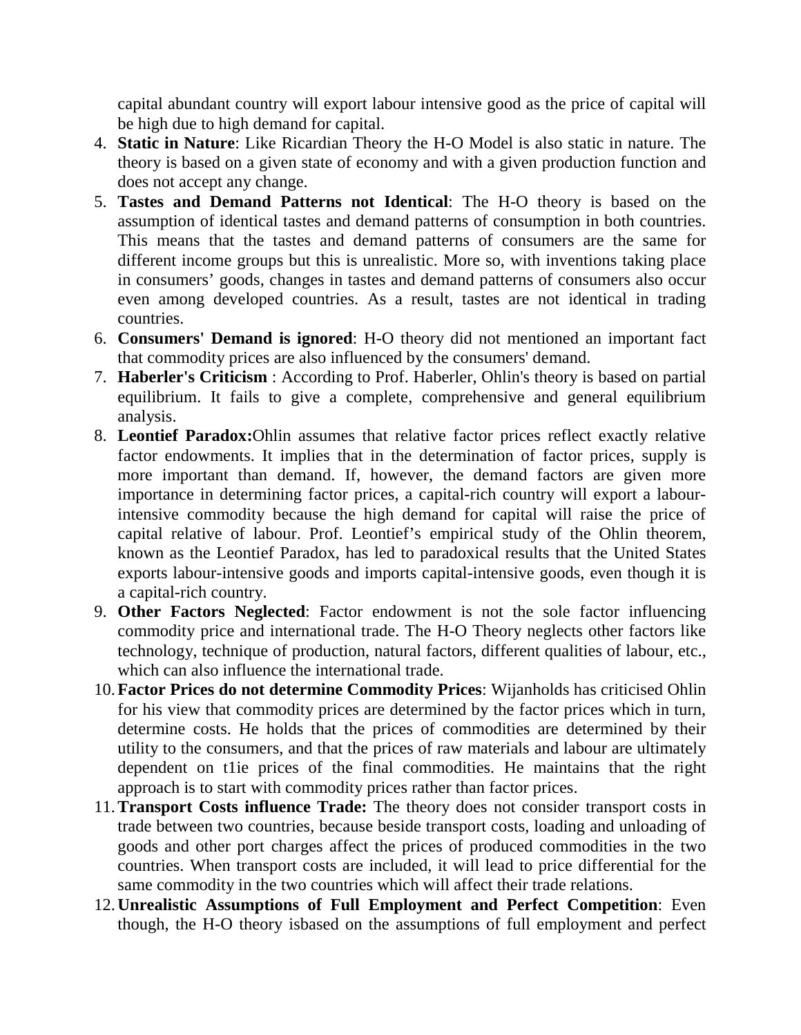capital abundant country will export labour intensive good as the price of capital will be high due to high demand for capital.

4. **Static in Nature**: Like Ricardian Theory the H-O Model is also static in nature. The theory is based on a given state of economy and with a given production function and does not accept any change.
5. **Tastes and Demand Patterns not Identical**: The H-O theory is based on the assumption of identical tastes and demand patterns of consumption in both countries. This means that the tastes and demand patterns of consumers are the same for different income groups but this is unrealistic. More so, with inventions taking place in consumers' goods, changes in tastes and demand patterns of consumers also occur even among developed countries. As a result, tastes are not identical in trading countries.
6. **Consumers' Demand is ignored**: H-O theory did not mentioned an important fact that commodity prices are also influenced by the consumers' demand.
7. **Haberler's Criticism** : According to Prof. Haberler, Ohlin's theory is based on partial equilibrium. It fails to give a complete, comprehensive and general equilibrium analysis.
8. **Leontief Paradox:**Ohlin assumes that relative factor prices reflect exactly relative factor endowments. It implies that in the determination of factor prices, supply is more important than demand. If, however, the demand factors are given more importance in determining factor prices, a capital-rich country will export a labour-intensive commodity because the high demand for capital will raise the price of capital relative of labour. Prof. Leontief's empirical study of the Ohlin theorem, known as the Leontief Paradox, has led to paradoxical results that the United States exports labour-intensive goods and imports capital-intensive goods, even though it is a capital-rich country.
9. **Other Factors Neglected**: Factor endowment is not the sole factor influencing commodity price and international trade. The H-O Theory neglects other factors like technology, technique of production, natural factors, different qualities of labour, etc., which can also influence the international trade.
10. **Factor Prices do not determine Commodity Prices**: Wijanholds has criticised Ohlin for his view that commodity prices are determined by the factor prices which in turn, determine costs. He holds that the prices of commodities are determined by their utility to the consumers, and that the prices of raw materials and labour are ultimately dependent on t1ie prices of the final commodities. He maintains that the right approach is to start with commodity prices rather than factor prices.
11. **Transport Costs influence Trade:** The theory does not consider transport costs in trade between two countries, because beside transport costs, loading and unloading of goods and other port charges affect the prices of produced commodities in the two countries. When transport costs are included, it will lead to price differential for the same commodity in the two countries which will affect their trade relations.
12. **Unrealistic Assumptions of Full Employment and Perfect Competition**: Even though, the H-O theory isbased on the assumptions of full employment and perfect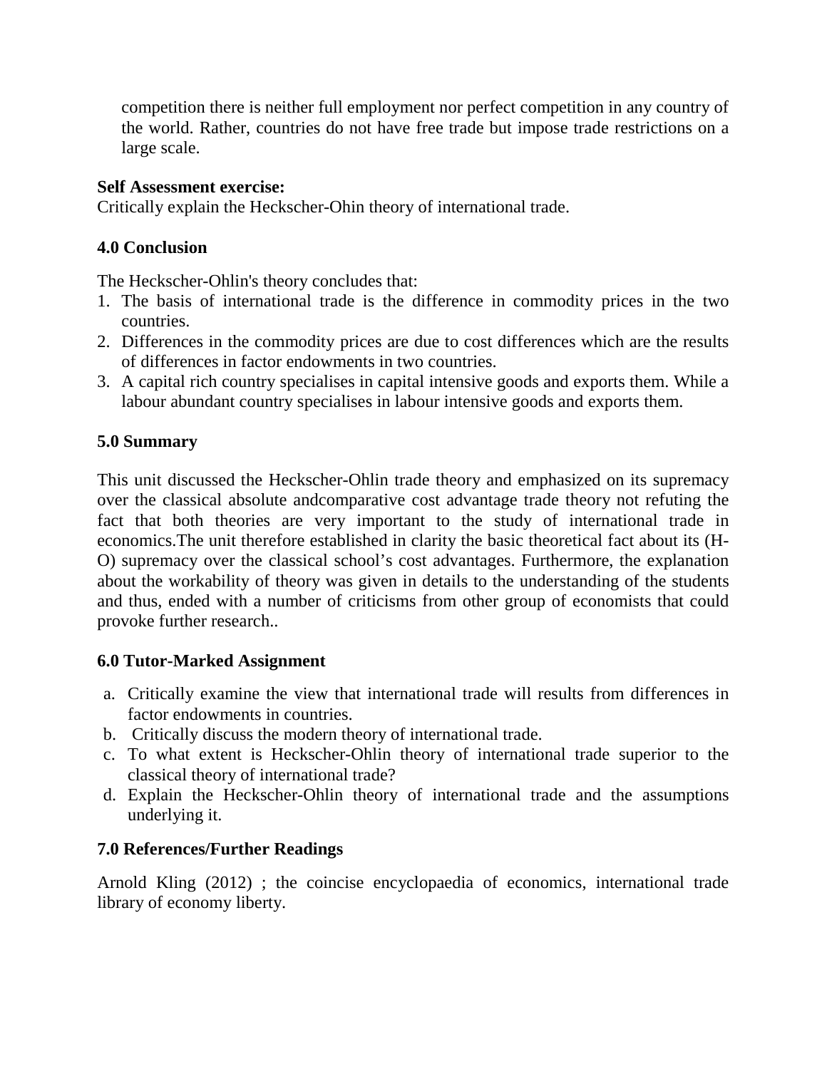competition there is neither full employment nor perfect competition in any country of the world. Rather, countries do not have free trade but impose trade restrictions on a large scale.

**Self Assessment exercise:**
Critically explain the Heckscher-Ohin theory of international trade.

### 4.0 Conclusion

The Heckscher-Ohlin's theory concludes that:

1. The basis of international trade is the difference in commodity prices in the two countries.
2. Differences in the commodity prices are due to cost differences which are the results of differences in factor endowments in two countries.
3. A capital rich country specialises in capital intensive goods and exports them. While a labour abundant country specialises in labour intensive goods and exports them.

### 5.0 Summary

This unit discussed the Heckscher-Ohlin trade theory and emphasized on its supremacy over the classical absolute andcomparative cost advantage trade theory not refuting the fact that both theories are very important to the study of international trade in economics.The unit therefore established in clarity the basic theoretical fact about its (H-O) supremacy over the classical school's cost advantages. Furthermore, the explanation about the workability of theory was given in details to the understanding of the students and thus, ended with a number of criticisms from other group of economists that could provoke further research..

### 6.0 Tutor-Marked Assignment

a. Critically examine the view that international trade will results from differences in factor endowments in countries.
b. Critically discuss the modern theory of international trade.
c. To what extent is Heckscher-Ohlin theory of international trade superior to the classical theory of international trade?
d. Explain the Heckscher-Ohlin theory of international trade and the assumptions underlying it.

### 7.0 References/Further Readings

Arnold Kling (2012) ; the coincise encyclopaedia of economics, international trade library of economy liberty.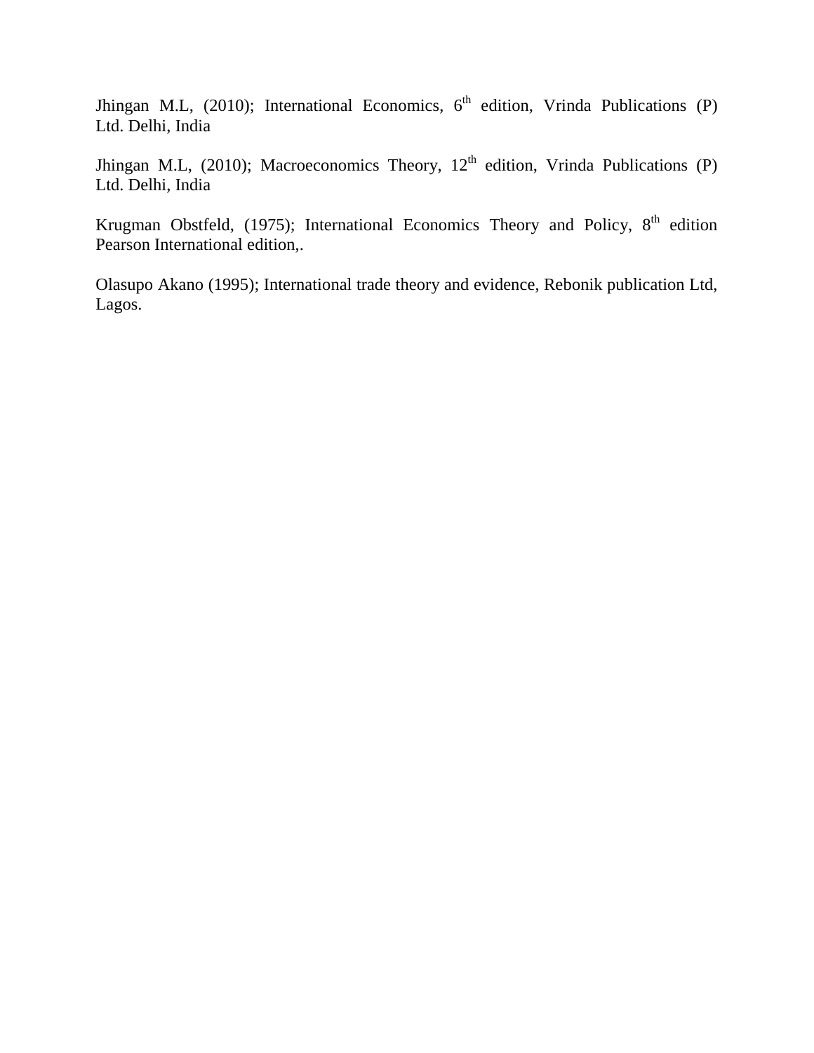Jhingan M.L, (2010); International Economics, 6th edition, Vrinda Publications (P) Ltd. Delhi, India

Jhingan M.L, (2010); Macroeconomics Theory, 12th edition, Vrinda Publications (P) Ltd. Delhi, India

Krugman Obstfeld, (1975); International Economics Theory and Policy, 8th edition Pearson International edition,.

Olasupo Akano (1995); International trade theory and evidence, Rebonik publication Ltd, Lagos.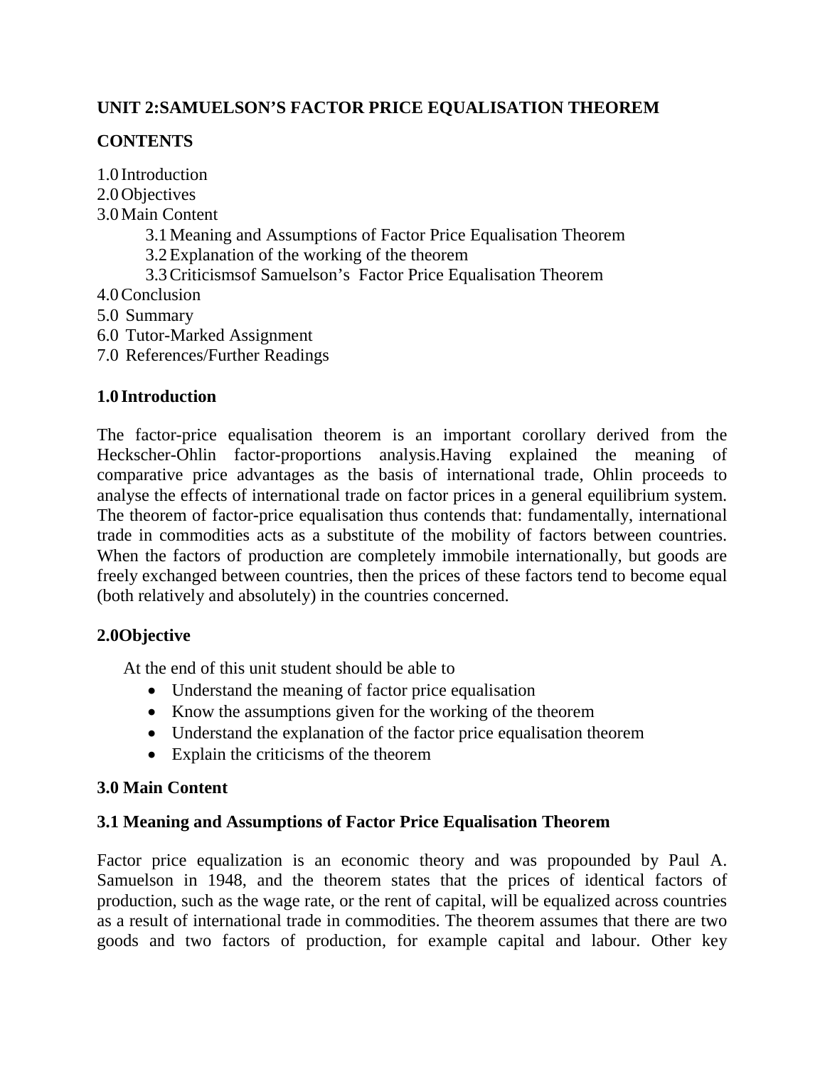**UNIT 2:SAMUELSON'S FACTOR PRICE EQUALISATION THEOREM**

**CONTENTS**

1.0 Introduction
2.0 Objectives
3.0 Main Content
    3.1 Meaning and Assumptions of Factor Price Equalisation Theorem
    3.2 Explanation of the working of the theorem
    3.3 Criticismsof Samuelson's Factor Price Equalisation Theorem
4.0 Conclusion
5.0 Summary
6.0 Tutor-Marked Assignment
7.0 References/Further Readings

## 1.0 Introduction

The factor-price equalisation theorem is an important corollary derived from the Heckscher-Ohlin factor-proportions analysis.Having explained the meaning of comparative price advantages as the basis of international trade, Ohlin proceeds to analyse the effects of international trade on factor prices in a general equilibrium system. The theorem of factor-price equalisation thus contends that: fundamentally, international trade in commodities acts as a substitute of the mobility of factors between countries. When the factors of production are completely immobile internationally, but goods are freely exchanged between countries, then the prices of these factors tend to become equal (both relatively and absolutely) in the countries concerned.

## 2.0Objective

At the end of this unit student should be able to

- Understand the meaning of factor price equalisation
- Know the assumptions given for the working of the theorem
- Understand the explanation of the factor price equalisation theorem
- Explain the criticisms of the theorem

## 3.0 Main Content

### 3.1 Meaning and Assumptions of Factor Price Equalisation Theorem

Factor price equalization is an economic theory and was propounded by Paul A. Samuelson in 1948, and the theorem states that the prices of identical factors of production, such as the wage rate, or the rent of capital, will be equalized across countries as a result of international trade in commodities. The theorem assumes that there are two goods and two factors of production, for example capital and labour. Other key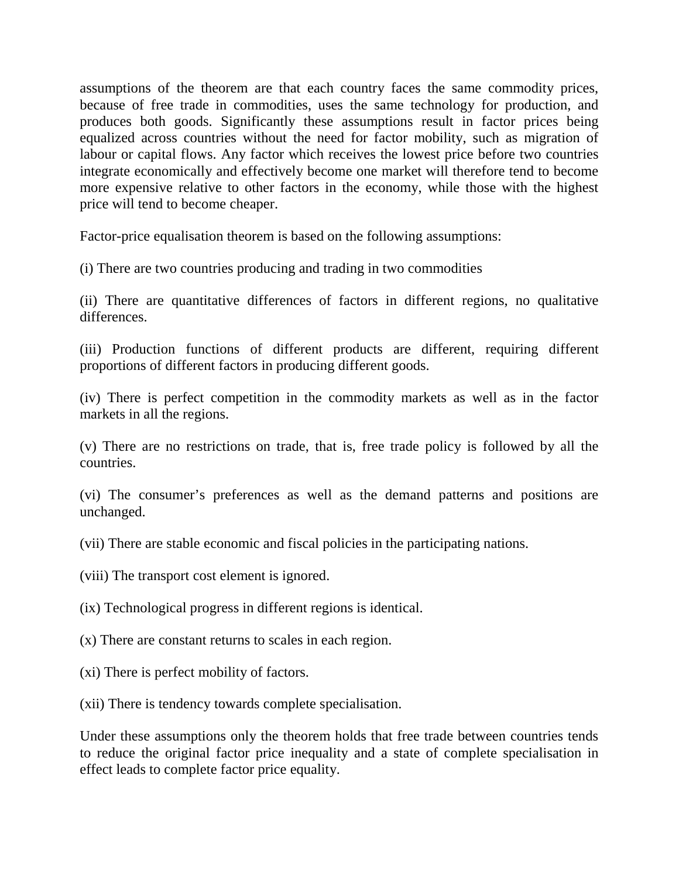assumptions of the theorem are that each country faces the same commodity prices, because of free trade in commodities, uses the same technology for production, and produces both goods. Significantly these assumptions result in factor prices being equalized across countries without the need for factor mobility, such as migration of labour or capital flows. Any factor which receives the lowest price before two countries integrate economically and effectively become one market will therefore tend to become more expensive relative to other factors in the economy, while those with the highest price will tend to become cheaper.

Factor-price equalisation theorem is based on the following assumptions:

(i) There are two countries producing and trading in two commodities

(ii) There are quantitative differences of factors in different regions, no qualitative differences.

(iii) Production functions of different products are different, requiring different proportions of different factors in producing different goods.

(iv) There is perfect competition in the commodity markets as well as in the factor markets in all the regions.

(v) There are no restrictions on trade, that is, free trade policy is followed by all the countries.

(vi) The consumer's preferences as well as the demand patterns and positions are unchanged.

(vii) There are stable economic and fiscal policies in the participating nations.

(viii) The transport cost element is ignored.

(ix) Technological progress in different regions is identical.

(x) There are constant returns to scales in each region.

(xi) There is perfect mobility of factors.

(xii) There is tendency towards complete specialisation.

Under these assumptions only the theorem holds that free trade between countries tends to reduce the original factor price inequality and a state of complete specialisation in effect leads to complete factor price equality.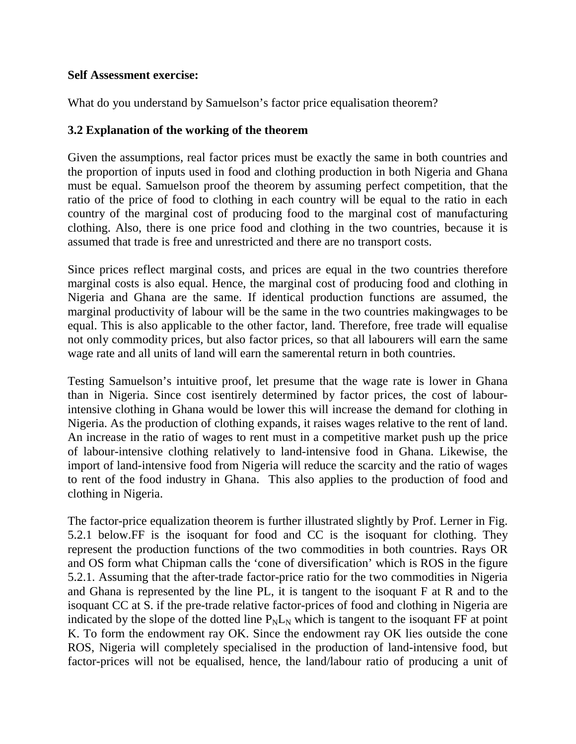**Self Assessment exercise:**

What do you understand by Samuelson's factor price equalisation theorem?

### 3.2 Explanation of the working of the theorem

Given the assumptions, real factor prices must be exactly the same in both countries and the proportion of inputs used in food and clothing production in both Nigeria and Ghana must be equal. Samuelson proof the theorem by assuming perfect competition, that the ratio of the price of food to clothing in each country will be equal to the ratio in each country of the marginal cost of producing food to the marginal cost of manufacturing clothing. Also, there is one price food and clothing in the two countries, because it is assumed that trade is free and unrestricted and there are no transport costs.

Since prices reflect marginal costs, and prices are equal in the two countries therefore marginal costs is also equal. Hence, the marginal cost of producing food and clothing in Nigeria and Ghana are the same. If identical production functions are assumed, the marginal productivity of labour will be the same in the two countries makingwages to be equal. This is also applicable to the other factor, land. Therefore, free trade will equalise not only commodity prices, but also factor prices, so that all labourers will earn the same wage rate and all units of land will earn the samerental return in both countries.

Testing Samuelson's intuitive proof, let presume that the wage rate is lower in Ghana than in Nigeria. Since cost isentirely determined by factor prices, the cost of labour-intensive clothing in Ghana would be lower this will increase the demand for clothing in Nigeria. As the production of clothing expands, it raises wages relative to the rent of land. An increase in the ratio of wages to rent must in a competitive market push up the price of labour-intensive clothing relatively to land-intensive food in Ghana. Likewise, the import of land-intensive food from Nigeria will reduce the scarcity and the ratio of wages to rent of the food industry in Ghana. This also applies to the production of food and clothing in Nigeria.

The factor-price equalization theorem is further illustrated slightly by Prof. Lerner in Fig. 5.2.1 below.FF is the isoquant for food and CC is the isoquant for clothing. They represent the production functions of the two commodities in both countries. Rays OR and OS form what Chipman calls the 'cone of diversification' which is ROS in the figure 5.2.1. Assuming that the after-trade factor-price ratio for the two commodities in Nigeria and Ghana is represented by the line PL, it is tangent to the isoquant F at R and to the isoquant CC at S. if the pre-trade relative factor-prices of food and clothing in Nigeria are indicated by the slope of the dotted line $P_N L_N$ which is tangent to the isoquant FF at point K. To form the endowment ray OK. Since the endowment ray OK lies outside the cone ROS, Nigeria will completely specialised in the production of land-intensive food, but factor-prices will not be equalised, hence, the land/labour ratio of producing a unit of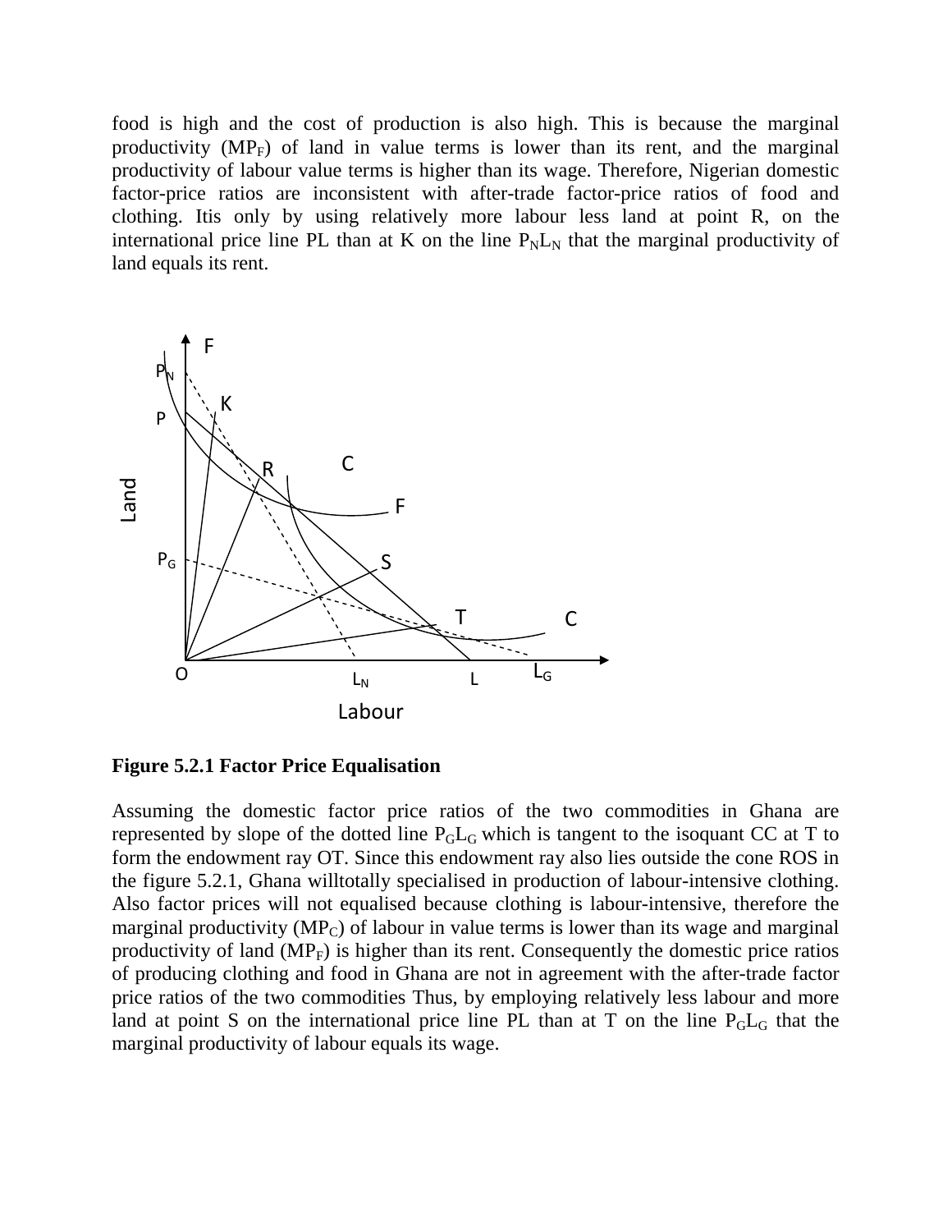food is high and the cost of production is also high. This is because the marginal productivity ($MP_F$) of land in value terms is lower than its rent, and the marginal productivity of labour value terms is higher than its wage. Therefore, Nigerian domestic factor-price ratios are inconsistent with after-trade factor-price ratios of food and clothing. Itis only by using relatively more labour less land at point R, on the international price line PL than at K on the line $P_NL_N$ that the marginal productivity of land equals its rent.

**Figure 5.2.1 Factor Price Equalisation**

Assuming the domestic factor price ratios of the two commodities in Ghana are represented by slope of the dotted line $P_GL_G$ which is tangent to the isoquant CC at T to form the endowment ray OT. Since this endowment ray also lies outside the cone ROS in the figure 5.2.1, Ghana willtotally specialised in production of labour-intensive clothing. Also factor prices will not equalised because clothing is labour-intensive, therefore the marginal productivity ($MP_C$) of labour in value terms is lower than its wage and marginal productivity of land ($MP_F$) is higher than its rent. Consequently the domestic price ratios of producing clothing and food in Ghana are not in agreement with the after-trade factor price ratios of the two commodities Thus, by employing relatively less labour and more land at point S on the international price line PL than at T on the line $P_GL_G$ that the marginal productivity of labour equals its wage.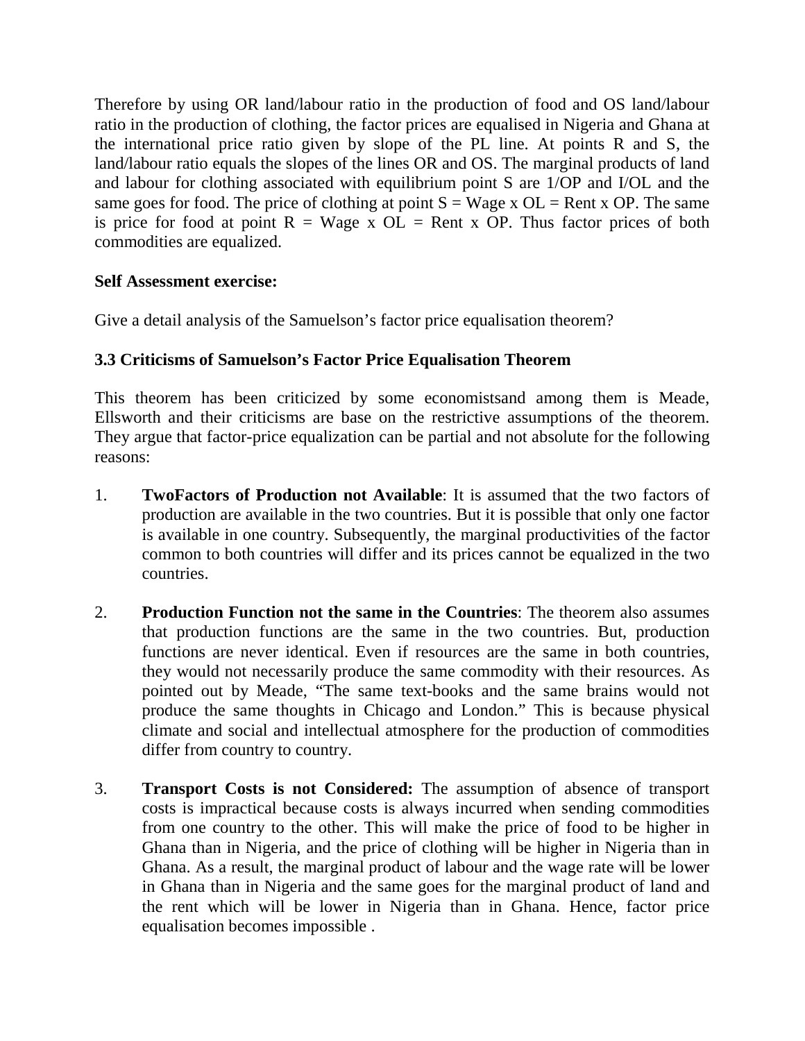Therefore by using OR land/labour ratio in the production of food and OS land/labour ratio in the production of clothing, the factor prices are equalised in Nigeria and Ghana at the international price ratio given by slope of the PL line. At points R and S, the land/labour ratio equals the slopes of the lines OR and OS. The marginal products of land and labour for clothing associated with equilibrium point S are 1/OP and I/OL and the same goes for food. The price of clothing at point S = Wage x OL = Rent x OP. The same is price for food at point R = Wage x OL = Rent x OP. Thus factor prices of both commodities are equalized.

**Self Assessment exercise:**

Give a detail analysis of the Samuelson's factor price equalisation theorem?

### 3.3 Criticisms of Samuelson's Factor Price Equalisation Theorem

This theorem has been criticized by some economistsand among them is Meade, Ellsworth and their criticisms are base on the restrictive assumptions of the theorem. They argue that factor-price equalization can be partial and not absolute for the following reasons:

1. **TwoFactors of Production not Available**: It is assumed that the two factors of production are available in the two countries. But it is possible that only one factor is available in one country. Subsequently, the marginal productivities of the factor common to both countries will differ and its prices cannot be equalized in the two countries.

2. **Production Function not the same in the Countries**: The theorem also assumes that production functions are the same in the two countries. But, production functions are never identical. Even if resources are the same in both countries, they would not necessarily produce the same commodity with their resources. As pointed out by Meade, "The same text-books and the same brains would not produce the same thoughts in Chicago and London." This is because physical climate and social and intellectual atmosphere for the production of commodities differ from country to country.

3. **Transport Costs is not Considered:** The assumption of absence of transport costs is impractical because costs is always incurred when sending commodities from one country to the other. This will make the price of food to be higher in Ghana than in Nigeria, and the price of clothing will be higher in Nigeria than in Ghana. As a result, the marginal product of labour and the wage rate will be lower in Ghana than in Nigeria and the same goes for the marginal product of land and the rent which will be lower in Nigeria than in Ghana. Hence, factor price equalisation becomes impossible .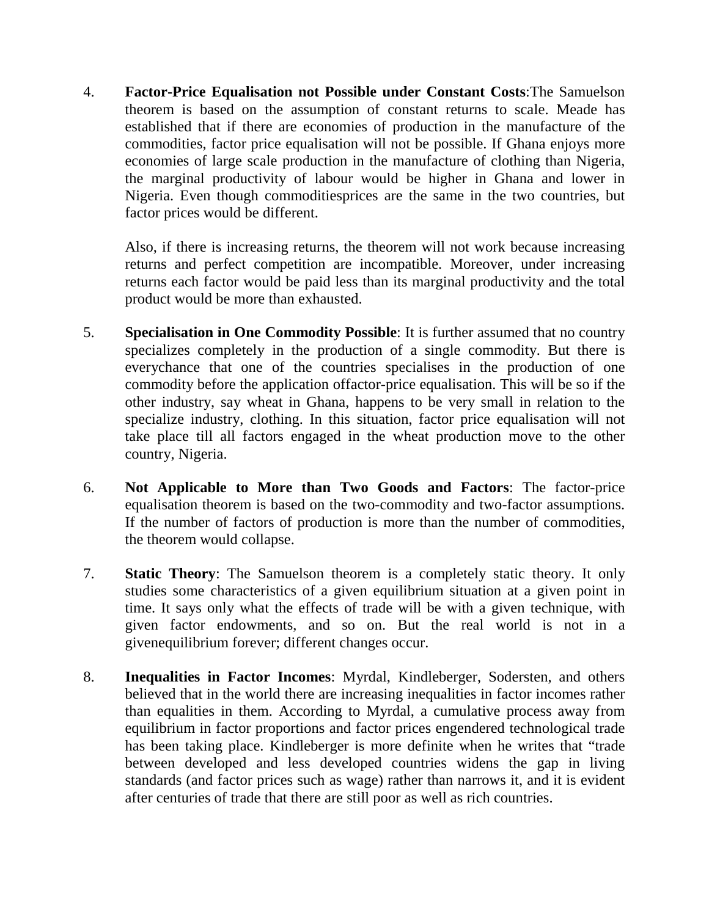4. **Factor-Price Equalisation not Possible under Constant Costs**:The Samuelson theorem is based on the assumption of constant returns to scale. Meade has established that if there are economies of production in the manufacture of the commodities, factor price equalisation will not be possible. If Ghana enjoys more economies of large scale production in the manufacture of clothing than Nigeria, the marginal productivity of labour would be higher in Ghana and lower in Nigeria. Even though commoditiesprices are the same in the two countries, but factor prices would be different.

   Also, if there is increasing returns, the theorem will not work because increasing returns and perfect competition are incompatible. Moreover, under increasing returns each factor would be paid less than its marginal productivity and the total product would be more than exhausted.

5. **Specialisation in One Commodity Possible**: It is further assumed that no country specializes completely in the production of a single commodity. But there is everychance that one of the countries specialises in the production of one commodity before the application offactor-price equalisation. This will be so if the other industry, say wheat in Ghana, happens to be very small in relation to the specialize industry, clothing. In this situation, factor price equalisation will not take place till all factors engaged in the wheat production move to the other country, Nigeria.

6. **Not Applicable to More than Two Goods and Factors**: The factor-price equalisation theorem is based on the two-commodity and two-factor assumptions. If the number of factors of production is more than the number of commodities, the theorem would collapse.

7. **Static Theory**: The Samuelson theorem is a completely static theory. It only studies some characteristics of a given equilibrium situation at a given point in time. It says only what the effects of trade will be with a given technique, with given factor endowments, and so on. But the real world is not in a givenequilibrium forever; different changes occur.

8. **Inequalities in Factor Incomes**: Myrdal, Kindleberger, Sodersten, and others believed that in the world there are increasing inequalities in factor incomes rather than equalities in them. According to Myrdal, a cumulative process away from equilibrium in factor proportions and factor prices engendered technological trade has been taking place. Kindleberger is more definite when he writes that "trade between developed and less developed countries widens the gap in living standards (and factor prices such as wage) rather than narrows it, and it is evident after centuries of trade that there are still poor as well as rich countries.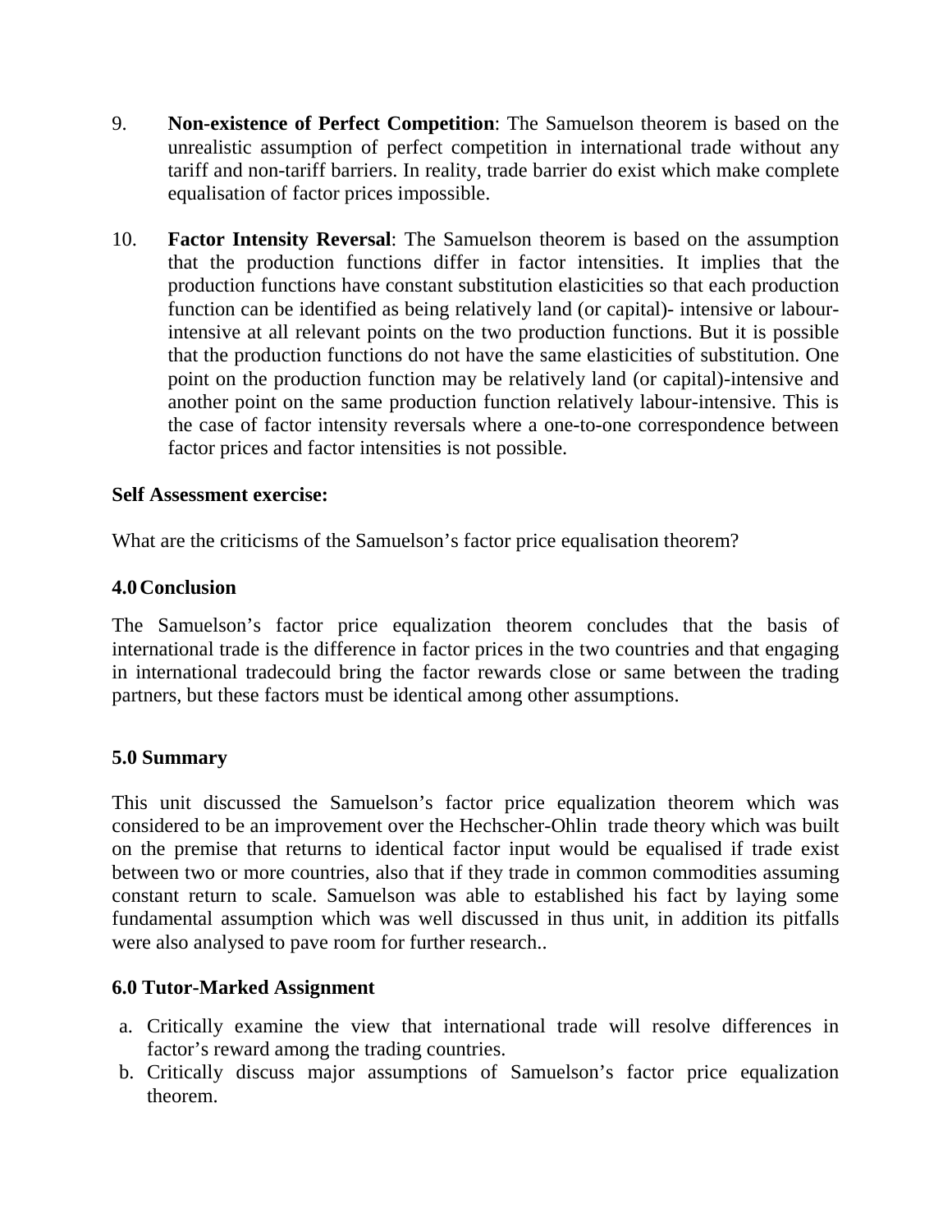9. **Non-existence of Perfect Competition**: The Samuelson theorem is based on the unrealistic assumption of perfect competition in international trade without any tariff and non-tariff barriers. In reality, trade barrier do exist which make complete equalisation of factor prices impossible.

10. **Factor Intensity Reversal**: The Samuelson theorem is based on the assumption that the production functions differ in factor intensities. It implies that the production functions have constant substitution elasticities so that each production function can be identified as being relatively land (or capital)- intensive or labour-intensive at all relevant points on the two production functions. But it is possible that the production functions do not have the same elasticities of substitution. One point on the production function may be relatively land (or capital)-intensive and another point on the same production function relatively labour-intensive. This is the case of factor intensity reversals where a one-to-one correspondence between factor prices and factor intensities is not possible.

**Self Assessment exercise:**

What are the criticisms of the Samuelson's factor price equalisation theorem?

## 4.0 Conclusion

The Samuelson's factor price equalization theorem concludes that the basis of international trade is the difference in factor prices in the two countries and that engaging in international tradecould bring the factor rewards close or same between the trading partners, but these factors must be identical among other assumptions.

## 5.0 Summary

This unit discussed the Samuelson's factor price equalization theorem which was considered to be an improvement over the Hechscher-Ohlin trade theory which was built on the premise that returns to identical factor input would be equalised if trade exist between two or more countries, also that if they trade in common commodities assuming constant return to scale. Samuelson was able to established his fact by laying some fundamental assumption which was well discussed in thus unit, in addition its pitfalls were also analysed to pave room for further research..

## 6.0 Tutor-Marked Assignment

a. Critically examine the view that international trade will resolve differences in factor's reward among the trading countries.
b. Critically discuss major assumptions of Samuelson's factor price equalization theorem.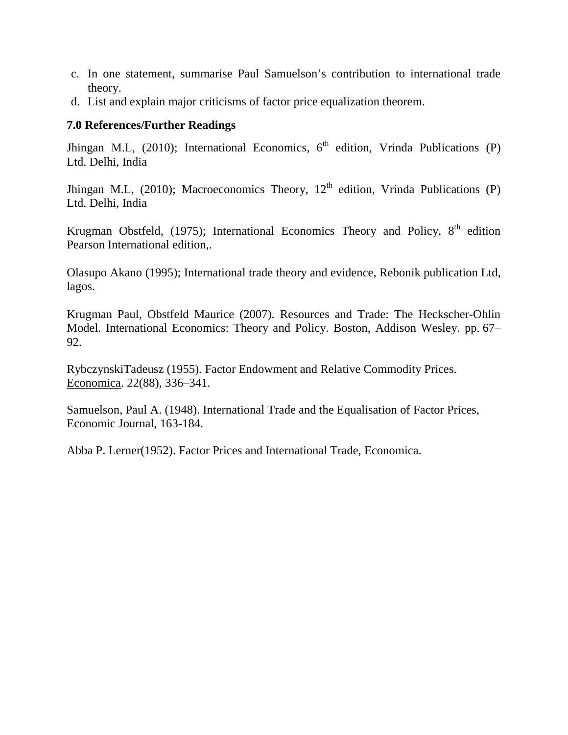c. In one statement, summarise Paul Samuelson's contribution to international trade theory.
d. List and explain major criticisms of factor price equalization theorem.

## 7.0 References/Further Readings

Jhingan M.L, (2010); International Economics, 6th edition, Vrinda Publications (P) Ltd. Delhi, India

Jhingan M.L, (2010); Macroeconomics Theory, 12th edition, Vrinda Publications (P) Ltd. Delhi, India

Krugman Obstfeld, (1975); International Economics Theory and Policy, 8th edition Pearson International edition,.

Olasupo Akano (1995); International trade theory and evidence, Rebonik publication Ltd, lagos.

Krugman Paul, Obstfeld Maurice (2007). Resources and Trade: The Heckscher-Ohlin Model. International Economics: Theory and Policy. Boston, Addison Wesley. pp. 67–92.

RybczynskiTadeusz (1955). Factor Endowment and Relative Commodity Prices. Economica. 22(88), 336–341.

Samuelson, Paul A. (1948). International Trade and the Equalisation of Factor Prices, Economic Journal, 163-184.

Abba P. Lerner(1952). Factor Prices and International Trade, Economica.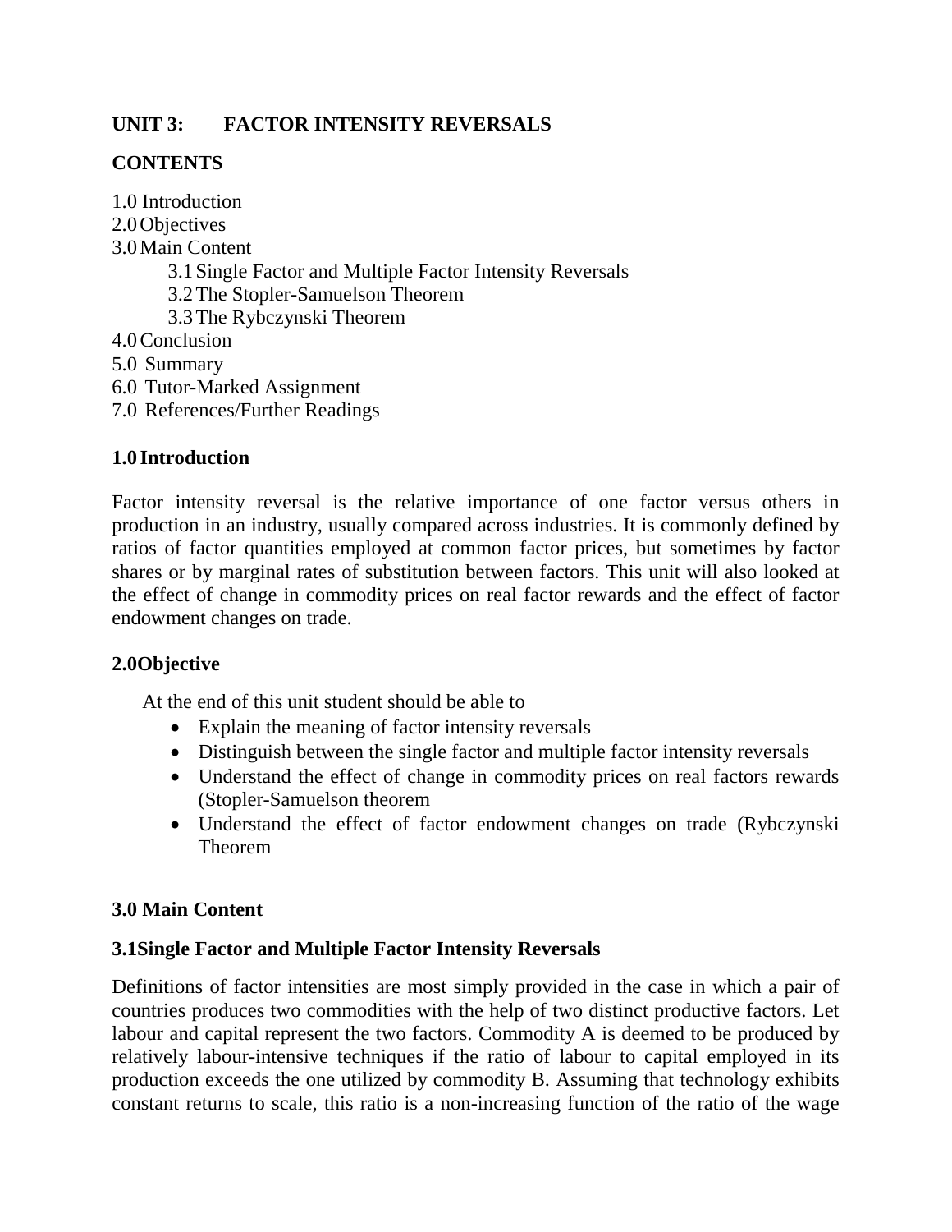## UNIT 3: FACTOR INTENSITY REVERSALS

### CONTENTS

1.0 Introduction
2.0 Objectives
3.0 Main Content
    3.1 Single Factor and Multiple Factor Intensity Reversals
    3.2 The Stopler-Samuelson Theorem
    3.3 The Rybczynski Theorem
4.0 Conclusion
5.0 Summary
6.0 Tutor-Marked Assignment
7.0 References/Further Readings

### 1.0 Introduction

Factor intensity reversal is the relative importance of one factor versus others in production in an industry, usually compared across industries. It is commonly defined by ratios of factor quantities employed at common factor prices, but sometimes by factor shares or by marginal rates of substitution between factors. This unit will also looked at the effect of change in commodity prices on real factor rewards and the effect of factor endowment changes on trade.

### 2.0Objective

At the end of this unit student should be able to

- Explain the meaning of factor intensity reversals
- Distinguish between the single factor and multiple factor intensity reversals
- Understand the effect of change in commodity prices on real factors rewards (Stopler-Samuelson theorem
- Understand the effect of factor endowment changes on trade (Rybczynski Theorem

### 3.0 Main Content

### 3.1Single Factor and Multiple Factor Intensity Reversals

Definitions of factor intensities are most simply provided in the case in which a pair of countries produces two commodities with the help of two distinct productive factors. Let labour and capital represent the two factors. Commodity A is deemed to be produced by relatively labour-intensive techniques if the ratio of labour to capital employed in its production exceeds the one utilized by commodity B. Assuming that technology exhibits constant returns to scale, this ratio is a non-increasing function of the ratio of the wage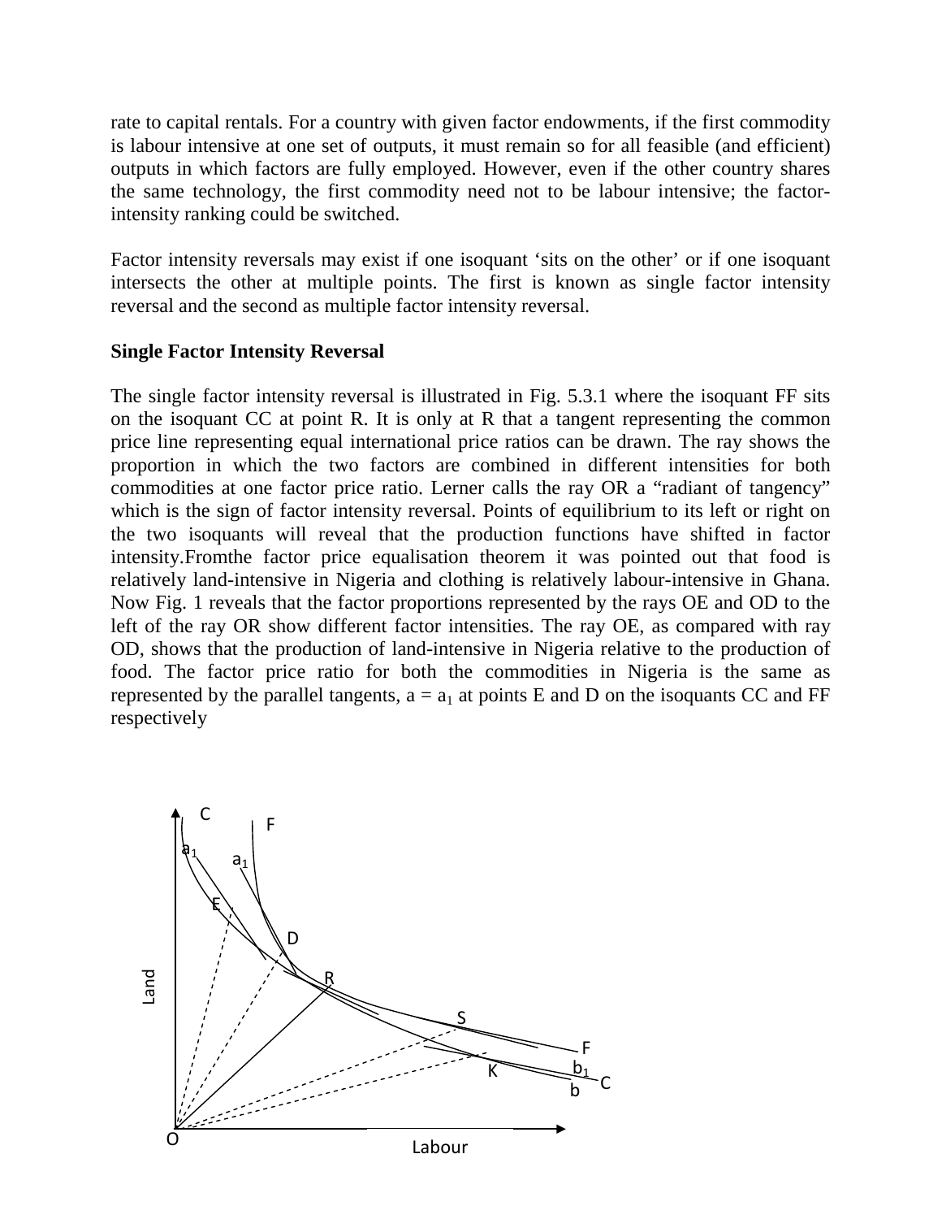rate to capital rentals. For a country with given factor endowments, if the first commodity is labour intensive at one set of outputs, it must remain so for all feasible (and efficient) outputs in which factors are fully employed. However, even if the other country shares the same technology, the first commodity need not to be labour intensive; the factor-intensity ranking could be switched.

Factor intensity reversals may exist if one isoquant 'sits on the other' or if one isoquant intersects the other at multiple points. The first is known as single factor intensity reversal and the second as multiple factor intensity reversal.

**Single Factor Intensity Reversal**

The single factor intensity reversal is illustrated in Fig. 5.3.1 where the isoquant FF sits on the isoquant CC at point R. It is only at R that a tangent representing the common price line representing equal international price ratios can be drawn. The ray shows the proportion in which the two factors are combined in different intensities for both commodities at one factor price ratio. Lerner calls the ray OR a "radiant of tangency" which is the sign of factor intensity reversal. Points of equilibrium to its left or right on the two isoquants will reveal that the production functions have shifted in factor intensity.Fromthe factor price equalisation theorem it was pointed out that food is relatively land-intensive in Nigeria and clothing is relatively labour-intensive in Ghana. Now Fig. 1 reveals that the factor proportions represented by the rays OE and OD to the left of the ray OR show different factor intensities. The ray OE, as compared with ray OD, shows that the production of land-intensive in Nigeria relative to the production of food. The factor price ratio for both the commodities in Nigeria is the same as represented by the parallel tangents, $a = a_1$ at points E and D on the isoquants CC and FF respectively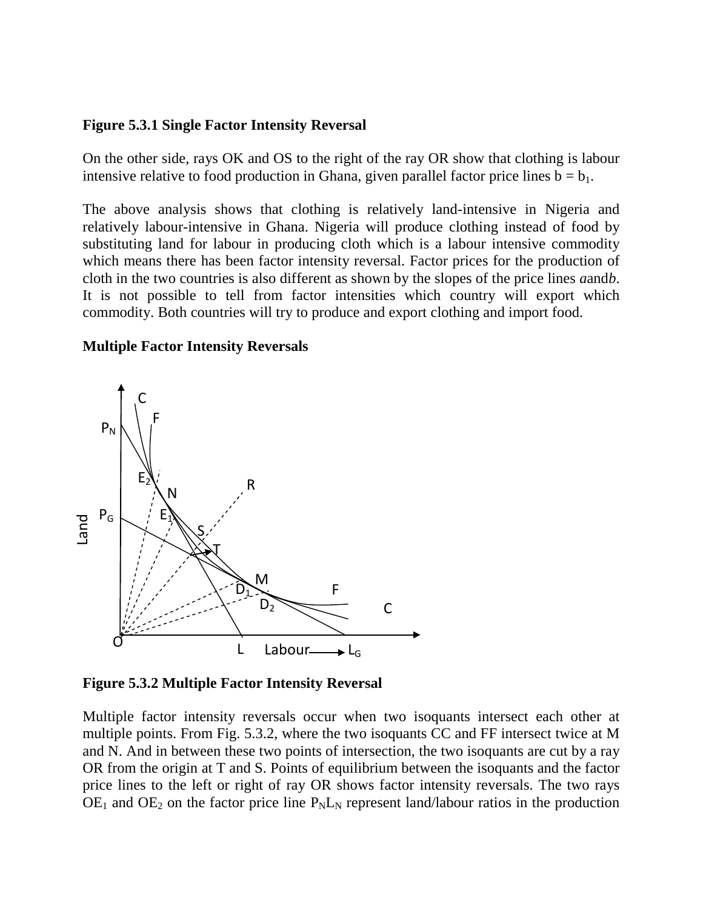**Figure 5.3.1 Single Factor Intensity Reversal**

On the other side, rays OK and OS to the right of the ray OR show that clothing is labour intensive relative to food production in Ghana, given parallel factor price lines $b = b_1$.

The above analysis shows that clothing is relatively land-intensive in Nigeria and relatively labour-intensive in Ghana. Nigeria will produce clothing instead of food by substituting land for labour in producing cloth which is a labour intensive commodity which means there has been factor intensity reversal. Factor prices for the production of cloth in the two countries is also different as shown by the slopes of the price lines *a*and*b*. It is not possible to tell from factor intensities which country will export which commodity. Both countries will try to produce and export clothing and import food.

**Multiple Factor Intensity Reversals**

**Figure 5.3.2 Multiple Factor Intensity Reversal**

Multiple factor intensity reversals occur when two isoquants intersect each other at multiple points. From Fig. 5.3.2, where the two isoquants CC and FF intersect twice at M and N. And in between these two points of intersection, the two isoquants are cut by a ray OR from the origin at T and S. Points of equilibrium between the isoquants and the factor price lines to the left or right of ray OR shows factor intensity reversals. The two rays $OE_1$ and $OE_2$ on the factor price line $P_NL_N$ represent land/labour ratios in the production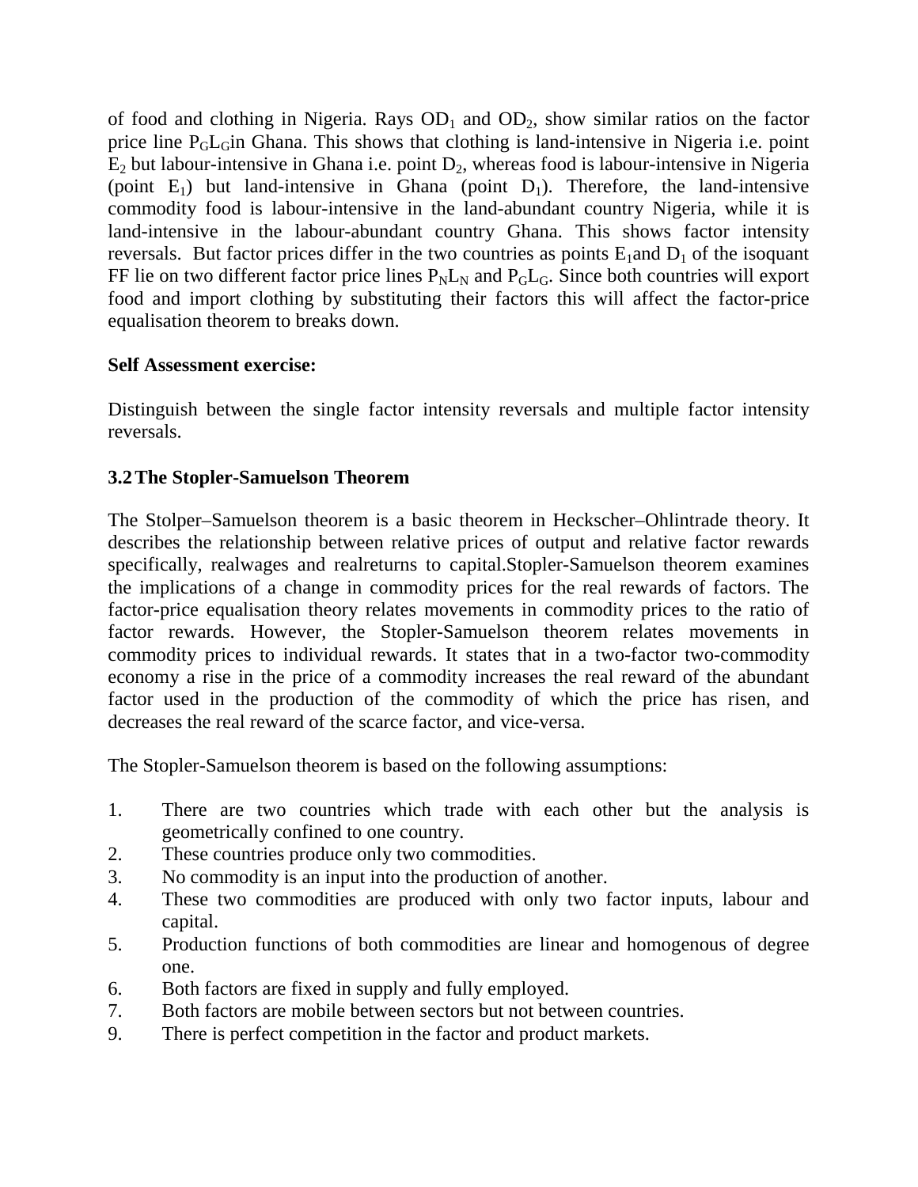of food and clothing in Nigeria. Rays $OD_1$ and $OD_2$, show similar ratios on the factor price line $P_GL_G$in Ghana. This shows that clothing is land-intensive in Nigeria i.e. point $E_2$ but labour-intensive in Ghana i.e. point $D_2$, whereas food is labour-intensive in Nigeria (point $E_1$) but land-intensive in Ghana (point $D_1$). Therefore, the land-intensive commodity food is labour-intensive in the land-abundant country Nigeria, while it is land-intensive in the labour-abundant country Ghana. This shows factor intensity reversals. But factor prices differ in the two countries as points $E_1$and $D_1$ of the isoquant FF lie on two different factor price lines $P_NL_N$ and $P_GL_G$. Since both countries will export food and import clothing by substituting their factors this will affect the factor-price equalisation theorem to breaks down.

**Self Assessment exercise:**

Distinguish between the single factor intensity reversals and multiple factor intensity reversals.

### 3.2 The Stopler-Samuelson Theorem

The Stolper–Samuelson theorem is a basic theorem in Heckscher–Ohlintrade theory. It describes the relationship between relative prices of output and relative factor rewards specifically, realwages and realreturns to capital.Stopler-Samuelson theorem examines the implications of a change in commodity prices for the real rewards of factors. The factor-price equalisation theory relates movements in commodity prices to the ratio of factor rewards. However, the Stopler-Samuelson theorem relates movements in commodity prices to individual rewards. It states that in a two-factor two-commodity economy a rise in the price of a commodity increases the real reward of the abundant factor used in the production of the commodity of which the price has risen, and decreases the real reward of the scarce factor, and vice-versa.

The Stopler-Samuelson theorem is based on the following assumptions:

1. There are two countries which trade with each other but the analysis is geometrically confined to one country.
2. These countries produce only two commodities.
3. No commodity is an input into the production of another.
4. These two commodities are produced with only two factor inputs, labour and capital.
5. Production functions of both commodities are linear and homogenous of degree one.
6. Both factors are fixed in supply and fully employed.
7. Both factors are mobile between sectors but not between countries.
9. There is perfect competition in the factor and product markets.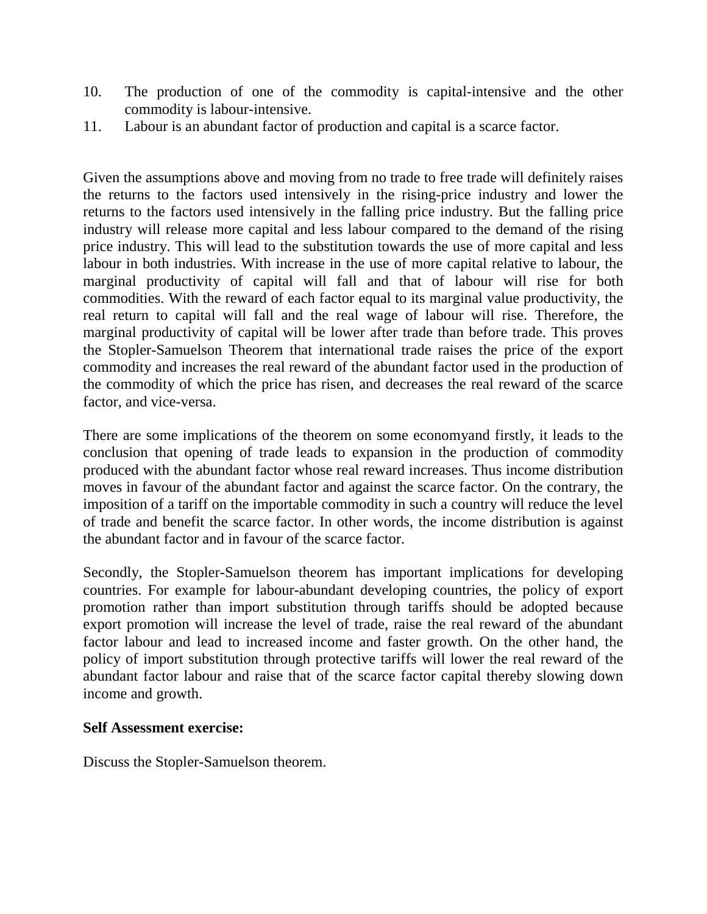10. The production of one of the commodity is capital-intensive and the other commodity is labour-intensive.
11. Labour is an abundant factor of production and capital is a scarce factor.

Given the assumptions above and moving from no trade to free trade will definitely raises the returns to the factors used intensively in the rising-price industry and lower the returns to the factors used intensively in the falling price industry. But the falling price industry will release more capital and less labour compared to the demand of the rising price industry. This will lead to the substitution towards the use of more capital and less labour in both industries. With increase in the use of more capital relative to labour, the marginal productivity of capital will fall and that of labour will rise for both commodities. With the reward of each factor equal to its marginal value productivity, the real return to capital will fall and the real wage of labour will rise. Therefore, the marginal productivity of capital will be lower after trade than before trade. This proves the Stopler-Samuelson Theorem that international trade raises the price of the export commodity and increases the real reward of the abundant factor used in the production of the commodity of which the price has risen, and decreases the real reward of the scarce factor, and vice-versa.

There are some implications of the theorem on some economyand firstly, it leads to the conclusion that opening of trade leads to expansion in the production of commodity produced with the abundant factor whose real reward increases. Thus income distribution moves in favour of the abundant factor and against the scarce factor. On the contrary, the imposition of a tariff on the importable commodity in such a country will reduce the level of trade and benefit the scarce factor. In other words, the income distribution is against the abundant factor and in favour of the scarce factor.

Secondly, the Stopler-Samuelson theorem has important implications for developing countries. For example for labour-abundant developing countries, the policy of export promotion rather than import substitution through tariffs should be adopted because export promotion will increase the level of trade, raise the real reward of the abundant factor labour and lead to increased income and faster growth. On the other hand, the policy of import substitution through protective tariffs will lower the real reward of the abundant factor labour and raise that of the scarce factor capital thereby slowing down income and growth.

**Self Assessment exercise:**

Discuss the Stopler-Samuelson theorem.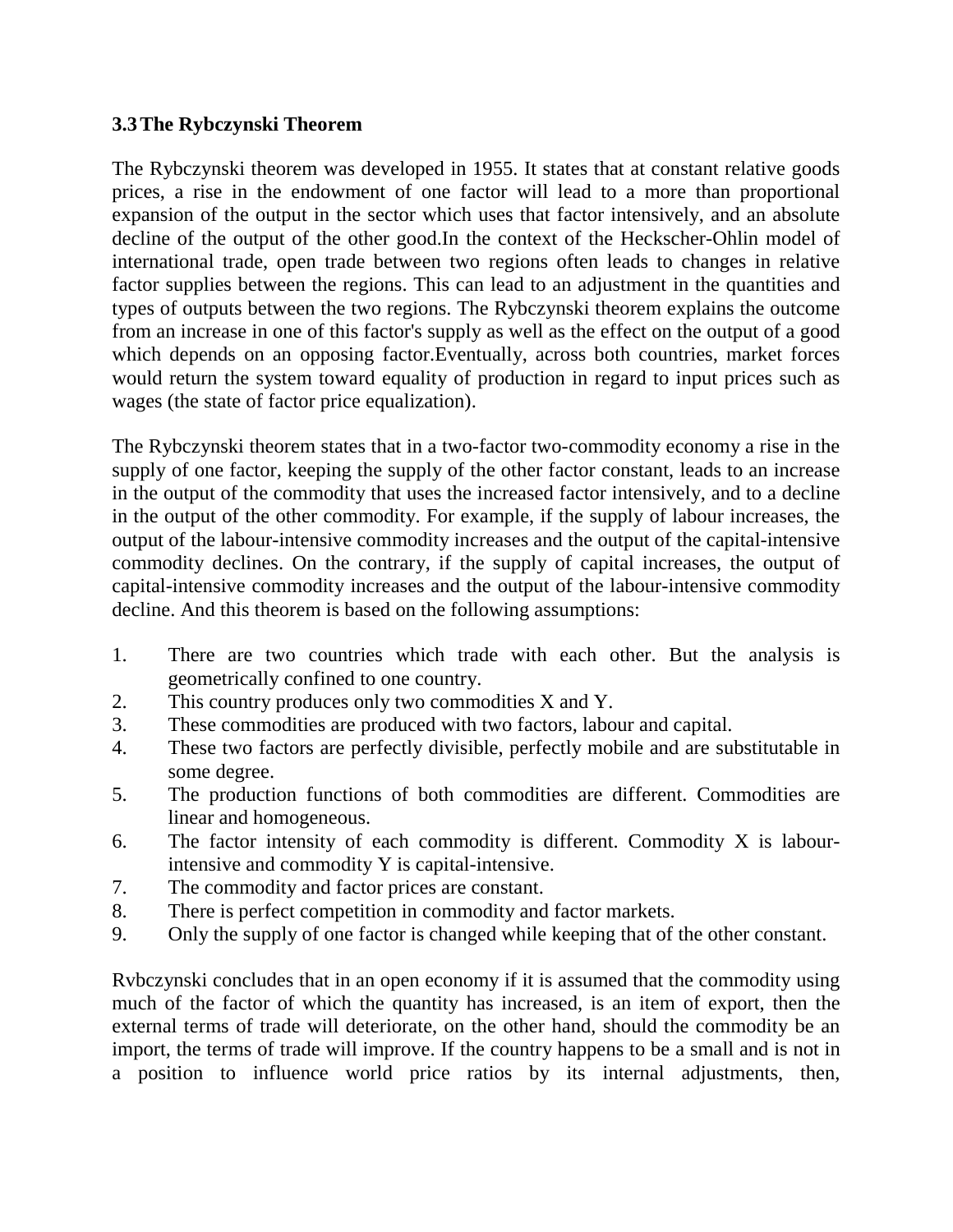### 3.3 The Rybczynski Theorem

The Rybczynski theorem was developed in 1955. It states that at constant relative goods prices, a rise in the endowment of one factor will lead to a more than proportional expansion of the output in the sector which uses that factor intensively, and an absolute decline of the output of the other good.In the context of the Heckscher-Ohlin model of international trade, open trade between two regions often leads to changes in relative factor supplies between the regions. This can lead to an adjustment in the quantities and types of outputs between the two regions. The Rybczynski theorem explains the outcome from an increase in one of this factor's supply as well as the effect on the output of a good which depends on an opposing factor.Eventually, across both countries, market forces would return the system toward equality of production in regard to input prices such as wages (the state of factor price equalization).

The Rybczynski theorem states that in a two-factor two-commodity economy a rise in the supply of one factor, keeping the supply of the other factor constant, leads to an increase in the output of the commodity that uses the increased factor intensively, and to a decline in the output of the other commodity. For example, if the supply of labour increases, the output of the labour-intensive commodity increases and the output of the capital-intensive commodity declines. On the contrary, if the supply of capital increases, the output of capital-intensive commodity increases and the output of the labour-intensive commodity decline. And this theorem is based on the following assumptions:

1. There are two countries which trade with each other. But the analysis is geometrically confined to one country.
2. This country produces only two commodities X and Y.
3. These commodities are produced with two factors, labour and capital.
4. These two factors are perfectly divisible, perfectly mobile and are substitutable in some degree.
5. The production functions of both commodities are different. Commodities are linear and homogeneous.
6. The factor intensity of each commodity is different. Commodity X is labour-intensive and commodity Y is capital-intensive.
7. The commodity and factor prices are constant.
8. There is perfect competition in commodity and factor markets.
9. Only the supply of one factor is changed while keeping that of the other constant.

Rvbczynski concludes that in an open economy if it is assumed that the commodity using much of the factor of which the quantity has increased, is an item of export, then the external terms of trade will deteriorate, on the other hand, should the commodity be an import, the terms of trade will improve. If the country happens to be a small and is not in a position to influence world price ratios by its internal adjustments, then,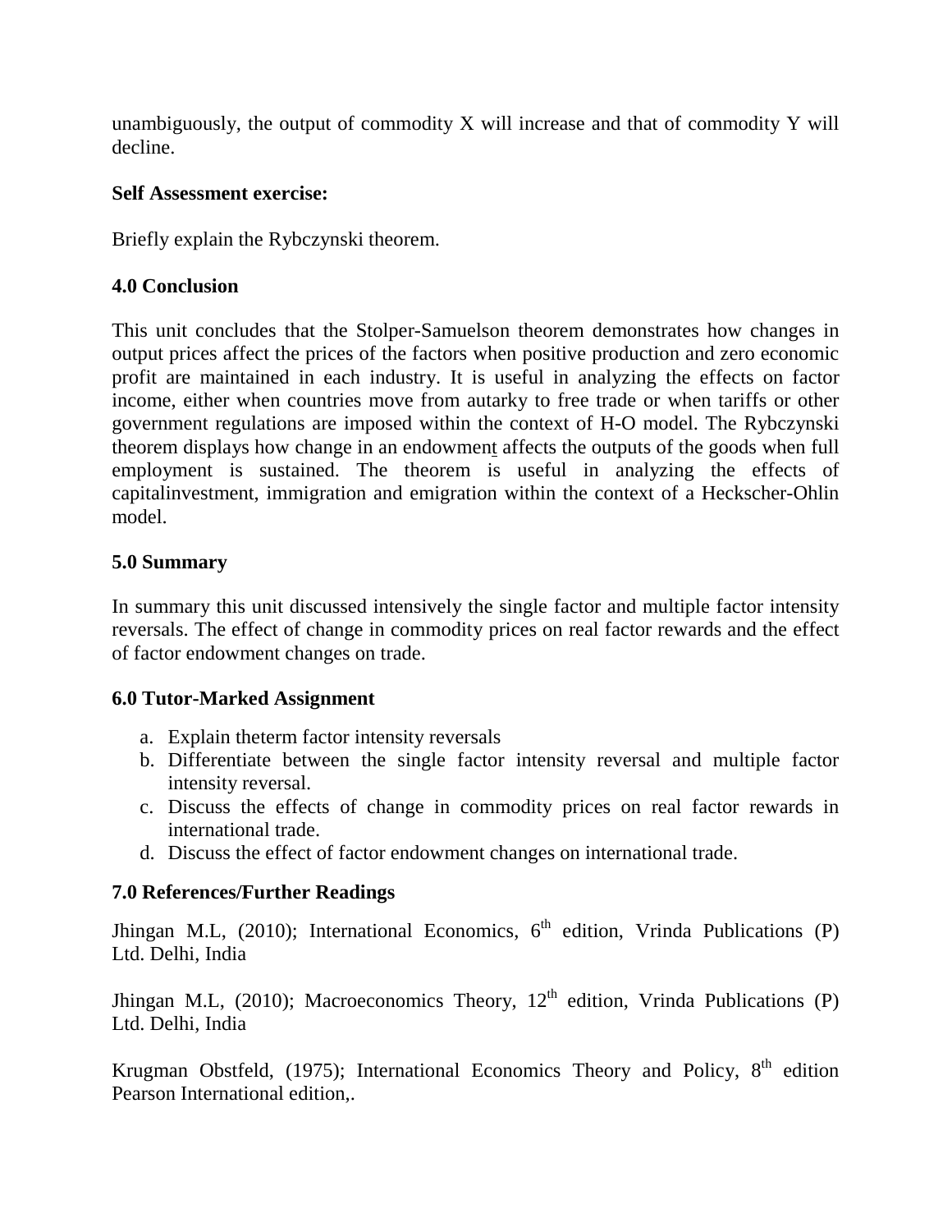unambiguously, the output of commodity X will increase and that of commodity Y will decline.

**Self Assessment exercise:**

Briefly explain the Rybczynski theorem.

## 4.0 Conclusion

This unit concludes that the Stolper-Samuelson theorem demonstrates how changes in output prices affect the prices of the factors when positive production and zero economic profit are maintained in each industry. It is useful in analyzing the effects on factor income, either when countries move from autarky to free trade or when tariffs or other government regulations are imposed within the context of H-O model. The Rybczynski theorem displays how change in an endowment affects the outputs of the goods when full employment is sustained. The theorem is useful in analyzing the effects of capitalinvestment, immigration and emigration within the context of a Heckscher-Ohlin model.

## 5.0 Summary

In summary this unit discussed intensively the single factor and multiple factor intensity reversals. The effect of change in commodity prices on real factor rewards and the effect of factor endowment changes on trade.

## 6.0 Tutor-Marked Assignment

a. Explain theterm factor intensity reversals
b. Differentiate between the single factor intensity reversal and multiple factor intensity reversal.
c. Discuss the effects of change in commodity prices on real factor rewards in international trade.
d. Discuss the effect of factor endowment changes on international trade.

## 7.0 References/Further Readings

Jhingan M.L, (2010); International Economics, 6th edition, Vrinda Publications (P) Ltd. Delhi, India

Jhingan M.L, (2010); Macroeconomics Theory, 12th edition, Vrinda Publications (P) Ltd. Delhi, India

Krugman Obstfeld, (1975); International Economics Theory and Policy, 8th edition Pearson International edition,.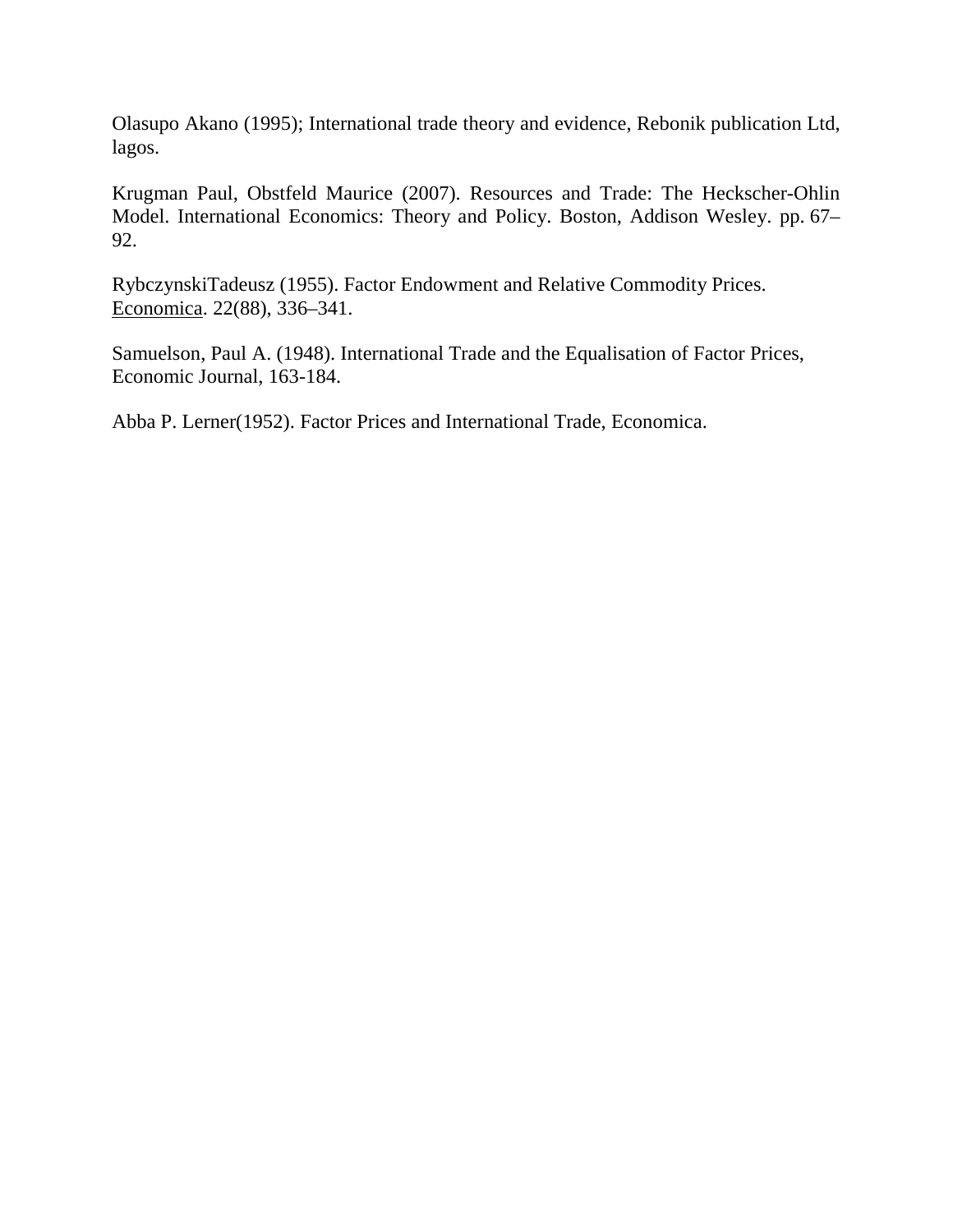Olasupo Akano (1995); International trade theory and evidence, Rebonik publication Ltd, lagos.

Krugman Paul, Obstfeld Maurice (2007). Resources and Trade: The Heckscher-Ohlin Model. International Economics: Theory and Policy. Boston, Addison Wesley. pp. 67–92.

RybczynskiTadeusz (1955). Factor Endowment and Relative Commodity Prices. Economica. 22(88), 336–341.

Samuelson, Paul A. (1948). International Trade and the Equalisation of Factor Prices, Economic Journal, 163-184.

Abba P. Lerner(1952). Factor Prices and International Trade, Economica.